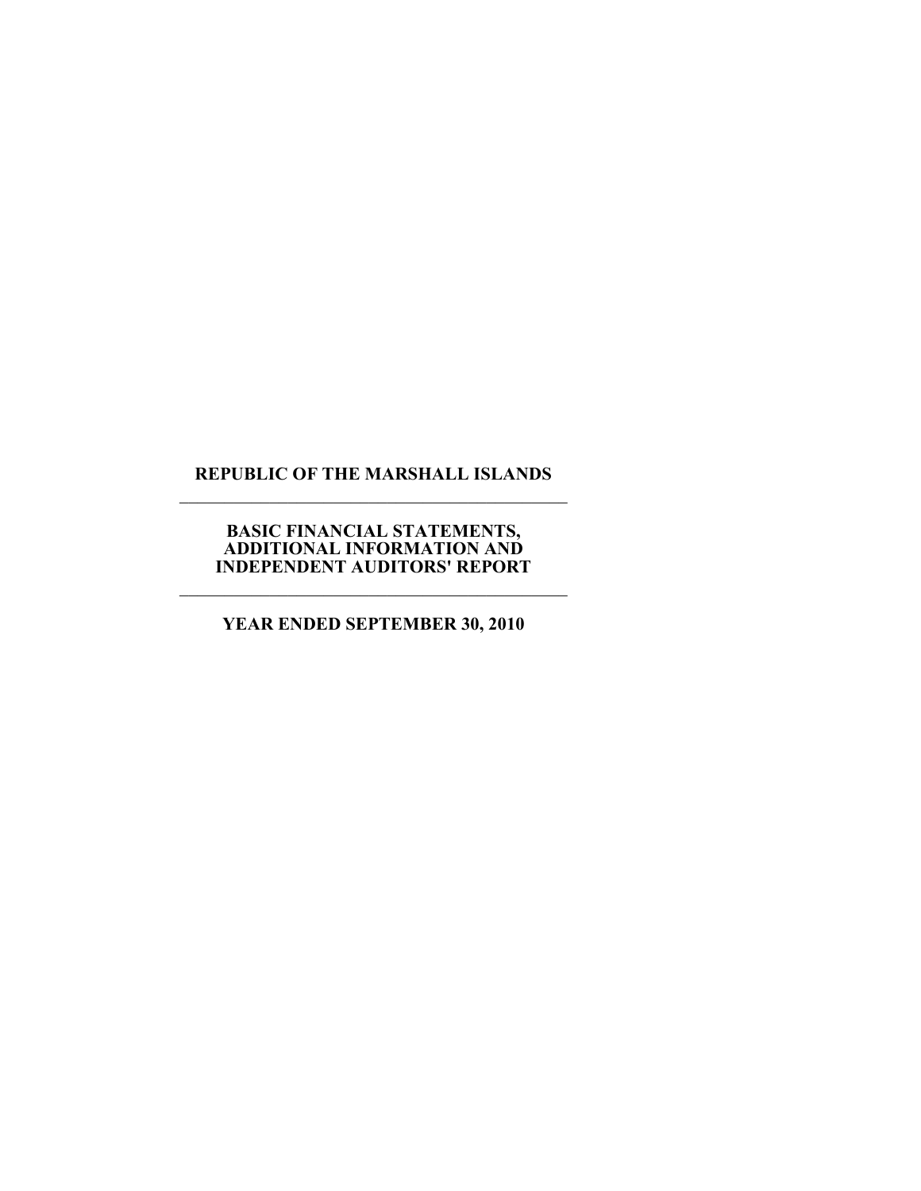# REPUBLIC OF THE MARSHALL ISLANDS

---

## BASIC FINANCIAL STATEMENTS, ADDITIONAL INFORMATION AND INDEPENDENT AUDITORS' REPORT

---

## YEAR ENDED SEPTEMBER 30, 2010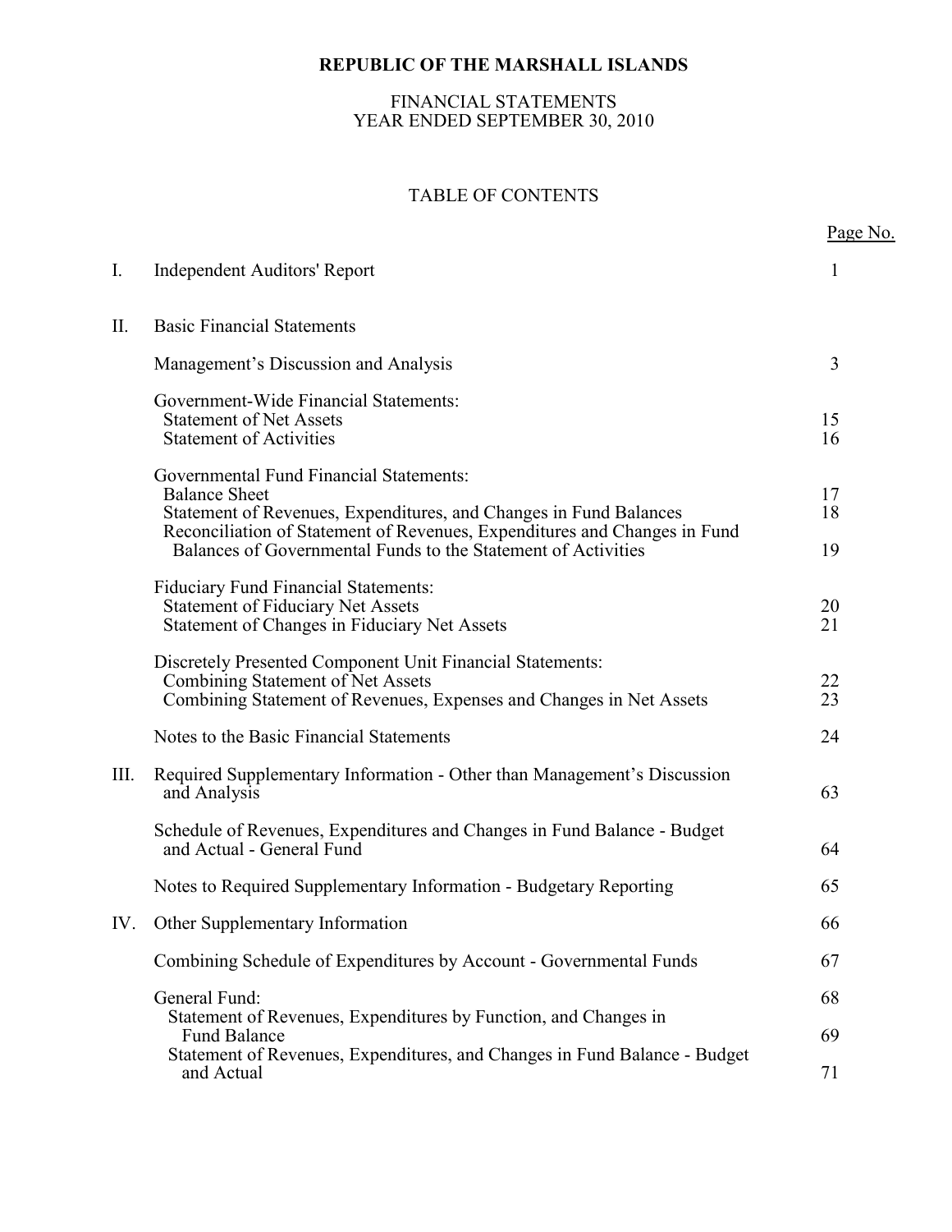**REPUBLIC OF THE MARSHALL ISLANDS**

FINANCIAL STATEMENTS
YEAR ENDED SEPTEMBER 30, 2010

TABLE OF CONTENTS

| | | Page No. |
|---|---|---|
| I. | Independent Auditors' Report | 1 |
| II. | Basic Financial Statements | |
| | Management's Discussion and Analysis | 3 |
| | Government-Wide Financial Statements: | |
| | Statement of Net Assets | 15 |
| | Statement of Activities | 16 |
| | Governmental Fund Financial Statements: | |
| | Balance Sheet | 17 |
| | Statement of Revenues, Expenditures, and Changes in Fund Balances | 18 |
| | Reconciliation of Statement of Revenues, Expenditures and Changes in Fund Balances of Governmental Funds to the Statement of Activities | 19 |
| | Fiduciary Fund Financial Statements: | |
| | Statement of Fiduciary Net Assets | 20 |
| | Statement of Changes in Fiduciary Net Assets | 21 |
| | Discretely Presented Component Unit Financial Statements: | |
| | Combining Statement of Net Assets | 22 |
| | Combining Statement of Revenues, Expenses and Changes in Net Assets | 23 |
| | Notes to the Basic Financial Statements | 24 |
| III. | Required Supplementary Information - Other than Management's Discussion and Analysis | 63 |
| | Schedule of Revenues, Expenditures and Changes in Fund Balance - Budget and Actual - General Fund | 64 |
| | Notes to Required Supplementary Information - Budgetary Reporting | 65 |
| IV. | Other Supplementary Information | 66 |
| | Combining Schedule of Expenditures by Account - Governmental Funds | 67 |
| | General Fund: | 68 |
| | Statement of Revenues, Expenditures by Function, and Changes in Fund Balance | 69 |
| | Statement of Revenues, Expenditures, and Changes in Fund Balance - Budget and Actual | 71 |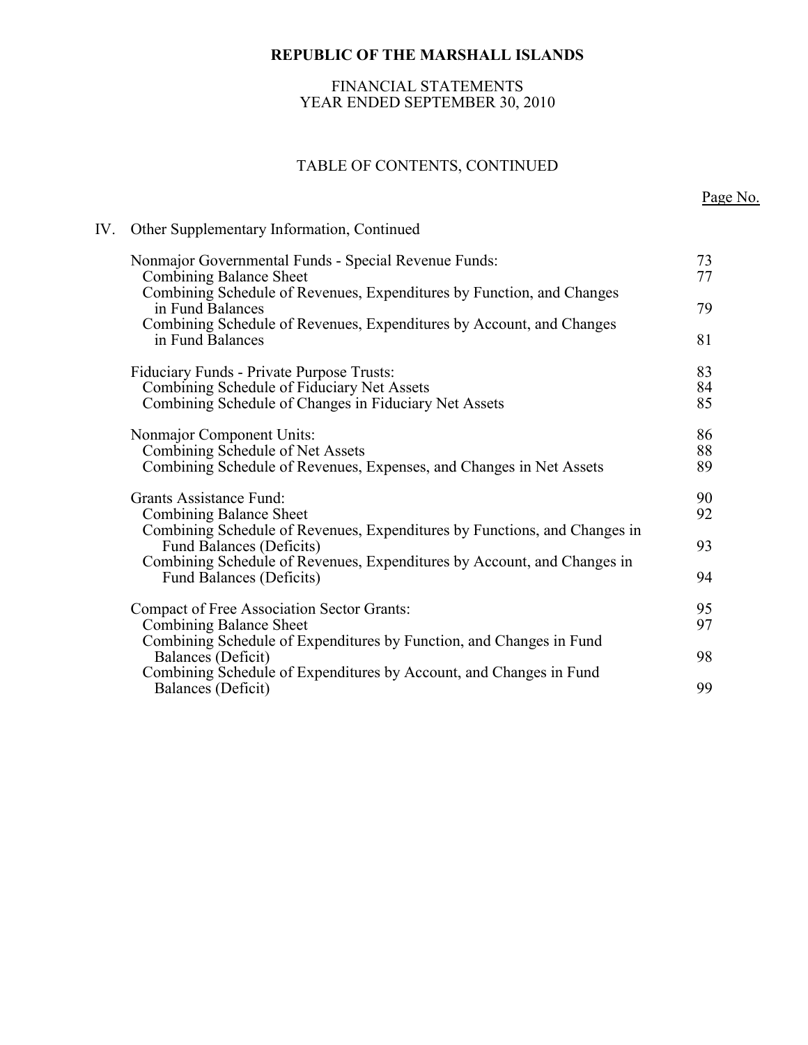**REPUBLIC OF THE MARSHALL ISLANDS**

FINANCIAL STATEMENTS
YEAR ENDED SEPTEMBER 30, 2010

TABLE OF CONTENTS, CONTINUED

| | | Page No. |
|---|---|---|
| IV. | Other Supplementary Information, Continued | |
| | Nonmajor Governmental Funds - Special Revenue Funds: | 73 |
| | Combining Balance Sheet | 77 |
| | Combining Schedule of Revenues, Expenditures by Function, and Changes in Fund Balances | 79 |
| | Combining Schedule of Revenues, Expenditures by Account, and Changes in Fund Balances | 81 |
| | Fiduciary Funds - Private Purpose Trusts: | 83 |
| | Combining Schedule of Fiduciary Net Assets | 84 |
| | Combining Schedule of Changes in Fiduciary Net Assets | 85 |
| | Nonmajor Component Units: | 86 |
| | Combining Schedule of Net Assets | 88 |
| | Combining Schedule of Revenues, Expenses, and Changes in Net Assets | 89 |
| | Grants Assistance Fund: | 90 |
| | Combining Balance Sheet | 92 |
| | Combining Schedule of Revenues, Expenditures by Functions, and Changes in Fund Balances (Deficits) | 93 |
| | Combining Schedule of Revenues, Expenditures by Account, and Changes in Fund Balances (Deficits) | 94 |
| | Compact of Free Association Sector Grants: | 95 |
| | Combining Balance Sheet | 97 |
| | Combining Schedule of Expenditures by Function, and Changes in Fund Balances (Deficit) | 98 |
| | Combining Schedule of Expenditures by Account, and Changes in Fund Balances (Deficit) | 99 |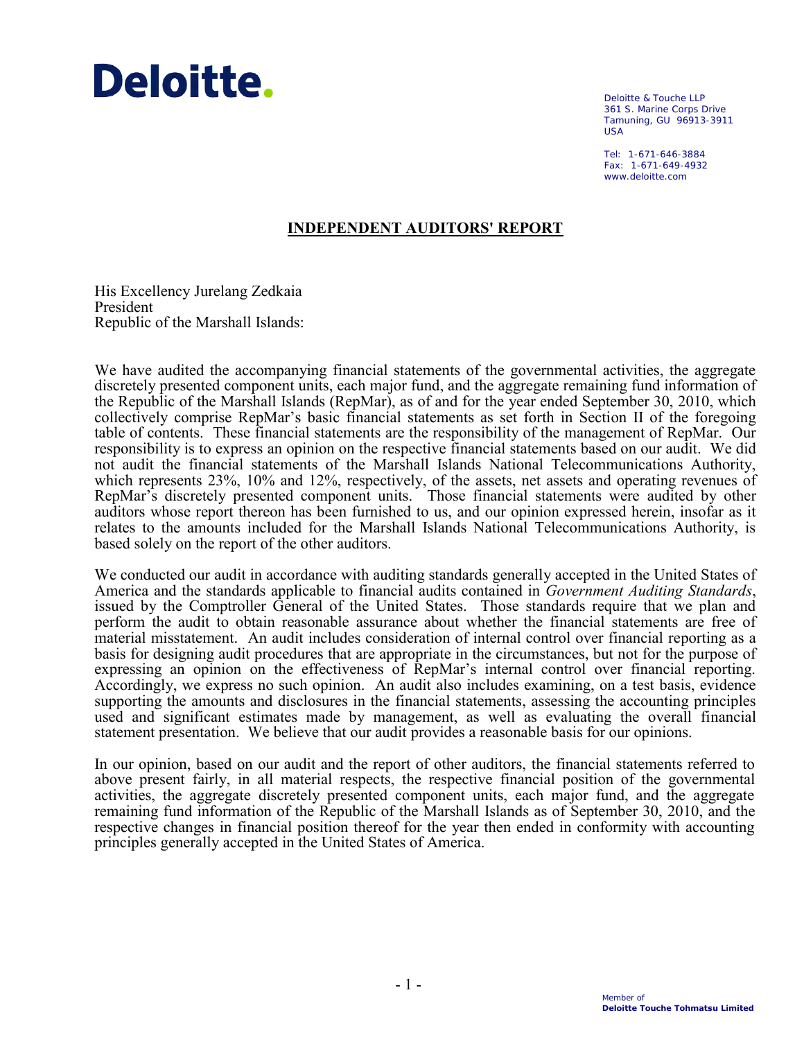Deloitte.

Deloitte & Touche LLP
361 S. Marine Corps Drive
Tamuning, GU 96913-3911
USA

Tel: 1-671-646-3884
Fax: 1-671-649-4932
www.deloitte.com

## INDEPENDENT AUDITORS' REPORT

His Excellency Jurelang Zedkaia
President
Republic of the Marshall Islands:

We have audited the accompanying financial statements of the governmental activities, the aggregate discretely presented component units, each major fund, and the aggregate remaining fund information of the Republic of the Marshall Islands (RepMar), as of and for the year ended September 30, 2010, which collectively comprise RepMar's basic financial statements as set forth in Section II of the foregoing table of contents. These financial statements are the responsibility of the management of RepMar. Our responsibility is to express an opinion on the respective financial statements based on our audit. We did not audit the financial statements of the Marshall Islands National Telecommunications Authority, which represents 23%, 10% and 12%, respectively, of the assets, net assets and operating revenues of RepMar's discretely presented component units. Those financial statements were audited by other auditors whose report thereon has been furnished to us, and our opinion expressed herein, insofar as it relates to the amounts included for the Marshall Islands National Telecommunications Authority, is based solely on the report of the other auditors.

We conducted our audit in accordance with auditing standards generally accepted in the United States of America and the standards applicable to financial audits contained in *Government Auditing Standards*, issued by the Comptroller General of the United States. Those standards require that we plan and perform the audit to obtain reasonable assurance about whether the financial statements are free of material misstatement. An audit includes consideration of internal control over financial reporting as a basis for designing audit procedures that are appropriate in the circumstances, but not for the purpose of expressing an opinion on the effectiveness of RepMar's internal control over financial reporting. Accordingly, we express no such opinion. An audit also includes examining, on a test basis, evidence supporting the amounts and disclosures in the financial statements, assessing the accounting principles used and significant estimates made by management, as well as evaluating the overall financial statement presentation. We believe that our audit provides a reasonable basis for our opinions.

In our opinion, based on our audit and the report of other auditors, the financial statements referred to above present fairly, in all material respects, the respective financial position of the governmental activities, the aggregate discretely presented component units, each major fund, and the aggregate remaining fund information of the Republic of the Marshall Islands as of September 30, 2010, and the respective changes in financial position thereof for the year then ended in conformity with accounting principles generally accepted in the United States of America.

Member of
**Deloitte Touche Tohmatsu Limited**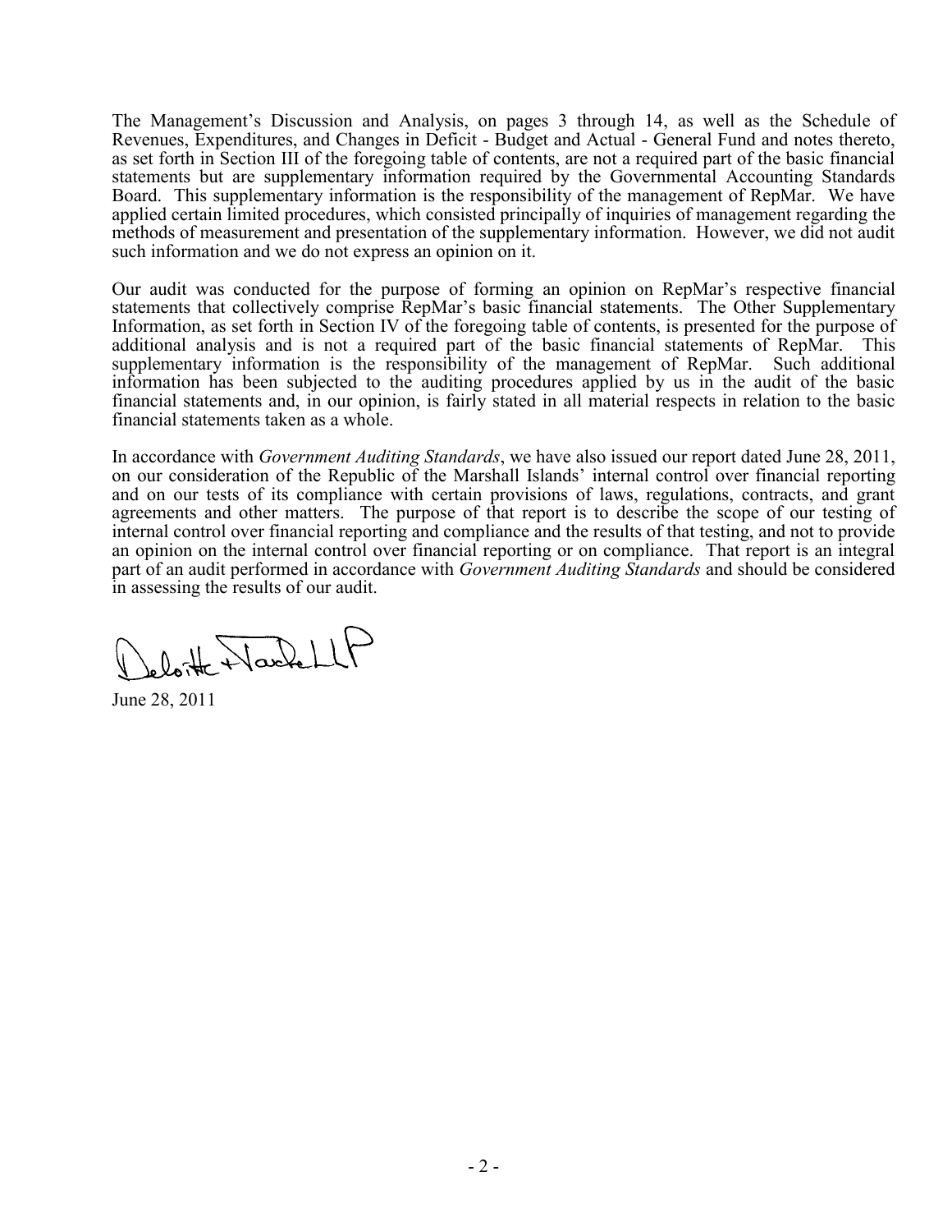The Management's Discussion and Analysis, on pages 3 through 14, as well as the Schedule of Revenues, Expenditures, and Changes in Deficit - Budget and Actual - General Fund and notes thereto, as set forth in Section III of the foregoing table of contents, are not a required part of the basic financial statements but are supplementary information required by the Governmental Accounting Standards Board. This supplementary information is the responsibility of the management of RepMar. We have applied certain limited procedures, which consisted principally of inquiries of management regarding the methods of measurement and presentation of the supplementary information. However, we did not audit such information and we do not express an opinion on it.

Our audit was conducted for the purpose of forming an opinion on RepMar's respective financial statements that collectively comprise RepMar's basic financial statements. The Other Supplementary Information, as set forth in Section IV of the foregoing table of contents, is presented for the purpose of additional analysis and is not a required part of the basic financial statements of RepMar. This supplementary information is the responsibility of the management of RepMar. Such additional information has been subjected to the auditing procedures applied by us in the audit of the basic financial statements and, in our opinion, is fairly stated in all material respects in relation to the basic financial statements taken as a whole.

In accordance with *Government Auditing Standards*, we have also issued our report dated June 28, 2011, on our consideration of the Republic of the Marshall Islands' internal control over financial reporting and on our tests of its compliance with certain provisions of laws, regulations, contracts, and grant agreements and other matters. The purpose of that report is to describe the scope of our testing of internal control over financial reporting and compliance and the results of that testing, and not to provide an opinion on the internal control over financial reporting or on compliance. That report is an integral part of an audit performed in accordance with *Government Auditing Standards* and should be considered in assessing the results of our audit.

Deloitte & Touche LLP

June 28, 2011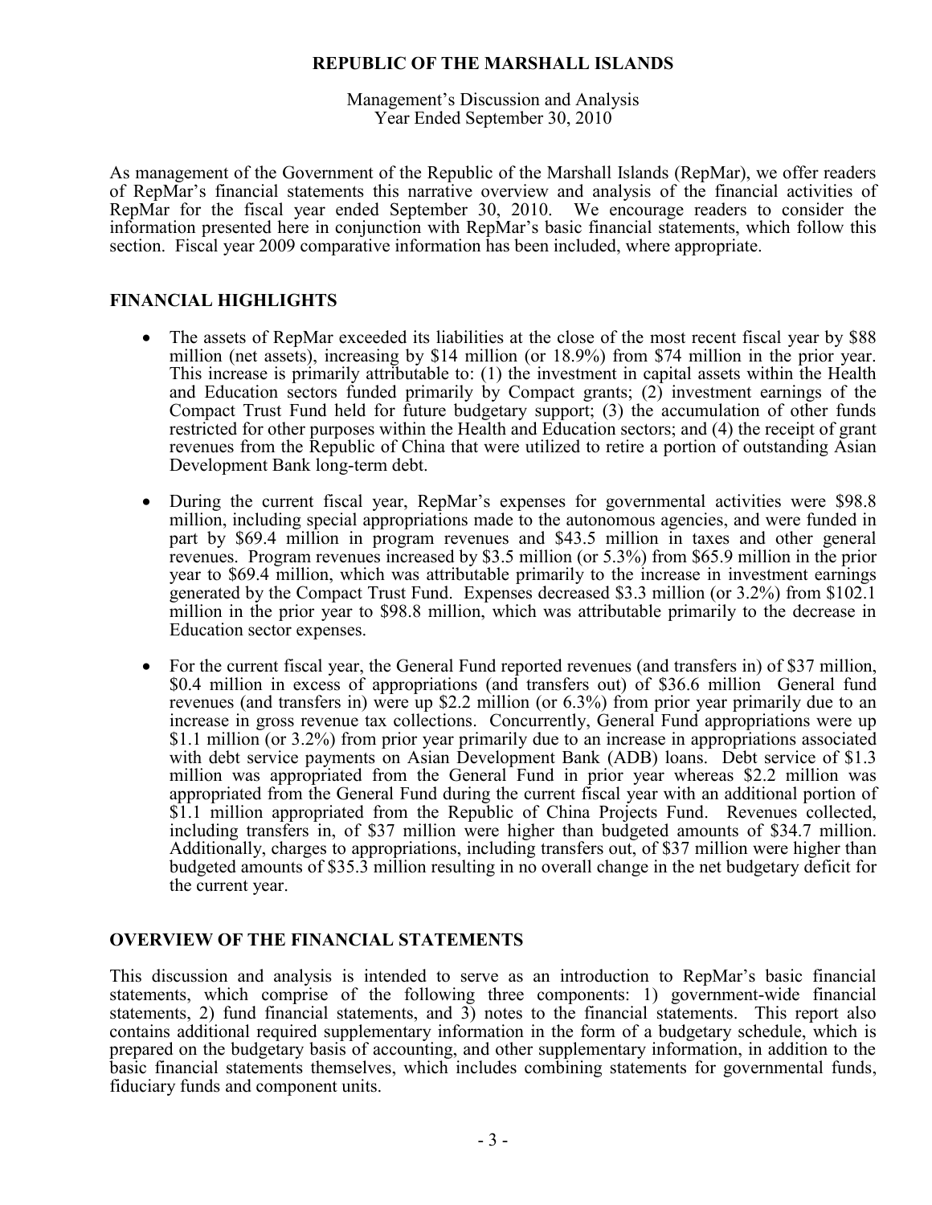**REPUBLIC OF THE MARSHALL ISLANDS**

Management's Discussion and Analysis
Year Ended September 30, 2010

As management of the Government of the Republic of the Marshall Islands (RepMar), we offer readers of RepMar's financial statements this narrative overview and analysis of the financial activities of RepMar for the fiscal year ended September 30, 2010. We encourage readers to consider the information presented here in conjunction with RepMar's basic financial statements, which follow this section. Fiscal year 2009 comparative information has been included, where appropriate.

## FINANCIAL HIGHLIGHTS

- The assets of RepMar exceeded its liabilities at the close of the most recent fiscal year by $88 million (net assets), increasing by $14 million (or 18.9%) from $74 million in the prior year. This increase is primarily attributable to: (1) the investment in capital assets within the Health and Education sectors funded primarily by Compact grants; (2) investment earnings of the Compact Trust Fund held for future budgetary support; (3) the accumulation of other funds restricted for other purposes within the Health and Education sectors; and (4) the receipt of grant revenues from the Republic of China that were utilized to retire a portion of outstanding Asian Development Bank long-term debt.

- During the current fiscal year, RepMar's expenses for governmental activities were $98.8 million, including special appropriations made to the autonomous agencies, and were funded in part by $69.4 million in program revenues and $43.5 million in taxes and other general revenues. Program revenues increased by $3.5 million (or 5.3%) from $65.9 million in the prior year to $69.4 million, which was attributable primarily to the increase in investment earnings generated by the Compact Trust Fund. Expenses decreased $3.3 million (or 3.2%) from $102.1 million in the prior year to $98.8 million, which was attributable primarily to the decrease in Education sector expenses.

- For the current fiscal year, the General Fund reported revenues (and transfers in) of $37 million, $0.4 million in excess of appropriations (and transfers out) of $36.6 million General fund revenues (and transfers in) were up $2.2 million (or 6.3%) from prior year primarily due to an increase in gross revenue tax collections. Concurrently, General Fund appropriations were up $1.1 million (or 3.2%) from prior year primarily due to an increase in appropriations associated with debt service payments on Asian Development Bank (ADB) loans. Debt service of $1.3 million was appropriated from the General Fund in prior year whereas $2.2 million was appropriated from the General Fund during the current fiscal year with an additional portion of $1.1 million appropriated from the Republic of China Projects Fund. Revenues collected, including transfers in, of $37 million were higher than budgeted amounts of $34.7 million. Additionally, charges to appropriations, including transfers out, of $37 million were higher than budgeted amounts of $35.3 million resulting in no overall change in the net budgetary deficit for the current year.

## OVERVIEW OF THE FINANCIAL STATEMENTS

This discussion and analysis is intended to serve as an introduction to RepMar's basic financial statements, which comprise of the following three components: 1) government-wide financial statements, 2) fund financial statements, and 3) notes to the financial statements. This report also contains additional required supplementary information in the form of a budgetary schedule, which is prepared on the budgetary basis of accounting, and other supplementary information, in addition to the basic financial statements themselves, which includes combining statements for governmental funds, fiduciary funds and component units.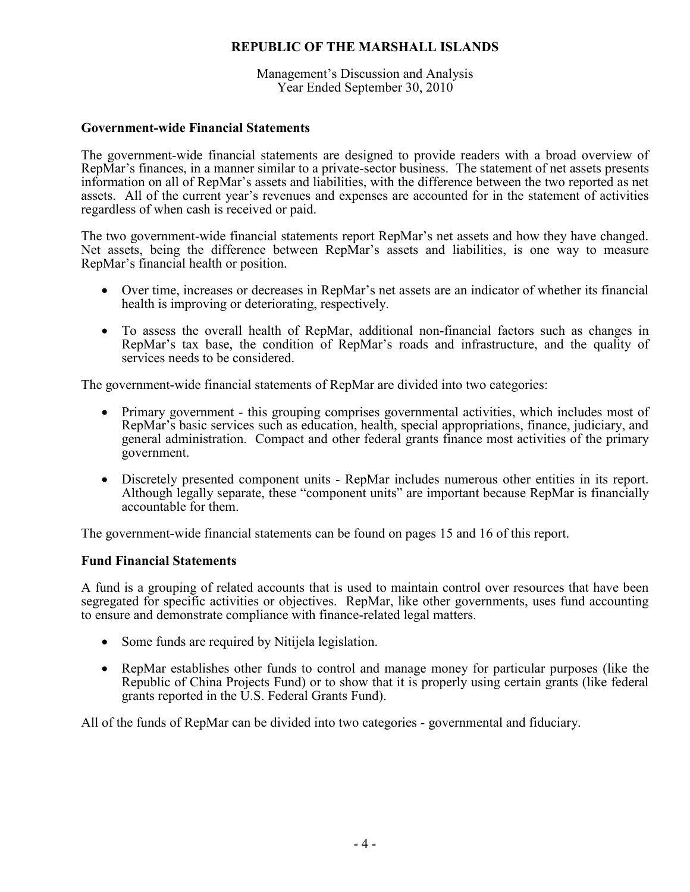## Government-wide Financial Statements

The government-wide financial statements are designed to provide readers with a broad overview of RepMar's finances, in a manner similar to a private-sector business. The statement of net assets presents information on all of RepMar's assets and liabilities, with the difference between the two reported as net assets. All of the current year's revenues and expenses are accounted for in the statement of activities regardless of when cash is received or paid.

The two government-wide financial statements report RepMar's net assets and how they have changed. Net assets, being the difference between RepMar's assets and liabilities, is one way to measure RepMar's financial health or position.

- Over time, increases or decreases in RepMar's net assets are an indicator of whether its financial health is improving or deteriorating, respectively.
- To assess the overall health of RepMar, additional non-financial factors such as changes in RepMar's tax base, the condition of RepMar's roads and infrastructure, and the quality of services needs to be considered.

The government-wide financial statements of RepMar are divided into two categories:

- Primary government - this grouping comprises governmental activities, which includes most of RepMar's basic services such as education, health, special appropriations, finance, judiciary, and general administration. Compact and other federal grants finance most activities of the primary government.
- Discretely presented component units - RepMar includes numerous other entities in its report. Although legally separate, these "component units" are important because RepMar is financially accountable for them.

The government-wide financial statements can be found on pages 15 and 16 of this report.

## Fund Financial Statements

A fund is a grouping of related accounts that is used to maintain control over resources that have been segregated for specific activities or objectives. RepMar, like other governments, uses fund accounting to ensure and demonstrate compliance with finance-related legal matters.

- Some funds are required by Nitijela legislation.
- RepMar establishes other funds to control and manage money for particular purposes (like the Republic of China Projects Fund) or to show that it is properly using certain grants (like federal grants reported in the U.S. Federal Grants Fund).

All of the funds of RepMar can be divided into two categories - governmental and fiduciary.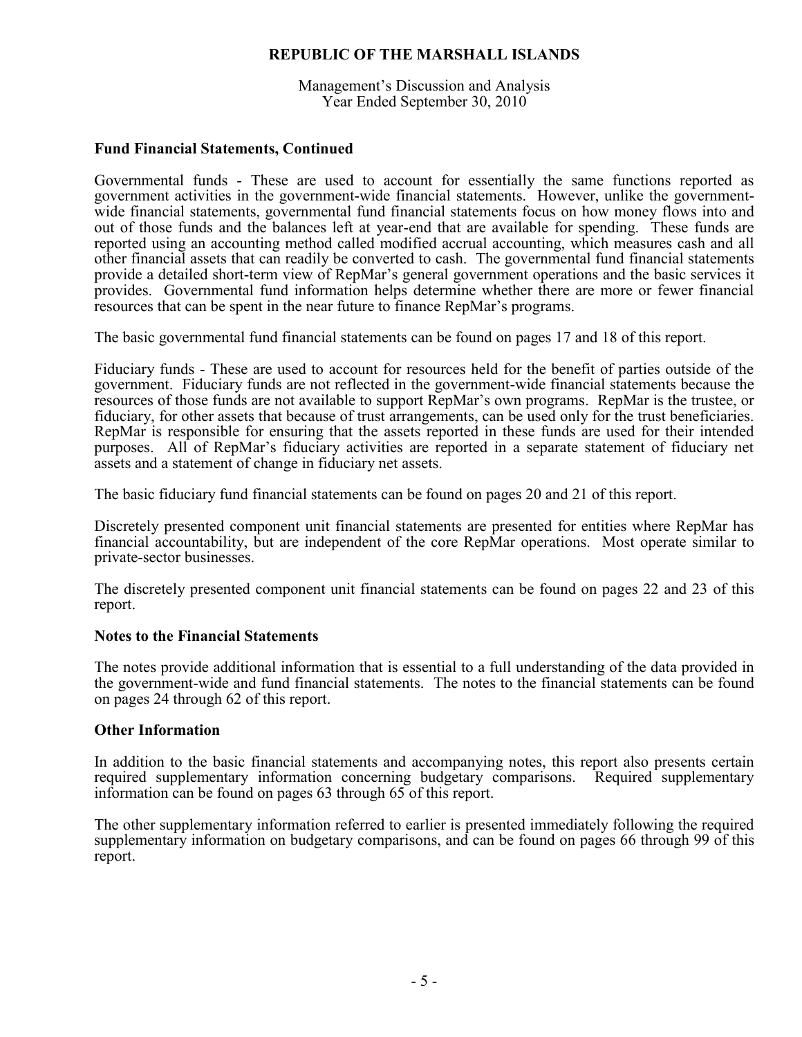### Fund Financial Statements, Continued

Governmental funds - These are used to account for essentially the same functions reported as government activities in the government-wide financial statements. However, unlike the government-wide financial statements, governmental fund financial statements focus on how money flows into and out of those funds and the balances left at year-end that are available for spending. These funds are reported using an accounting method called modified accrual accounting, which measures cash and all other financial assets that can readily be converted to cash. The governmental fund financial statements provide a detailed short-term view of RepMar's general government operations and the basic services it provides. Governmental fund information helps determine whether there are more or fewer financial resources that can be spent in the near future to finance RepMar's programs.

The basic governmental fund financial statements can be found on pages 17 and 18 of this report.

Fiduciary funds - These are used to account for resources held for the benefit of parties outside of the government. Fiduciary funds are not reflected in the government-wide financial statements because the resources of those funds are not available to support RepMar's own programs. RepMar is the trustee, or fiduciary, for other assets that because of trust arrangements, can be used only for the trust beneficiaries. RepMar is responsible for ensuring that the assets reported in these funds are used for their intended purposes. All of RepMar's fiduciary activities are reported in a separate statement of fiduciary net assets and a statement of change in fiduciary net assets.

The basic fiduciary fund financial statements can be found on pages 20 and 21 of this report.

Discretely presented component unit financial statements are presented for entities where RepMar has financial accountability, but are independent of the core RepMar operations. Most operate similar to private-sector businesses.

The discretely presented component unit financial statements can be found on pages 22 and 23 of this report.

### Notes to the Financial Statements

The notes provide additional information that is essential to a full understanding of the data provided in the government-wide and fund financial statements. The notes to the financial statements can be found on pages 24 through 62 of this report.

### Other Information

In addition to the basic financial statements and accompanying notes, this report also presents certain required supplementary information concerning budgetary comparisons. Required supplementary information can be found on pages 63 through 65 of this report.

The other supplementary information referred to earlier is presented immediately following the required supplementary information on budgetary comparisons, and can be found on pages 66 through 99 of this report.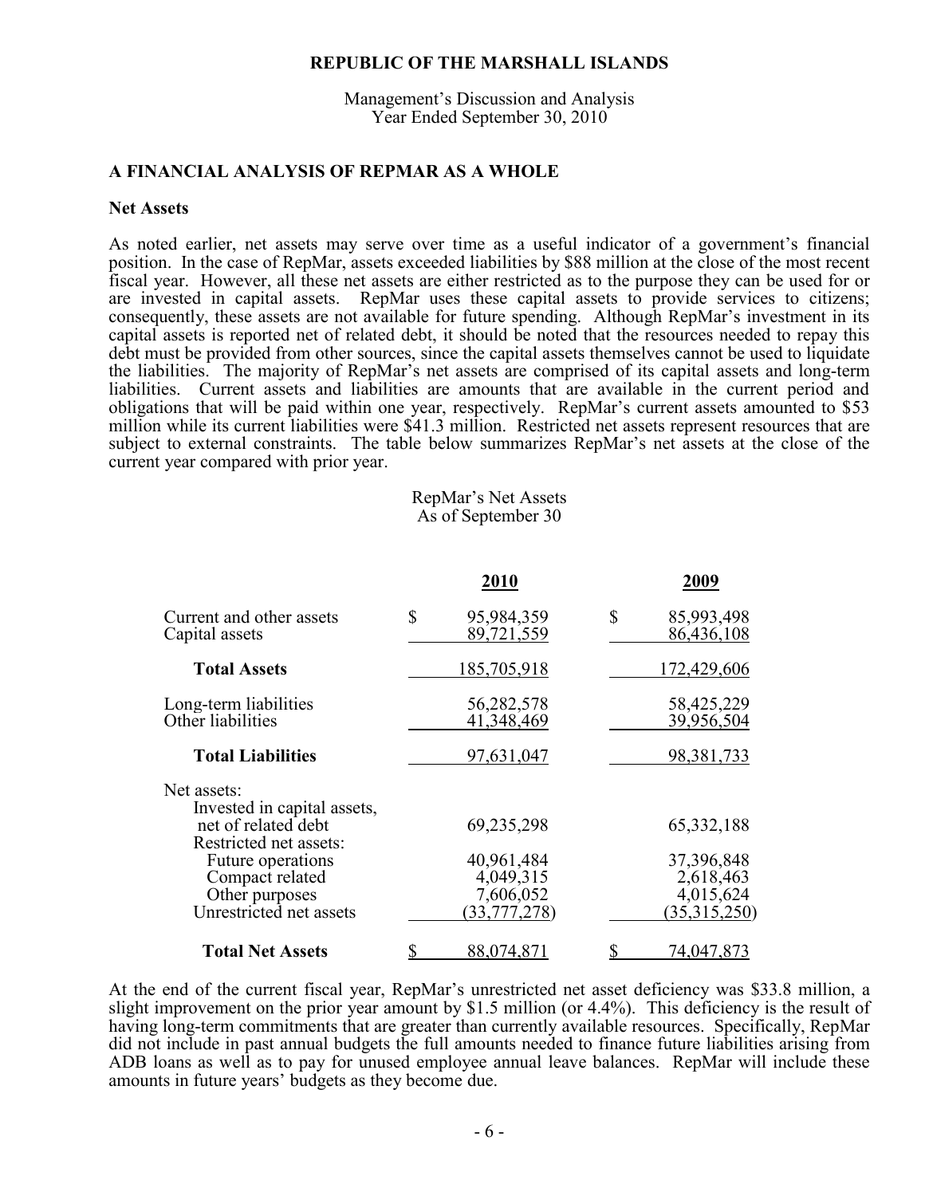## A FINANCIAL ANALYSIS OF REPMAR AS A WHOLE

### Net Assets

As noted earlier, net assets may serve over time as a useful indicator of a government's financial position. In the case of RepMar, assets exceeded liabilities by $88 million at the close of the most recent fiscal year. However, all these net assets are either restricted as to the purpose they can be used for or are invested in capital assets. RepMar uses these capital assets to provide services to citizens; consequently, these assets are not available for future spending. Although RepMar's investment in its capital assets is reported net of related debt, it should be noted that the resources needed to repay this debt must be provided from other sources, since the capital assets themselves cannot be used to liquidate the liabilities. The majority of RepMar's net assets are comprised of its capital assets and long-term liabilities. Current assets and liabilities are amounts that are available in the current period and obligations that will be paid within one year, respectively. RepMar's current assets amounted to $53 million while its current liabilities were $41.3 million. Restricted net assets represent resources that are subject to external constraints. The table below summarizes RepMar's net assets at the close of the current year compared with prior year.

RepMar's Net Assets
As of September 30

| | 2010 | 2009 |
|---|---|---|
| Current and other assets | $ 95,984,359 | $ 85,993,498 |
| Capital assets | 89,721,559 | 86,436,108 |
| **Total Assets** | 185,705,918 | 172,429,606 |
| Long-term liabilities | 56,282,578 | 58,425,229 |
| Other liabilities | 41,348,469 | 39,956,504 |
| **Total Liabilities** | 97,631,047 | 98,381,733 |
| Net assets: | | |
| Invested in capital assets, net of related debt | 69,235,298 | 65,332,188 |
| Restricted net assets: | | |
| Future operations | 40,961,484 | 37,396,848 |
| Compact related | 4,049,315 | 2,618,463 |
| Other purposes | 7,606,052 | 4,015,624 |
| Unrestricted net assets | (33,777,278) | (35,315,250) |
| **Total Net Assets** | $ 88,074,871 | $ 74,047,873 |

At the end of the current fiscal year, RepMar's unrestricted net asset deficiency was $33.8 million, a slight improvement on the prior year amount by $1.5 million (or 4.4%). This deficiency is the result of having long-term commitments that are greater than currently available resources. Specifically, RepMar did not include in past annual budgets the full amounts needed to finance future liabilities arising from ADB loans as well as to pay for unused employee annual leave balances. RepMar will include these amounts in future years' budgets as they become due.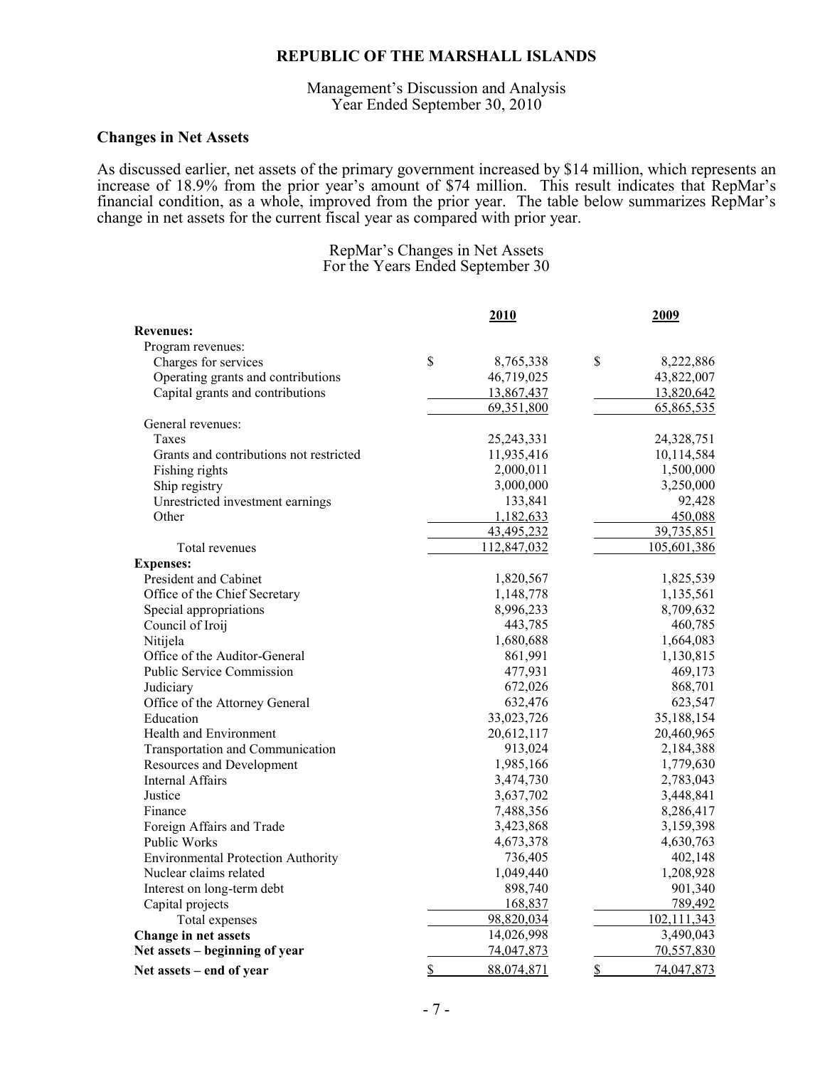**REPUBLIC OF THE MARSHALL ISLANDS**

Management's Discussion and Analysis
Year Ended September 30, 2010

## Changes in Net Assets

As discussed earlier, net assets of the primary government increased by $14 million, which represents an increase of 18.9% from the prior year's amount of $74 million. This result indicates that RepMar's financial condition, as a whole, improved from the prior year. The table below summarizes RepMar's change in net assets for the current fiscal year as compared with prior year.

RepMar's Changes in Net Assets
For the Years Ended September 30

| | 2010 | 2009 |
|---|---|---|
| **Revenues:** | | |
| Program revenues: | | |
| Charges for services | $ 8,765,338 | $ 8,222,886 |
| Operating grants and contributions | 46,719,025 | 43,822,007 |
| Capital grants and contributions | 13,867,437 | 13,820,642 |
| | 69,351,800 | 65,865,535 |
| General revenues: | | |
| Taxes | 25,243,331 | 24,328,751 |
| Grants and contributions not restricted | 11,935,416 | 10,114,584 |
| Fishing rights | 2,000,011 | 1,500,000 |
| Ship registry | 3,000,000 | 3,250,000 |
| Unrestricted investment earnings | 133,841 | 92,428 |
| Other | 1,182,633 | 450,088 |
| | 43,495,232 | 39,735,851 |
| Total revenues | 112,847,032 | 105,601,386 |
| **Expenses:** | | |
| President and Cabinet | 1,820,567 | 1,825,539 |
| Office of the Chief Secretary | 1,148,778 | 1,135,561 |
| Special appropriations | 8,996,233 | 8,709,632 |
| Council of Iroij | 443,785 | 460,785 |
| Nitijela | 1,680,688 | 1,664,083 |
| Office of the Auditor-General | 861,991 | 1,130,815 |
| Public Service Commission | 477,931 | 469,173 |
| Judiciary | 672,026 | 868,701 |
| Office of the Attorney General | 632,476 | 623,547 |
| Education | 33,023,726 | 35,188,154 |
| Health and Environment | 20,612,117 | 20,460,965 |
| Transportation and Communication | 913,024 | 2,184,388 |
| Resources and Development | 1,985,166 | 1,779,630 |
| Internal Affairs | 3,474,730 | 2,783,043 |
| Justice | 3,637,702 | 3,448,841 |
| Finance | 7,488,356 | 8,286,417 |
| Foreign Affairs and Trade | 3,423,868 | 3,159,398 |
| Public Works | 4,673,378 | 4,630,763 |
| Environmental Protection Authority | 736,405 | 402,148 |
| Nuclear claims related | 1,049,440 | 1,208,928 |
| Interest on long-term debt | 898,740 | 901,340 |
| Capital projects | 168,837 | 789,492 |
| Total expenses | 98,820,034 | 102,111,343 |
| **Change in net assets** | 14,026,998 | 3,490,043 |
| **Net assets – beginning of year** | 74,047,873 | 70,557,830 |
| **Net assets – end of year** | $ 88,074,871 | $ 74,047,873 |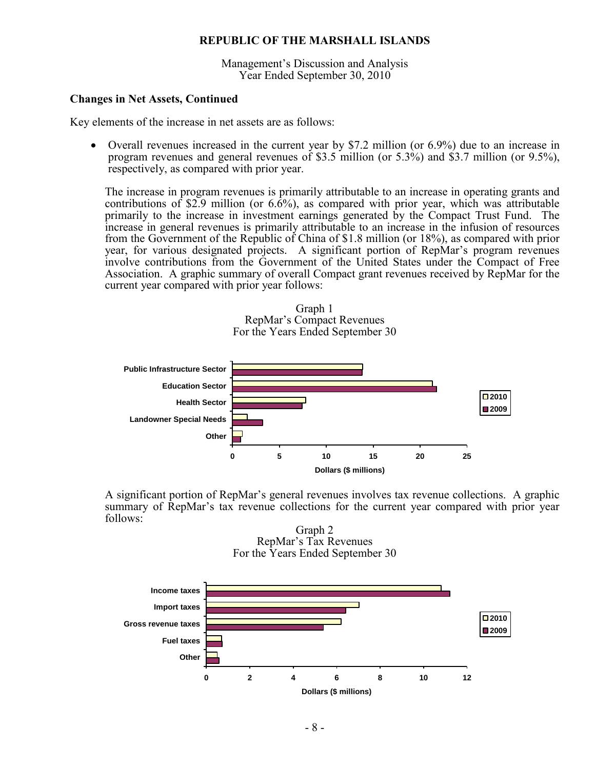## Changes in Net Assets, Continued

Key elements of the increase in net assets are as follows:

- Overall revenues increased in the current year by $7.2 million (or 6.9%) due to an increase in program revenues and general revenues of $3.5 million (or 5.3%) and $3.7 million (or 9.5%), respectively, as compared with prior year.

  The increase in program revenues is primarily attributable to an increase in operating grants and contributions of $2.9 million (or 6.6%), as compared with prior year, which was attributable primarily to the increase in investment earnings generated by the Compact Trust Fund. The increase in general revenues is primarily attributable to an increase in the infusion of resources from the Government of the Republic of China of $1.8 million (or 18%), as compared with prior year, for various designated projects. A significant portion of RepMar's program revenues involve contributions from the Government of the United States under the Compact of Free Association. A graphic summary of overall Compact grant revenues received by RepMar for the current year compared with prior year follows:

Graph 1
RepMar's Compact Revenues
For the Years Ended September 30

Public Infrastructure Sector
Education Sector
Health Sector
Landowner Special Needs
Other

0 5 10 15 20 25

Dollars ($ millions)

2010
2009

A significant portion of RepMar's general revenues involves tax revenue collections. A graphic summary of RepMar's tax revenue collections for the current year compared with prior year follows:

Graph 2
RepMar's Tax Revenues
For the Years Ended September 30

Income taxes
Import taxes
Gross revenue taxes
Fuel taxes
Other

0 2 4 6 8 10 12

Dollars ($ millions)

2010
2009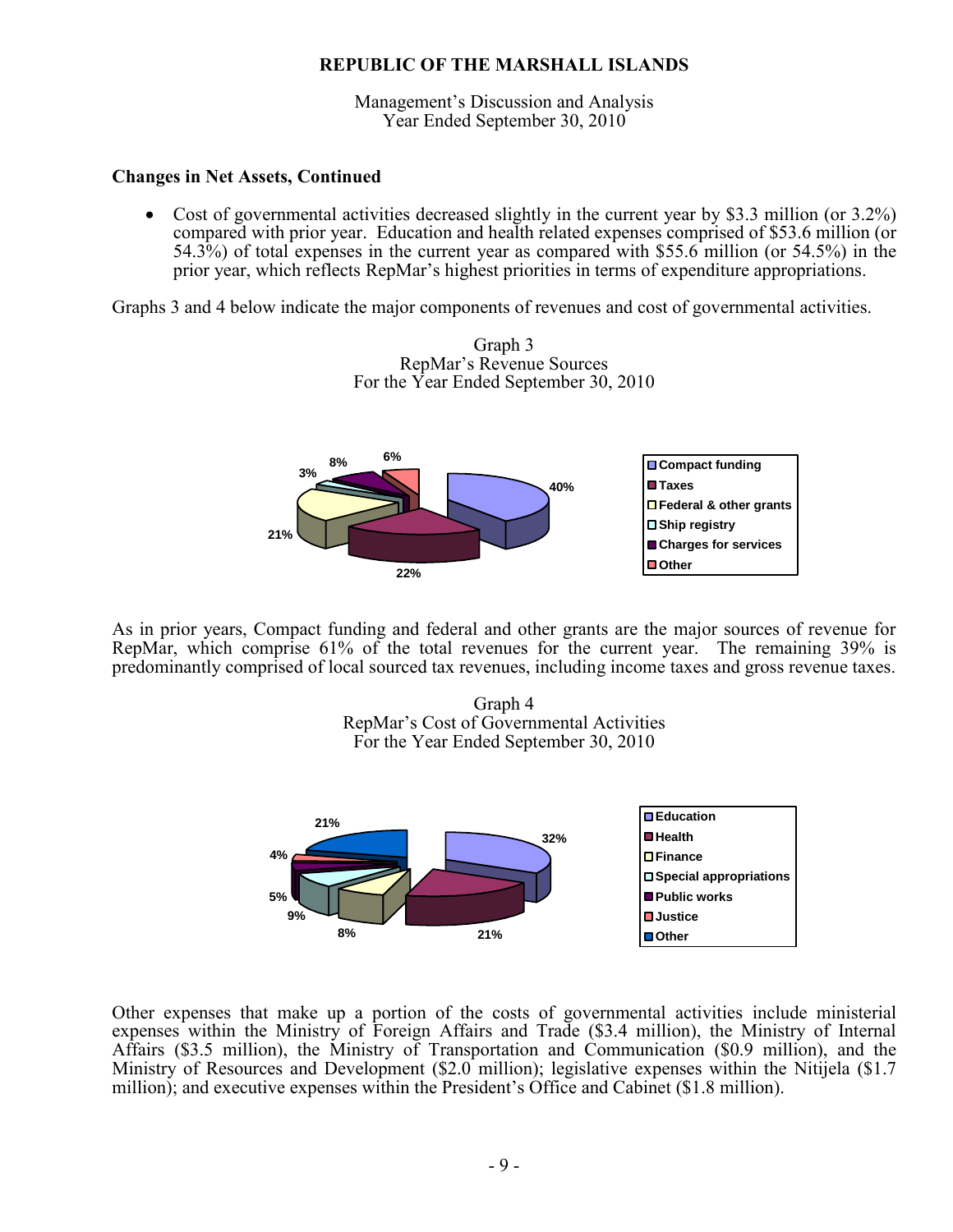**REPUBLIC OF THE MARSHALL ISLANDS**

Management's Discussion and Analysis
Year Ended September 30, 2010

### Changes in Net Assets, Continued

- Cost of governmental activities decreased slightly in the current year by $3.3 million (or 3.2%) compared with prior year. Education and health related expenses comprised of $53.6 million (or 54.3%) of total expenses in the current year as compared with $55.6 million (or 54.5%) in the prior year, which reflects RepMar's highest priorities in terms of expenditure appropriations.

Graphs 3 and 4 below indicate the major components of revenues and cost of governmental activities.

Graph 3
RepMar's Revenue Sources
For the Year Ended September 30, 2010

40%
22%
21%
3%
8%
6%

Compact funding
Taxes
Federal & other grants
Ship registry
Charges for services
Other

As in prior years, Compact funding and federal and other grants are the major sources of revenue for RepMar, which comprise 61% of the total revenues for the current year. The remaining 39% is predominantly comprised of local sourced tax revenues, including income taxes and gross revenue taxes.

Graph 4
RepMar's Cost of Governmental Activities
For the Year Ended September 30, 2010

32%
21%
8%
9%
5%
4%
21%

Education
Health
Finance
Special appropriations
Public works
Justice
Other

Other expenses that make up a portion of the costs of governmental activities include ministerial expenses within the Ministry of Foreign Affairs and Trade ($3.4 million), the Ministry of Internal Affairs ($3.5 million), the Ministry of Transportation and Communication ($0.9 million), and the Ministry of Resources and Development ($2.0 million); legislative expenses within the Nitijela ($1.7 million); and executive expenses within the President's Office and Cabinet ($1.8 million).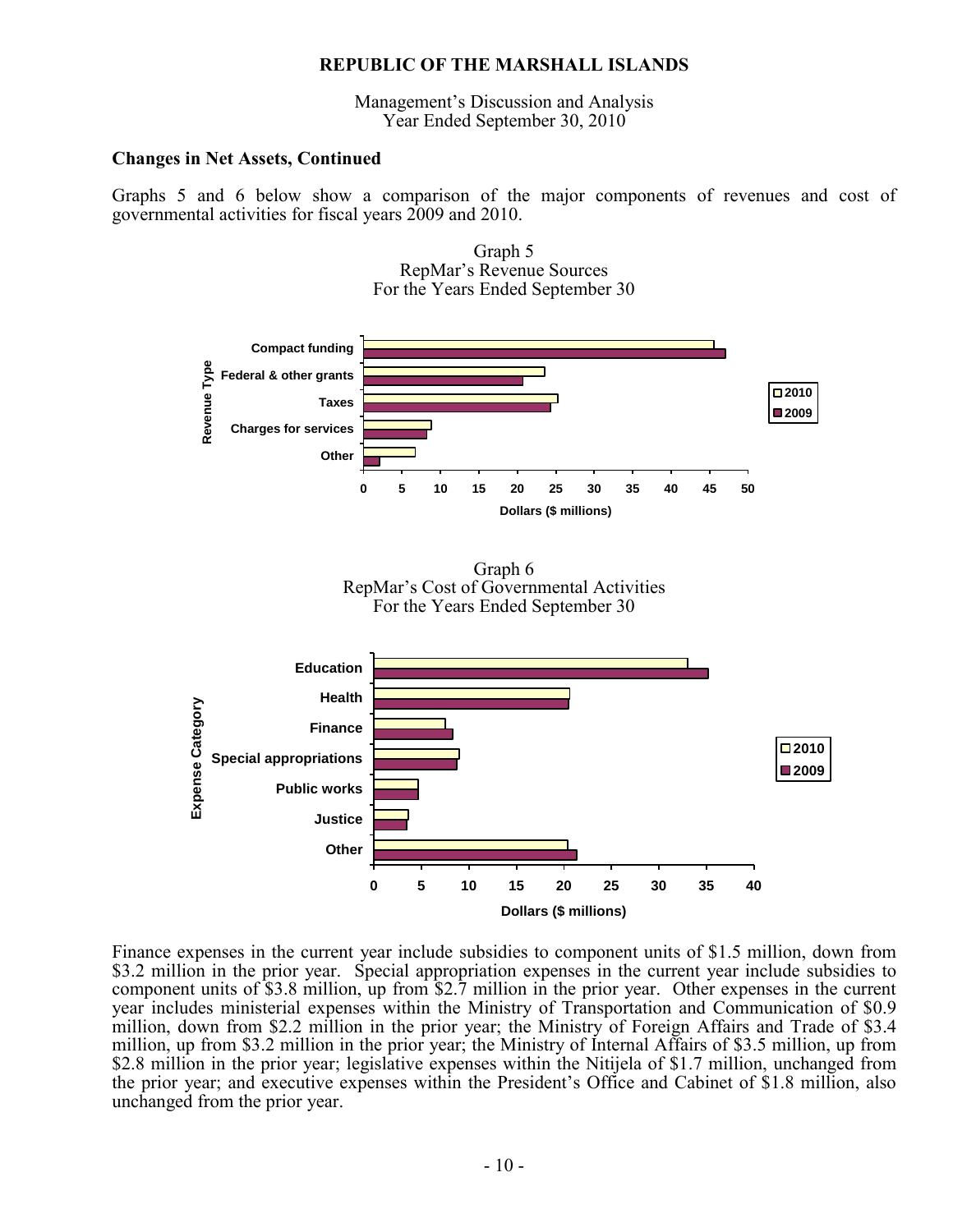## Changes in Net Assets, Continued

Graphs 5 and 6 below show a comparison of the major components of revenues and cost of governmental activities for fiscal years 2009 and 2010.

Graph 5
RepMar's Revenue Sources
For the Years Ended September 30

Revenue Type
Compact funding
Federal & other grants
Taxes
Charges for services
Other

0 5 10 15 20 25 30 35 40 45 50
Dollars ($ millions)

2010
2009

Graph 6
RepMar's Cost of Governmental Activities
For the Years Ended September 30

Expense Category
Education
Health
Finance
Special appropriations
Public works
Justice
Other

0 5 10 15 20 25 30 35 40
Dollars ($ millions)

2010
2009

Finance expenses in the current year include subsidies to component units of $1.5 million, down from $3.2 million in the prior year. Special appropriation expenses in the current year include subsidies to component units of $3.8 million, up from $2.7 million in the prior year. Other expenses in the current year includes ministerial expenses within the Ministry of Transportation and Communication of $0.9 million, down from $2.2 million in the prior year; the Ministry of Foreign Affairs and Trade of $3.4 million, up from $3.2 million in the prior year; the Ministry of Internal Affairs of $3.5 million, up from $2.8 million in the prior year; legislative expenses within the Nitijela of $1.7 million, unchanged from the prior year; and executive expenses within the President's Office and Cabinet of $1.8 million, also unchanged from the prior year.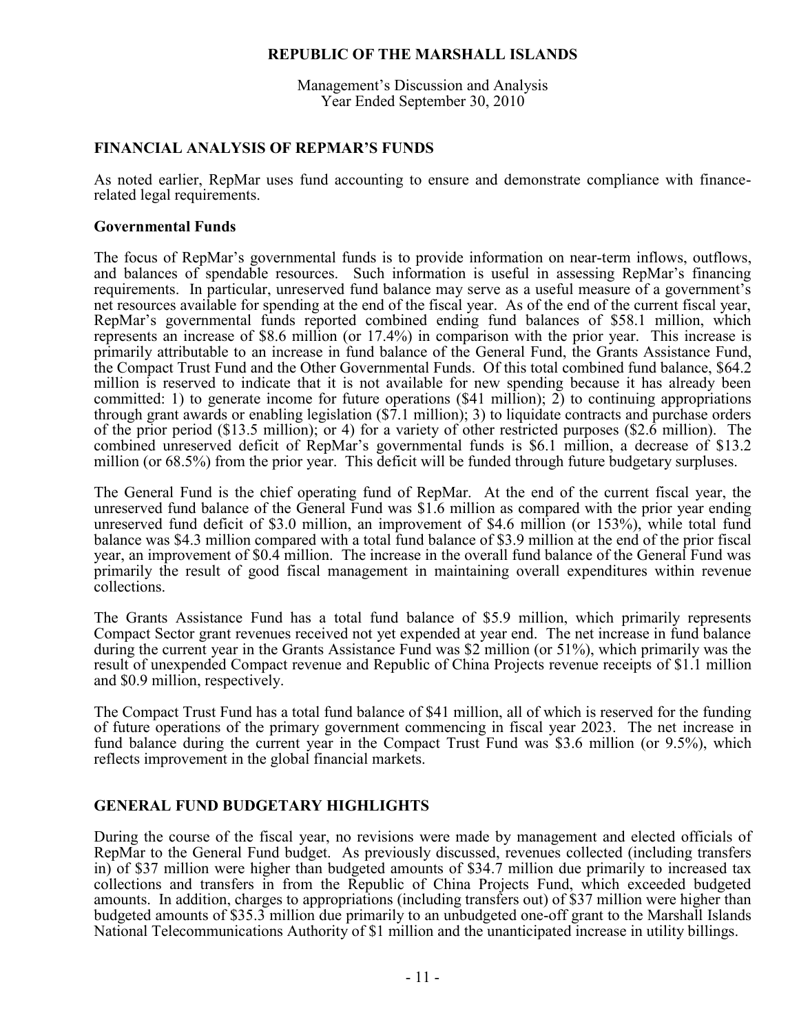## FINANCIAL ANALYSIS OF REPMAR'S FUNDS

As noted earlier, RepMar uses fund accounting to ensure and demonstrate compliance with finance-related legal requirements.

### Governmental Funds

The focus of RepMar's governmental funds is to provide information on near-term inflows, outflows, and balances of spendable resources. Such information is useful in assessing RepMar's financing requirements. In particular, unreserved fund balance may serve as a useful measure of a government's net resources available for spending at the end of the fiscal year. As of the end of the current fiscal year, RepMar's governmental funds reported combined ending fund balances of $58.1 million, which represents an increase of $8.6 million (or 17.4%) in comparison with the prior year. This increase is primarily attributable to an increase in fund balance of the General Fund, the Grants Assistance Fund, the Compact Trust Fund and the Other Governmental Funds. Of this total combined fund balance, $64.2 million is reserved to indicate that it is not available for new spending because it has already been committed: 1) to generate income for future operations ($41 million); 2) to continuing appropriations through grant awards or enabling legislation ($7.1 million); 3) to liquidate contracts and purchase orders of the prior period ($13.5 million); or 4) for a variety of other restricted purposes ($2.6 million). The combined unreserved deficit of RepMar's governmental funds is $6.1 million, a decrease of $13.2 million (or 68.5%) from the prior year. This deficit will be funded through future budgetary surpluses.

The General Fund is the chief operating fund of RepMar. At the end of the current fiscal year, the unreserved fund balance of the General Fund was $1.6 million as compared with the prior year ending unreserved fund deficit of $3.0 million, an improvement of $4.6 million (or 153%), while total fund balance was $4.3 million compared with a total fund balance of $3.9 million at the end of the prior fiscal year, an improvement of $0.4 million. The increase in the overall fund balance of the General Fund was primarily the result of good fiscal management in maintaining overall expenditures within revenue collections.

The Grants Assistance Fund has a total fund balance of $5.9 million, which primarily represents Compact Sector grant revenues received not yet expended at year end. The net increase in fund balance during the current year in the Grants Assistance Fund was $2 million (or 51%), which primarily was the result of unexpended Compact revenue and Republic of China Projects revenue receipts of $1.1 million and $0.9 million, respectively.

The Compact Trust Fund has a total fund balance of $41 million, all of which is reserved for the funding of future operations of the primary government commencing in fiscal year 2023. The net increase in fund balance during the current year in the Compact Trust Fund was $3.6 million (or 9.5%), which reflects improvement in the global financial markets.

## GENERAL FUND BUDGETARY HIGHLIGHTS

During the course of the fiscal year, no revisions were made by management and elected officials of RepMar to the General Fund budget. As previously discussed, revenues collected (including transfers in) of $37 million were higher than budgeted amounts of $34.7 million due primarily to increased tax collections and transfers in from the Republic of China Projects Fund, which exceeded budgeted amounts. In addition, charges to appropriations (including transfers out) of $37 million were higher than budgeted amounts of $35.3 million due primarily to an unbudgeted one-off grant to the Marshall Islands National Telecommunications Authority of $1 million and the unanticipated increase in utility billings.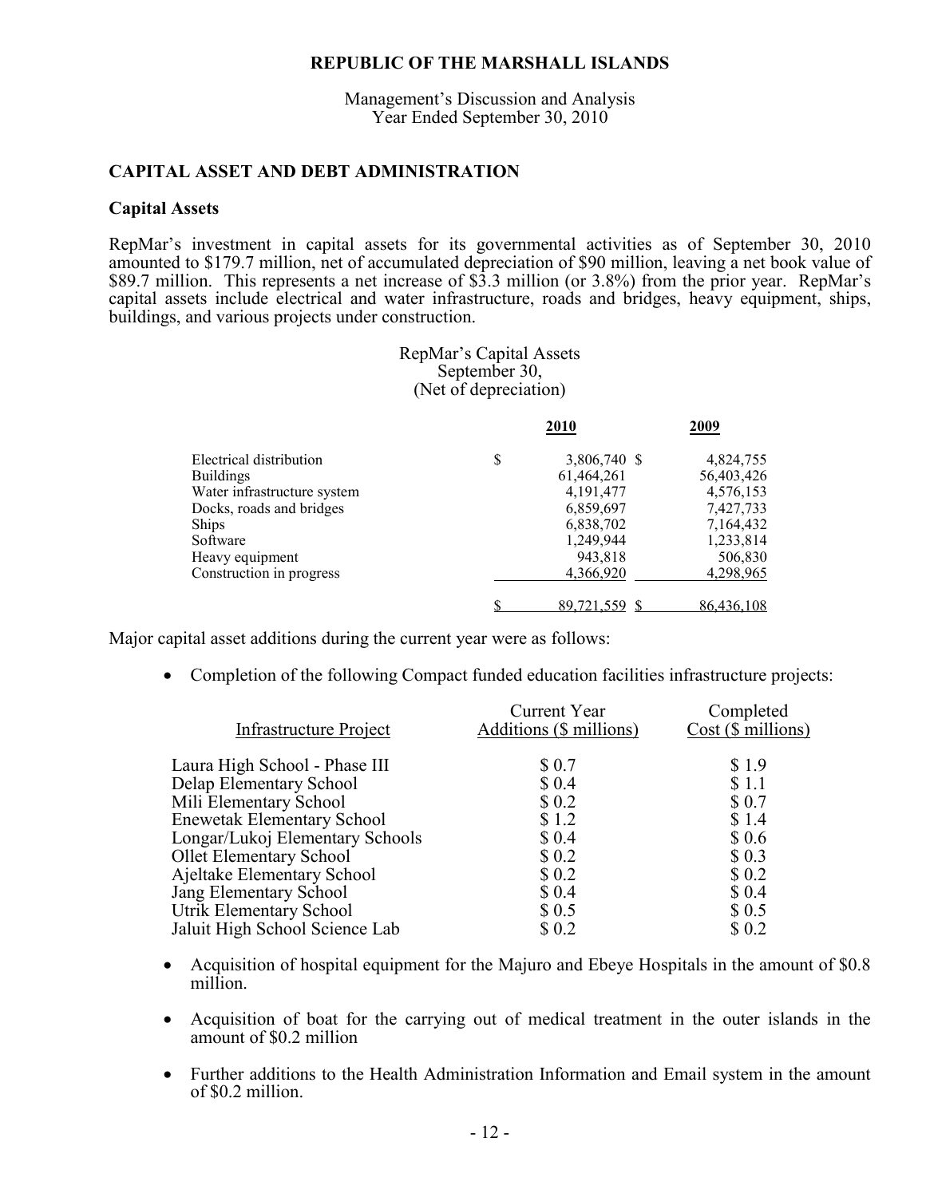# REPUBLIC OF THE MARSHALL ISLANDS

Management's Discussion and Analysis
Year Ended September 30, 2010

## CAPITAL ASSET AND DEBT ADMINISTRATION

### Capital Assets

RepMar's investment in capital assets for its governmental activities as of September 30, 2010 amounted to \$179.7 million, net of accumulated depreciation of \$90 million, leaving a net book value of \$89.7 million. This represents a net increase of \$3.3 million (or 3.8%) from the prior year. RepMar's capital assets include electrical and water infrastructure, roads and bridges, heavy equipment, ships, buildings, and various projects under construction.

RepMar's Capital Assets
September 30,
(Net of depreciation)

| | 2010 | 2009 |
|---|---|---|
| Electrical distribution | $ 3,806,740 | $ 4,824,755 |
| Buildings | 61,464,261 | 56,403,426 |
| Water infrastructure system | 4,191,477 | 4,576,153 |
| Docks, roads and bridges | 6,859,697 | 7,427,733 |
| Ships | 6,838,702 | 7,164,432 |
| Software | 1,249,944 | 1,233,814 |
| Heavy equipment | 943,818 | 506,830 |
| Construction in progress | 4,366,920 | 4,298,965 |
| | $ 89,721,559 | $ 86,436,108 |

Major capital asset additions during the current year were as follows:

- Completion of the following Compact funded education facilities infrastructure projects:

| Infrastructure Project | Current Year Additions ($ millions) | Completed Cost ($ millions) |
|---|---|---|
| Laura High School - Phase III | $ 0.7 | $ 1.9 |
| Delap Elementary School | $ 0.4 | $ 1.1 |
| Mili Elementary School | $ 0.2 | $ 0.7 |
| Enewetak Elementary School | $ 1.2 | $ 1.4 |
| Longar/Lukoj Elementary Schools | $ 0.4 | $ 0.6 |
| Ollet Elementary School | $ 0.2 | $ 0.3 |
| Ajeltake Elementary School | $ 0.2 | $ 0.2 |
| Jang Elementary School | $ 0.4 | $ 0.4 |
| Utrik Elementary School | $ 0.5 | $ 0.5 |
| Jaluit High School Science Lab | $ 0.2 | $ 0.2 |

- Acquisition of hospital equipment for the Majuro and Ebeye Hospitals in the amount of \$0.8 million.
- Acquisition of boat for the carrying out of medical treatment in the outer islands in the amount of \$0.2 million
- Further additions to the Health Administration Information and Email system in the amount of \$0.2 million.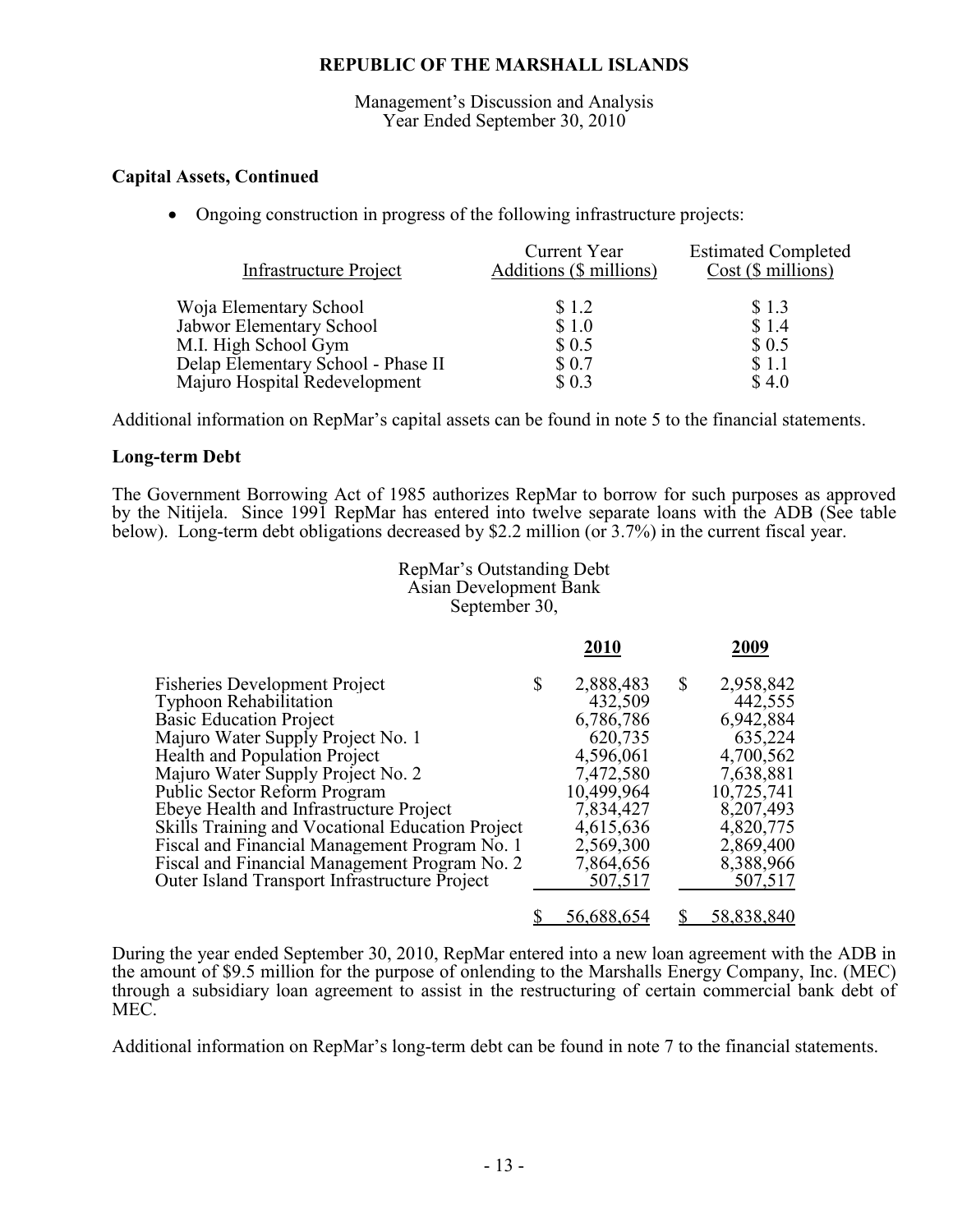**REPUBLIC OF THE MARSHALL ISLANDS**

Management's Discussion and Analysis
Year Ended September 30, 2010

## Capital Assets, Continued

- Ongoing construction in progress of the following infrastructure projects:

| Infrastructure Project | Current Year Additions ($ millions) | Estimated Completed Cost ($ millions) |
|---|---|---|
| Woja Elementary School | $ 1.2 | $ 1.3 |
| Jabwor Elementary School | $ 1.0 | $ 1.4 |
| M.I. High School Gym | $ 0.5 | $ 0.5 |
| Delap Elementary School - Phase II | $ 0.7 | $ 1.1 |
| Majuro Hospital Redevelopment | $ 0.3 | $ 4.0 |

Additional information on RepMar's capital assets can be found in note 5 to the financial statements.

## Long-term Debt

The Government Borrowing Act of 1985 authorizes RepMar to borrow for such purposes as approved by the Nitijela. Since 1991 RepMar has entered into twelve separate loans with the ADB (See table below). Long-term debt obligations decreased by $2.2 million (or 3.7%) in the current fiscal year.

RepMar's Outstanding Debt
Asian Development Bank
September 30,

| | 2010 | 2009 |
|---|---|---|
| Fisheries Development Project | $ 2,888,483 | $ 2,958,842 |
| Typhoon Rehabilitation | 432,509 | 442,555 |
| Basic Education Project | 6,786,786 | 6,942,884 |
| Majuro Water Supply Project No. 1 | 620,735 | 635,224 |
| Health and Population Project | 4,596,061 | 4,700,562 |
| Majuro Water Supply Project No. 2 | 7,472,580 | 7,638,881 |
| Public Sector Reform Program | 10,499,964 | 10,725,741 |
| Ebeye Health and Infrastructure Project | 7,834,427 | 8,207,493 |
| Skills Training and Vocational Education Project | 4,615,636 | 4,820,775 |
| Fiscal and Financial Management Program No. 1 | 2,569,300 | 2,869,400 |
| Fiscal and Financial Management Program No. 2 | 7,864,656 | 8,388,966 |
| Outer Island Transport Infrastructure Project | 507,517 | 507,517 |
| | $ 56,688,654 | $ 58,838,840 |

During the year ended September 30, 2010, RepMar entered into a new loan agreement with the ADB in the amount of $9.5 million for the purpose of onlending to the Marshalls Energy Company, Inc. (MEC) through a subsidiary loan agreement to assist in the restructuring of certain commercial bank debt of MEC.

Additional information on RepMar's long-term debt can be found in note 7 to the financial statements.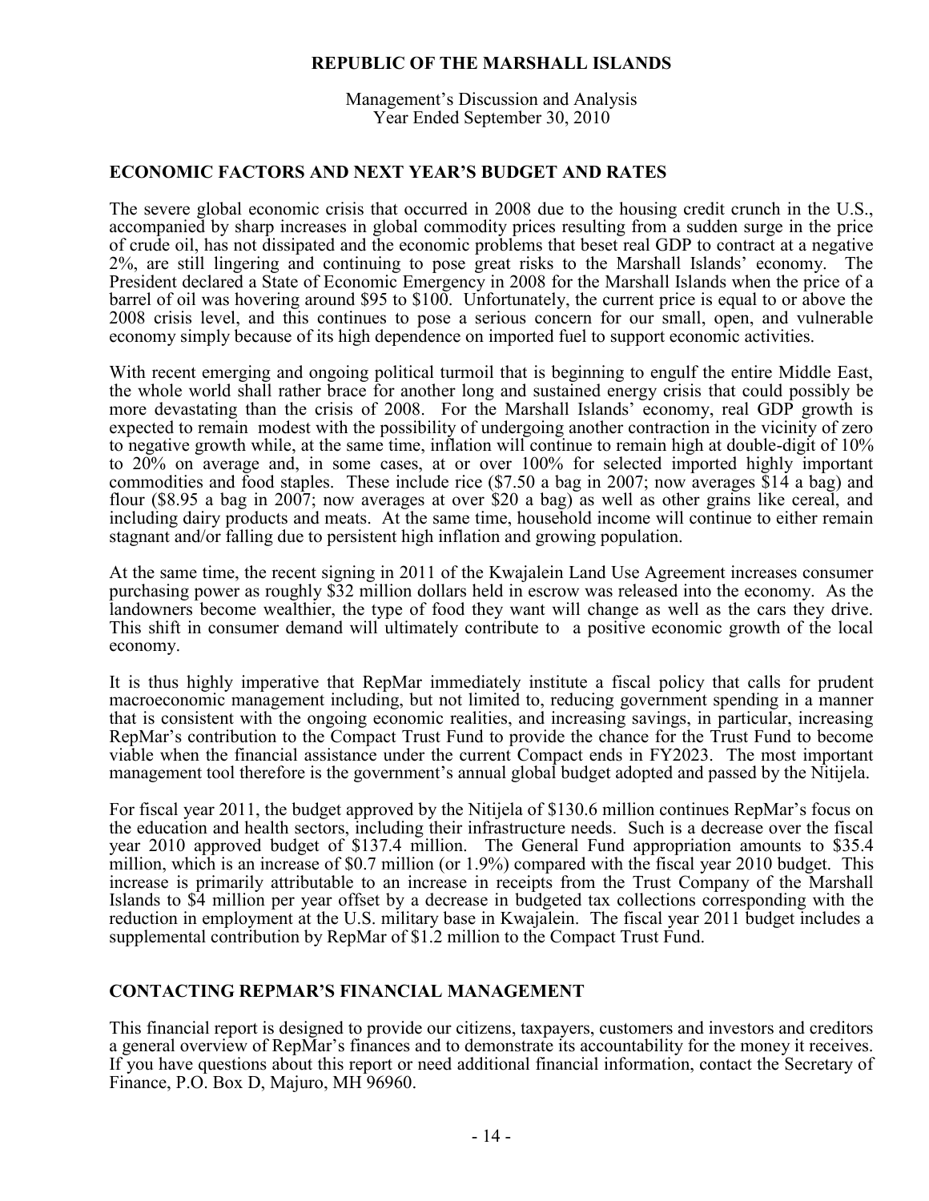## ECONOMIC FACTORS AND NEXT YEAR'S BUDGET AND RATES

The severe global economic crisis that occurred in 2008 due to the housing credit crunch in the U.S., accompanied by sharp increases in global commodity prices resulting from a sudden surge in the price of crude oil, has not dissipated and the economic problems that beset real GDP to contract at a negative 2%, are still lingering and continuing to pose great risks to the Marshall Islands' economy. The President declared a State of Economic Emergency in 2008 for the Marshall Islands when the price of a barrel of oil was hovering around \$95 to \$100. Unfortunately, the current price is equal to or above the 2008 crisis level, and this continues to pose a serious concern for our small, open, and vulnerable economy simply because of its high dependence on imported fuel to support economic activities.

With recent emerging and ongoing political turmoil that is beginning to engulf the entire Middle East, the whole world shall rather brace for another long and sustained energy crisis that could possibly be more devastating than the crisis of 2008. For the Marshall Islands' economy, real GDP growth is expected to remain modest with the possibility of undergoing another contraction in the vicinity of zero to negative growth while, at the same time, inflation will continue to remain high at double-digit of 10% to 20% on average and, in some cases, at or over 100% for selected imported highly important commodities and food staples. These include rice (\$7.50 a bag in 2007; now averages \$14 a bag) and flour (\$8.95 a bag in 2007; now averages at over \$20 a bag) as well as other grains like cereal, and including dairy products and meats. At the same time, household income will continue to either remain stagnant and/or falling due to persistent high inflation and growing population.

At the same time, the recent signing in 2011 of the Kwajalein Land Use Agreement increases consumer purchasing power as roughly \$32 million dollars held in escrow was released into the economy. As the landowners become wealthier, the type of food they want will change as well as the cars they drive. This shift in consumer demand will ultimately contribute to a positive economic growth of the local economy.

It is thus highly imperative that RepMar immediately institute a fiscal policy that calls for prudent macroeconomic management including, but not limited to, reducing government spending in a manner that is consistent with the ongoing economic realities, and increasing savings, in particular, increasing RepMar's contribution to the Compact Trust Fund to provide the chance for the Trust Fund to become viable when the financial assistance under the current Compact ends in FY2023. The most important management tool therefore is the government's annual global budget adopted and passed by the Nitijela.

For fiscal year 2011, the budget approved by the Nitijela of \$130.6 million continues RepMar's focus on the education and health sectors, including their infrastructure needs. Such is a decrease over the fiscal year 2010 approved budget of \$137.4 million. The General Fund appropriation amounts to \$35.4 million, which is an increase of \$0.7 million (or 1.9%) compared with the fiscal year 2010 budget. This increase is primarily attributable to an increase in receipts from the Trust Company of the Marshall Islands to \$4 million per year offset by a decrease in budgeted tax collections corresponding with the reduction in employment at the U.S. military base in Kwajalein. The fiscal year 2011 budget includes a supplemental contribution by RepMar of \$1.2 million to the Compact Trust Fund.

## CONTACTING REPMAR'S FINANCIAL MANAGEMENT

This financial report is designed to provide our citizens, taxpayers, customers and investors and creditors a general overview of RepMar's finances and to demonstrate its accountability for the money it receives. If you have questions about this report or need additional financial information, contact the Secretary of Finance, P.O. Box D, Majuro, MH 96960.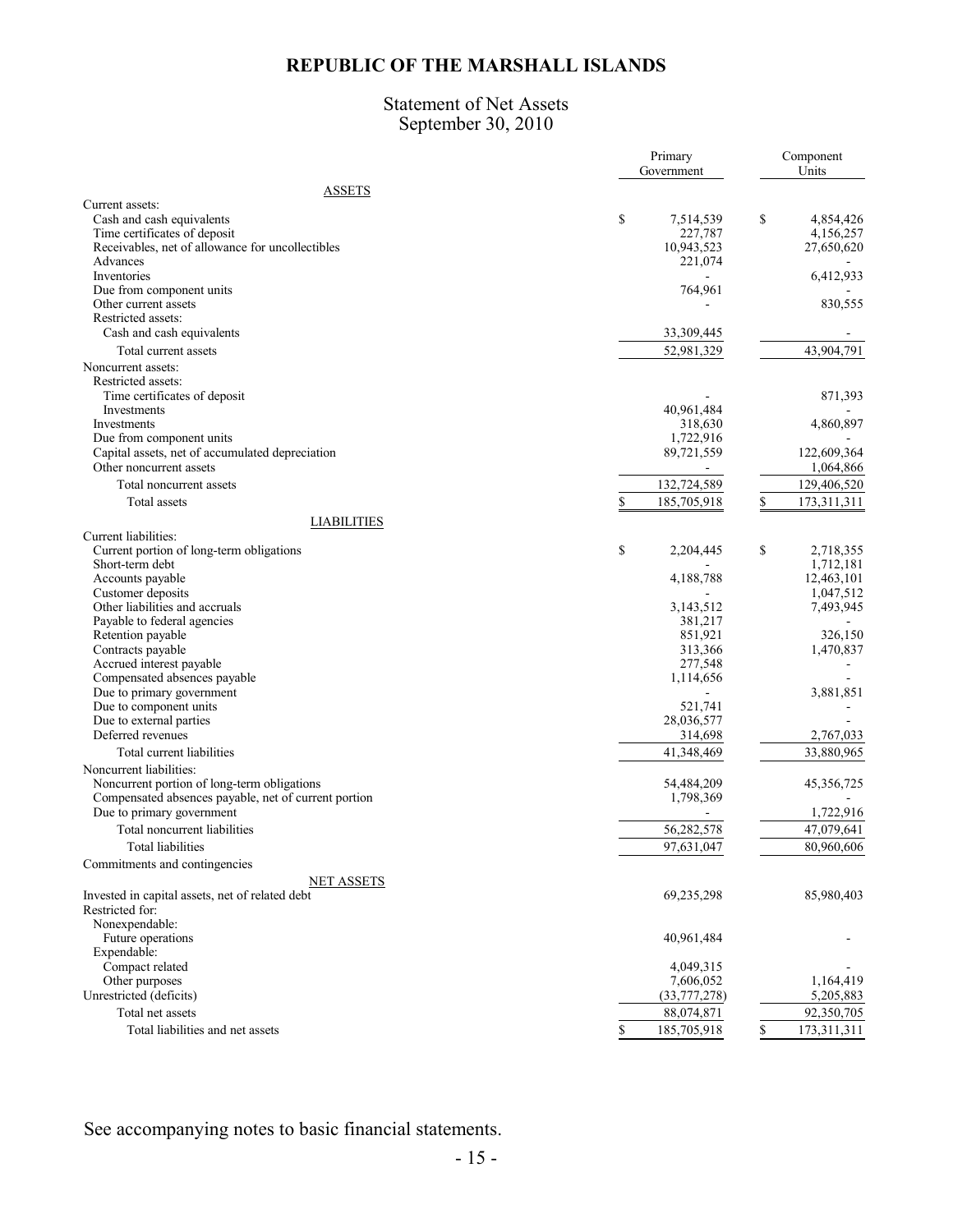# REPUBLIC OF THE MARSHALL ISLANDS

## Statement of Net Assets
## September 30, 2010

| | Primary Government | Component Units |
|---|---|---|
| ASSETS | | |
| Current assets: | | |
| Cash and cash equivalents | $ 7,514,539 | $ 4,854,426 |
| Time certificates of deposit | 227,787 | 4,156,257 |
| Receivables, net of allowance for uncollectibles | 10,943,523 | 27,650,620 |
| Advances | 221,074 | - |
| Inventories | - | 6,412,933 |
| Due from component units | 764,961 | - |
| Other current assets | - | 830,555 |
| Restricted assets: | | |
| Cash and cash equivalents | 33,309,445 | - |
| Total current assets | 52,981,329 | 43,904,791 |
| Noncurrent assets: | | |
| Restricted assets: | | |
| Time certificates of deposit | - | 871,393 |
| Investments | 40,961,484 | - |
| Investments | 318,630 | 4,860,897 |
| Due from component units | 1,722,916 | - |
| Capital assets, net of accumulated depreciation | 89,721,559 | 122,609,364 |
| Other noncurrent assets | - | 1,064,866 |
| Total noncurrent assets | 132,724,589 | 129,406,520 |
| Total assets | $ 185,705,918 | $ 173,311,311 |
| LIABILITIES | | |
| Current liabilities: | | |
| Current portion of long-term obligations | $ 2,204,445 | $ 2,718,355 |
| Short-term debt | - | 1,712,181 |
| Accounts payable | 4,188,788 | 12,463,101 |
| Customer deposits | - | 1,047,512 |
| Other liabilities and accruals | 3,143,512 | 7,493,945 |
| Payable to federal agencies | 381,217 | - |
| Retention payable | 851,921 | 326,150 |
| Contracts payable | 313,366 | 1,470,837 |
| Accrued interest payable | 277,548 | - |
| Compensated absences payable | 1,114,656 | - |
| Due to primary government | - | 3,881,851 |
| Due to component units | 521,741 | - |
| Due to external parties | 28,036,577 | - |
| Deferred revenues | 314,698 | 2,767,033 |
| Total current liabilities | 41,348,469 | 33,880,965 |
| Noncurrent liabilities: | | |
| Noncurrent portion of long-term obligations | 54,484,209 | 45,356,725 |
| Compensated absences payable, net of current portion | 1,798,369 | - |
| Due to primary government | - | 1,722,916 |
| Total noncurrent liabilities | 56,282,578 | 47,079,641 |
| Total liabilities | 97,631,047 | 80,960,606 |
| Commitments and contingencies | | |
| NET ASSETS | | |
| Invested in capital assets, net of related debt | 69,235,298 | 85,980,403 |
| Restricted for: | | |
| Nonexpendable: | | |
| Future operations | 40,961,484 | - |
| Expendable: | | |
| Compact related | 4,049,315 | - |
| Other purposes | 7,606,052 | 1,164,419 |
| Unrestricted (deficits) | (33,777,278) | 5,205,883 |
| Total net assets | 88,074,871 | 92,350,705 |
| Total liabilities and net assets | $ 185,705,918 | $ 173,311,311 |

See accompanying notes to basic financial statements.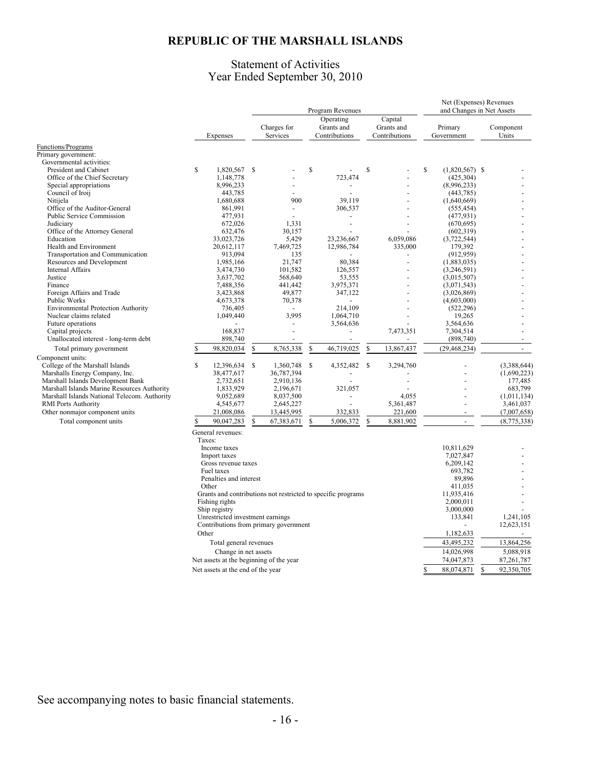# REPUBLIC OF THE MARSHALL ISLANDS

## Statement of Activities
## Year Ended September 30, 2010

| | | Program Revenues | | | Net (Expenses) Revenues and Changes in Net Assets | |
|---|---|---|---|---|---|---|
| | Expenses | Charges for Services | Operating Grants and Contributions | Capital Grants and Contributions | Primary Government | Component Units |
| Functions/Programs | | | | | | |
| Primary government: | | | | | | |
| Governmental activities: | | | | | | |
| President and Cabinet | $ 1,820,567 | $ - | $ - | $ - | $ (1,820,567) | $ - |
| Office of the Chief Secretary | 1,148,778 | - | 723,474 | - | (425,304) | - |
| Special appropriations | 8,996,233 | - | - | - | (8,996,233) | - |
| Council of Iroij | 443,785 | - | - | - | (443,785) | - |
| Nitijela | 1,680,688 | 900 | 39,119 | - | (1,640,669) | - |
| Office of the Auditor-General | 861,991 | - | 306,537 | - | (555,454) | - |
| Public Service Commission | 477,931 | - | - | - | (477,931) | - |
| Judiciary | 672,026 | 1,331 | - | - | (670,695) | - |
| Office of the Attorney General | 632,476 | 30,157 | - | - | (602,319) | - |
| Education | 33,023,726 | 5,429 | 23,236,667 | 6,059,086 | (3,722,544) | - |
| Health and Environment | 20,612,117 | 7,469,725 | 12,986,784 | 335,000 | 179,392 | - |
| Transportation and Communication | 913,094 | 135 | - | - | (912,959) | - |
| Resources and Development | 1,985,166 | 21,747 | 80,384 | - | (1,883,035) | - |
| Internal Affairs | 3,474,730 | 101,582 | 126,557 | - | (3,246,591) | - |
| Justice | 3,637,702 | 568,640 | 53,555 | - | (3,015,507) | - |
| Finance | 7,488,356 | 441,442 | 3,975,371 | - | (3,071,543) | - |
| Foreign Affairs and Trade | 3,423,868 | 49,877 | 347,122 | - | (3,026,869) | - |
| Public Works | 4,673,378 | 70,378 | - | - | (4,603,000) | - |
| Environmental Protection Authority | 736,405 | - | 214,109 | - | (522,296) | - |
| Nuclear claims related | 1,049,440 | 3,995 | 1,064,710 | - | 19,265 | - |
| Future operations | - | - | 3,564,636 | - | 3,564,636 | - |
| Capital projects | 168,837 | - | - | 7,473,351 | 7,304,514 | - |
| Unallocated interest - long-term debt | 898,740 | - | - | - | (898,740) | - |
| Total primary government | $ 98,820,034 | $ 8,765,338 | $ 46,719,025 | $ 13,867,437 | (29,468,234) | - |
| Component units: | | | | | | |
| College of the Marshall Islands | $ 12,396,634 | $ 1,360,748 | $ 4,352,482 | $ 3,294,760 | - | (3,388,644) |
| Marshalls Energy Company, Inc. | 38,477,617 | 36,787,394 | - | - | - | (1,690,223) |
| Marshall Islands Development Bank | 2,732,651 | 2,910,136 | - | - | - | 177,485 |
| Marshall Islands Marine Resources Authority | 1,833,929 | 2,196,671 | 321,057 | - | - | 683,799 |
| Marshall Islands National Telecom. Authority | 9,052,689 | 8,037,500 | - | 4,055 | - | (1,011,134) |
| RMI Ports Authority | 4,545,677 | 2,645,227 | - | 5,361,487 | - | 3,461,037 |
| Other nonmajor component units | 21,008,086 | 13,445,995 | 332,833 | 221,600 | - | (7,007,658) |
| Total component units | $ 90,047,283 | $ 67,383,671 | $ 5,006,372 | $ 8,881,902 | - | (8,775,338) |
| | General revenues: | | | | | |
| | Taxes: | | | | | |
| | Income taxes | | | | 10,811,629 | - |
| | Import taxes | | | | 7,027,847 | - |
| | Gross revenue taxes | | | | 6,209,142 | - |
| | Fuel taxes | | | | 693,782 | - |
| | Penalties and interest | | | | 89,896 | - |
| | Other | | | | 411,035 | - |
| | Grants and contributions not restricted to specific programs | | | | 11,935,416 | - |
| | Fishing rights | | | | 2,000,011 | - |
| | Ship registry | | | | 3,000,000 | - |
| | Unrestricted investment earnings | | | | 133,841 | 1,241,105 |
| | Contributions from primary government | | | | - | 12,623,151 |
| | Other | | | | 1,182,633 | - |
| | Total general revenues | | | | 43,495,232 | 13,864,256 |
| | Change in net assets | | | | 14,026,998 | 5,088,918 |
| | Net assets at the beginning of the year | | | | 74,047,873 | 87,261,787 |
| | Net assets at the end of the year | | | | $ 88,074,871 | $ 92,350,705 |

See accompanying notes to basic financial statements.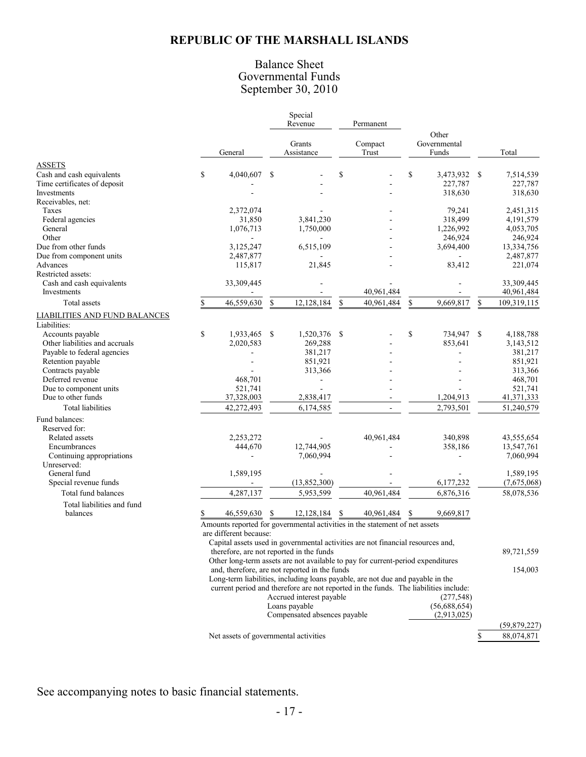# REPUBLIC OF THE MARSHALL ISLANDS

## Balance Sheet
## Governmental Funds
## September 30, 2010

| | General | Special Revenue: Grants Assistance | Permanent: Compact Trust | Other Governmental Funds | Total |
|---|---|---|---|---|---|
| **ASSETS** | | | | | |
| Cash and cash equivalents | $ 4,040,607 | $ - | $ - | $ 3,473,932 | $ 7,514,539 |
| Time certificates of deposit | - | - | - | 227,787 | 227,787 |
| Investments | - | - | - | 318,630 | 318,630 |
| Receivables, net: | | | | | |
| Taxes | 2,372,074 | - | - | 79,241 | 2,451,315 |
| Federal agencies | 31,850 | 3,841,230 | - | 318,499 | 4,191,579 |
| General | 1,076,713 | 1,750,000 | - | 1,226,992 | 4,053,705 |
| Other | - | - | - | 246,924 | 246,924 |
| Due from other funds | 3,125,247 | 6,515,109 | - | 3,694,400 | 13,334,756 |
| Due from component units | 2,487,877 | - | - | - | 2,487,877 |
| Advances | 115,817 | 21,845 | - | 83,412 | 221,074 |
| Restricted assets: | | | | | |
| Cash and cash equivalents | 33,309,445 | - | - | - | 33,309,445 |
| Investments | - | - | 40,961,484 | - | 40,961,484 |
| Total assets | $ 46,559,630 | $ 12,128,184 | $ 40,961,484 | $ 9,669,817 | $ 109,319,115 |
| **LIABILITIES AND FUND BALANCES** | | | | | |
| Liabilities: | | | | | |
| Accounts payable | $ 1,933,465 | $ 1,520,376 | $ - | $ 734,947 | $ 4,188,788 |
| Other liabilities and accruals | 2,020,583 | 269,288 | - | 853,641 | 3,143,512 |
| Payable to federal agencies | - | 381,217 | - | - | 381,217 |
| Retention payable | - | 851,921 | - | - | 851,921 |
| Contracts payable | - | 313,366 | - | - | 313,366 |
| Deferred revenue | 468,701 | - | - | - | 468,701 |
| Due to component units | 521,741 | - | - | - | 521,741 |
| Due to other funds | 37,328,003 | 2,838,417 | - | 1,204,913 | 41,371,333 |
| Total liabilities | 42,272,493 | 6,174,585 | - | 2,793,501 | 51,240,579 |
| Fund balances: | | | | | |
| Reserved for: | | | | | |
| Related assets | 2,253,272 | - | 40,961,484 | 340,898 | 43,555,654 |
| Encumbrances | 444,670 | 12,744,905 | - | 358,186 | 13,547,761 |
| Continuing appropriations | - | 7,060,994 | - | - | 7,060,994 |
| Unreserved: | | | | | |
| General fund | 1,589,195 | - | - | - | 1,589,195 |
| Special revenue funds | - | (13,852,300) | - | 6,177,232 | (7,675,068) |
| Total fund balances | 4,287,137 | 5,953,599 | 40,961,484 | 6,876,316 | 58,078,536 |
| Total liabilities and fund balances | $ 46,559,630 | $ 12,128,184 | $ 40,961,484 | $ 9,669,817 | |

| | | |
|---|---|---|
| Amounts reported for governmental activities in the statement of net assets are different because: | | |
| Capital assets used in governmental activities are not financial resources and, therefore, are not reported in the funds | | 89,721,559 |
| Other long-term assets are not available to pay for current-period expenditures and, therefore, are not reported in the funds | | 154,003 |
| Long-term liabilities, including loans payable, are not due and payable in the current period and therefore are not reported in the funds. The liabilities include: | | |
| Accrued interest payable | (277,548) | |
| Loans payable | (56,688,654) | |
| Compensated absences payable | (2,913,025) | |
| | | (59,879,227) |
| Net assets of governmental activities | | $ 88,074,871 |

See accompanying notes to basic financial statements.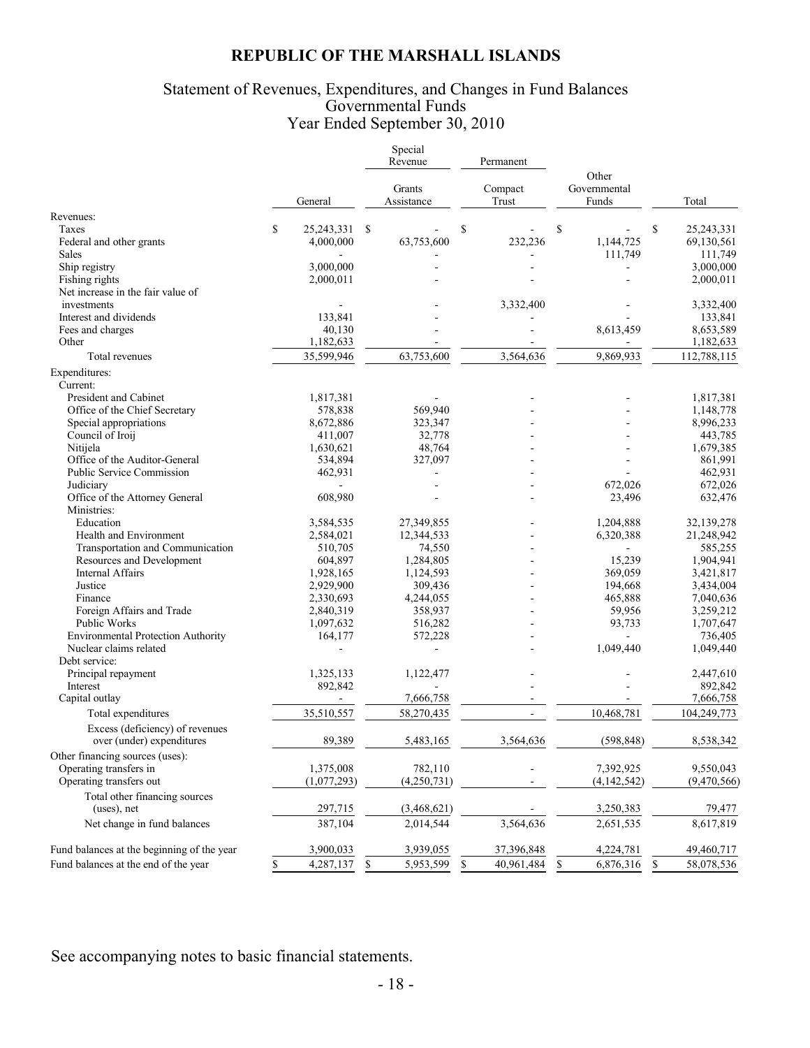# REPUBLIC OF THE MARSHALL ISLANDS

## Statement of Revenues, Expenditures, and Changes in Fund Balances
## Governmental Funds
## Year Ended September 30, 2010

| | | Special Revenue | Permanent | | |
|---|---|---|---|---|---|
| | General | Grants Assistance | Compact Trust | Other Governmental Funds | Total |
| Revenues: | | | | | |
| Taxes | $ 25,243,331 | $ - | $ - | $ - | $ 25,243,331 |
| Federal and other grants | 4,000,000 | 63,753,600 | 232,236 | 1,144,725 | 69,130,561 |
| Sales | - | - | - | 111,749 | 111,749 |
| Ship registry | 3,000,000 | - | - | - | 3,000,000 |
| Fishing rights | 2,000,011 | - | - | - | 2,000,011 |
| Net increase in the fair value of investments | - | - | 3,332,400 | - | 3,332,400 |
| Interest and dividends | 133,841 | - | - | - | 133,841 |
| Fees and charges | 40,130 | - | - | 8,613,459 | 8,653,589 |
| Other | 1,182,633 | - | - | - | 1,182,633 |
| Total revenues | 35,599,946 | 63,753,600 | 3,564,636 | 9,869,933 | 112,788,115 |
| Expenditures: | | | | | |
| Current: | | | | | |
| President and Cabinet | 1,817,381 | - | - | - | 1,817,381 |
| Office of the Chief Secretary | 578,838 | 569,940 | - | - | 1,148,778 |
| Special appropriations | 8,672,886 | 323,347 | - | - | 8,996,233 |
| Council of Iroij | 411,007 | 32,778 | - | - | 443,785 |
| Nitijela | 1,630,621 | 48,764 | - | - | 1,679,385 |
| Office of the Auditor-General | 534,894 | 327,097 | - | - | 861,991 |
| Public Service Commission | 462,931 | - | - | - | 462,931 |
| Judiciary | - | - | - | 672,026 | 672,026 |
| Office of the Attorney General | 608,980 | - | - | 23,496 | 632,476 |
| Ministries: | | | | | |
| Education | 3,584,535 | 27,349,855 | - | 1,204,888 | 32,139,278 |
| Health and Environment | 2,584,021 | 12,344,533 | - | 6,320,388 | 21,248,942 |
| Transportation and Communication | 510,705 | 74,550 | - | - | 585,255 |
| Resources and Development | 604,897 | 1,284,805 | - | 15,239 | 1,904,941 |
| Internal Affairs | 1,928,165 | 1,124,593 | - | 369,059 | 3,421,817 |
| Justice | 2,929,900 | 309,436 | - | 194,668 | 3,434,004 |
| Finance | 2,330,693 | 4,244,055 | - | 465,888 | 7,040,636 |
| Foreign Affairs and Trade | 2,840,319 | 358,937 | - | 59,956 | 3,259,212 |
| Public Works | 1,097,632 | 516,282 | - | 93,733 | 1,707,647 |
| Environmental Protection Authority | 164,177 | 572,228 | - | - | 736,405 |
| Nuclear claims related | - | - | - | 1,049,440 | 1,049,440 |
| Debt service: | | | | | |
| Principal repayment | 1,325,133 | 1,122,477 | - | - | 2,447,610 |
| Interest | 892,842 | - | - | - | 892,842 |
| Capital outlay | - | 7,666,758 | - | - | 7,666,758 |
| Total expenditures | 35,510,557 | 58,270,435 | - | 10,468,781 | 104,249,773 |
| Excess (deficiency) of revenues over (under) expenditures | 89,389 | 5,483,165 | 3,564,636 | (598,848) | 8,538,342 |
| Other financing sources (uses): | | | | | |
| Operating transfers in | 1,375,008 | 782,110 | - | 7,392,925 | 9,550,043 |
| Operating transfers out | (1,077,293) | (4,250,731) | - | (4,142,542) | (9,470,566) |
| Total other financing sources (uses), net | 297,715 | (3,468,621) | - | 3,250,383 | 79,477 |
| Net change in fund balances | 387,104 | 2,014,544 | 3,564,636 | 2,651,535 | 8,617,819 |
| Fund balances at the beginning of the year | 3,900,033 | 3,939,055 | 37,396,848 | 4,224,781 | 49,460,717 |
| Fund balances at the end of the year | $ 4,287,137 | $ 5,953,599 | $ 40,961,484 | $ 6,876,316 | $ 58,078,536 |

See accompanying notes to basic financial statements.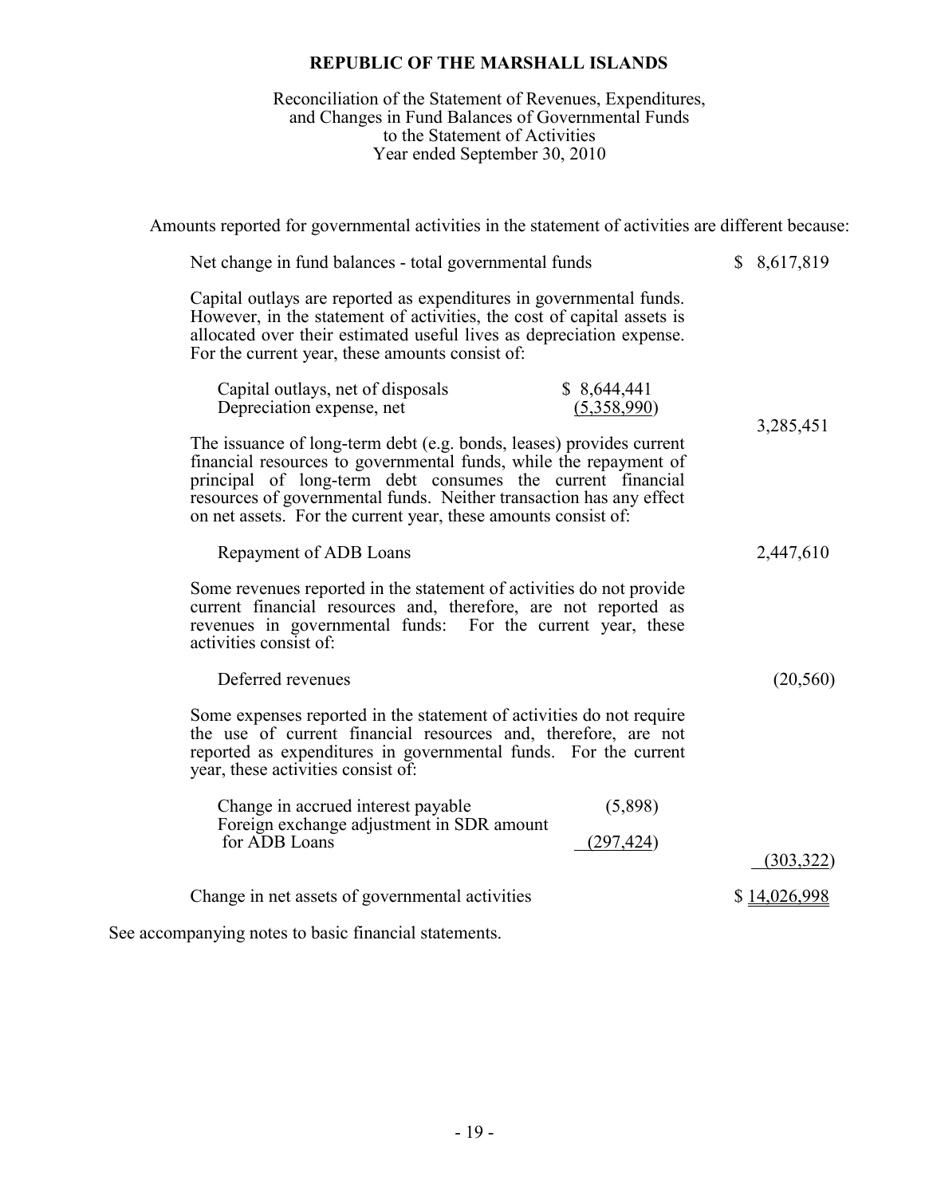**REPUBLIC OF THE MARSHALL ISLANDS**

Reconciliation of the Statement of Revenues, Expenditures, and Changes in Fund Balances of Governmental Funds to the Statement of Activities
Year ended September 30, 2010

Amounts reported for governmental activities in the statement of activities are different because:

| | | |
|---|---|---|
| Net change in fund balances - total governmental funds | | $ 8,617,819 |
| Capital outlays are reported as expenditures in governmental funds. However, in the statement of activities, the cost of capital assets is allocated over their estimated useful lives as depreciation expense. For the current year, these amounts consist of: | | |
| Capital outlays, net of disposals | $ 8,644,441 | |
| Depreciation expense, net | (5,358,990) | |
| | | 3,285,451 |
| The issuance of long-term debt (e.g. bonds, leases) provides current financial resources to governmental funds, while the repayment of principal of long-term debt consumes the current financial resources of governmental funds. Neither transaction has any effect on net assets. For the current year, these amounts consist of: | | |
| Repayment of ADB Loans | | 2,447,610 |
| Some revenues reported in the statement of activities do not provide current financial resources and, therefore, are not reported as revenues in governmental funds: For the current year, these activities consist of: | | |
| Deferred revenues | | (20,560) |
| Some expenses reported in the statement of activities do not require the use of current financial resources and, therefore, are not reported as expenditures in governmental funds. For the current year, these activities consist of: | | |
| Change in accrued interest payable | (5,898) | |
| Foreign exchange adjustment in SDR amount for ADB Loans | (297,424) | |
| | | (303,322) |
| Change in net assets of governmental activities | | $ 14,026,998 |

See accompanying notes to basic financial statements.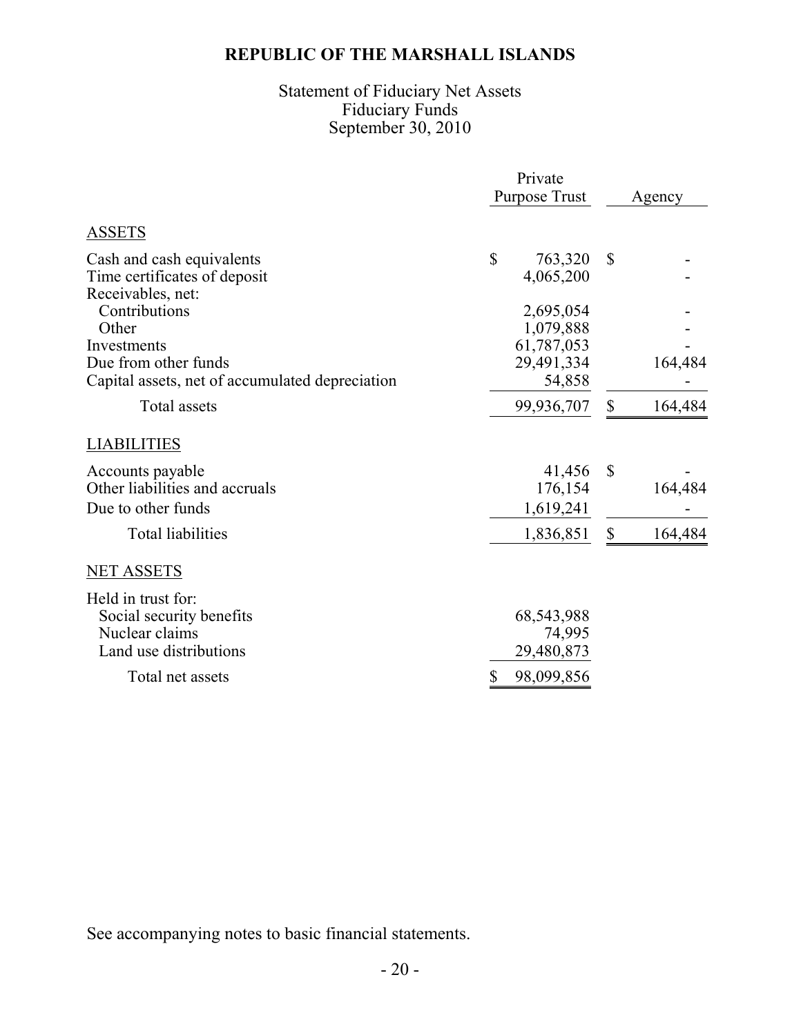# REPUBLIC OF THE MARSHALL ISLANDS

Statement of Fiduciary Net Assets
Fiduciary Funds
September 30, 2010

| | Private Purpose Trust | Agency |
|---|---|---|
| ASSETS | | |
| Cash and cash equivalents | $ 763,320 | $ - |
| Time certificates of deposit | 4,065,200 | - |
| Receivables, net: | | |
| Contributions | 2,695,054 | - |
| Other | 1,079,888 | - |
| Investments | 61,787,053 | - |
| Due from other funds | 29,491,334 | 164,484 |
| Capital assets, net of accumulated depreciation | 54,858 | - |
| Total assets | 99,936,707 | $ 164,484 |
| LIABILITIES | | |
| Accounts payable | 41,456 | $ - |
| Other liabilities and accruals | 176,154 | 164,484 |
| Due to other funds | 1,619,241 | - |
| Total liabilities | 1,836,851 | $ 164,484 |
| NET ASSETS | | |
| Held in trust for: | | |
| Social security benefits | 68,543,988 | |
| Nuclear claims | 74,995 | |
| Land use distributions | 29,480,873 | |
| Total net assets | $ 98,099,856 | |

See accompanying notes to basic financial statements.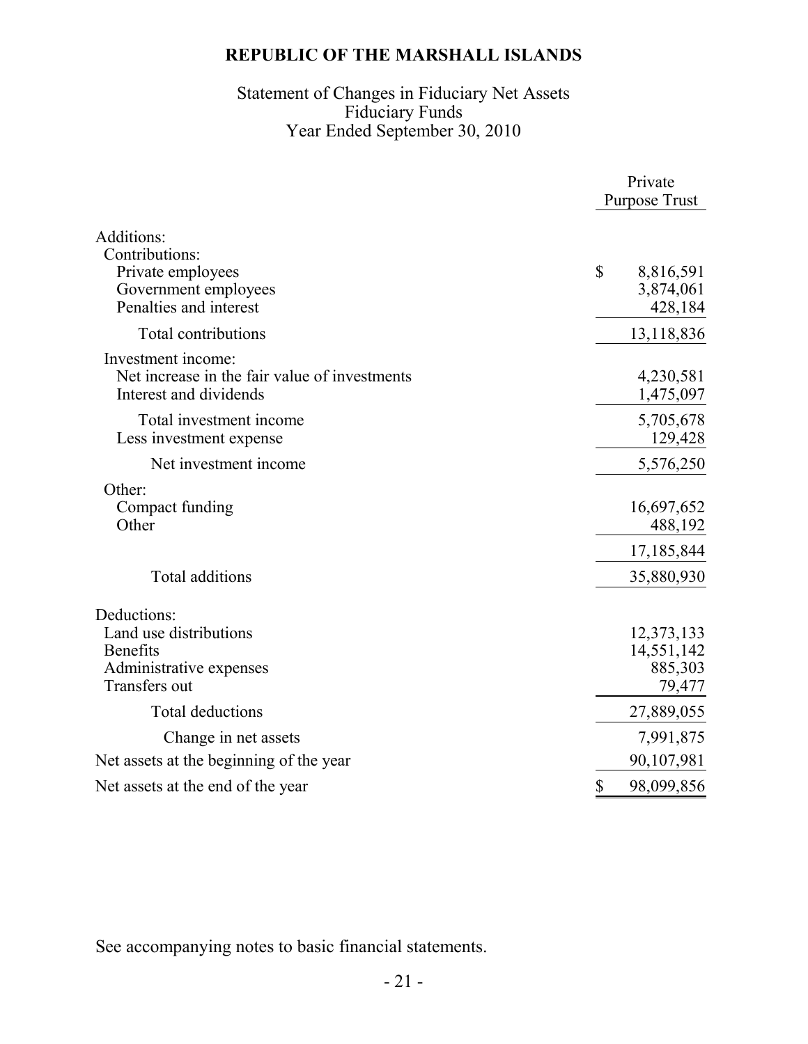# REPUBLIC OF THE MARSHALL ISLANDS

## Statement of Changes in Fiduciary Net Assets
## Fiduciary Funds
## Year Ended September 30, 2010

| | Private Purpose Trust |
|---|---|
| Additions: | |
| Contributions: | |
| Private employees | $ 8,816,591 |
| Government employees | 3,874,061 |
| Penalties and interest | 428,184 |
| Total contributions | 13,118,836 |
| Investment income: | |
| Net increase in the fair value of investments | 4,230,581 |
| Interest and dividends | 1,475,097 |
| Total investment income | 5,705,678 |
| Less investment expense | 129,428 |
| Net investment income | 5,576,250 |
| Other: | |
| Compact funding | 16,697,652 |
| Other | 488,192 |
| | 17,185,844 |
| Total additions | 35,880,930 |
| Deductions: | |
| Land use distributions | 12,373,133 |
| Benefits | 14,551,142 |
| Administrative expenses | 885,303 |
| Transfers out | 79,477 |
| Total deductions | 27,889,055 |
| Change in net assets | 7,991,875 |
| Net assets at the beginning of the year | 90,107,981 |
| Net assets at the end of the year | $ 98,099,856 |

See accompanying notes to basic financial statements.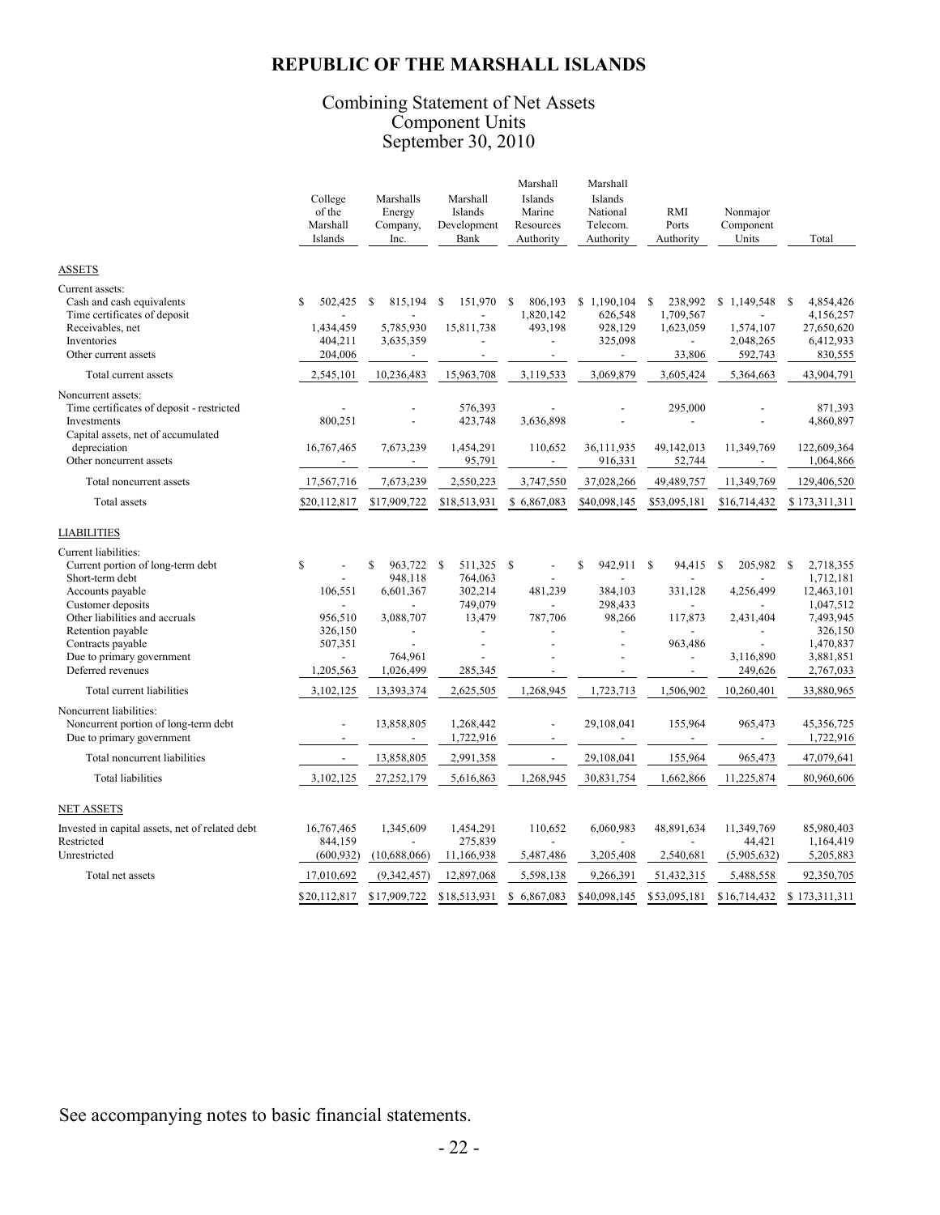# REPUBLIC OF THE MARSHALL ISLANDS

## Combining Statement of Net Assets
## Component Units
## September 30, 2010

| | College of the Marshall Islands | Marshalls Energy Company, Inc. | Marshall Islands Development Bank | Marshall Islands Marine Resources Authority | Marshall Islands National Telecom. Authority | RMI Ports Authority | Nonmajor Component Units | Total |
|---|---|---|---|---|---|---|---|---|
| **ASSETS** | | | | | | | | |
| Current assets: | | | | | | | | |
| Cash and cash equivalents | $ 502,425 | $ 815,194 | $ 151,970 | $ 806,193 | $ 1,190,104 | $ 238,992 | $ 1,149,548 | $ 4,854,426 |
| Time certificates of deposit | - | - | - | 1,820,142 | 626,548 | 1,709,567 | - | 4,156,257 |
| Receivables, net | 1,434,459 | 5,785,930 | 15,811,738 | 493,198 | 928,129 | 1,623,059 | 1,574,107 | 27,650,620 |
| Inventories | 404,211 | 3,635,359 | - | - | 325,098 | - | 2,048,265 | 6,412,933 |
| Other current assets | 204,006 | - | - | - | - | 33,806 | 592,743 | 830,555 |
| Total current assets | 2,545,101 | 10,236,483 | 15,963,708 | 3,119,533 | 3,069,879 | 3,605,424 | 5,364,663 | 43,904,791 |
| Noncurrent assets: | | | | | | | | |
| Time certificates of deposit - restricted | - | - | 576,393 | - | - | 295,000 | - | 871,393 |
| Investments | 800,251 | - | 423,748 | 3,636,898 | - | - | - | 4,860,897 |
| Capital assets, net of accumulated depreciation | 16,767,465 | 7,673,239 | 1,454,291 | 110,652 | 36,111,935 | 49,142,013 | 11,349,769 | 122,609,364 |
| Other noncurrent assets | - | - | 95,791 | - | 916,331 | 52,744 | - | 1,064,866 |
| Total noncurrent assets | 17,567,716 | 7,673,239 | 2,550,223 | 3,747,550 | 37,028,266 | 49,489,757 | 11,349,769 | 129,406,520 |
| Total assets | $20,112,817 | $17,909,722 | $18,513,931 | $ 6,867,083 | $40,098,145 | $53,095,181 | $16,714,432 | $ 173,311,311 |
| **LIABILITIES** | | | | | | | | |
| Current liabilities: | | | | | | | | |
| Current portion of long-term debt | $ - | $ 963,722 | $ 511,325 | $ - | $ 942,911 | $ 94,415 | $ 205,982 | $ 2,718,355 |
| Short-term debt | - | 948,118 | 764,063 | - | - | - | - | 1,712,181 |
| Accounts payable | 106,551 | 6,601,367 | 302,214 | 481,239 | 384,103 | 331,128 | 4,256,499 | 12,463,101 |
| Customer deposits | - | - | 749,079 | - | 298,433 | - | - | 1,047,512 |
| Other liabilities and accruals | 956,510 | 3,088,707 | 13,479 | 787,706 | 98,266 | 117,873 | 2,431,404 | 7,493,945 |
| Retention payable | 326,150 | - | - | - | - | - | - | 326,150 |
| Contracts payable | 507,351 | - | - | - | - | 963,486 | - | 1,470,837 |
| Due to primary government | - | 764,961 | - | - | - | - | 3,116,890 | 3,881,851 |
| Deferred revenues | 1,205,563 | 1,026,499 | 285,345 | - | - | - | 249,626 | 2,767,033 |
| Total current liabilities | 3,102,125 | 13,393,374 | 2,625,505 | 1,268,945 | 1,723,713 | 1,506,902 | 10,260,401 | 33,880,965 |
| Noncurrent liabilities: | | | | | | | | |
| Noncurrent portion of long-term debt | - | 13,858,805 | 1,268,442 | - | 29,108,041 | 155,964 | 965,473 | 45,356,725 |
| Due to primary government | - | - | 1,722,916 | - | - | - | - | 1,722,916 |
| Total noncurrent liabilities | - | 13,858,805 | 2,991,358 | - | 29,108,041 | 155,964 | 965,473 | 47,079,641 |
| Total liabilities | 3,102,125 | 27,252,179 | 5,616,863 | 1,268,945 | 30,831,754 | 1,662,866 | 11,225,874 | 80,960,606 |
| **NET ASSETS** | | | | | | | | |
| Invested in capital assets, net of related debt | 16,767,465 | 1,345,609 | 1,454,291 | 110,652 | 6,060,983 | 48,891,634 | 11,349,769 | 85,980,403 |
| Restricted | 844,159 | - | 275,839 | - | - | - | 44,421 | 1,164,419 |
| Unrestricted | (600,932) | (10,688,066) | 11,166,938 | 5,487,486 | 3,205,408 | 2,540,681 | (5,905,632) | 5,205,883 |
| Total net assets | 17,010,692 | (9,342,457) | 12,897,068 | 5,598,138 | 9,266,391 | 51,432,315 | 5,488,558 | 92,350,705 |
| | $20,112,817 | $17,909,722 | $18,513,931 | $ 6,867,083 | $40,098,145 | $53,095,181 | $16,714,432 | $ 173,311,311 |

See accompanying notes to basic financial statements.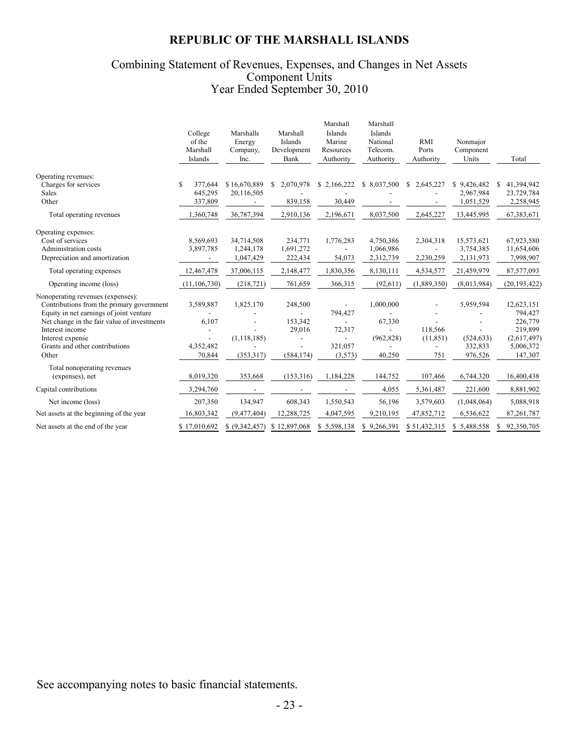# REPUBLIC OF THE MARSHALL ISLANDS

## Combining Statement of Revenues, Expenses, and Changes in Net Assets
## Component Units
## Year Ended September 30, 2010

| | College of the Marshall Islands | Marshalls Energy Company, Inc. | Marshall Islands Development Bank | Marshall Islands Marine Resources Authority | Marshall Islands National Telecom. Authority | RMI Ports Authority | Nonmajor Component Units | Total |
|---|---|---|---|---|---|---|---|---|
| Operating revenues: | | | | | | | | |
| Charges for services | $ 377,644 | $ 16,670,889 | $ 2,070,978 | $ 2,166,222 | $ 8,037,500 | $ 2,645,227 | $ 9,426,482 | $ 41,394,942 |
| Sales | 645,295 | 20,116,505 | - | - | - | - | 2,967,984 | 23,729,784 |
| Other | 337,809 | - | 839,158 | 30,449 | - | - | 1,051,529 | 2,258,945 |
| Total operating revenues | 1,360,748 | 36,787,394 | 2,910,136 | 2,196,671 | 8,037,500 | 2,645,227 | 13,445,995 | 67,383,671 |
| Operating expenses: | | | | | | | | |
| Cost of services | 8,569,693 | 34,714,508 | 234,771 | 1,776,283 | 4,750,386 | 2,304,318 | 15,573,621 | 67,923,580 |
| Administration costs | 3,897,785 | 1,244,178 | 1,691,272 | - | 1,066,986 | - | 3,754,385 | 11,654,606 |
| Depreciation and amortization | - | 1,047,429 | 222,434 | 54,073 | 2,312,739 | 2,230,259 | 2,131,973 | 7,998,907 |
| Total operating expenses | 12,467,478 | 37,006,115 | 2,148,477 | 1,830,356 | 8,130,111 | 4,534,577 | 21,459,979 | 87,577,093 |
| Operating income (loss) | (11,106,730) | (218,721) | 761,659 | 366,315 | (92,611) | (1,889,350) | (8,013,984) | (20,193,422) |
| Nonoperating revenues (expenses): | | | | | | | | |
| Contributions from the primary government | 3,589,887 | 1,825,170 | 248,500 | - | 1,000,000 | - | 5,959,594 | 12,623,151 |
| Equity in net earnings of joint venture | - | - | - | 794,427 | - | - | - | 794,427 |
| Net change in the fair value of investments | 6,107 | - | 153,342 | - | 67,330 | - | - | 226,779 |
| Interest income | - | - | 29,016 | 72,317 | - | 118,566 | - | 219,899 |
| Interest expense | - | (1,118,185) | - | - | (962,828) | (11,851) | (524,633) | (2,617,497) |
| Grants and other contributions | 4,352,482 | - | - | 321,057 | - | - | 332,833 | 5,006,372 |
| Other | 70,844 | (353,317) | (584,174) | (3,573) | 40,250 | 751 | 976,526 | 147,307 |
| Total nonoperating revenues (expenses), net | 8,019,320 | 353,668 | (153,316) | 1,184,228 | 144,752 | 107,466 | 6,744,320 | 16,400,438 |
| Capital contributions | 3,294,760 | - | - | - | 4,055 | 5,361,487 | 221,600 | 8,881,902 |
| Net income (loss) | 207,350 | 134,947 | 608,343 | 1,550,543 | 56,196 | 3,579,603 | (1,048,064) | 5,088,918 |
| Net assets at the beginning of the year | 16,803,342 | (9,477,404) | 12,288,725 | 4,047,595 | 9,210,195 | 47,852,712 | 6,536,622 | 87,261,787 |
| Net assets at the end of the year | $ 17,010,692 | $ (9,342,457) | $ 12,897,068 | $ 5,598,138 | $ 9,266,391 | $ 51,432,315 | $ 5,488,558 | $ 92,350,705 |

See accompanying notes to basic financial statements.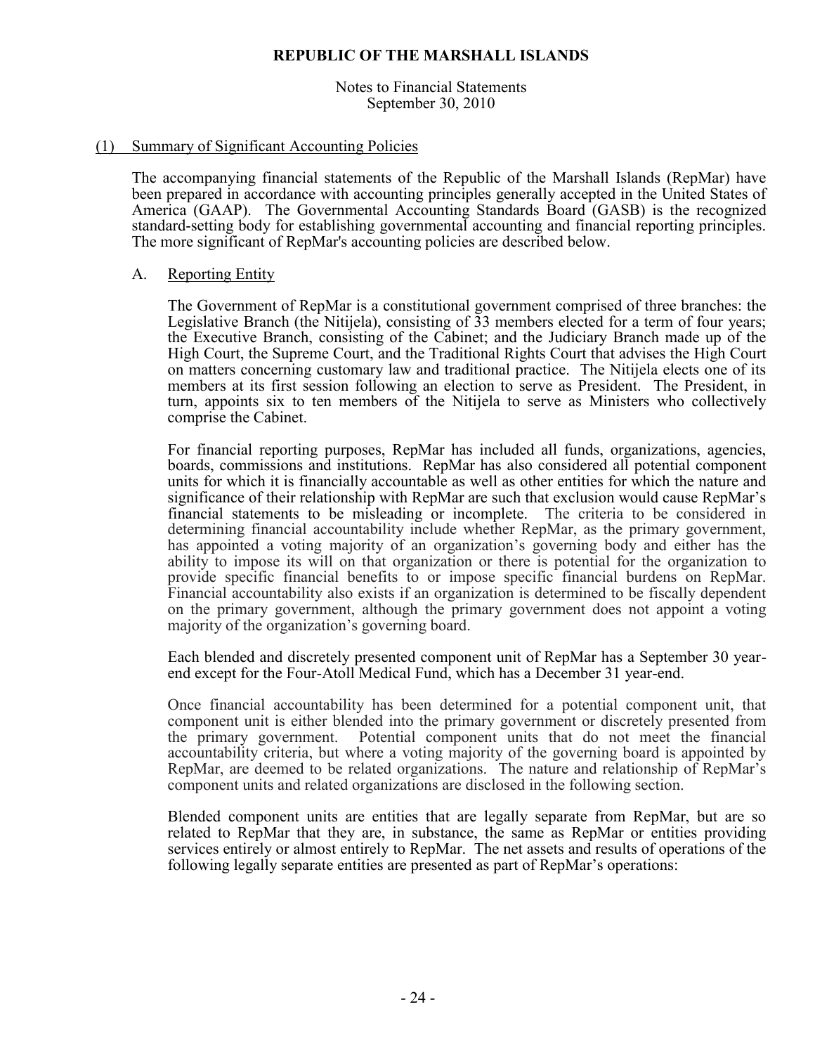# REPUBLIC OF THE MARSHALL ISLANDS

Notes to Financial Statements
September 30, 2010

## (1) Summary of Significant Accounting Policies

The accompanying financial statements of the Republic of the Marshall Islands (RepMar) have been prepared in accordance with accounting principles generally accepted in the United States of America (GAAP). The Governmental Accounting Standards Board (GASB) is the recognized standard-setting body for establishing governmental accounting and financial reporting principles. The more significant of RepMar's accounting policies are described below.

### A. Reporting Entity

The Government of RepMar is a constitutional government comprised of three branches: the Legislative Branch (the Nitijela), consisting of 33 members elected for a term of four years; the Executive Branch, consisting of the Cabinet; and the Judiciary Branch made up of the High Court, the Supreme Court, and the Traditional Rights Court that advises the High Court on matters concerning customary law and traditional practice. The Nitijela elects one of its members at its first session following an election to serve as President. The President, in turn, appoints six to ten members of the Nitijela to serve as Ministers who collectively comprise the Cabinet.

For financial reporting purposes, RepMar has included all funds, organizations, agencies, boards, commissions and institutions. RepMar has also considered all potential component units for which it is financially accountable as well as other entities for which the nature and significance of their relationship with RepMar are such that exclusion would cause RepMar's financial statements to be misleading or incomplete. The criteria to be considered in determining financial accountability include whether RepMar, as the primary government, has appointed a voting majority of an organization's governing body and either has the ability to impose its will on that organization or there is potential for the organization to provide specific financial benefits to or impose specific financial burdens on RepMar. Financial accountability also exists if an organization is determined to be fiscally dependent on the primary government, although the primary government does not appoint a voting majority of the organization's governing board.

Each blended and discretely presented component unit of RepMar has a September 30 year-end except for the Four-Atoll Medical Fund, which has a December 31 year-end.

Once financial accountability has been determined for a potential component unit, that component unit is either blended into the primary government or discretely presented from the primary government. Potential component units that do not meet the financial accountability criteria, but where a voting majority of the governing board is appointed by RepMar, are deemed to be related organizations. The nature and relationship of RepMar's component units and related organizations are disclosed in the following section.

Blended component units are entities that are legally separate from RepMar, but are so related to RepMar that they are, in substance, the same as RepMar or entities providing services entirely or almost entirely to RepMar. The net assets and results of operations of the following legally separate entities are presented as part of RepMar's operations: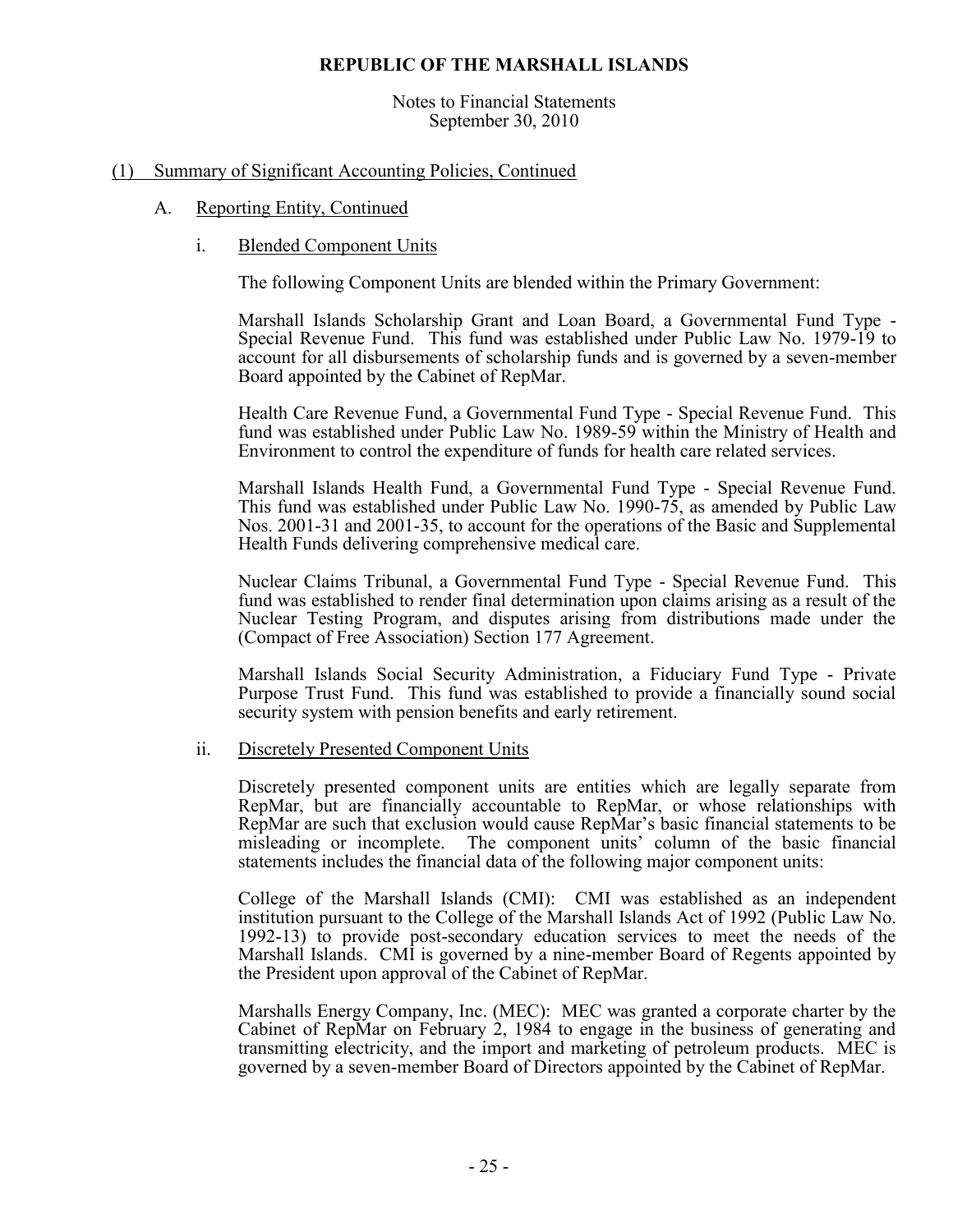# REPUBLIC OF THE MARSHALL ISLANDS

Notes to Financial Statements
September 30, 2010

## (1) Summary of Significant Accounting Policies, Continued

### A. Reporting Entity, Continued

#### i. Blended Component Units

The following Component Units are blended within the Primary Government:

Marshall Islands Scholarship Grant and Loan Board, a Governmental Fund Type - Special Revenue Fund. This fund was established under Public Law No. 1979-19 to account for all disbursements of scholarship funds and is governed by a seven-member Board appointed by the Cabinet of RepMar.

Health Care Revenue Fund, a Governmental Fund Type - Special Revenue Fund. This fund was established under Public Law No. 1989-59 within the Ministry of Health and Environment to control the expenditure of funds for health care related services.

Marshall Islands Health Fund, a Governmental Fund Type - Special Revenue Fund. This fund was established under Public Law No. 1990-75, as amended by Public Law Nos. 2001-31 and 2001-35, to account for the operations of the Basic and Supplemental Health Funds delivering comprehensive medical care.

Nuclear Claims Tribunal, a Governmental Fund Type - Special Revenue Fund. This fund was established to render final determination upon claims arising as a result of the Nuclear Testing Program, and disputes arising from distributions made under the (Compact of Free Association) Section 177 Agreement.

Marshall Islands Social Security Administration, a Fiduciary Fund Type - Private Purpose Trust Fund. This fund was established to provide a financially sound social security system with pension benefits and early retirement.

#### ii. Discretely Presented Component Units

Discretely presented component units are entities which are legally separate from RepMar, but are financially accountable to RepMar, or whose relationships with RepMar are such that exclusion would cause RepMar's basic financial statements to be misleading or incomplete. The component units' column of the basic financial statements includes the financial data of the following major component units:

College of the Marshall Islands (CMI): CMI was established as an independent institution pursuant to the College of the Marshall Islands Act of 1992 (Public Law No. 1992-13) to provide post-secondary education services to meet the needs of the Marshall Islands. CMI is governed by a nine-member Board of Regents appointed by the President upon approval of the Cabinet of RepMar.

Marshalls Energy Company, Inc. (MEC): MEC was granted a corporate charter by the Cabinet of RepMar on February 2, 1984 to engage in the business of generating and transmitting electricity, and the import and marketing of petroleum products. MEC is governed by a seven-member Board of Directors appointed by the Cabinet of RepMar.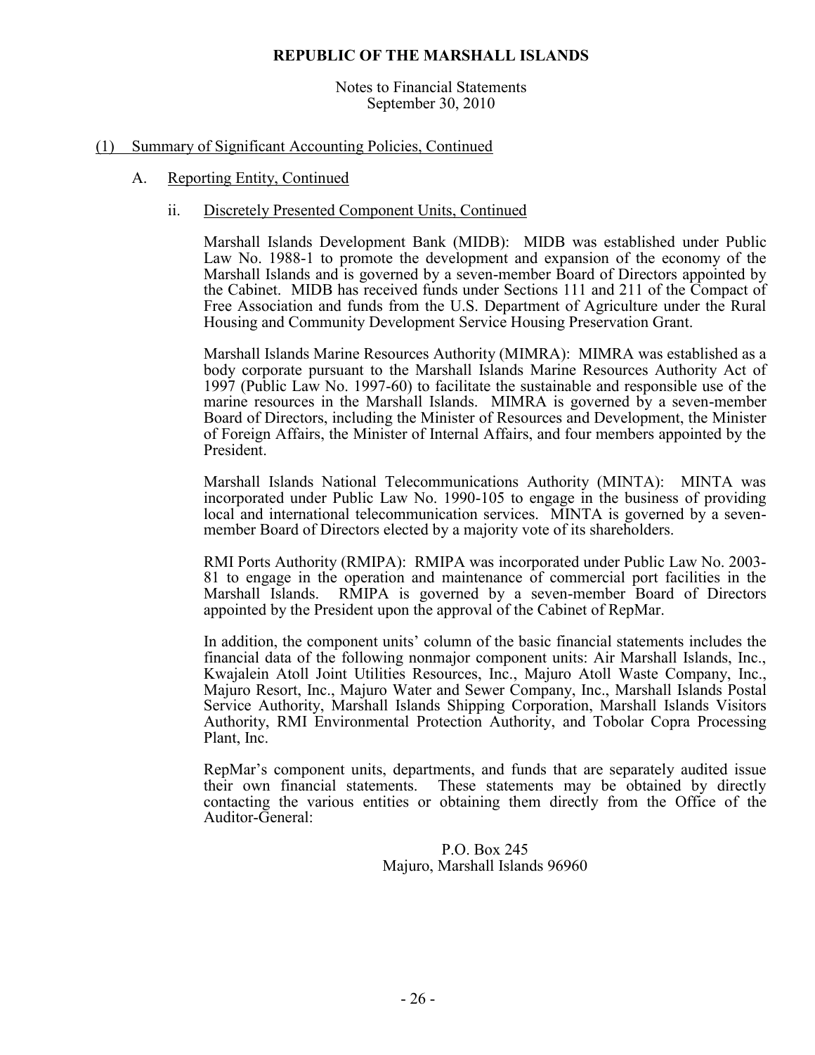# REPUBLIC OF THE MARSHALL ISLANDS

Notes to Financial Statements
September 30, 2010

## (1) Summary of Significant Accounting Policies, Continued

### A. Reporting Entity, Continued

#### ii. Discretely Presented Component Units, Continued

Marshall Islands Development Bank (MIDB): MIDB was established under Public Law No. 1988-1 to promote the development and expansion of the economy of the Marshall Islands and is governed by a seven-member Board of Directors appointed by the Cabinet. MIDB has received funds under Sections 111 and 211 of the Compact of Free Association and funds from the U.S. Department of Agriculture under the Rural Housing and Community Development Service Housing Preservation Grant.

Marshall Islands Marine Resources Authority (MIMRA): MIMRA was established as a body corporate pursuant to the Marshall Islands Marine Resources Authority Act of 1997 (Public Law No. 1997-60) to facilitate the sustainable and responsible use of the marine resources in the Marshall Islands. MIMRA is governed by a seven-member Board of Directors, including the Minister of Resources and Development, the Minister of Foreign Affairs, the Minister of Internal Affairs, and four members appointed by the President.

Marshall Islands National Telecommunications Authority (MINTA): MINTA was incorporated under Public Law No. 1990-105 to engage in the business of providing local and international telecommunication services. MINTA is governed by a seven-member Board of Directors elected by a majority vote of its shareholders.

RMI Ports Authority (RMIPA): RMIPA was incorporated under Public Law No. 2003-81 to engage in the operation and maintenance of commercial port facilities in the Marshall Islands. RMIPA is governed by a seven-member Board of Directors appointed by the President upon the approval of the Cabinet of RepMar.

In addition, the component units' column of the basic financial statements includes the financial data of the following nonmajor component units: Air Marshall Islands, Inc., Kwajalein Atoll Joint Utilities Resources, Inc., Majuro Atoll Waste Company, Inc., Majuro Resort, Inc., Majuro Water and Sewer Company, Inc., Marshall Islands Postal Service Authority, Marshall Islands Shipping Corporation, Marshall Islands Visitors Authority, RMI Environmental Protection Authority, and Tobolar Copra Processing Plant, Inc.

RepMar's component units, departments, and funds that are separately audited issue their own financial statements. These statements may be obtained by directly contacting the various entities or obtaining them directly from the Office of the Auditor-General:

P.O. Box 245
Majuro, Marshall Islands 96960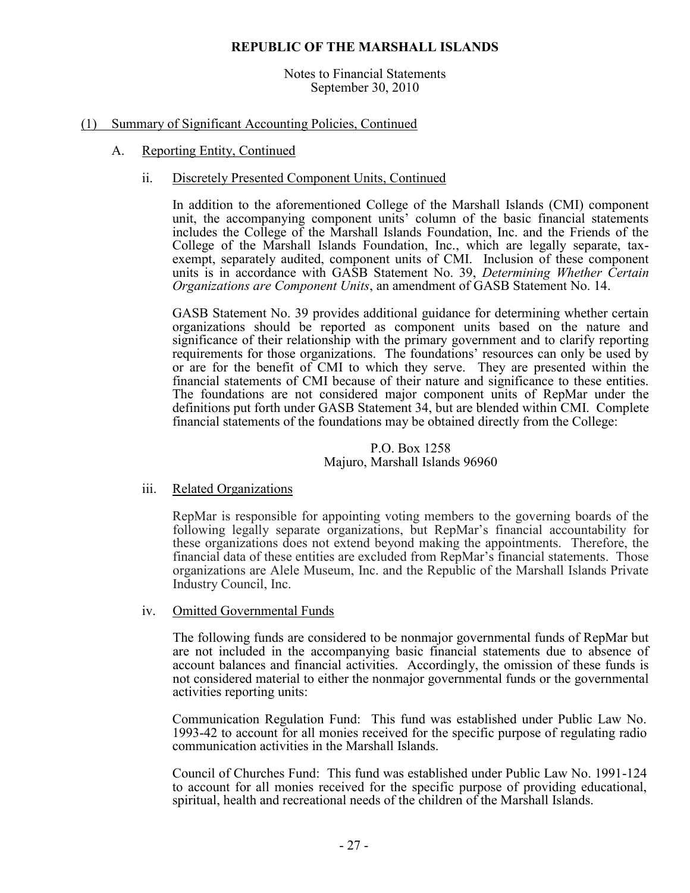## (1) Summary of Significant Accounting Policies, Continued

### A. Reporting Entity, Continued

#### ii. Discretely Presented Component Units, Continued

In addition to the aforementioned College of the Marshall Islands (CMI) component unit, the accompanying component units' column of the basic financial statements includes the College of the Marshall Islands Foundation, Inc. and the Friends of the College of the Marshall Islands Foundation, Inc., which are legally separate, tax-exempt, separately audited, component units of CMI. Inclusion of these component units is in accordance with GASB Statement No. 39, *Determining Whether Certain Organizations are Component Units*, an amendment of GASB Statement No. 14.

GASB Statement No. 39 provides additional guidance for determining whether certain organizations should be reported as component units based on the nature and significance of their relationship with the primary government and to clarify reporting requirements for those organizations. The foundations' resources can only be used by or are for the benefit of CMI to which they serve. They are presented within the financial statements of CMI because of their nature and significance to these entities. The foundations are not considered major component units of RepMar under the definitions put forth under GASB Statement 34, but are blended within CMI. Complete financial statements of the foundations may be obtained directly from the College:

P.O. Box 1258
Majuro, Marshall Islands 96960

#### iii. Related Organizations

RepMar is responsible for appointing voting members to the governing boards of the following legally separate organizations, but RepMar's financial accountability for these organizations does not extend beyond making the appointments. Therefore, the financial data of these entities are excluded from RepMar's financial statements. Those organizations are Alele Museum, Inc. and the Republic of the Marshall Islands Private Industry Council, Inc.

#### iv. Omitted Governmental Funds

The following funds are considered to be nonmajor governmental funds of RepMar but are not included in the accompanying basic financial statements due to absence of account balances and financial activities. Accordingly, the omission of these funds is not considered material to either the nonmajor governmental funds or the governmental activities reporting units:

Communication Regulation Fund: This fund was established under Public Law No. 1993-42 to account for all monies received for the specific purpose of regulating radio communication activities in the Marshall Islands.

Council of Churches Fund: This fund was established under Public Law No. 1991-124 to account for all monies received for the specific purpose of providing educational, spiritual, health and recreational needs of the children of the Marshall Islands.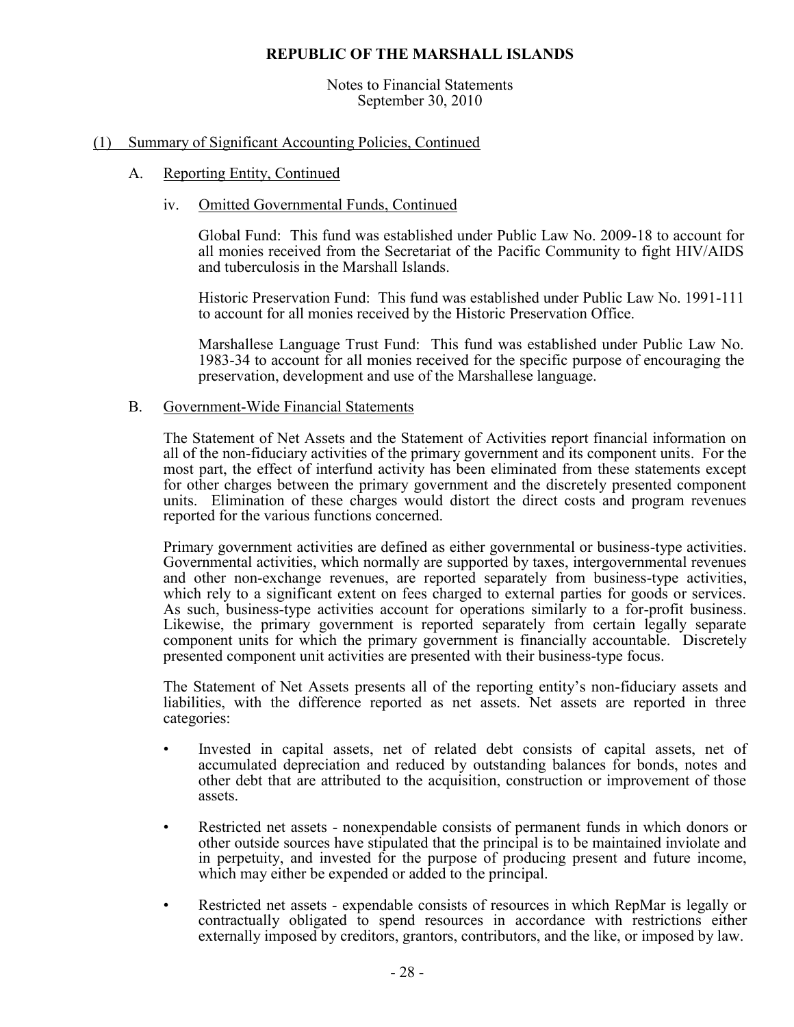# REPUBLIC OF THE MARSHALL ISLANDS

Notes to Financial Statements
September 30, 2010

## (1) Summary of Significant Accounting Policies, Continued

### A. Reporting Entity, Continued

#### iv. Omitted Governmental Funds, Continued

Global Fund: This fund was established under Public Law No. 2009-18 to account for all monies received from the Secretariat of the Pacific Community to fight HIV/AIDS and tuberculosis in the Marshall Islands.

Historic Preservation Fund: This fund was established under Public Law No. 1991-111 to account for all monies received by the Historic Preservation Office.

Marshallese Language Trust Fund: This fund was established under Public Law No. 1983-34 to account for all monies received for the specific purpose of encouraging the preservation, development and use of the Marshallese language.

### B. Government-Wide Financial Statements

The Statement of Net Assets and the Statement of Activities report financial information on all of the non-fiduciary activities of the primary government and its component units. For the most part, the effect of interfund activity has been eliminated from these statements except for other charges between the primary government and the discretely presented component units. Elimination of these charges would distort the direct costs and program revenues reported for the various functions concerned.

Primary government activities are defined as either governmental or business-type activities. Governmental activities, which normally are supported by taxes, intergovernmental revenues and other non-exchange revenues, are reported separately from business-type activities, which rely to a significant extent on fees charged to external parties for goods or services. As such, business-type activities account for operations similarly to a for-profit business. Likewise, the primary government is reported separately from certain legally separate component units for which the primary government is financially accountable. Discretely presented component unit activities are presented with their business-type focus.

The Statement of Net Assets presents all of the reporting entity's non-fiduciary assets and liabilities, with the difference reported as net assets. Net assets are reported in three categories:

- Invested in capital assets, net of related debt consists of capital assets, net of accumulated depreciation and reduced by outstanding balances for bonds, notes and other debt that are attributed to the acquisition, construction or improvement of those assets.
- Restricted net assets - nonexpendable consists of permanent funds in which donors or other outside sources have stipulated that the principal is to be maintained inviolate and in perpetuity, and invested for the purpose of producing present and future income, which may either be expended or added to the principal.
- Restricted net assets - expendable consists of resources in which RepMar is legally or contractually obligated to spend resources in accordance with restrictions either externally imposed by creditors, grantors, contributors, and the like, or imposed by law.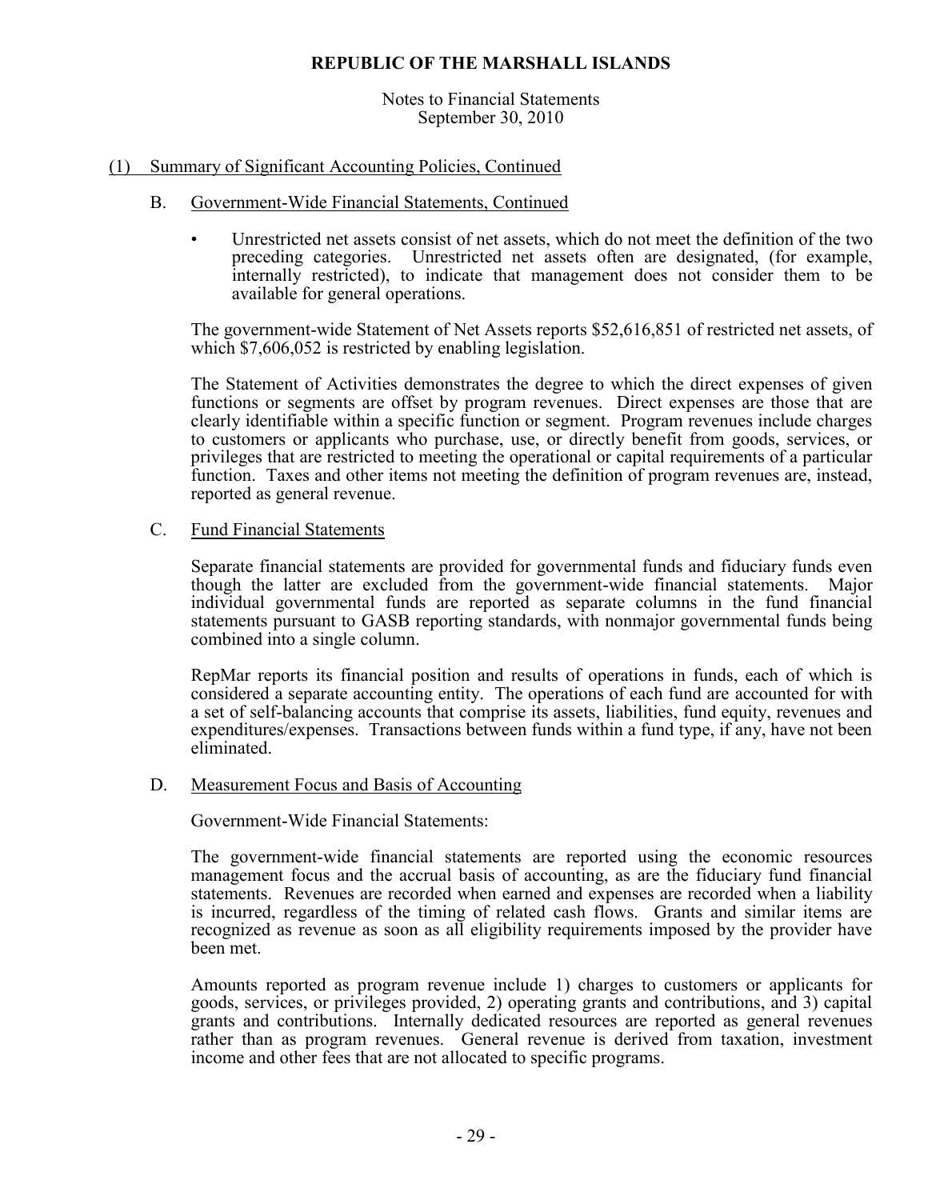# REPUBLIC OF THE MARSHALL ISLANDS

Notes to Financial Statements
September 30, 2010

## (1) Summary of Significant Accounting Policies, Continued

### B. Government-Wide Financial Statements, Continued

- Unrestricted net assets consist of net assets, which do not meet the definition of the two preceding categories. Unrestricted net assets often are designated, (for example, internally restricted), to indicate that management does not consider them to be available for general operations.

The government-wide Statement of Net Assets reports $52,616,851 of restricted net assets, of which $7,606,052 is restricted by enabling legislation.

The Statement of Activities demonstrates the degree to which the direct expenses of given functions or segments are offset by program revenues. Direct expenses are those that are clearly identifiable within a specific function or segment. Program revenues include charges to customers or applicants who purchase, use, or directly benefit from goods, services, or privileges that are restricted to meeting the operational or capital requirements of a particular function. Taxes and other items not meeting the definition of program revenues are, instead, reported as general revenue.

### C. Fund Financial Statements

Separate financial statements are provided for governmental funds and fiduciary funds even though the latter are excluded from the government-wide financial statements. Major individual governmental funds are reported as separate columns in the fund financial statements pursuant to GASB reporting standards, with nonmajor governmental funds being combined into a single column.

RepMar reports its financial position and results of operations in funds, each of which is considered a separate accounting entity. The operations of each fund are accounted for with a set of self-balancing accounts that comprise its assets, liabilities, fund equity, revenues and expenditures/expenses. Transactions between funds within a fund type, if any, have not been eliminated.

### D. Measurement Focus and Basis of Accounting

Government-Wide Financial Statements:

The government-wide financial statements are reported using the economic resources management focus and the accrual basis of accounting, as are the fiduciary fund financial statements. Revenues are recorded when earned and expenses are recorded when a liability is incurred, regardless of the timing of related cash flows. Grants and similar items are recognized as revenue as soon as all eligibility requirements imposed by the provider have been met.

Amounts reported as program revenue include 1) charges to customers or applicants for goods, services, or privileges provided, 2) operating grants and contributions, and 3) capital grants and contributions. Internally dedicated resources are reported as general revenues rather than as program revenues. General revenue is derived from taxation, investment income and other fees that are not allocated to specific programs.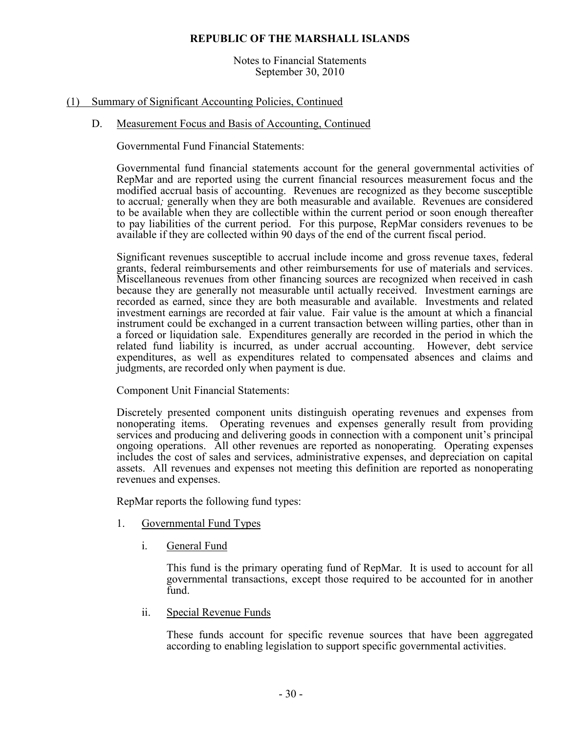**REPUBLIC OF THE MARSHALL ISLANDS**

Notes to Financial Statements
September 30, 2010

(1) Summary of Significant Accounting Policies, Continued

D. Measurement Focus and Basis of Accounting, Continued

Governmental Fund Financial Statements:

Governmental fund financial statements account for the general governmental activities of RepMar and are reported using the current financial resources measurement focus and the modified accrual basis of accounting. Revenues are recognized as they become susceptible to accrual; generally when they are both measurable and available. Revenues are considered to be available when they are collectible within the current period or soon enough thereafter to pay liabilities of the current period. For this purpose, RepMar considers revenues to be available if they are collected within 90 days of the end of the current fiscal period.

Significant revenues susceptible to accrual include income and gross revenue taxes, federal grants, federal reimbursements and other reimbursements for use of materials and services. Miscellaneous revenues from other financing sources are recognized when received in cash because they are generally not measurable until actually received. Investment earnings are recorded as earned, since they are both measurable and available. Investments and related investment earnings are recorded at fair value. Fair value is the amount at which a financial instrument could be exchanged in a current transaction between willing parties, other than in a forced or liquidation sale. Expenditures generally are recorded in the period in which the related fund liability is incurred, as under accrual accounting. However, debt service expenditures, as well as expenditures related to compensated absences and claims and judgments, are recorded only when payment is due.

Component Unit Financial Statements:

Discretely presented component units distinguish operating revenues and expenses from nonoperating items. Operating revenues and expenses generally result from providing services and producing and delivering goods in connection with a component unit's principal ongoing operations. All other revenues are reported as nonoperating. Operating expenses includes the cost of sales and services, administrative expenses, and depreciation on capital assets. All revenues and expenses not meeting this definition are reported as nonoperating revenues and expenses.

RepMar reports the following fund types:

1. Governmental Fund Types

   i. General Fund

      This fund is the primary operating fund of RepMar. It is used to account for all governmental transactions, except those required to be accounted for in another fund.

   ii. Special Revenue Funds

      These funds account for specific revenue sources that have been aggregated according to enabling legislation to support specific governmental activities.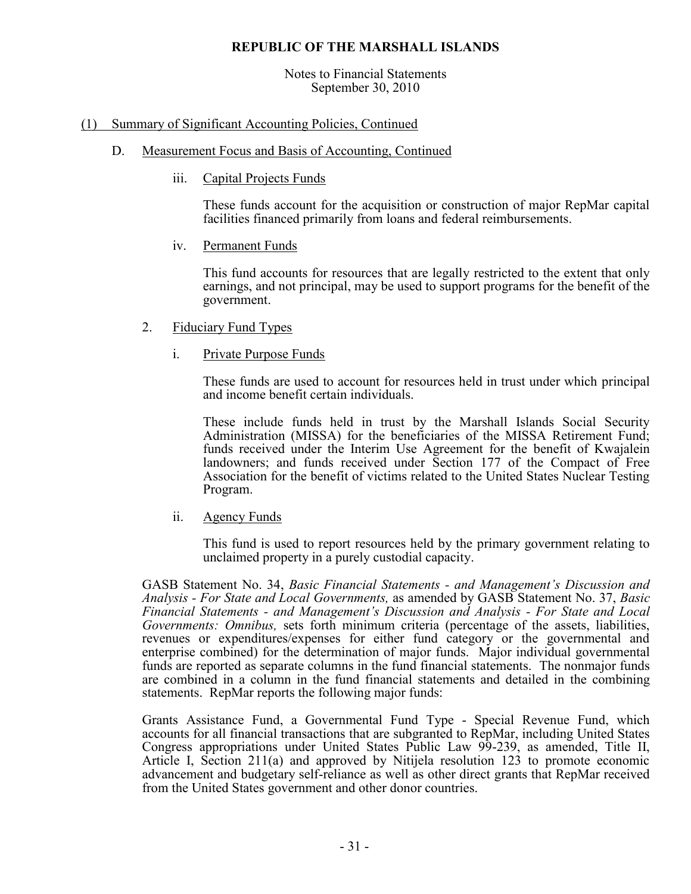## REPUBLIC OF THE MARSHALL ISLANDS

Notes to Financial Statements
September 30, 2010

(1) Summary of Significant Accounting Policies, Continued

D. Measurement Focus and Basis of Accounting, Continued

iii. Capital Projects Funds

These funds account for the acquisition or construction of major RepMar capital facilities financed primarily from loans and federal reimbursements.

iv. Permanent Funds

This fund accounts for resources that are legally restricted to the extent that only earnings, and not principal, may be used to support programs for the benefit of the government.

2. Fiduciary Fund Types

i. Private Purpose Funds

These funds are used to account for resources held in trust under which principal and income benefit certain individuals.

These include funds held in trust by the Marshall Islands Social Security Administration (MISSA) for the beneficiaries of the MISSA Retirement Fund; funds received under the Interim Use Agreement for the benefit of Kwajalein landowners; and funds received under Section 177 of the Compact of Free Association for the benefit of victims related to the United States Nuclear Testing Program.

ii. Agency Funds

This fund is used to report resources held by the primary government relating to unclaimed property in a purely custodial capacity.

GASB Statement No. 34, *Basic Financial Statements - and Management's Discussion and Analysis - For State and Local Governments,* as amended by GASB Statement No. 37, *Basic Financial Statements - and Management's Discussion and Analysis - For State and Local Governments: Omnibus,* sets forth minimum criteria (percentage of the assets, liabilities, revenues or expenditures/expenses for either fund category or the governmental and enterprise combined) for the determination of major funds. Major individual governmental funds are reported as separate columns in the fund financial statements. The nonmajor funds are combined in a column in the fund financial statements and detailed in the combining statements. RepMar reports the following major funds:

Grants Assistance Fund, a Governmental Fund Type - Special Revenue Fund, which accounts for all financial transactions that are subgranted to RepMar, including United States Congress appropriations under United States Public Law 99-239, as amended, Title II, Article I, Section 211(a) and approved by Nitijela resolution 123 to promote economic advancement and budgetary self-reliance as well as other direct grants that RepMar received from the United States government and other donor countries.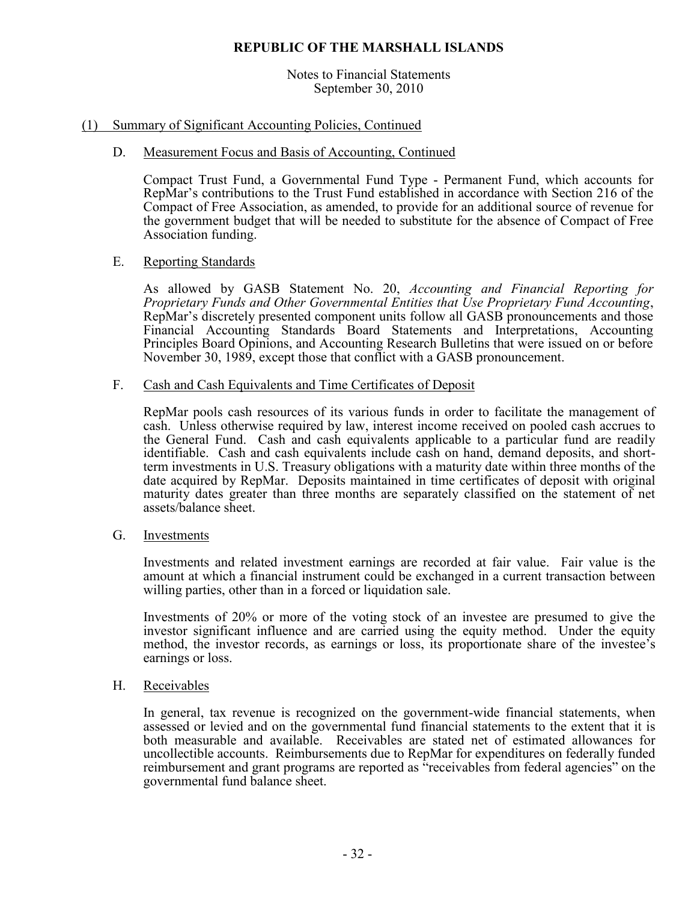# REPUBLIC OF THE MARSHALL ISLANDS

Notes to Financial Statements
September 30, 2010

## (1) Summary of Significant Accounting Policies, Continued

### D. Measurement Focus and Basis of Accounting, Continued

Compact Trust Fund, a Governmental Fund Type - Permanent Fund, which accounts for RepMar's contributions to the Trust Fund established in accordance with Section 216 of the Compact of Free Association, as amended, to provide for an additional source of revenue for the government budget that will be needed to substitute for the absence of Compact of Free Association funding.

### E. Reporting Standards

As allowed by GASB Statement No. 20, *Accounting and Financial Reporting for Proprietary Funds and Other Governmental Entities that Use Proprietary Fund Accounting*, RepMar's discretely presented component units follow all GASB pronouncements and those Financial Accounting Standards Board Statements and Interpretations, Accounting Principles Board Opinions, and Accounting Research Bulletins that were issued on or before November 30, 1989, except those that conflict with a GASB pronouncement.

### F. Cash and Cash Equivalents and Time Certificates of Deposit

RepMar pools cash resources of its various funds in order to facilitate the management of cash. Unless otherwise required by law, interest income received on pooled cash accrues to the General Fund. Cash and cash equivalents applicable to a particular fund are readily identifiable. Cash and cash equivalents include cash on hand, demand deposits, and short-term investments in U.S. Treasury obligations with a maturity date within three months of the date acquired by RepMar. Deposits maintained in time certificates of deposit with original maturity dates greater than three months are separately classified on the statement of net assets/balance sheet.

### G. Investments

Investments and related investment earnings are recorded at fair value. Fair value is the amount at which a financial instrument could be exchanged in a current transaction between willing parties, other than in a forced or liquidation sale.

Investments of 20% or more of the voting stock of an investee are presumed to give the investor significant influence and are carried using the equity method. Under the equity method, the investor records, as earnings or loss, its proportionate share of the investee's earnings or loss.

### H. Receivables

In general, tax revenue is recognized on the government-wide financial statements, when assessed or levied and on the governmental fund financial statements to the extent that it is both measurable and available. Receivables are stated net of estimated allowances for uncollectible accounts. Reimbursements due to RepMar for expenditures on federally funded reimbursement and grant programs are reported as "receivables from federal agencies" on the governmental fund balance sheet.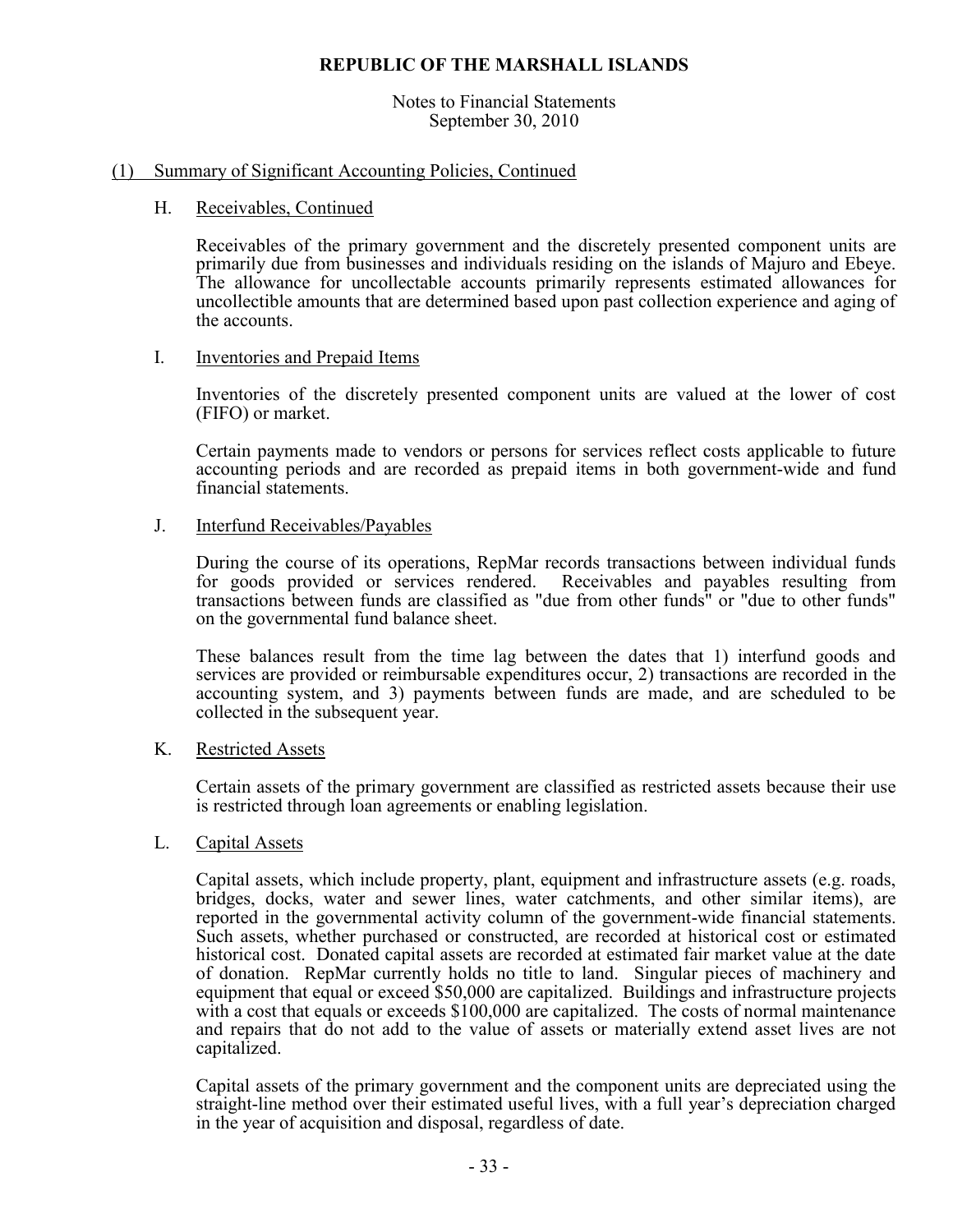# REPUBLIC OF THE MARSHALL ISLANDS

Notes to Financial Statements
September 30, 2010

## (1) Summary of Significant Accounting Policies, Continued

### H. Receivables, Continued

Receivables of the primary government and the discretely presented component units are primarily due from businesses and individuals residing on the islands of Majuro and Ebeye. The allowance for uncollectable accounts primarily represents estimated allowances for uncollectible amounts that are determined based upon past collection experience and aging of the accounts.

### I. Inventories and Prepaid Items

Inventories of the discretely presented component units are valued at the lower of cost (FIFO) or market.

Certain payments made to vendors or persons for services reflect costs applicable to future accounting periods and are recorded as prepaid items in both government-wide and fund financial statements.

### J. Interfund Receivables/Payables

During the course of its operations, RepMar records transactions between individual funds for goods provided or services rendered. Receivables and payables resulting from transactions between funds are classified as "due from other funds" or "due to other funds" on the governmental fund balance sheet.

These balances result from the time lag between the dates that 1) interfund goods and services are provided or reimbursable expenditures occur, 2) transactions are recorded in the accounting system, and 3) payments between funds are made, and are scheduled to be collected in the subsequent year.

### K. Restricted Assets

Certain assets of the primary government are classified as restricted assets because their use is restricted through loan agreements or enabling legislation.

### L. Capital Assets

Capital assets, which include property, plant, equipment and infrastructure assets (e.g. roads, bridges, docks, water and sewer lines, water catchments, and other similar items), are reported in the governmental activity column of the government-wide financial statements. Such assets, whether purchased or constructed, are recorded at historical cost or estimated historical cost. Donated capital assets are recorded at estimated fair market value at the date of donation. RepMar currently holds no title to land. Singular pieces of machinery and equipment that equal or exceed $50,000 are capitalized. Buildings and infrastructure projects with a cost that equals or exceeds $100,000 are capitalized. The costs of normal maintenance and repairs that do not add to the value of assets or materially extend asset lives are not capitalized.

Capital assets of the primary government and the component units are depreciated using the straight-line method over their estimated useful lives, with a full year's depreciation charged in the year of acquisition and disposal, regardless of date.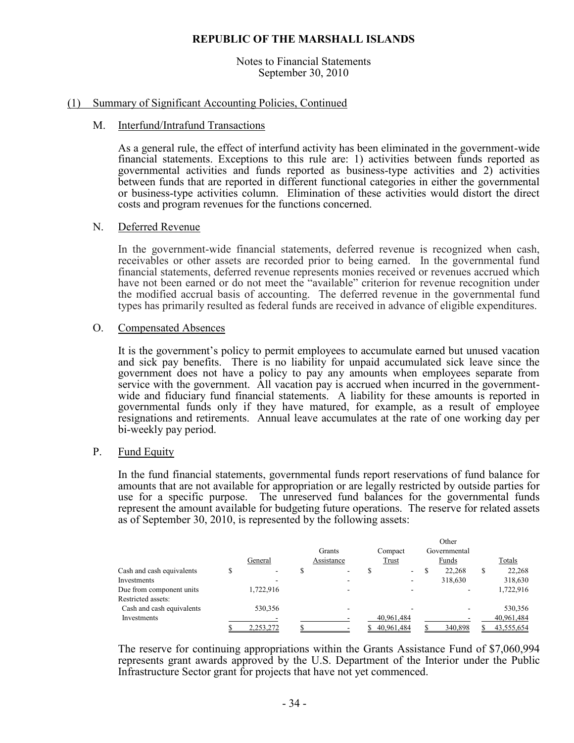**REPUBLIC OF THE MARSHALL ISLANDS**

Notes to Financial Statements
September 30, 2010

(1) Summary of Significant Accounting Policies, Continued

M. Interfund/Intrafund Transactions

As a general rule, the effect of interfund activity has been eliminated in the government-wide financial statements. Exceptions to this rule are: 1) activities between funds reported as governmental activities and funds reported as business-type activities and 2) activities between funds that are reported in different functional categories in either the governmental or business-type activities column. Elimination of these activities would distort the direct costs and program revenues for the functions concerned.

N. Deferred Revenue

In the government-wide financial statements, deferred revenue is recognized when cash, receivables or other assets are recorded prior to being earned. In the governmental fund financial statements, deferred revenue represents monies received or revenues accrued which have not been earned or do not meet the "available" criterion for revenue recognition under the modified accrual basis of accounting. The deferred revenue in the governmental fund types has primarily resulted as federal funds are received in advance of eligible expenditures.

O. Compensated Absences

It is the government's policy to permit employees to accumulate earned but unused vacation and sick pay benefits. There is no liability for unpaid accumulated sick leave since the government does not have a policy to pay any amounts when employees separate from service with the government. All vacation pay is accrued when incurred in the government-wide and fiduciary fund financial statements. A liability for these amounts is reported in governmental funds only if they have matured, for example, as a result of employee resignations and retirements. Annual leave accumulates at the rate of one working day per bi-weekly pay period.

P. Fund Equity

In the fund financial statements, governmental funds report reservations of fund balance for amounts that are not available for appropriation or are legally restricted by outside parties for use for a specific purpose. The unreserved fund balances for the governmental funds represent the amount available for budgeting future operations. The reserve for related assets as of September 30, 2010, is represented by the following assets:

| | General | Grants Assistance | Compact Trust | Other Governmental Funds | Totals |
|---|---|---|---|---|---|
| Cash and cash equivalents | $ - | $ - | $ - | $ 22,268 | $ 22,268 |
| Investments | - | - | - | 318,630 | 318,630 |
| Due from component units | 1,722,916 | - | - | - | 1,722,916 |
| Restricted assets: | | | | | |
| Cash and cash equivalents | 530,356 | - | - | - | 530,356 |
| Investments | - | - | 40,961,484 | - | 40,961,484 |
| | $ 2,253,272 | $ - | $ 40,961,484 | $ 340,898 | $ 43,555,654 |

The reserve for continuing appropriations within the Grants Assistance Fund of $7,060,994 represents grant awards approved by the U.S. Department of the Interior under the Public Infrastructure Sector grant for projects that have not yet commenced.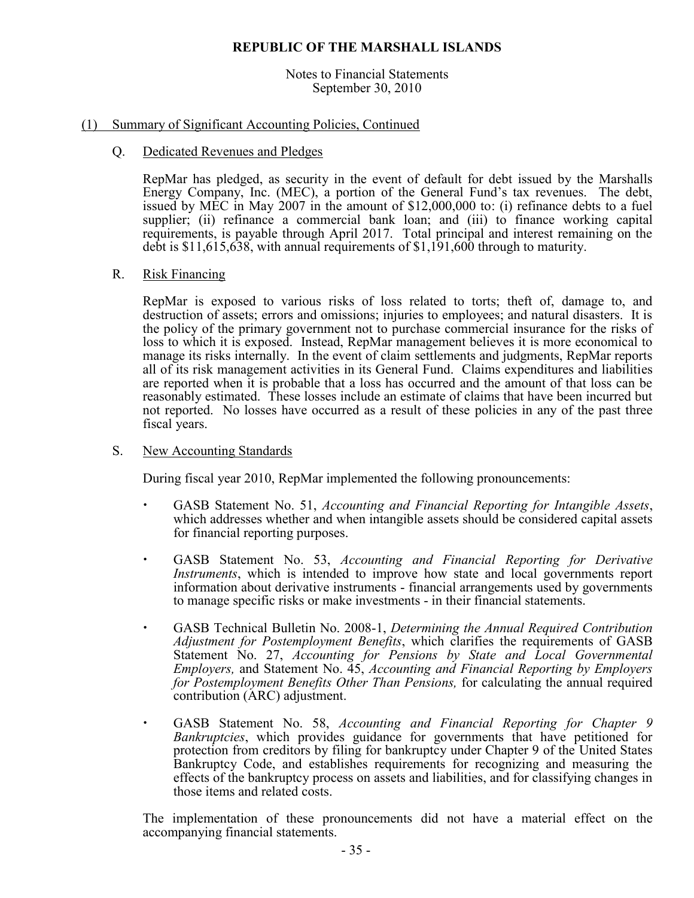# REPUBLIC OF THE MARSHALL ISLANDS

Notes to Financial Statements
September 30, 2010

## (1) Summary of Significant Accounting Policies, Continued

### Q. Dedicated Revenues and Pledges

RepMar has pledged, as security in the event of default for debt issued by the Marshalls Energy Company, Inc. (MEC), a portion of the General Fund's tax revenues. The debt, issued by MEC in May 2007 in the amount of $12,000,000 to: (i) refinance debts to a fuel supplier; (ii) refinance a commercial bank loan; and (iii) to finance working capital requirements, is payable through April 2017. Total principal and interest remaining on the debt is $11,615,638, with annual requirements of $1,191,600 through to maturity.

### R. Risk Financing

RepMar is exposed to various risks of loss related to torts; theft of, damage to, and destruction of assets; errors and omissions; injuries to employees; and natural disasters. It is the policy of the primary government not to purchase commercial insurance for the risks of loss to which it is exposed. Instead, RepMar management believes it is more economical to manage its risks internally. In the event of claim settlements and judgments, RepMar reports all of its risk management activities in its General Fund. Claims expenditures and liabilities are reported when it is probable that a loss has occurred and the amount of that loss can be reasonably estimated. These losses include an estimate of claims that have been incurred but not reported. No losses have occurred as a result of these policies in any of the past three fiscal years.

### S. New Accounting Standards

During fiscal year 2010, RepMar implemented the following pronouncements:

- GASB Statement No. 51, *Accounting and Financial Reporting for Intangible Assets*, which addresses whether and when intangible assets should be considered capital assets for financial reporting purposes.

- GASB Statement No. 53, *Accounting and Financial Reporting for Derivative Instruments*, which is intended to improve how state and local governments report information about derivative instruments - financial arrangements used by governments to manage specific risks or make investments - in their financial statements.

- GASB Technical Bulletin No. 2008-1, *Determining the Annual Required Contribution Adjustment for Postemployment Benefits*, which clarifies the requirements of GASB Statement No. 27, *Accounting for Pensions by State and Local Governmental Employers,* and Statement No. 45, *Accounting and Financial Reporting by Employers for Postemployment Benefits Other Than Pensions,* for calculating the annual required contribution (ARC) adjustment.

- GASB Statement No. 58, *Accounting and Financial Reporting for Chapter 9 Bankruptcies*, which provides guidance for governments that have petitioned for protection from creditors by filing for bankruptcy under Chapter 9 of the United States Bankruptcy Code, and establishes requirements for recognizing and measuring the effects of the bankruptcy process on assets and liabilities, and for classifying changes in those items and related costs.

The implementation of these pronouncements did not have a material effect on the accompanying financial statements.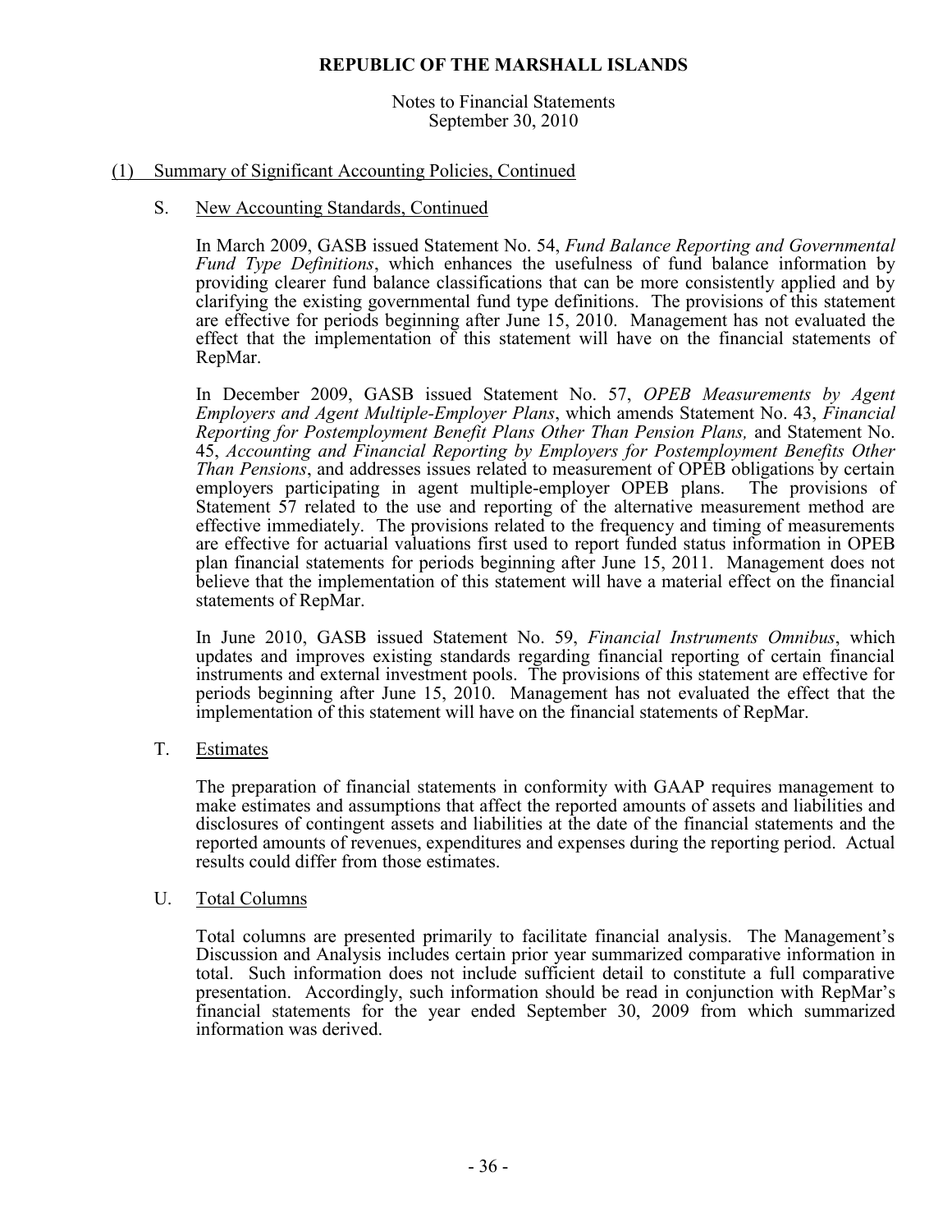## (1) Summary of Significant Accounting Policies, Continued

### S. New Accounting Standards, Continued

In March 2009, GASB issued Statement No. 54, *Fund Balance Reporting and Governmental Fund Type Definitions*, which enhances the usefulness of fund balance information by providing clearer fund balance classifications that can be more consistently applied and by clarifying the existing governmental fund type definitions. The provisions of this statement are effective for periods beginning after June 15, 2010. Management has not evaluated the effect that the implementation of this statement will have on the financial statements of RepMar.

In December 2009, GASB issued Statement No. 57, *OPEB Measurements by Agent Employers and Agent Multiple-Employer Plans*, which amends Statement No. 43, *Financial Reporting for Postemployment Benefit Plans Other Than Pension Plans,* and Statement No. 45, *Accounting and Financial Reporting by Employers for Postemployment Benefits Other Than Pensions*, and addresses issues related to measurement of OPEB obligations by certain employers participating in agent multiple-employer OPEB plans. The provisions of Statement 57 related to the use and reporting of the alternative measurement method are effective immediately. The provisions related to the frequency and timing of measurements are effective for actuarial valuations first used to report funded status information in OPEB plan financial statements for periods beginning after June 15, 2011. Management does not believe that the implementation of this statement will have a material effect on the financial statements of RepMar.

In June 2010, GASB issued Statement No. 59, *Financial Instruments Omnibus*, which updates and improves existing standards regarding financial reporting of certain financial instruments and external investment pools. The provisions of this statement are effective for periods beginning after June 15, 2010. Management has not evaluated the effect that the implementation of this statement will have on the financial statements of RepMar.

### T. Estimates

The preparation of financial statements in conformity with GAAP requires management to make estimates and assumptions that affect the reported amounts of assets and liabilities and disclosures of contingent assets and liabilities at the date of the financial statements and the reported amounts of revenues, expenditures and expenses during the reporting period. Actual results could differ from those estimates.

### U. Total Columns

Total columns are presented primarily to facilitate financial analysis. The Management's Discussion and Analysis includes certain prior year summarized comparative information in total. Such information does not include sufficient detail to constitute a full comparative presentation. Accordingly, such information should be read in conjunction with RepMar's financial statements for the year ended September 30, 2009 from which summarized information was derived.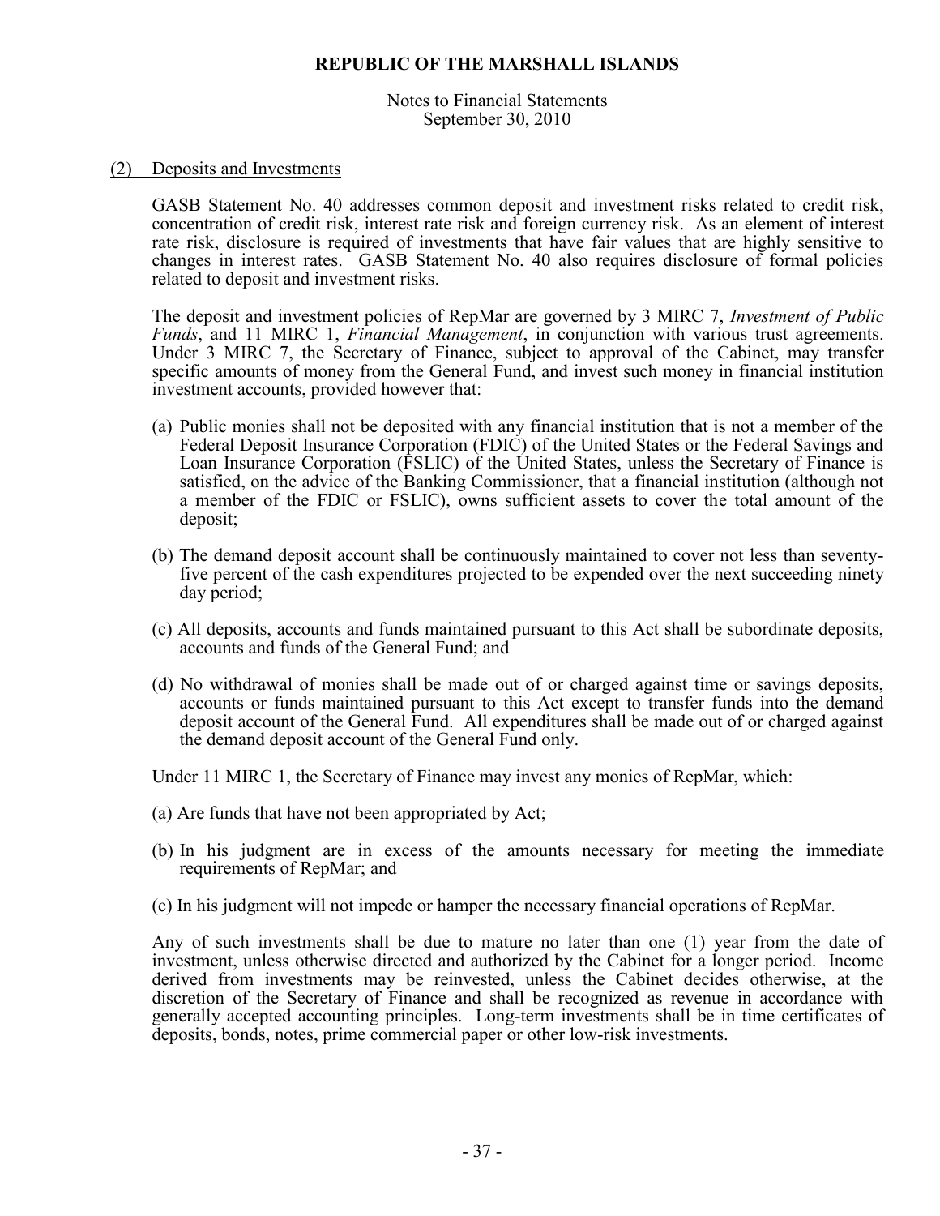**REPUBLIC OF THE MARSHALL ISLANDS**

Notes to Financial Statements
September 30, 2010

(2) Deposits and Investments

GASB Statement No. 40 addresses common deposit and investment risks related to credit risk, concentration of credit risk, interest rate risk and foreign currency risk. As an element of interest rate risk, disclosure is required of investments that have fair values that are highly sensitive to changes in interest rates. GASB Statement No. 40 also requires disclosure of formal policies related to deposit and investment risks.

The deposit and investment policies of RepMar are governed by 3 MIRC 7, *Investment of Public Funds*, and 11 MIRC 1, *Financial Management*, in conjunction with various trust agreements. Under 3 MIRC 7, the Secretary of Finance, subject to approval of the Cabinet, may transfer specific amounts of money from the General Fund, and invest such money in financial institution investment accounts, provided however that:

(a) Public monies shall not be deposited with any financial institution that is not a member of the Federal Deposit Insurance Corporation (FDIC) of the United States or the Federal Savings and Loan Insurance Corporation (FSLIC) of the United States, unless the Secretary of Finance is satisfied, on the advice of the Banking Commissioner, that a financial institution (although not a member of the FDIC or FSLIC), owns sufficient assets to cover the total amount of the deposit;

(b) The demand deposit account shall be continuously maintained to cover not less than seventy-five percent of the cash expenditures projected to be expended over the next succeeding ninety day period;

(c) All deposits, accounts and funds maintained pursuant to this Act shall be subordinate deposits, accounts and funds of the General Fund; and

(d) No withdrawal of monies shall be made out of or charged against time or savings deposits, accounts or funds maintained pursuant to this Act except to transfer funds into the demand deposit account of the General Fund. All expenditures shall be made out of or charged against the demand deposit account of the General Fund only.

Under 11 MIRC 1, the Secretary of Finance may invest any monies of RepMar, which:

(a) Are funds that have not been appropriated by Act;

(b) In his judgment are in excess of the amounts necessary for meeting the immediate requirements of RepMar; and

(c) In his judgment will not impede or hamper the necessary financial operations of RepMar.

Any of such investments shall be due to mature no later than one (1) year from the date of investment, unless otherwise directed and authorized by the Cabinet for a longer period. Income derived from investments may be reinvested, unless the Cabinet decides otherwise, at the discretion of the Secretary of Finance and shall be recognized as revenue in accordance with generally accepted accounting principles. Long-term investments shall be in time certificates of deposits, bonds, notes, prime commercial paper or other low-risk investments.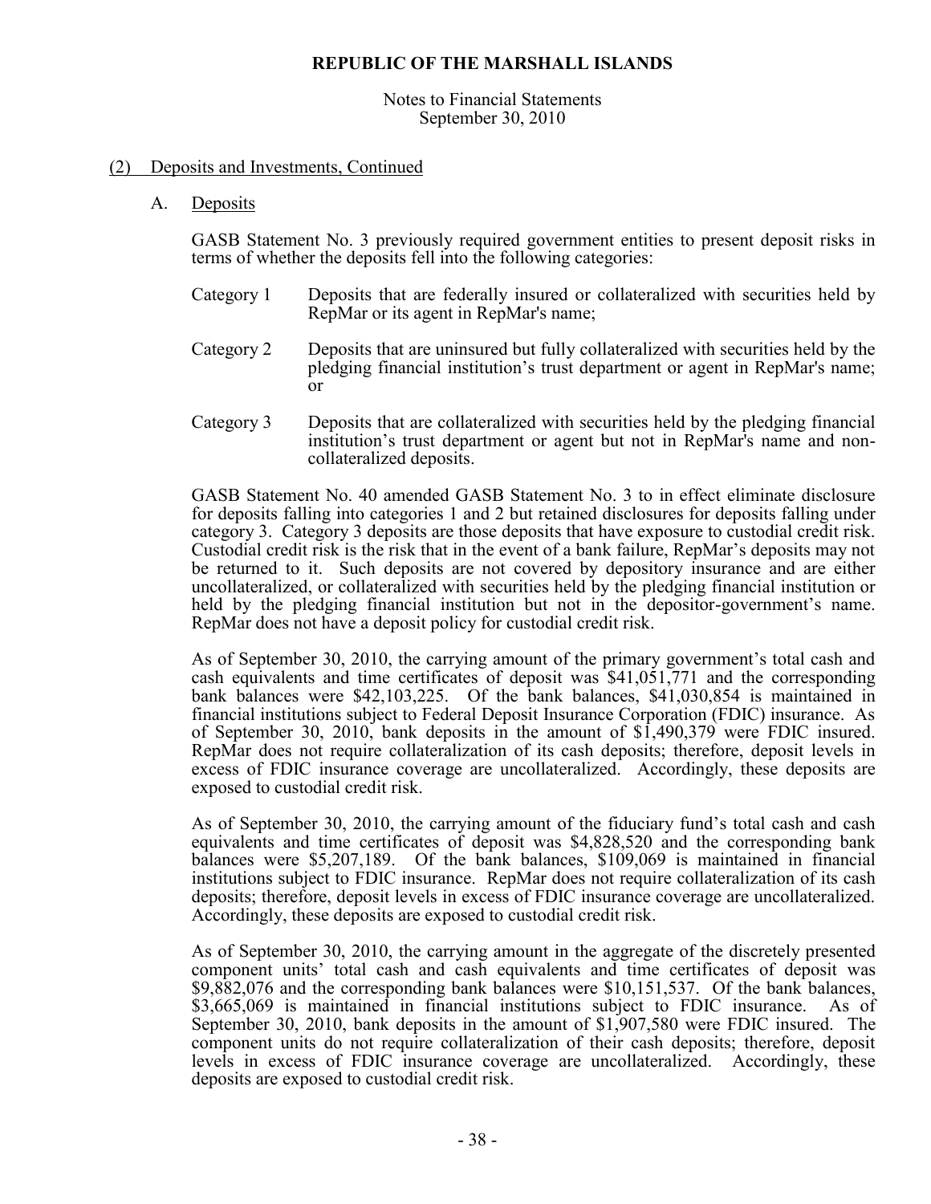## (2) Deposits and Investments, Continued

### A. Deposits

GASB Statement No. 3 previously required government entities to present deposit risks in terms of whether the deposits fell into the following categories:

| | |
|---|---|
| Category 1 | Deposits that are federally insured or collateralized with securities held by RepMar or its agent in RepMar's name; |
| Category 2 | Deposits that are uninsured but fully collateralized with securities held by the pledging financial institution's trust department or agent in RepMar's name; or |
| Category 3 | Deposits that are collateralized with securities held by the pledging financial institution's trust department or agent but not in RepMar's name and non-collateralized deposits. |

GASB Statement No. 40 amended GASB Statement No. 3 to in effect eliminate disclosure for deposits falling into categories 1 and 2 but retained disclosures for deposits falling under category 3. Category 3 deposits are those deposits that have exposure to custodial credit risk. Custodial credit risk is the risk that in the event of a bank failure, RepMar's deposits may not be returned to it. Such deposits are not covered by depository insurance and are either uncollateralized, or collateralized with securities held by the pledging financial institution or held by the pledging financial institution but not in the depositor-government's name. RepMar does not have a deposit policy for custodial credit risk.

As of September 30, 2010, the carrying amount of the primary government's total cash and cash equivalents and time certificates of deposit was $41,051,771 and the corresponding bank balances were $42,103,225. Of the bank balances, $41,030,854 is maintained in financial institutions subject to Federal Deposit Insurance Corporation (FDIC) insurance. As of September 30, 2010, bank deposits in the amount of $1,490,379 were FDIC insured. RepMar does not require collateralization of its cash deposits; therefore, deposit levels in excess of FDIC insurance coverage are uncollateralized. Accordingly, these deposits are exposed to custodial credit risk.

As of September 30, 2010, the carrying amount of the fiduciary fund's total cash and cash equivalents and time certificates of deposit was $4,828,520 and the corresponding bank balances were $5,207,189. Of the bank balances, $109,069 is maintained in financial institutions subject to FDIC insurance. RepMar does not require collateralization of its cash deposits; therefore, deposit levels in excess of FDIC insurance coverage are uncollateralized. Accordingly, these deposits are exposed to custodial credit risk.

As of September 30, 2010, the carrying amount in the aggregate of the discretely presented component units' total cash and cash equivalents and time certificates of deposit was $9,882,076 and the corresponding bank balances were $10,151,537. Of the bank balances, $3,665,069 is maintained in financial institutions subject to FDIC insurance. As of September 30, 2010, bank deposits in the amount of $1,907,580 were FDIC insured. The component units do not require collateralization of their cash deposits; therefore, deposit levels in excess of FDIC insurance coverage are uncollateralized. Accordingly, these deposits are exposed to custodial credit risk.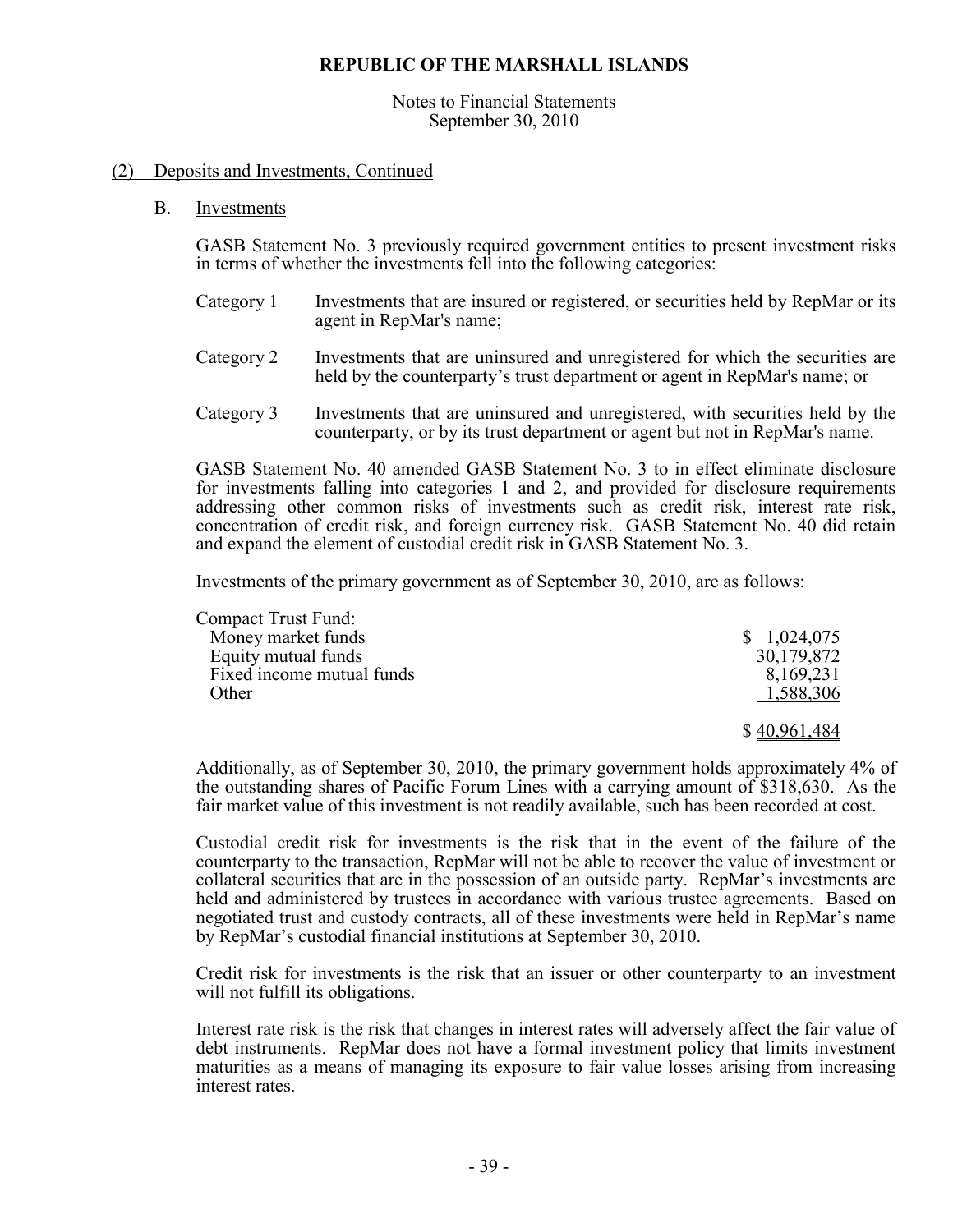## (2) Deposits and Investments, Continued

### B. Investments

GASB Statement No. 3 previously required government entities to present investment risks in terms of whether the investments fell into the following categories:

- Category 1 — Investments that are insured or registered, or securities held by RepMar or its agent in RepMar's name;
- Category 2 — Investments that are uninsured and unregistered for which the securities are held by the counterparty's trust department or agent in RepMar's name; or
- Category 3 — Investments that are uninsured and unregistered, with securities held by the counterparty, or by its trust department or agent but not in RepMar's name.

GASB Statement No. 40 amended GASB Statement No. 3 to in effect eliminate disclosure for investments falling into categories 1 and 2, and provided for disclosure requirements addressing other common risks of investments such as credit risk, interest rate risk, concentration of credit risk, and foreign currency risk. GASB Statement No. 40 did retain and expand the element of custodial credit risk in GASB Statement No. 3.

Investments of the primary government as of September 30, 2010, are as follows:

| | |
|---|---|
| Compact Trust Fund: | |
| Money market funds | $ 1,024,075 |
| Equity mutual funds | 30,179,872 |
| Fixed income mutual funds | 8,169,231 |
| Other | 1,588,306 |
| | $ 40,961,484 |

Additionally, as of September 30, 2010, the primary government holds approximately 4% of the outstanding shares of Pacific Forum Lines with a carrying amount of $318,630. As the fair market value of this investment is not readily available, such has been recorded at cost.

Custodial credit risk for investments is the risk that in the event of the failure of the counterparty to the transaction, RepMar will not be able to recover the value of investment or collateral securities that are in the possession of an outside party. RepMar's investments are held and administered by trustees in accordance with various trustee agreements. Based on negotiated trust and custody contracts, all of these investments were held in RepMar's name by RepMar's custodial financial institutions at September 30, 2010.

Credit risk for investments is the risk that an issuer or other counterparty to an investment will not fulfill its obligations.

Interest rate risk is the risk that changes in interest rates will adversely affect the fair value of debt instruments. RepMar does not have a formal investment policy that limits investment maturities as a means of managing its exposure to fair value losses arising from increasing interest rates.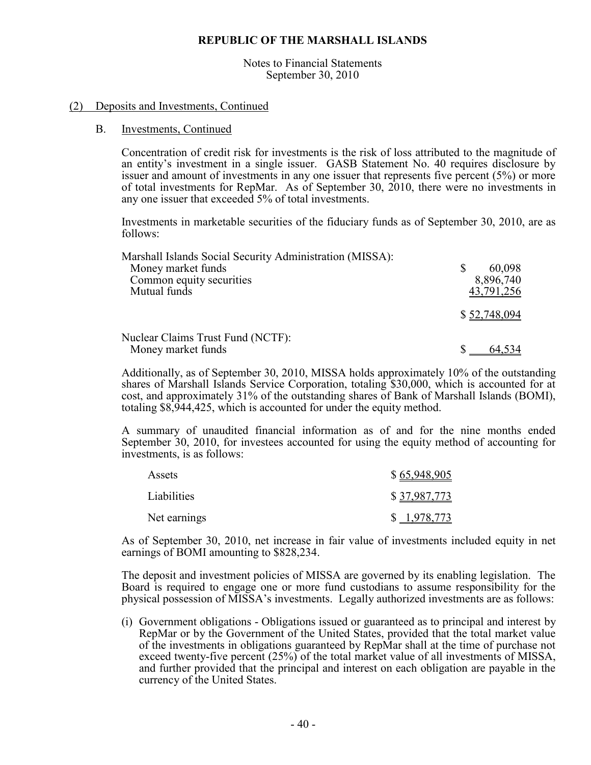## (2) Deposits and Investments, Continued

### B. Investments, Continued

Concentration of credit risk for investments is the risk of loss attributed to the magnitude of an entity's investment in a single issuer. GASB Statement No. 40 requires disclosure by issuer and amount of investments in any one issuer that represents five percent (5%) or more of total investments for RepMar. As of September 30, 2010, there were no investments in any one issuer that exceeded 5% of total investments.

Investments in marketable securities of the fiduciary funds as of September 30, 2010, are as follows:

| | |
|---|---|
| Marshall Islands Social Security Administration (MISSA): | |
| Money market funds | $ 60,098 |
| Common equity securities | 8,896,740 |
| Mutual funds | 43,791,256 |
| | $ 52,748,094 |
| Nuclear Claims Trust Fund (NCTF): | |
| Money market funds | $ 64,534 |

Additionally, as of September 30, 2010, MISSA holds approximately 10% of the outstanding shares of Marshall Islands Service Corporation, totaling $30,000, which is accounted for at cost, and approximately 31% of the outstanding shares of Bank of Marshall Islands (BOMI), totaling $8,944,425, which is accounted for under the equity method.

A summary of unaudited financial information as of and for the nine months ended September 30, 2010, for investees accounted for using the equity method of accounting for investments, is as follows:

| | |
|---|---|
| Assets | $ 65,948,905 |
| Liabilities | $ 37,987,773 |
| Net earnings | $ 1,978,773 |

As of September 30, 2010, net increase in fair value of investments included equity in net earnings of BOMI amounting to $828,234.

The deposit and investment policies of MISSA are governed by its enabling legislation. The Board is required to engage one or more fund custodians to assume responsibility for the physical possession of MISSA's investments. Legally authorized investments are as follows:

(i) Government obligations - Obligations issued or guaranteed as to principal and interest by RepMar or by the Government of the United States, provided that the total market value of the investments in obligations guaranteed by RepMar shall at the time of purchase not exceed twenty-five percent (25%) of the total market value of all investments of MISSA, and further provided that the principal and interest on each obligation are payable in the currency of the United States.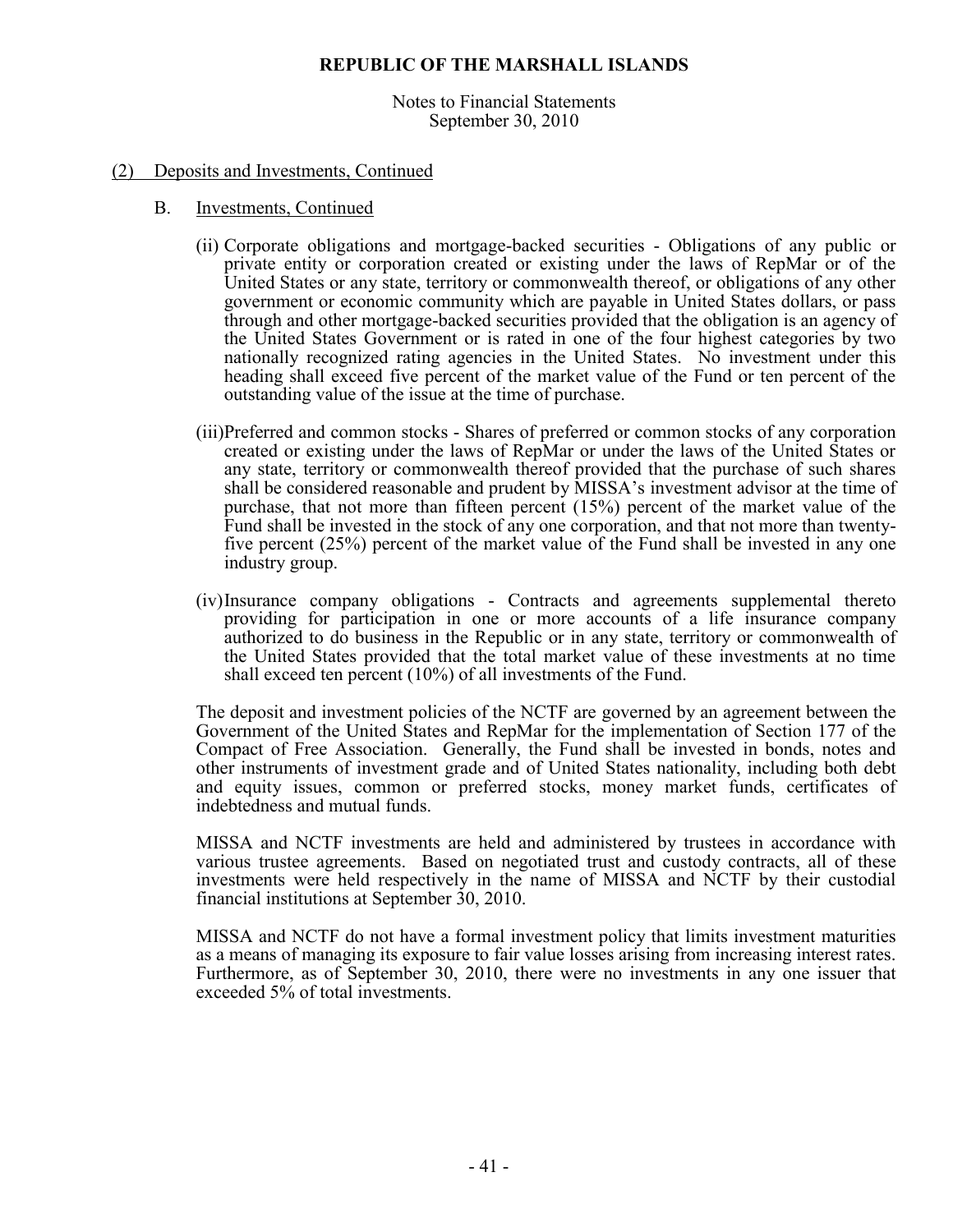## (2) Deposits and Investments, Continued

### B. Investments, Continued

(ii) Corporate obligations and mortgage-backed securities - Obligations of any public or private entity or corporation created or existing under the laws of RepMar or of the United States or any state, territory or commonwealth thereof, or obligations of any other government or economic community which are payable in United States dollars, or pass through and other mortgage-backed securities provided that the obligation is an agency of the United States Government or is rated in one of the four highest categories by two nationally recognized rating agencies in the United States. No investment under this heading shall exceed five percent of the market value of the Fund or ten percent of the outstanding value of the issue at the time of purchase.

(iii) Preferred and common stocks - Shares of preferred or common stocks of any corporation created or existing under the laws of RepMar or under the laws of the United States or any state, territory or commonwealth thereof provided that the purchase of such shares shall be considered reasonable and prudent by MISSA's investment advisor at the time of purchase, that not more than fifteen percent (15%) percent of the market value of the Fund shall be invested in the stock of any one corporation, and that not more than twenty-five percent (25%) percent of the market value of the Fund shall be invested in any one industry group.

(iv) Insurance company obligations - Contracts and agreements supplemental thereto providing for participation in one or more accounts of a life insurance company authorized to do business in the Republic or in any state, territory or commonwealth of the United States provided that the total market value of these investments at no time shall exceed ten percent (10%) of all investments of the Fund.

The deposit and investment policies of the NCTF are governed by an agreement between the Government of the United States and RepMar for the implementation of Section 177 of the Compact of Free Association. Generally, the Fund shall be invested in bonds, notes and other instruments of investment grade and of United States nationality, including both debt and equity issues, common or preferred stocks, money market funds, certificates of indebtedness and mutual funds.

MISSA and NCTF investments are held and administered by trustees in accordance with various trustee agreements. Based on negotiated trust and custody contracts, all of these investments were held respectively in the name of MISSA and NCTF by their custodial financial institutions at September 30, 2010.

MISSA and NCTF do not have a formal investment policy that limits investment maturities as a means of managing its exposure to fair value losses arising from increasing interest rates. Furthermore, as of September 30, 2010, there were no investments in any one issuer that exceeded 5% of total investments.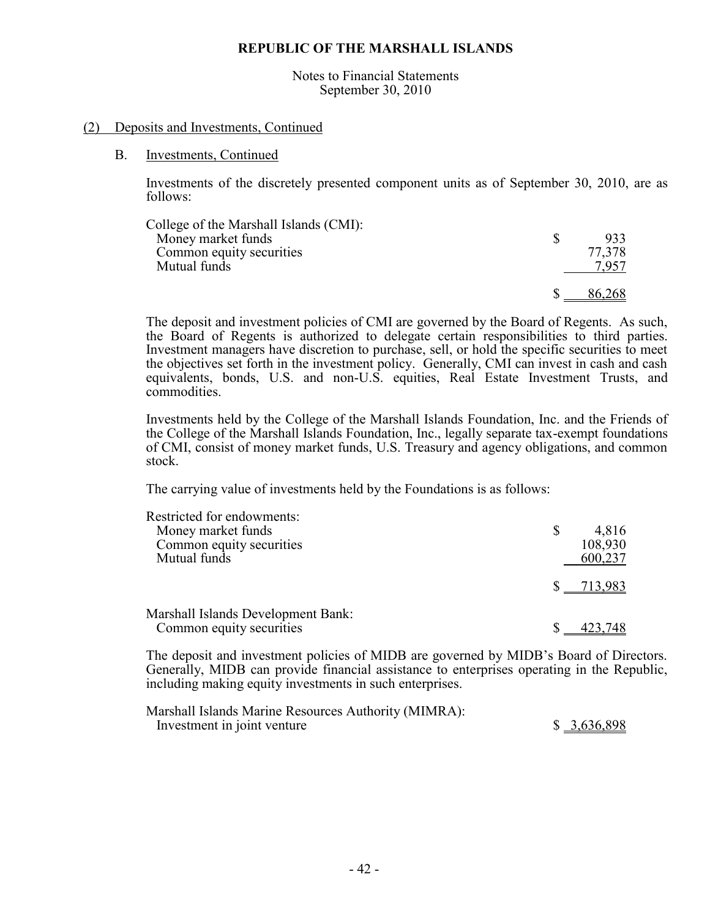## (2) Deposits and Investments, Continued

### B. Investments, Continued

Investments of the discretely presented component units as of September 30, 2010, are as follows:

| | | |
|---|---|---|
| College of the Marshall Islands (CMI): | | |
| Money market funds | $ | 933 |
| Common equity securities | | 77,378 |
| Mutual funds | | 7,957 |
| | $ | 86,268 |

The deposit and investment policies of CMI are governed by the Board of Regents. As such, the Board of Regents is authorized to delegate certain responsibilities to third parties. Investment managers have discretion to purchase, sell, or hold the specific securities to meet the objectives set forth in the investment policy. Generally, CMI can invest in cash and cash equivalents, bonds, U.S. and non-U.S. equities, Real Estate Investment Trusts, and commodities.

Investments held by the College of the Marshall Islands Foundation, Inc. and the Friends of the College of the Marshall Islands Foundation, Inc., legally separate tax-exempt foundations of CMI, consist of money market funds, U.S. Treasury and agency obligations, and common stock.

The carrying value of investments held by the Foundations is as follows:

| | | |
|---|---|---|
| Restricted for endowments: | | |
| Money market funds | $ | 4,816 |
| Common equity securities | | 108,930 |
| Mutual funds | | 600,237 |
| | $ | 713,983 |
| Marshall Islands Development Bank: | | |
| Common equity securities | $ | 423,748 |

The deposit and investment policies of MIDB are governed by MIDB's Board of Directors. Generally, MIDB can provide financial assistance to enterprises operating in the Republic, including making equity investments in such enterprises.

| | | |
|---|---|---|
| Marshall Islands Marine Resources Authority (MIMRA): | | |
| Investment in joint venture | $ | 3,636,898 |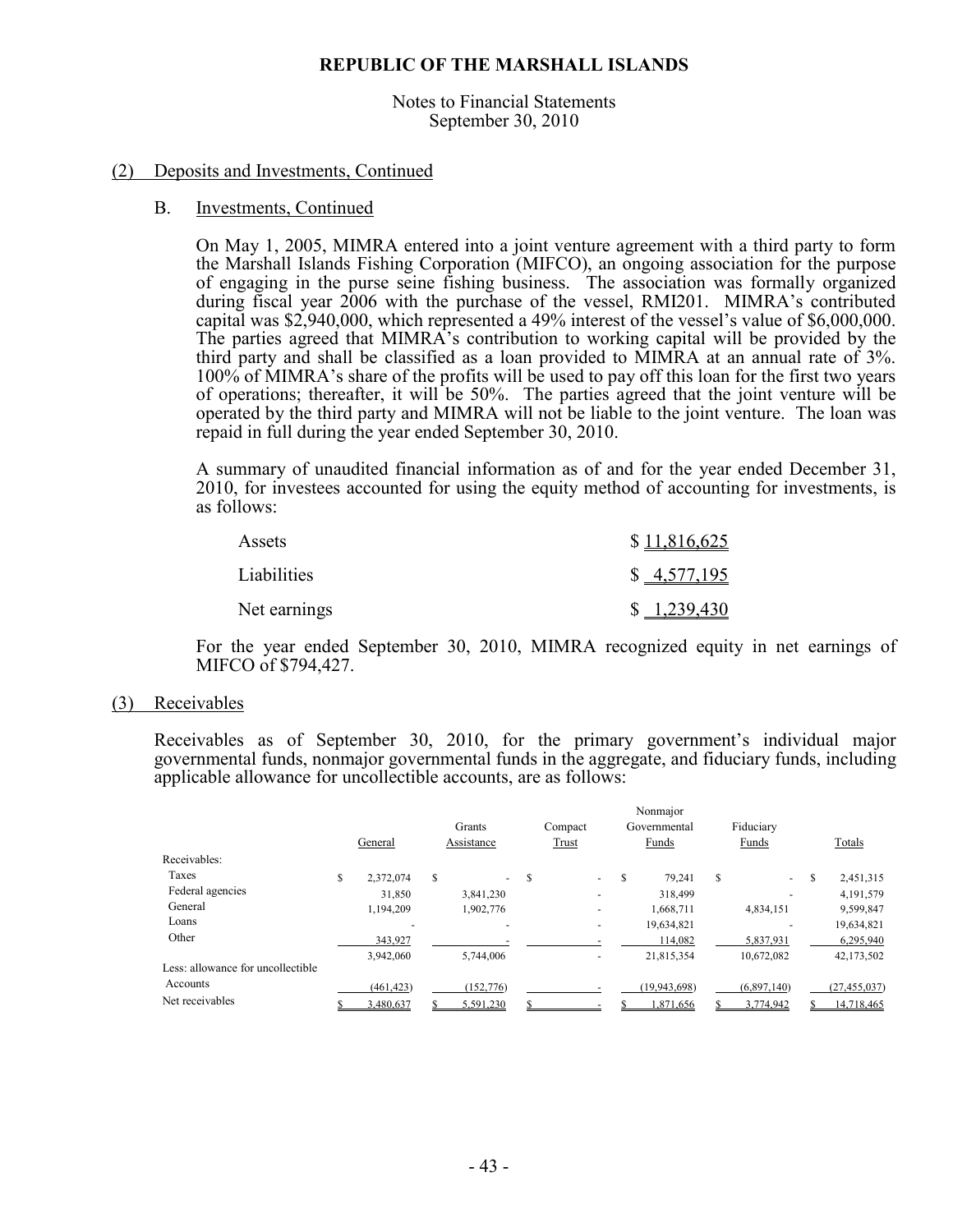## REPUBLIC OF THE MARSHALL ISLANDS

Notes to Financial Statements
September 30, 2010

## (2) Deposits and Investments, Continued

### B. Investments, Continued

On May 1, 2005, MIMRA entered into a joint venture agreement with a third party to form the Marshall Islands Fishing Corporation (MIFCO), an ongoing association for the purpose of engaging in the purse seine fishing business. The association was formally organized during fiscal year 2006 with the purchase of the vessel, RMI201. MIMRA's contributed capital was $2,940,000, which represented a 49% interest of the vessel's value of $6,000,000. The parties agreed that MIMRA's contribution to working capital will be provided by the third party and shall be classified as a loan provided to MIMRA at an annual rate of 3%. 100% of MIMRA's share of the profits will be used to pay off this loan for the first two years of operations; thereafter, it will be 50%. The parties agreed that the joint venture will be operated by the third party and MIMRA will not be liable to the joint venture. The loan was repaid in full during the year ended September 30, 2010.

A summary of unaudited financial information as of and for the year ended December 31, 2010, for investees accounted for using the equity method of accounting for investments, is as follows:

| | |
|---|---|
| Assets | $ 11,816,625 |
| Liabilities | $ 4,577,195 |
| Net earnings | $ 1,239,430 |

For the year ended September 30, 2010, MIMRA recognized equity in net earnings of MIFCO of $794,427.

## (3) Receivables

Receivables as of September 30, 2010, for the primary government's individual major governmental funds, nonmajor governmental funds in the aggregate, and fiduciary funds, including applicable allowance for uncollectible accounts, are as follows:

| | General | Grants Assistance | Compact Trust | Nonmajor Governmental Funds | Fiduciary Funds | Totals |
|---|---|---|---|---|---|---|
| Receivables: | | | | | | |
| Taxes | $ 2,372,074 | $ - | $ - | $ 79,241 | $ - | $ 2,451,315 |
| Federal agencies | 31,850 | 3,841,230 | - | 318,499 | - | 4,191,579 |
| General | 1,194,209 | 1,902,776 | - | 1,668,711 | 4,834,151 | 9,599,847 |
| Loans | - | - | - | 19,634,821 | - | 19,634,821 |
| Other | 343,927 | - | - | 114,082 | 5,837,931 | 6,295,940 |
| | 3,942,060 | 5,744,006 | - | 21,815,354 | 10,672,082 | 42,173,502 |
| Less: allowance for uncollectible Accounts | (461,423) | (152,776) | - | (19,943,698) | (6,897,140) | (27,455,037) |
| Net receivables | $ 3,480,637 | $ 5,591,230 | $ - | $ 1,871,656 | $ 3,774,942 | $ 14,718,465 |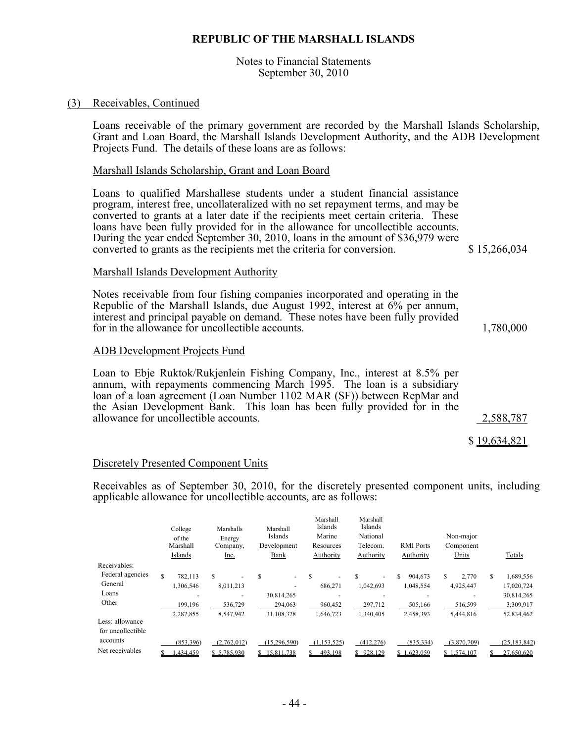**REPUBLIC OF THE MARSHALL ISLANDS**

Notes to Financial Statements
September 30, 2010

(3) Receivables, Continued

Loans receivable of the primary government are recorded by the Marshall Islands Scholarship, Grant and Loan Board, the Marshall Islands Development Authority, and the ADB Development Projects Fund. The details of these loans are as follows:

Marshall Islands Scholarship, Grant and Loan Board

| | |
|---|---|
| Loans to qualified Marshallese students under a student financial assistance program, interest free, uncollateralized with no set repayment terms, and may be converted to grants at a later date if the recipients meet certain criteria. These loans have been fully provided for in the allowance for uncollectible accounts. During the year ended September 30, 2010, loans in the amount of $36,979 were converted to grants as the recipients met the criteria for conversion. | $ 15,266,034 |

Marshall Islands Development Authority

| | |
|---|---|
| Notes receivable from four fishing companies incorporated and operating in the Republic of the Marshall Islands, due August 1992, interest at 6% per annum, interest and principal payable on demand. These notes have been fully provided for in the allowance for uncollectible accounts. | 1,780,000 |

ADB Development Projects Fund

| | |
|---|---|
| Loan to Ebje Ruktok/Rukjenlein Fishing Company, Inc., interest at 8.5% per annum, with repayments commencing March 1995. The loan is a subsidiary loan of a loan agreement (Loan Number 1102 MAR (SF)) between RepMar and the Asian Development Bank. This loan has been fully provided for in the allowance for uncollectible accounts. | 2,588,787 |
| | $ 19,634,821 |

Discretely Presented Component Units

Receivables as of September 30, 2010, for the discretely presented component units, including applicable allowance for uncollectible accounts, are as follows:

| | College of the Marshall Islands | Marshalls Energy Company, Inc. | Marshall Islands Development Bank | Marshall Islands Marine Resources Authority | Marshall Islands National Telecom. Authority | RMI Ports Authority | Non-major Component Units | Totals |
|---|---|---|---|---|---|---|---|---|
| Receivables: | | | | | | | | |
| Federal agencies | $ 782,113 | $ - | $ - | $ - | $ - | $ 904,673 | $ 2,770 | $ 1,689,556 |
| General | 1,306,546 | 8,011,213 | - | 686,271 | 1,042,693 | 1,048,554 | 4,925,447 | 17,020,724 |
| Loans | - | - | 30,814,265 | - | - | - | - | 30,814,265 |
| Other | 199,196 | 536,729 | 294,063 | 960,452 | 297,712 | 505,166 | 516,599 | 3,309,917 |
| | 2,287,855 | 8,547,942 | 31,108,328 | 1,646,723 | 1,340,405 | 2,458,393 | 5,444,816 | 52,834,462 |
| Less: allowance for uncollectible accounts | (853,396) | (2,762,012) | (15,296,590) | (1,153,525) | (412,276) | (835,334) | (3,870,709) | (25,183,842) |
| Net receivables | $ 1,434,459 | $ 5,785,930 | $ 15,811,738 | $ 493,198 | $ 928,129 | $ 1,623,059 | $ 1,574,107 | $ 27,650,620 |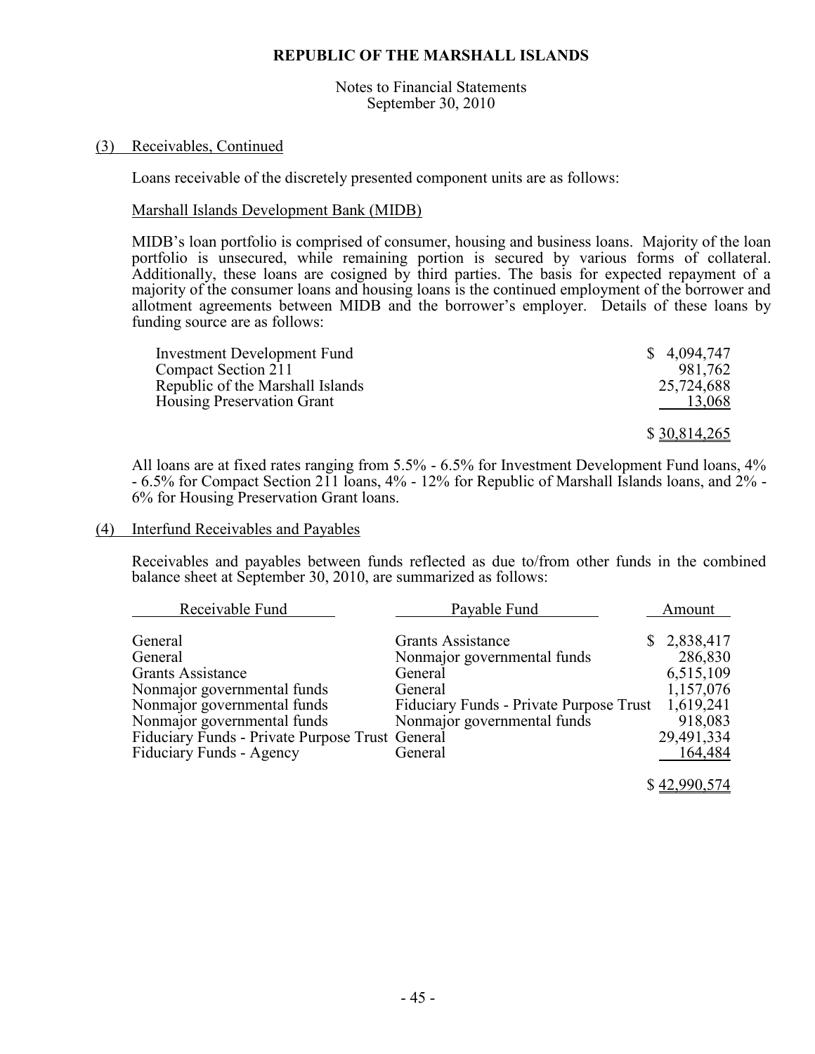# REPUBLIC OF THE MARSHALL ISLANDS

Notes to Financial Statements
September 30, 2010

## (3) Receivables, Continued

Loans receivable of the discretely presented component units are as follows:

### Marshall Islands Development Bank (MIDB)

MIDB's loan portfolio is comprised of consumer, housing and business loans. Majority of the loan portfolio is unsecured, while remaining portion is secured by various forms of collateral. Additionally, these loans are cosigned by third parties. The basis for expected repayment of a majority of the consumer loans and housing loans is the continued employment of the borrower and allotment agreements between MIDB and the borrower's employer. Details of these loans by funding source are as follows:

| | |
|---|---|
| Investment Development Fund | $ 4,094,747 |
| Compact Section 211 | 981,762 |
| Republic of the Marshall Islands | 25,724,688 |
| Housing Preservation Grant | 13,068 |
| | $ 30,814,265 |

All loans are at fixed rates ranging from 5.5% - 6.5% for Investment Development Fund loans, 4% - 6.5% for Compact Section 211 loans, 4% - 12% for Republic of Marshall Islands loans, and 2% - 6% for Housing Preservation Grant loans.

## (4) Interfund Receivables and Payables

Receivables and payables between funds reflected as due to/from other funds in the combined balance sheet at September 30, 2010, are summarized as follows:

| Receivable Fund | Payable Fund | Amount |
|---|---|---|
| General | Grants Assistance | $ 2,838,417 |
| General | Nonmajor governmental funds | 286,830 |
| Grants Assistance | General | 6,515,109 |
| Nonmajor governmental funds | General | 1,157,076 |
| Nonmajor governmental funds | Fiduciary Funds - Private Purpose Trust | 1,619,241 |
| Nonmajor governmental funds | Nonmajor governmental funds | 918,083 |
| Fiduciary Funds - Private Purpose Trust | General | 29,491,334 |
| Fiduciary Funds - Agency | General | 164,484 |
| | | $ 42,990,574 |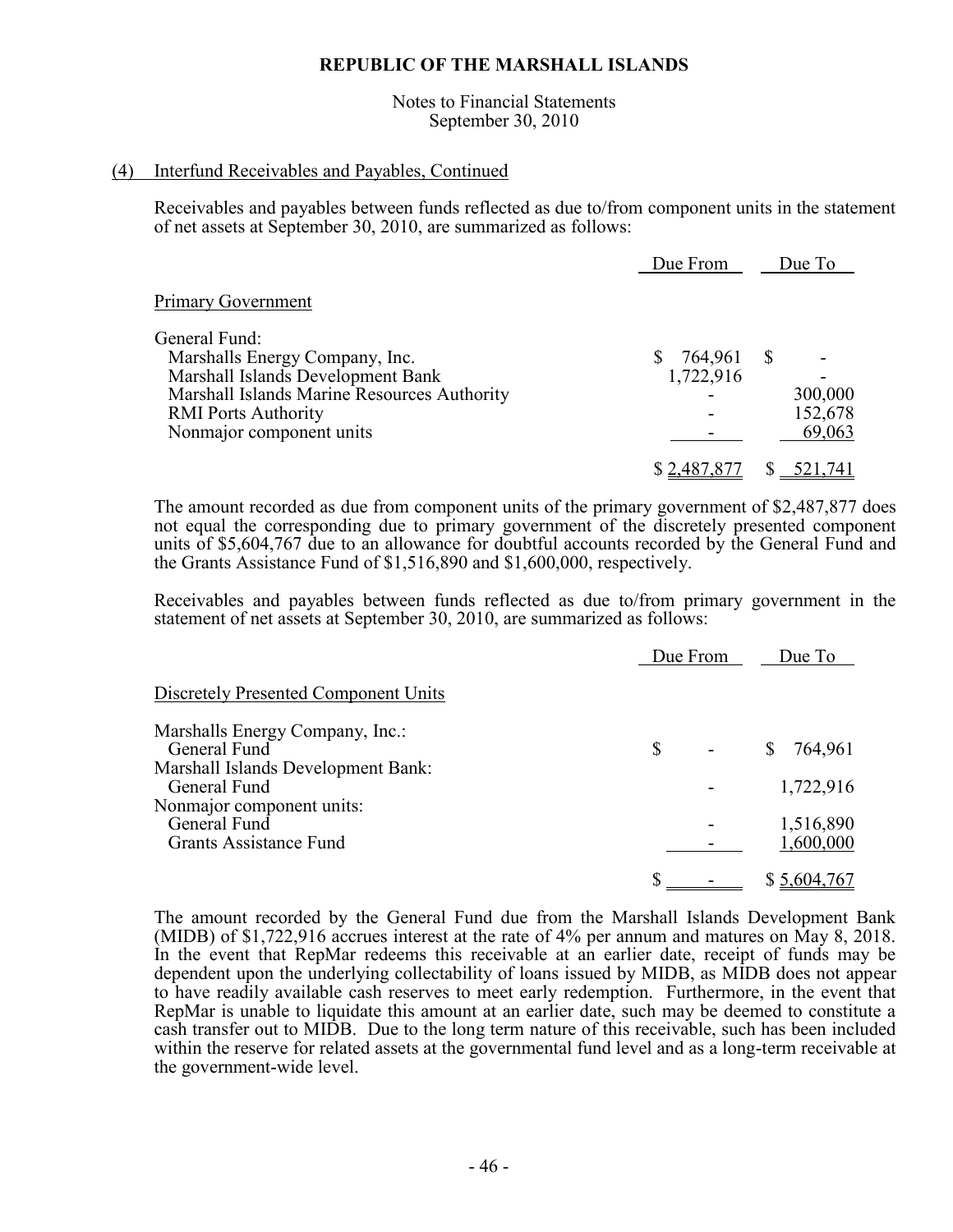**REPUBLIC OF THE MARSHALL ISLANDS**

Notes to Financial Statements
September 30, 2010

## (4) Interfund Receivables and Payables, Continued

Receivables and payables between funds reflected as due to/from component units in the statement of net assets at September 30, 2010, are summarized as follows:

| | Due From | Due To |
|---|---|---|
| Primary Government | | |
| General Fund: | | |
| Marshalls Energy Company, Inc. | $ 764,961 | $ - |
| Marshall Islands Development Bank | 1,722,916 | - |
| Marshall Islands Marine Resources Authority | - | 300,000 |
| RMI Ports Authority | - | 152,678 |
| Nonmajor component units | - | 69,063 |
| | $ 2,487,877 | $ 521,741 |

The amount recorded as due from component units of the primary government of $2,487,877 does not equal the corresponding due to primary government of the discretely presented component units of $5,604,767 due to an allowance for doubtful accounts recorded by the General Fund and the Grants Assistance Fund of $1,516,890 and $1,600,000, respectively.

Receivables and payables between funds reflected as due to/from primary government in the statement of net assets at September 30, 2010, are summarized as follows:

| | Due From | Due To |
|---|---|---|
| Discretely Presented Component Units | | |
| Marshalls Energy Company, Inc.: | | |
| General Fund | $ - | $ 764,961 |
| Marshall Islands Development Bank: | | |
| General Fund | - | 1,722,916 |
| Nonmajor component units: | | |
| General Fund | - | 1,516,890 |
| Grants Assistance Fund | - | 1,600,000 |
| | $ - | $ 5,604,767 |

The amount recorded by the General Fund due from the Marshall Islands Development Bank (MIDB) of $1,722,916 accrues interest at the rate of 4% per annum and matures on May 8, 2018. In the event that RepMar redeems this receivable at an earlier date, receipt of funds may be dependent upon the underlying collectability of loans issued by MIDB, as MIDB does not appear to have readily available cash reserves to meet early redemption. Furthermore, in the event that RepMar is unable to liquidate this amount at an earlier date, such may be deemed to constitute a cash transfer out to MIDB. Due to the long term nature of this receivable, such has been included within the reserve for related assets at the governmental fund level and as a long-term receivable at the government-wide level.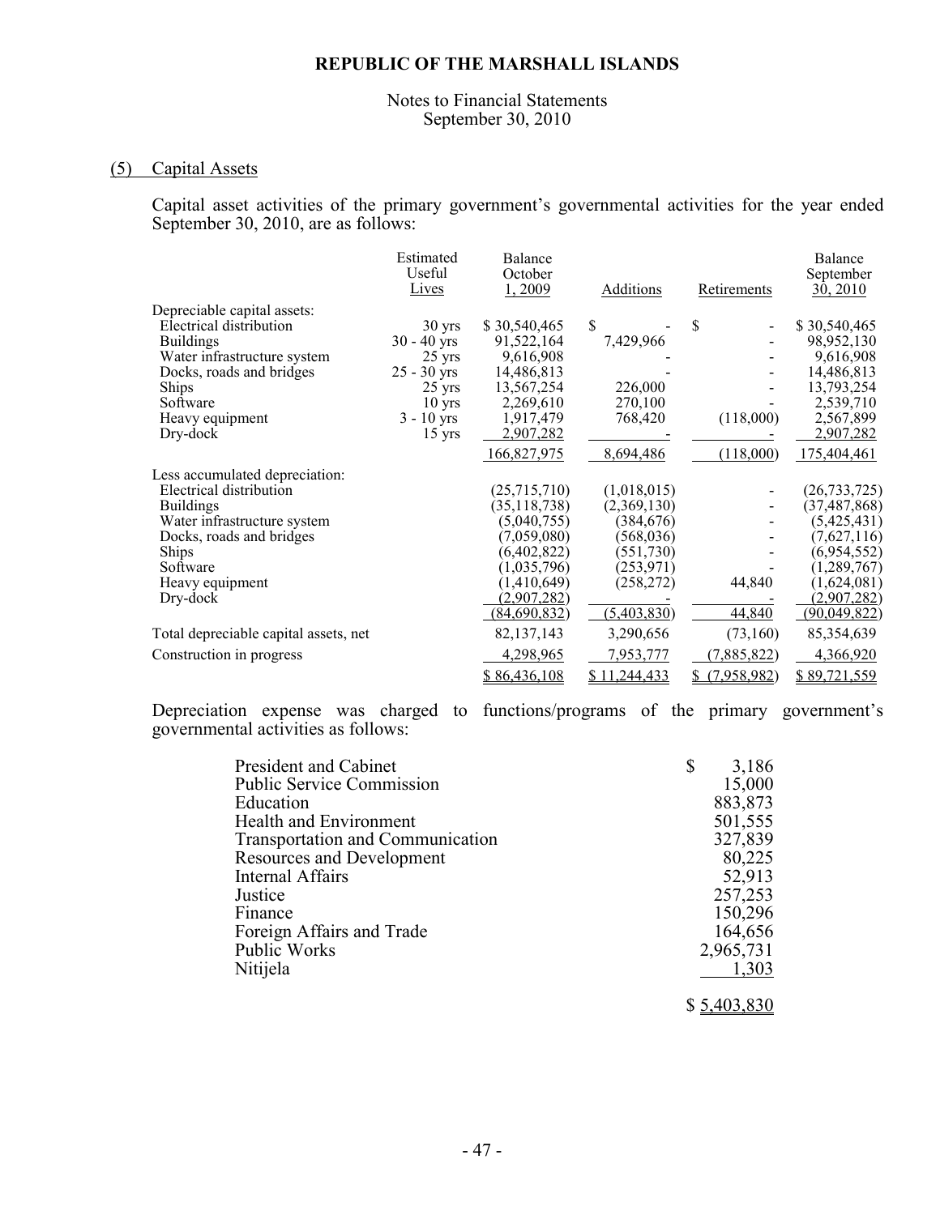# REPUBLIC OF THE MARSHALL ISLANDS

Notes to Financial Statements
September 30, 2010

## (5) Capital Assets

Capital asset activities of the primary government's governmental activities for the year ended September 30, 2010, are as follows:

| | Estimated Useful Lives | Balance October 1, 2009 | Additions | Retirements | Balance September 30, 2010 |
|---|---|---|---|---|---|
| Depreciable capital assets: | | | | | |
| Electrical distribution | 30 yrs | $ 30,540,465 | $ - | $ - | $ 30,540,465 |
| Buildings | 30 - 40 yrs | 91,522,164 | 7,429,966 | - | 98,952,130 |
| Water infrastructure system | 25 yrs | 9,616,908 | - | - | 9,616,908 |
| Docks, roads and bridges | 25 - 30 yrs | 14,486,813 | - | - | 14,486,813 |
| Ships | 25 yrs | 13,567,254 | 226,000 | - | 13,793,254 |
| Software | 10 yrs | 2,269,610 | 270,100 | - | 2,539,710 |
| Heavy equipment | 3 - 10 yrs | 1,917,479 | 768,420 | (118,000) | 2,567,899 |
| Dry-dock | 15 yrs | 2,907,282 | - | - | 2,907,282 |
| | | 166,827,975 | 8,694,486 | (118,000) | 175,404,461 |
| Less accumulated depreciation: | | | | | |
| Electrical distribution | | (25,715,710) | (1,018,015) | - | (26,733,725) |
| Buildings | | (35,118,738) | (2,369,130) | - | (37,487,868) |
| Water infrastructure system | | (5,040,755) | (384,676) | - | (5,425,431) |
| Docks, roads and bridges | | (7,059,080) | (568,036) | - | (7,627,116) |
| Ships | | (6,402,822) | (551,730) | - | (6,954,552) |
| Software | | (1,035,796) | (253,971) | - | (1,289,767) |
| Heavy equipment | | (1,410,649) | (258,272) | 44,840 | (1,624,081) |
| Dry-dock | | (2,907,282) | - | - | (2,907,282) |
| | | (84,690,832) | (5,403,830) | 44,840 | (90,049,822) |
| Total depreciable capital assets, net | | 82,137,143 | 3,290,656 | (73,160) | 85,354,639 |
| Construction in progress | | 4,298,965 | 7,953,777 | (7,885,822) | 4,366,920 |
| | | $ 86,436,108 | $ 11,244,433 | $ (7,958,982) | $ 89,721,559 |

Depreciation expense was charged to functions/programs of the primary government's governmental activities as follows:

| | |
|---|---|
| President and Cabinet | $ 3,186 |
| Public Service Commission | 15,000 |
| Education | 883,873 |
| Health and Environment | 501,555 |
| Transportation and Communication | 327,839 |
| Resources and Development | 80,225 |
| Internal Affairs | 52,913 |
| Justice | 257,253 |
| Finance | 150,296 |
| Foreign Affairs and Trade | 164,656 |
| Public Works | 2,965,731 |
| Nitijela | 1,303 |
| | $ 5,403,830 |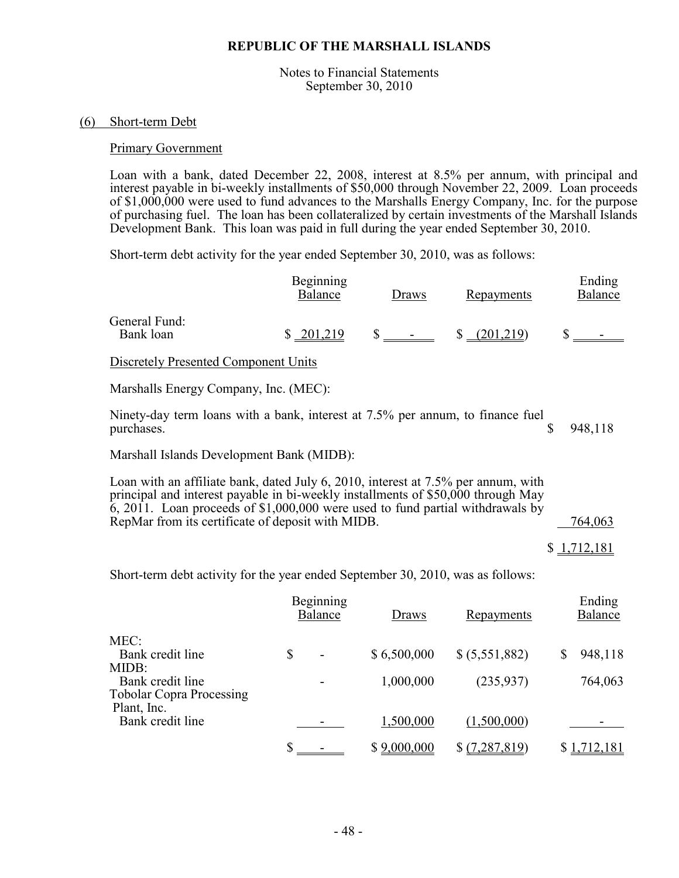REPUBLIC OF THE MARSHALL ISLANDS

Notes to Financial Statements
September 30, 2010

## (6) Short-term Debt

### Primary Government

Loan with a bank, dated December 22, 2008, interest at 8.5% per annum, with principal and interest payable in bi-weekly installments of $50,000 through November 22, 2009. Loan proceeds of $1,000,000 were used to fund advances to the Marshalls Energy Company, Inc. for the purpose of purchasing fuel. The loan has been collateralized by certain investments of the Marshall Islands Development Bank. This loan was paid in full during the year ended September 30, 2010.

Short-term debt activity for the year ended September 30, 2010, was as follows:

| | Beginning Balance | Draws | Repayments | Ending Balance |
|---|---|---|---|---|
| General Fund: | | | | |
| Bank loan | $ 201,219 | $ - | $ (201,219) | $ - |

### Discretely Presented Component Units

Marshalls Energy Company, Inc. (MEC):

| | |
|---|---|
| Ninety-day term loans with a bank, interest at 7.5% per annum, to finance fuel purchases. | $ 948,118 |
| Marshall Islands Development Bank (MIDB): | |
| Loan with an affiliate bank, dated July 6, 2010, interest at 7.5% per annum, with principal and interest payable in bi-weekly installments of $50,000 through May 6, 2011. Loan proceeds of $1,000,000 were used to fund partial withdrawals by RepMar from its certificate of deposit with MIDB. | 764,063 |
| | $ 1,712,181 |

Short-term debt activity for the year ended September 30, 2010, was as follows:

| | Beginning Balance | Draws | Repayments | Ending Balance |
|---|---|---|---|---|
| MEC: | | | | |
| Bank credit line | $ - | $ 6,500,000 | $ (5,551,882) | $ 948,118 |
| MIDB: | | | | |
| Bank credit line | - | 1,000,000 | (235,937) | 764,063 |
| Tobolar Copra Processing Plant, Inc. | | | | |
| Bank credit line | - | 1,500,000 | (1,500,000) | - |
| | $ - | $ 9,000,000 | $ (7,287,819) | $ 1,712,181 |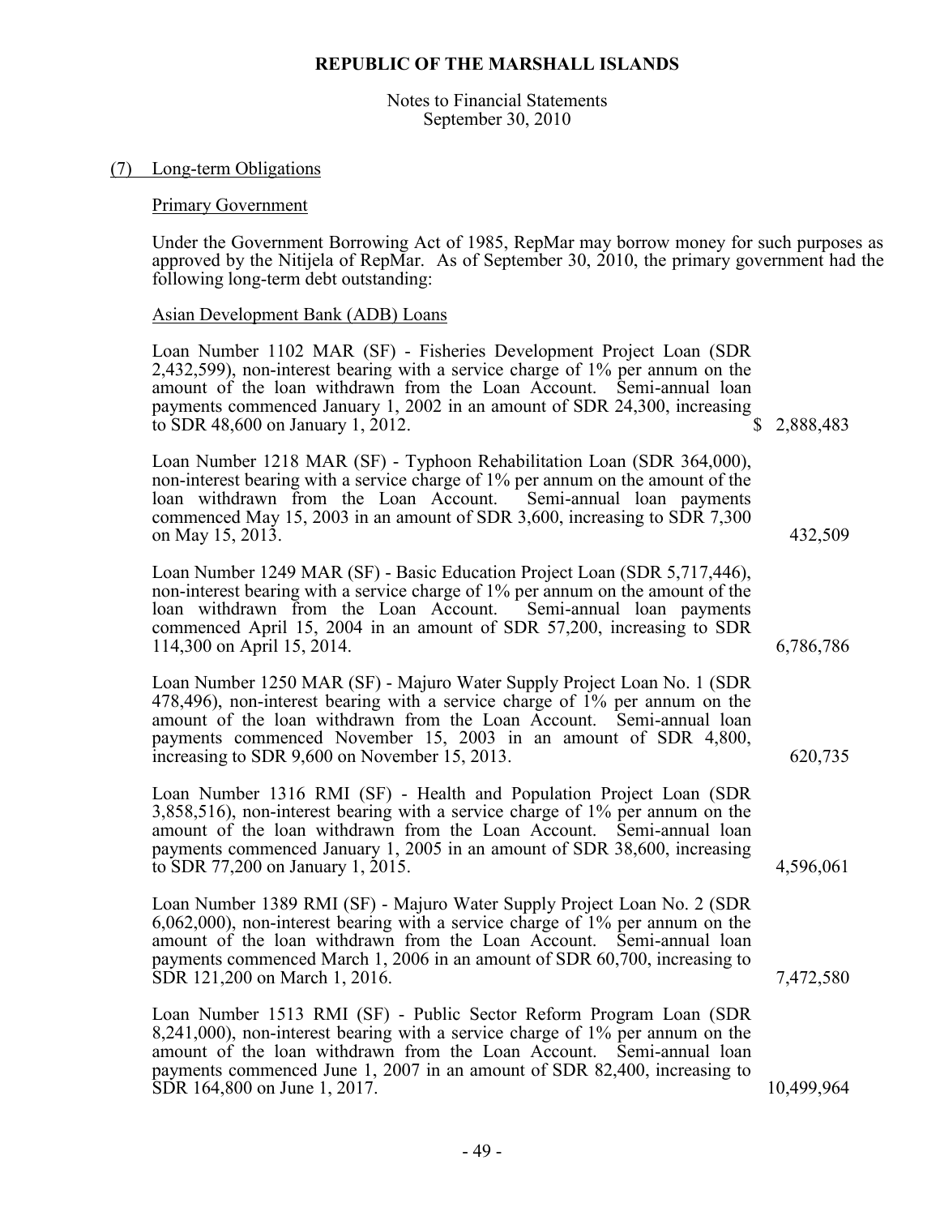# REPUBLIC OF THE MARSHALL ISLANDS

Notes to Financial Statements
September 30, 2010

## (7) Long-term Obligations

### Primary Government

Under the Government Borrowing Act of 1985, RepMar may borrow money for such purposes as approved by the Nitijela of RepMar. As of September 30, 2010, the primary government had the following long-term debt outstanding:

### Asian Development Bank (ADB) Loans

| | |
|---|---|
| Loan Number 1102 MAR (SF) - Fisheries Development Project Loan (SDR 2,432,599), non-interest bearing with a service charge of 1% per annum on the amount of the loan withdrawn from the Loan Account. Semi-annual loan payments commenced January 1, 2002 in an amount of SDR 24,300, increasing to SDR 48,600 on January 1, 2012. | $ 2,888,483 |
| Loan Number 1218 MAR (SF) - Typhoon Rehabilitation Loan (SDR 364,000), non-interest bearing with a service charge of 1% per annum on the amount of the loan withdrawn from the Loan Account. Semi-annual loan payments commenced May 15, 2003 in an amount of SDR 3,600, increasing to SDR 7,300 on May 15, 2013. | 432,509 |
| Loan Number 1249 MAR (SF) - Basic Education Project Loan (SDR 5,717,446), non-interest bearing with a service charge of 1% per annum on the amount of the loan withdrawn from the Loan Account. Semi-annual loan payments commenced April 15, 2004 in an amount of SDR 57,200, increasing to SDR 114,300 on April 15, 2014. | 6,786,786 |
| Loan Number 1250 MAR (SF) - Majuro Water Supply Project Loan No. 1 (SDR 478,496), non-interest bearing with a service charge of 1% per annum on the amount of the loan withdrawn from the Loan Account. Semi-annual loan payments commenced November 15, 2003 in an amount of SDR 4,800, increasing to SDR 9,600 on November 15, 2013. | 620,735 |
| Loan Number 1316 RMI (SF) - Health and Population Project Loan (SDR 3,858,516), non-interest bearing with a service charge of 1% per annum on the amount of the loan withdrawn from the Loan Account. Semi-annual loan payments commenced January 1, 2005 in an amount of SDR 38,600, increasing to SDR 77,200 on January 1, 2015. | 4,596,061 |
| Loan Number 1389 RMI (SF) - Majuro Water Supply Project Loan No. 2 (SDR 6,062,000), non-interest bearing with a service charge of 1% per annum on the amount of the loan withdrawn from the Loan Account. Semi-annual loan payments commenced March 1, 2006 in an amount of SDR 60,700, increasing to SDR 121,200 on March 1, 2016. | 7,472,580 |
| Loan Number 1513 RMI (SF) - Public Sector Reform Program Loan (SDR 8,241,000), non-interest bearing with a service charge of 1% per annum on the amount of the loan withdrawn from the Loan Account. Semi-annual loan payments commenced June 1, 2007 in an amount of SDR 82,400, increasing to SDR 164,800 on June 1, 2017. | 10,499,964 |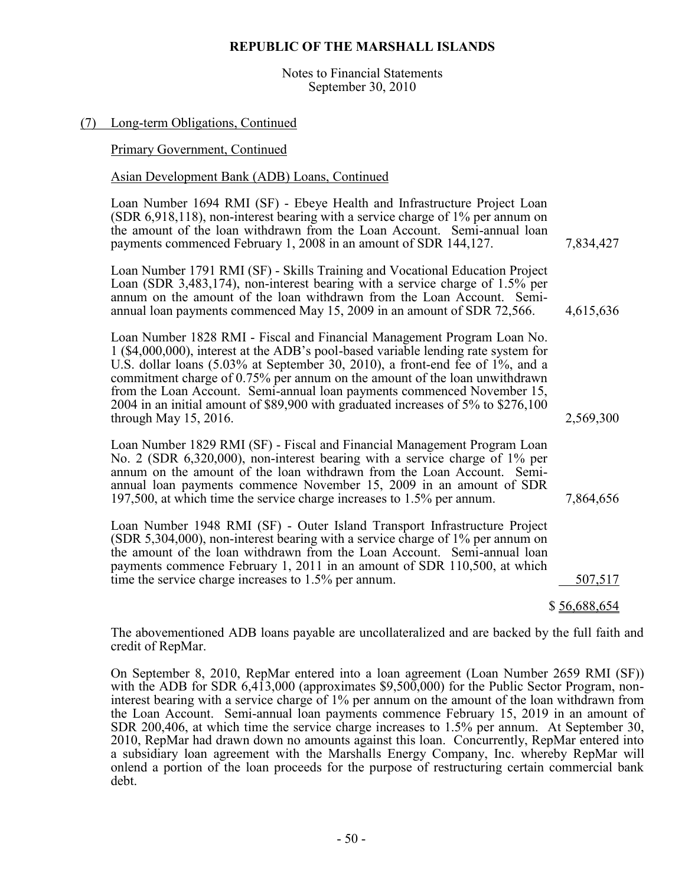## REPUBLIC OF THE MARSHALL ISLANDS

Notes to Financial Statements
September 30, 2010

(7) Long-term Obligations, Continued

Primary Government, Continued

Asian Development Bank (ADB) Loans, Continued

| | |
|---|---|
| Loan Number 1694 RMI (SF) - Ebeye Health and Infrastructure Project Loan (SDR 6,918,118), non-interest bearing with a service charge of 1% per annum on the amount of the loan withdrawn from the Loan Account. Semi-annual loan payments commenced February 1, 2008 in an amount of SDR 144,127. | 7,834,427 |
| Loan Number 1791 RMI (SF) - Skills Training and Vocational Education Project Loan (SDR 3,483,174), non-interest bearing with a service charge of 1.5% per annum on the amount of the loan withdrawn from the Loan Account. Semi-annual loan payments commenced May 15, 2009 in an amount of SDR 72,566. | 4,615,636 |
| Loan Number 1828 RMI - Fiscal and Financial Management Program Loan No. 1 ($4,000,000), interest at the ADB's pool-based variable lending rate system for U.S. dollar loans (5.03% at September 30, 2010), a front-end fee of 1%, and a commitment charge of 0.75% per annum on the amount of the loan unwithdrawn from the Loan Account. Semi-annual loan payments commenced November 15, 2004 in an initial amount of $89,900 with graduated increases of 5% to $276,100 through May 15, 2016. | 2,569,300 |
| Loan Number 1829 RMI (SF) - Fiscal and Financial Management Program Loan No. 2 (SDR 6,320,000), non-interest bearing with a service charge of 1% per annum on the amount of the loan withdrawn from the Loan Account. Semi-annual loan payments commence November 15, 2009 in an amount of SDR 197,500, at which time the service charge increases to 1.5% per annum. | 7,864,656 |
| Loan Number 1948 RMI (SF) - Outer Island Transport Infrastructure Project (SDR 5,304,000), non-interest bearing with a service charge of 1% per annum on the amount of the loan withdrawn from the Loan Account. Semi-annual loan payments commence February 1, 2011 in an amount of SDR 110,500, at which time the service charge increases to 1.5% per annum. | 507,517 |
| | $ 56,688,654 |

The abovementioned ADB loans payable are uncollateralized and are backed by the full faith and credit of RepMar.

On September 8, 2010, RepMar entered into a loan agreement (Loan Number 2659 RMI (SF)) with the ADB for SDR 6,413,000 (approximates $9,500,000) for the Public Sector Program, non-interest bearing with a service charge of 1% per annum on the amount of the loan withdrawn from the Loan Account. Semi-annual loan payments commence February 15, 2019 in an amount of SDR 200,406, at which time the service charge increases to 1.5% per annum. At September 30, 2010, RepMar had drawn down no amounts against this loan. Concurrently, RepMar entered into a subsidiary loan agreement with the Marshalls Energy Company, Inc. whereby RepMar will onlend a portion of the loan proceeds for the purpose of restructuring certain commercial bank debt.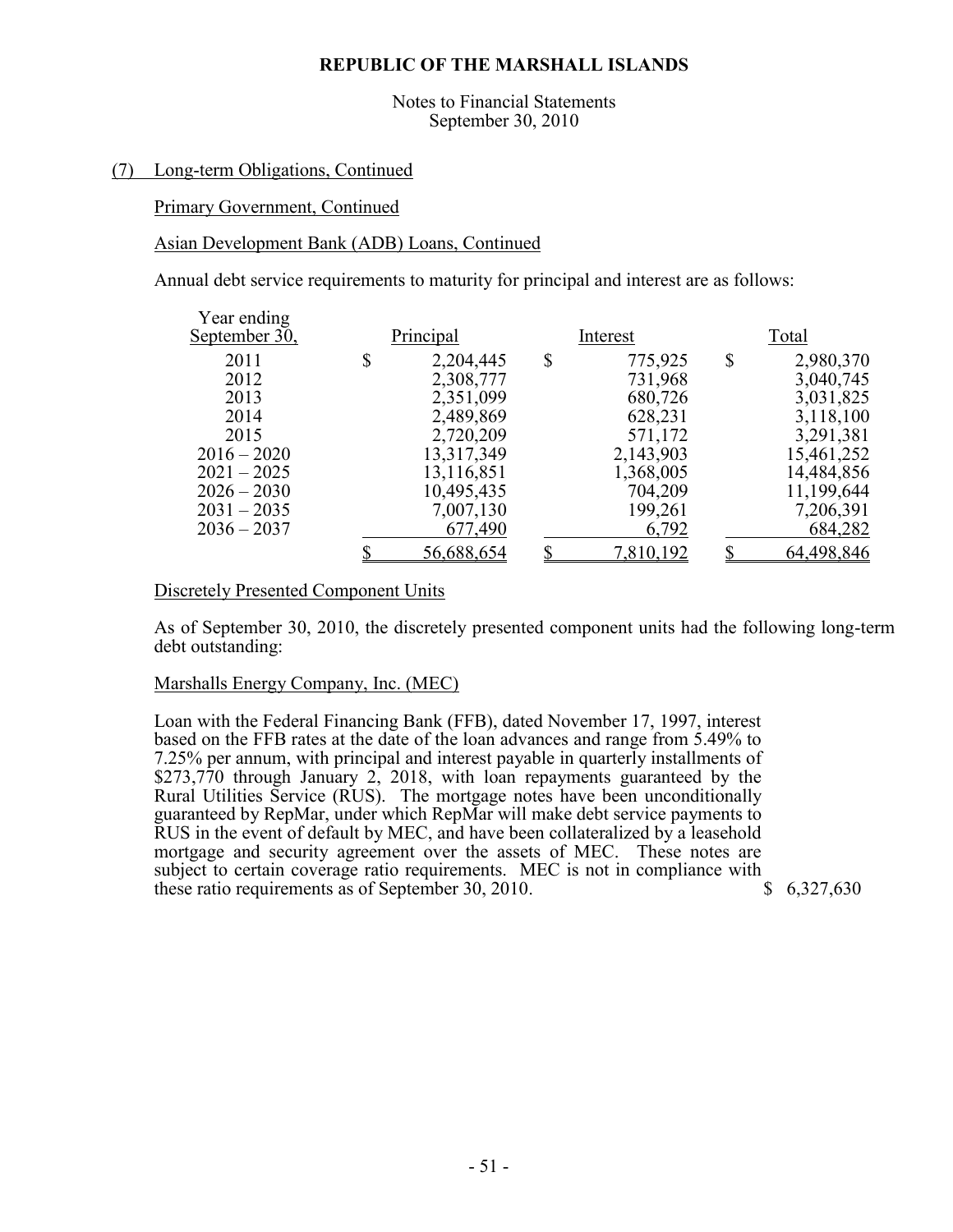# REPUBLIC OF THE MARSHALL ISLANDS

Notes to Financial Statements
September 30, 2010

## (7) Long-term Obligations, Continued

### Primary Government, Continued

### Asian Development Bank (ADB) Loans, Continued

Annual debt service requirements to maturity for principal and interest are as follows:

| Year ending September 30, | Principal | Interest | Total |
|---|---|---|---|
| 2011 | $ 2,204,445 | $ 775,925 | $ 2,980,370 |
| 2012 | 2,308,777 | 731,968 | 3,040,745 |
| 2013 | 2,351,099 | 680,726 | 3,031,825 |
| 2014 | 2,489,869 | 628,231 | 3,118,100 |
| 2015 | 2,720,209 | 571,172 | 3,291,381 |
| 2016 – 2020 | 13,317,349 | 2,143,903 | 15,461,252 |
| 2021 – 2025 | 13,116,851 | 1,368,005 | 14,484,856 |
| 2026 – 2030 | 10,495,435 | 704,209 | 11,199,644 |
| 2031 – 2035 | 7,007,130 | 199,261 | 7,206,391 |
| 2036 – 2037 | 677,490 | 6,792 | 684,282 |
| | $ 56,688,654 | $ 7,810,192 | $ 64,498,846 |

### Discretely Presented Component Units

As of September 30, 2010, the discretely presented component units had the following long-term debt outstanding:

### Marshalls Energy Company, Inc. (MEC)

| | |
|---|---|
| Loan with the Federal Financing Bank (FFB), dated November 17, 1997, interest based on the FFB rates at the date of the loan advances and range from 5.49% to 7.25% per annum, with principal and interest payable in quarterly installments of $273,770 through January 2, 2018, with loan repayments guaranteed by the Rural Utilities Service (RUS). The mortgage notes have been unconditionally guaranteed by RepMar, under which RepMar will make debt service payments to RUS in the event of default by MEC, and have been collateralized by a leasehold mortgage and security agreement over the assets of MEC. These notes are subject to certain coverage ratio requirements. MEC is not in compliance with these ratio requirements as of September 30, 2010. | $ 6,327,630 |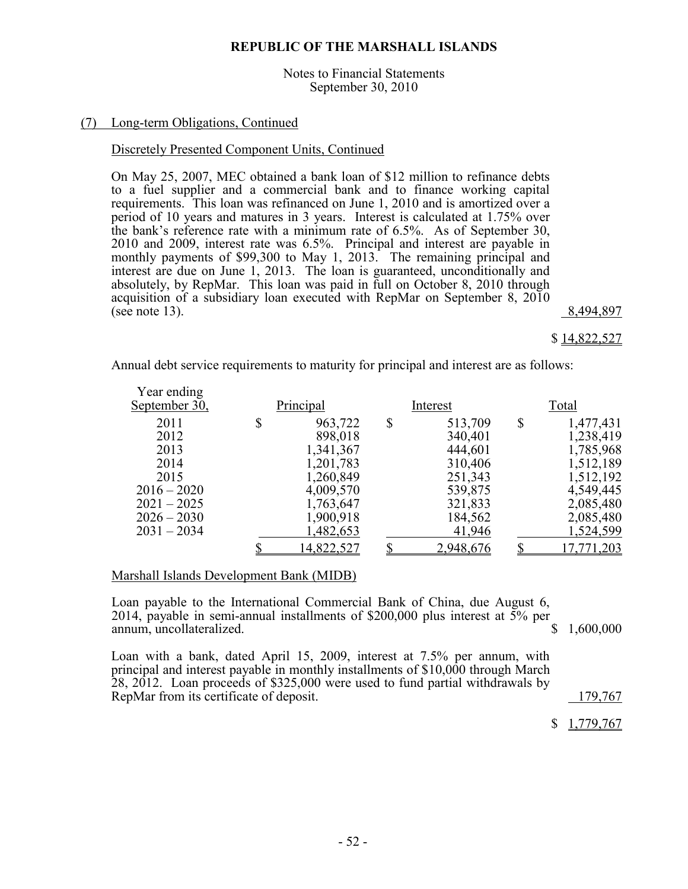## (7) Long-term Obligations, Continued

### Discretely Presented Component Units, Continued

| | |
|---|---|
| On May 25, 2007, MEC obtained a bank loan of \$12 million to refinance debts to a fuel supplier and a commercial bank and to finance working capital requirements. This loan was refinanced on June 1, 2010 and is amortized over a period of 10 years and matures in 3 years. Interest is calculated at 1.75% over the bank's reference rate with a minimum rate of 6.5%. As of September 30, 2010 and 2009, interest rate was 6.5%. Principal and interest are payable in monthly payments of \$99,300 to May 1, 2013. The remaining principal and interest are due on June 1, 2013. The loan is guaranteed, unconditionally and absolutely, by RepMar. This loan was paid in full on October 8, 2010 through acquisition of a subsidiary loan executed with RepMar on September 8, 2010 (see note 13). | 8,494,897 |
| | \$ 14,822,527 |

Annual debt service requirements to maturity for principal and interest are as follows:

| Year ending September 30, | Principal | Interest | Total |
|---|---|---|---|
| 2011 | \$ 963,722 | \$ 513,709 | \$ 1,477,431 |
| 2012 | 898,018 | 340,401 | 1,238,419 |
| 2013 | 1,341,367 | 444,601 | 1,785,968 |
| 2014 | 1,201,783 | 310,406 | 1,512,189 |
| 2015 | 1,260,849 | 251,343 | 1,512,192 |
| 2016 – 2020 | 4,009,570 | 539,875 | 4,549,445 |
| 2021 – 2025 | 1,763,647 | 321,833 | 2,085,480 |
| 2026 – 2030 | 1,900,918 | 184,562 | 2,085,480 |
| 2031 – 2034 | 1,482,653 | 41,946 | 1,524,599 |
| | \$ 14,822,527 | \$ 2,948,676 | \$ 17,771,203 |

### Marshall Islands Development Bank (MIDB)

| | |
|---|---|
| Loan payable to the International Commercial Bank of China, due August 6, 2014, payable in semi-annual installments of \$200,000 plus interest at 5% per annum, uncollateralized. | \$ 1,600,000 |
| Loan with a bank, dated April 15, 2009, interest at 7.5% per annum, with principal and interest payable in monthly installments of \$10,000 through March 28, 2012. Loan proceeds of \$325,000 were used to fund partial withdrawals by RepMar from its certificate of deposit. | 179,767 |
| | \$ 1,779,767 |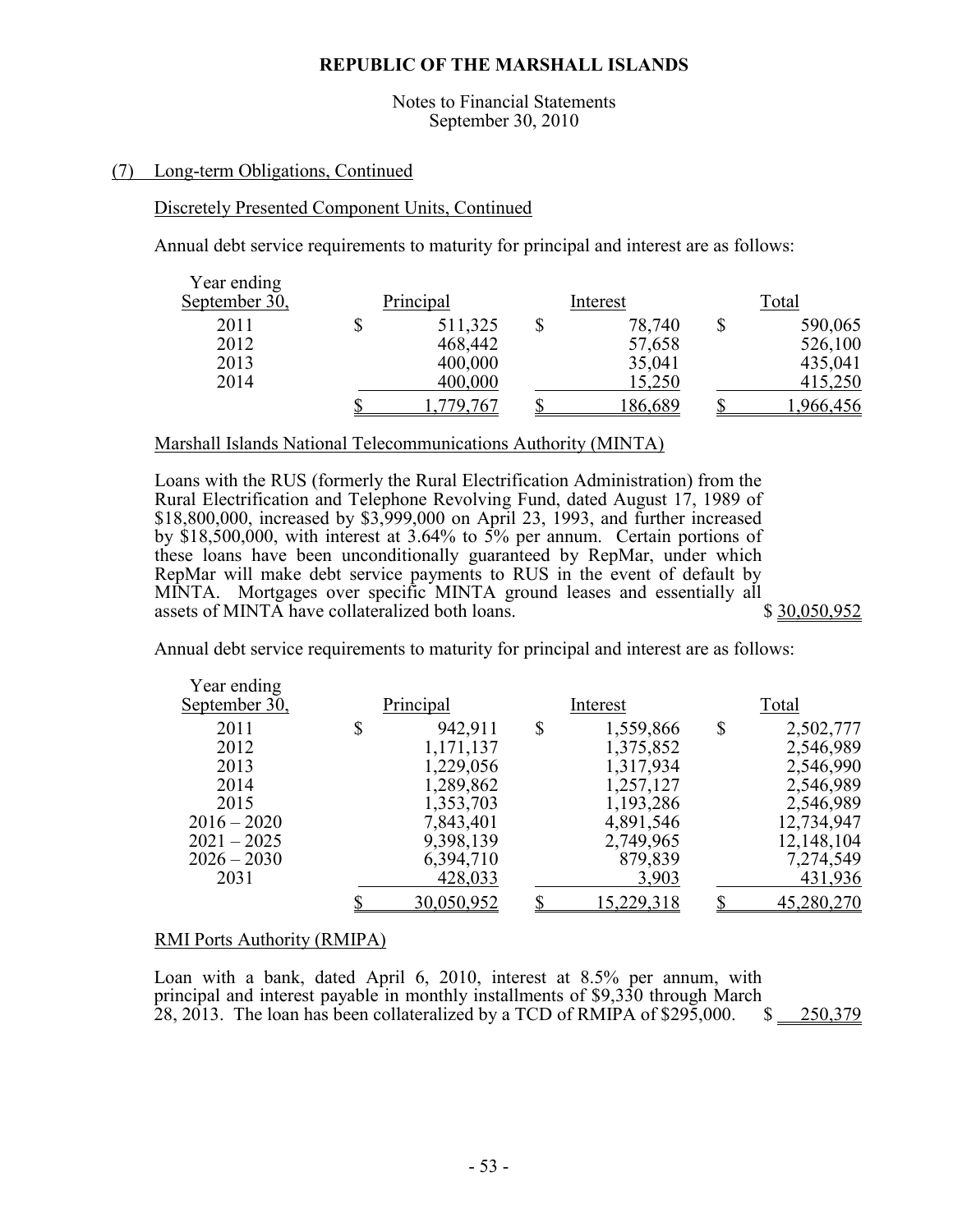# REPUBLIC OF THE MARSHALL ISLANDS

Notes to Financial Statements
September 30, 2010

## (7) Long-term Obligations, Continued

### Discretely Presented Component Units, Continued

Annual debt service requirements to maturity for principal and interest are as follows:

| Year ending September 30, | Principal | Interest | Total |
|---|---|---|---|
| 2011 | $ 511,325 | $ 78,740 | $ 590,065 |
| 2012 | 468,442 | 57,658 | 526,100 |
| 2013 | 400,000 | 35,041 | 435,041 |
| 2014 | 400,000 | 15,250 | 415,250 |
| | $ 1,779,767 | $ 186,689 | $ 1,966,456 |

### Marshall Islands National Telecommunications Authority (MINTA)

Loans with the RUS (formerly the Rural Electrification Administration) from the Rural Electrification and Telephone Revolving Fund, dated August 17, 1989 of $18,800,000, increased by $3,999,000 on April 23, 1993, and further increased by $18,500,000, with interest at 3.64% to 5% per annum. Certain portions of these loans have been unconditionally guaranteed by RepMar, under which RepMar will make debt service payments to RUS in the event of default by MINTA. Mortgages over specific MINTA ground leases and essentially all assets of MINTA have collateralized both loans. $ 30,050,952

Annual debt service requirements to maturity for principal and interest are as follows:

| Year ending September 30, | Principal | Interest | Total |
|---|---|---|---|
| 2011 | $ 942,911 | $ 1,559,866 | $ 2,502,777 |
| 2012 | 1,171,137 | 1,375,852 | 2,546,989 |
| 2013 | 1,229,056 | 1,317,934 | 2,546,990 |
| 2014 | 1,289,862 | 1,257,127 | 2,546,989 |
| 2015 | 1,353,703 | 1,193,286 | 2,546,989 |
| 2016 – 2020 | 7,843,401 | 4,891,546 | 12,734,947 |
| 2021 – 2025 | 9,398,139 | 2,749,965 | 12,148,104 |
| 2026 – 2030 | 6,394,710 | 879,839 | 7,274,549 |
| 2031 | 428,033 | 3,903 | 431,936 |
| | $ 30,050,952 | $ 15,229,318 | $ 45,280,270 |

### RMI Ports Authority (RMIPA)

Loan with a bank, dated April 6, 2010, interest at 8.5% per annum, with principal and interest payable in monthly installments of $9,330 through March 28, 2013. The loan has been collateralized by a TCD of RMIPA of $295,000. $ 250,379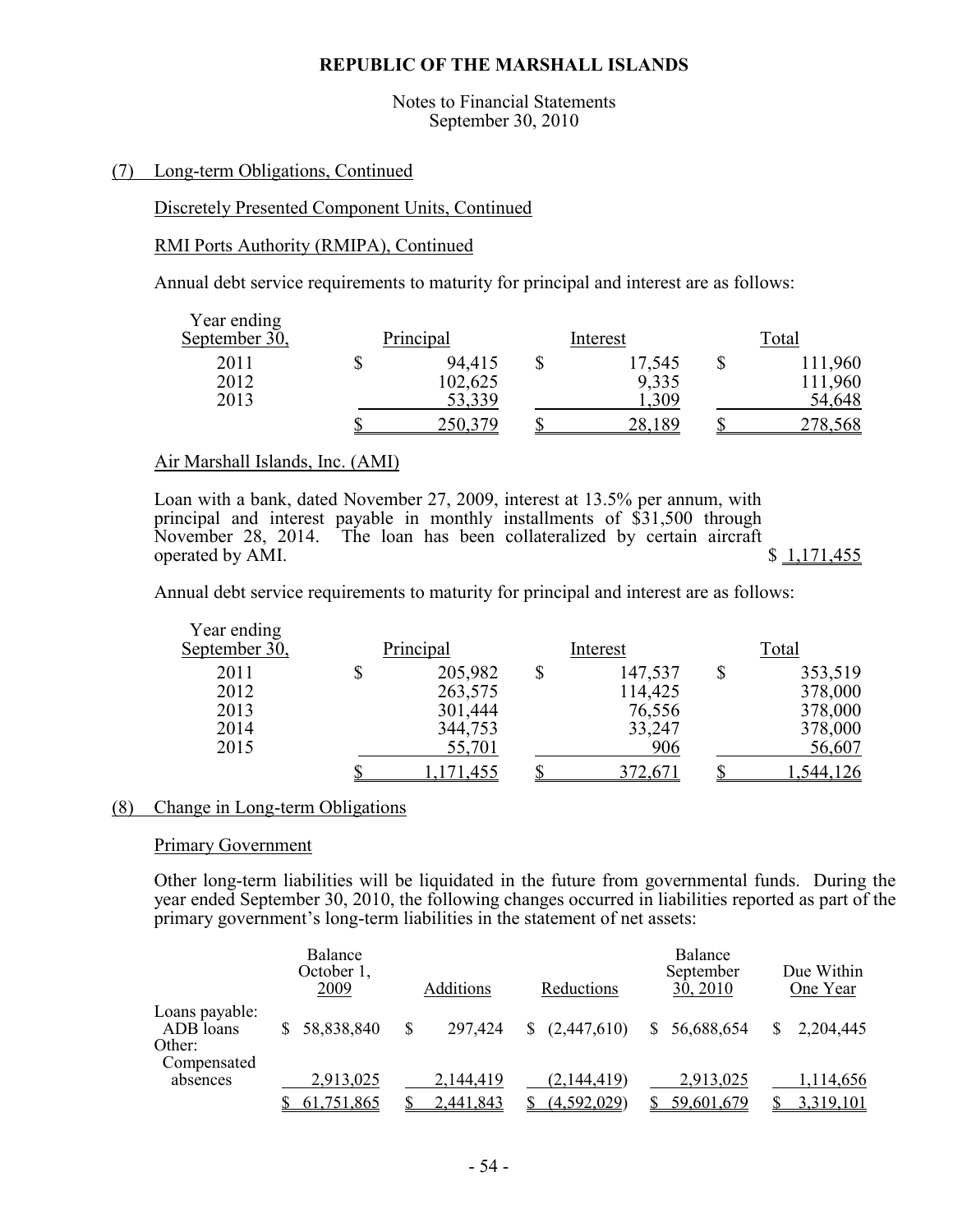**REPUBLIC OF THE MARSHALL ISLANDS**

Notes to Financial Statements
September 30, 2010

(7) Long-term Obligations, Continued

Discretely Presented Component Units, Continued

RMI Ports Authority (RMIPA), Continued

Annual debt service requirements to maturity for principal and interest are as follows:

| Year ending September 30, | Principal | Interest | Total |
|---|---|---|---|
| 2011 | $ 94,415 | $ 17,545 | $ 111,960 |
| 2012 | 102,625 | 9,335 | 111,960 |
| 2013 | 53,339 | 1,309 | 54,648 |
| | $ 250,379 | $ 28,189 | $ 278,568 |

Air Marshall Islands, Inc. (AMI)

Loan with a bank, dated November 27, 2009, interest at 13.5% per annum, with principal and interest payable in monthly installments of $31,500 through November 28, 2014. The loan has been collateralized by certain aircraft operated by AMI. $ 1,171,455

Annual debt service requirements to maturity for principal and interest are as follows:

| Year ending September 30, | Principal | Interest | Total |
|---|---|---|---|
| 2011 | $ 205,982 | $ 147,537 | $ 353,519 |
| 2012 | 263,575 | 114,425 | 378,000 |
| 2013 | 301,444 | 76,556 | 378,000 |
| 2014 | 344,753 | 33,247 | 378,000 |
| 2015 | 55,701 | 906 | 56,607 |
| | $ 1,171,455 | $ 372,671 | $ 1,544,126 |

(8) Change in Long-term Obligations

Primary Government

Other long-term liabilities will be liquidated in the future from governmental funds. During the year ended September 30, 2010, the following changes occurred in liabilities reported as part of the primary government's long-term liabilities in the statement of net assets:

| | Balance October 1, 2009 | Additions | Reductions | Balance September 30, 2010 | Due Within One Year |
|---|---|---|---|---|---|
| Loans payable: | | | | | |
| ADB loans | $ 58,838,840 | $ 297,424 | $ (2,447,610) | $ 56,688,654 | $ 2,204,445 |
| Other: | | | | | |
| Compensated absences | 2,913,025 | 2,144,419 | (2,144,419) | 2,913,025 | 1,114,656 |
| | $ 61,751,865 | $ 2,441,843 | $ (4,592,029) | $ 59,601,679 | $ 3,319,101 |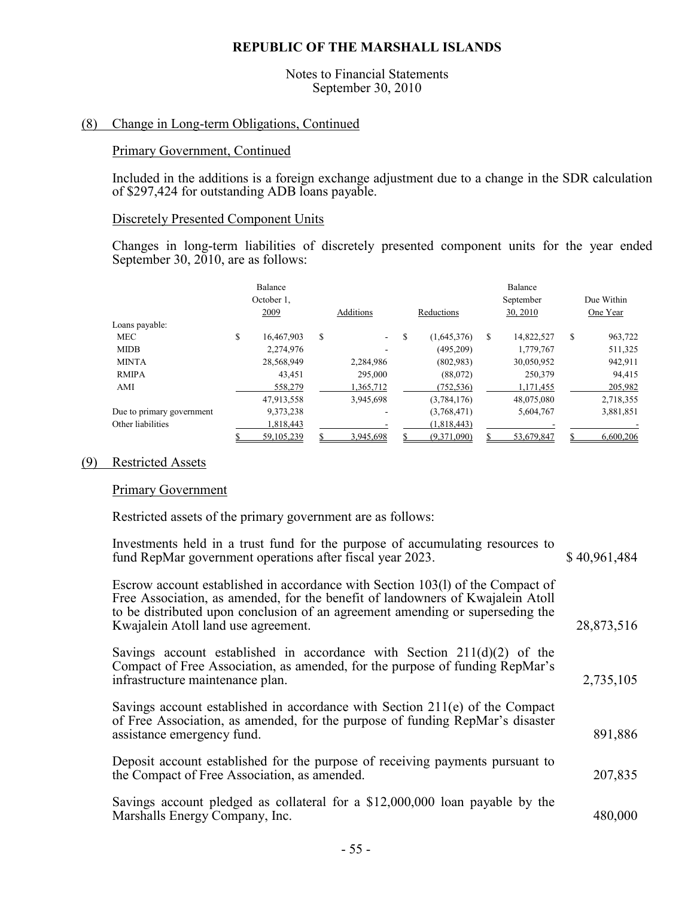## REPUBLIC OF THE MARSHALL ISLANDS

Notes to Financial Statements
September 30, 2010

### (8) Change in Long-term Obligations, Continued

#### Primary Government, Continued

Included in the additions is a foreign exchange adjustment due to a change in the SDR calculation of $297,424 for outstanding ADB loans payable.

#### Discretely Presented Component Units

Changes in long-term liabilities of discretely presented component units for the year ended September 30, 2010, are as follows:

| | Balance October 1, 2009 | Additions | Reductions | Balance September 30, 2010 | Due Within One Year |
|---|---|---|---|---|---|
| Loans payable: | | | | | |
| MEC | $ 16,467,903 | $ - | $ (1,645,376) | $ 14,822,527 | $ 963,722 |
| MIDB | 2,274,976 | - | (495,209) | 1,779,767 | 511,325 |
| MINTA | 28,568,949 | 2,284,986 | (802,983) | 30,050,952 | 942,911 |
| RMIPA | 43,451 | 295,000 | (88,072) | 250,379 | 94,415 |
| AMI | 558,279 | 1,365,712 | (752,536) | 1,171,455 | 205,982 |
| | 47,913,558 | 3,945,698 | (3,784,176) | 48,075,080 | 2,718,355 |
| Due to primary government | 9,373,238 | - | (3,768,471) | 5,604,767 | 3,881,851 |
| Other liabilities | 1,818,443 | - | (1,818,443) | - | - |
| | $ 59,105,239 | $ 3,945,698 | $ (9,371,090) | $ 53,679,847 | $ 6,600,206 |

### (9) Restricted Assets

#### Primary Government

Restricted assets of the primary government are as follows:

| | |
|---|---|
| Investments held in a trust fund for the purpose of accumulating resources to fund RepMar government operations after fiscal year 2023. | $ 40,961,484 |
| Escrow account established in accordance with Section 103(l) of the Compact of Free Association, as amended, for the benefit of landowners of Kwajalein Atoll to be distributed upon conclusion of an agreement amending or superseding the Kwajalein Atoll land use agreement. | 28,873,516 |
| Savings account established in accordance with Section 211(d)(2) of the Compact of Free Association, as amended, for the purpose of funding RepMar's infrastructure maintenance plan. | 2,735,105 |
| Savings account established in accordance with Section 211(e) of the Compact of Free Association, as amended, for the purpose of funding RepMar's disaster assistance emergency fund. | 891,886 |
| Deposit account established for the purpose of receiving payments pursuant to the Compact of Free Association, as amended. | 207,835 |
| Savings account pledged as collateral for a $12,000,000 loan payable by the Marshalls Energy Company, Inc. | 480,000 |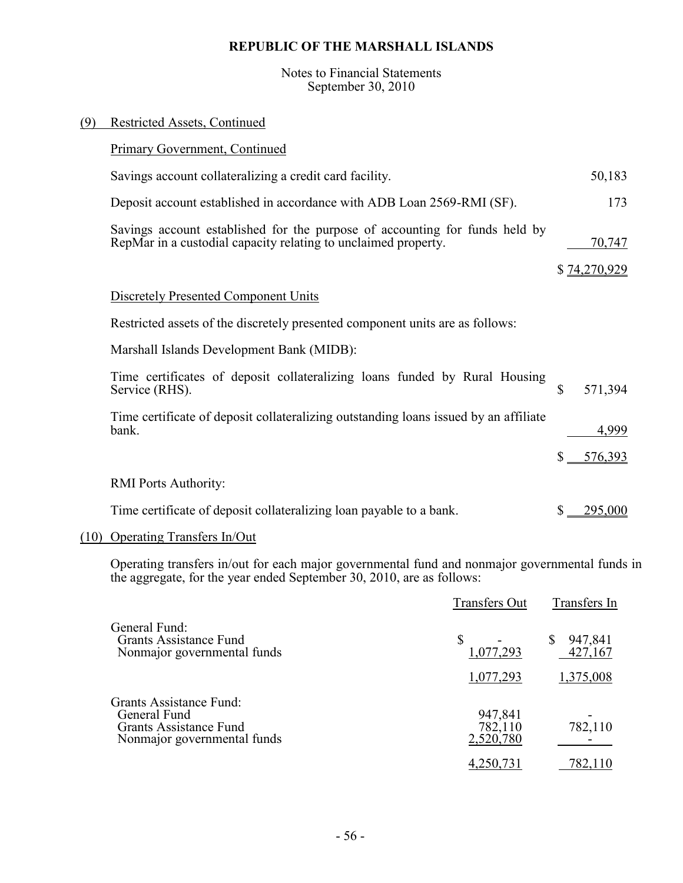**REPUBLIC OF THE MARSHALL ISLANDS**

Notes to Financial Statements
September 30, 2010

(9) Restricted Assets, Continued

Primary Government, Continued

| | |
|---|---|
| Savings account collateralizing a credit card facility. | 50,183 |
| Deposit account established in accordance with ADB Loan 2569-RMI (SF). | 173 |
| Savings account established for the purpose of accounting for funds held by RepMar in a custodial capacity relating to unclaimed property. | 70,747 |
| | $ 74,270,929 |

Discretely Presented Component Units

Restricted assets of the discretely presented component units are as follows:

Marshall Islands Development Bank (MIDB):

| | |
|---|---|
| Time certificates of deposit collateralizing loans funded by Rural Housing Service (RHS). | $ 571,394 |
| Time certificate of deposit collateralizing outstanding loans issued by an affiliate bank. | 4,999 |
| | $ 576,393 |

RMI Ports Authority:

| | |
|---|---|
| Time certificate of deposit collateralizing loan payable to a bank. | $ 295,000 |

(10) Operating Transfers In/Out

Operating transfers in/out for each major governmental fund and nonmajor governmental funds in the aggregate, for the year ended September 30, 2010, are as follows:

| | Transfers Out | Transfers In |
|---|---|---|
| General Fund: | | |
| Grants Assistance Fund | $ - | $ 947,841 |
| Nonmajor governmental funds | 1,077,293 | 427,167 |
| | 1,077,293 | 1,375,008 |
| Grants Assistance Fund: | | |
| General Fund | 947,841 | - |
| Grants Assistance Fund | 782,110 | 782,110 |
| Nonmajor governmental funds | 2,520,780 | - |
| | 4,250,731 | 782,110 |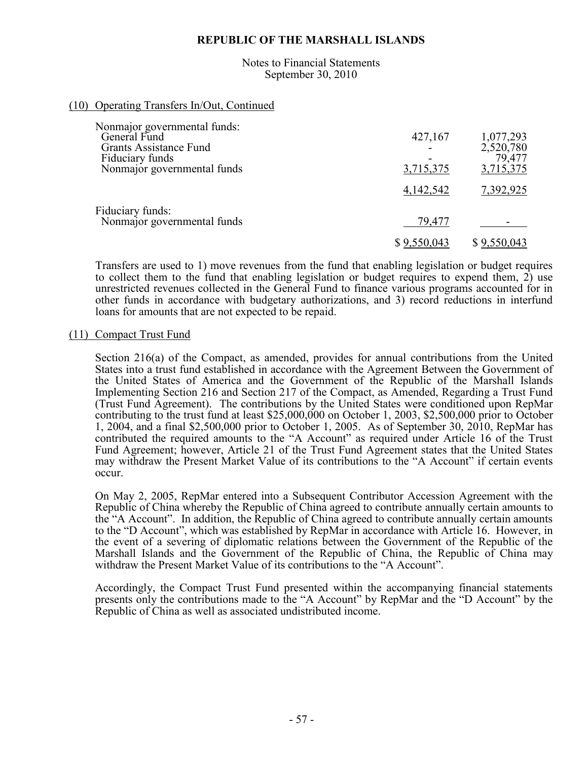## (10) Operating Transfers In/Out, Continued

| | | |
|---|---|---|
| Nonmajor governmental funds: | | |
| General Fund | 427,167 | 1,077,293 |
| Grants Assistance Fund | - | 2,520,780 |
| Fiduciary funds | - | 79,477 |
| Nonmajor governmental funds | 3,715,375 | 3,715,375 |
| | 4,142,542 | 7,392,925 |
| Fiduciary funds: | | |
| Nonmajor governmental funds | 79,477 | - |
| | $ 9,550,043 | $ 9,550,043 |

Transfers are used to 1) move revenues from the fund that enabling legislation or budget requires to collect them to the fund that enabling legislation or budget requires to expend them, 2) use unrestricted revenues collected in the General Fund to finance various programs accounted for in other funds in accordance with budgetary authorizations, and 3) record reductions in interfund loans for amounts that are not expected to be repaid.

## (11) Compact Trust Fund

Section 216(a) of the Compact, as amended, provides for annual contributions from the United States into a trust fund established in accordance with the Agreement Between the Government of the United States of America and the Government of the Republic of the Marshall Islands Implementing Section 216 and Section 217 of the Compact, as Amended, Regarding a Trust Fund (Trust Fund Agreement). The contributions by the United States were conditioned upon RepMar contributing to the trust fund at least $25,000,000 on October 1, 2003, $2,500,000 prior to October 1, 2004, and a final $2,500,000 prior to October 1, 2005. As of September 30, 2010, RepMar has contributed the required amounts to the "A Account" as required under Article 16 of the Trust Fund Agreement; however, Article 21 of the Trust Fund Agreement states that the United States may withdraw the Present Market Value of its contributions to the "A Account" if certain events occur.

On May 2, 2005, RepMar entered into a Subsequent Contributor Accession Agreement with the Republic of China whereby the Republic of China agreed to contribute annually certain amounts to the "A Account". In addition, the Republic of China agreed to contribute annually certain amounts to the "D Account", which was established by RepMar in accordance with Article 16. However, in the event of a severing of diplomatic relations between the Government of the Republic of the Marshall Islands and the Government of the Republic of China, the Republic of China may withdraw the Present Market Value of its contributions to the "A Account".

Accordingly, the Compact Trust Fund presented within the accompanying financial statements presents only the contributions made to the "A Account" by RepMar and the "D Account" by the Republic of China as well as associated undistributed income.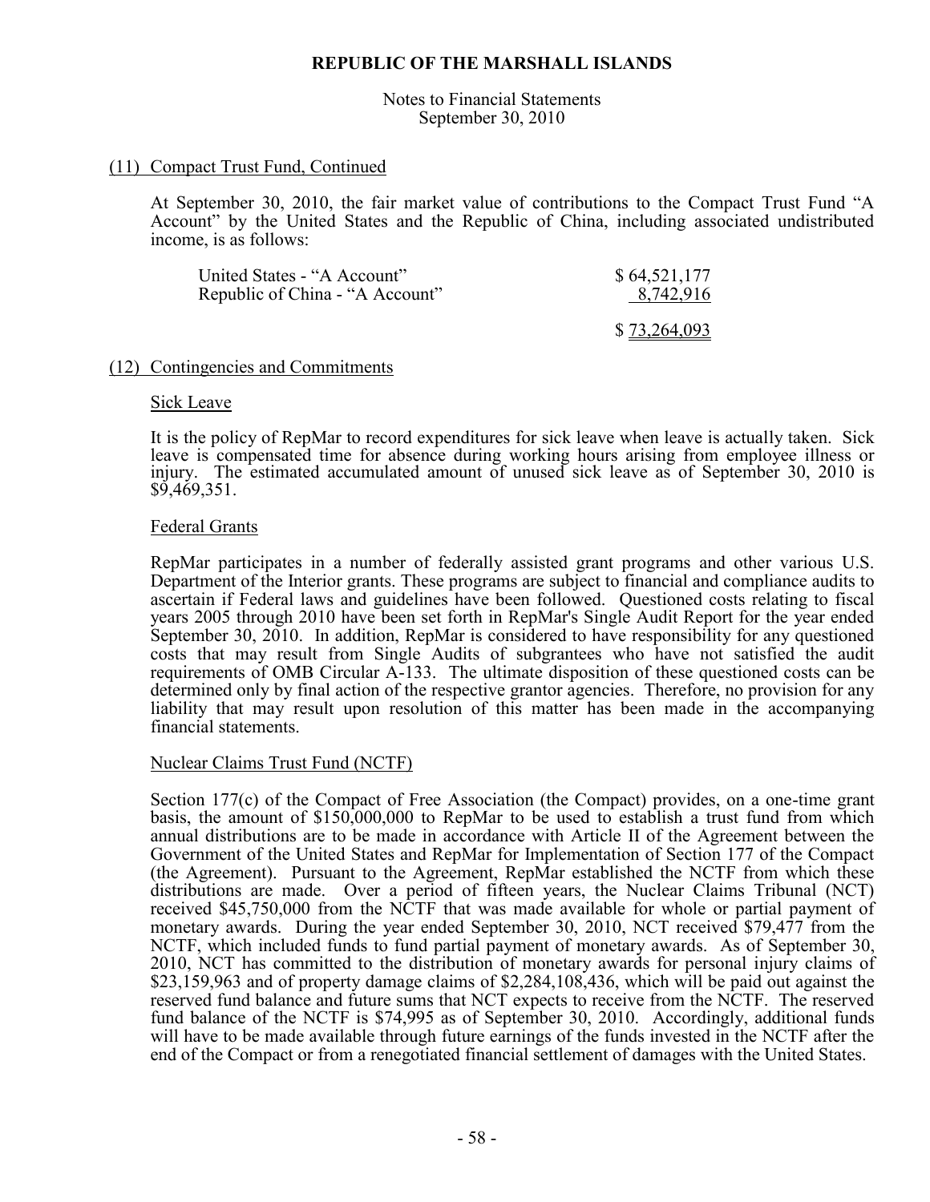REPUBLIC OF THE MARSHALL ISLANDS

Notes to Financial Statements
September 30, 2010

## (11) Compact Trust Fund, Continued

At September 30, 2010, the fair market value of contributions to the Compact Trust Fund "A Account" by the United States and the Republic of China, including associated undistributed income, is as follows:

| | |
|---|---|
| United States - "A Account" | $ 64,521,177 |
| Republic of China - "A Account" | 8,742,916 |
| | $ 73,264,093 |

## (12) Contingencies and Commitments

### Sick Leave

It is the policy of RepMar to record expenditures for sick leave when leave is actually taken. Sick leave is compensated time for absence during working hours arising from employee illness or injury. The estimated accumulated amount of unused sick leave as of September 30, 2010 is $9,469,351.

### Federal Grants

RepMar participates in a number of federally assisted grant programs and other various U.S. Department of the Interior grants. These programs are subject to financial and compliance audits to ascertain if Federal laws and guidelines have been followed. Questioned costs relating to fiscal years 2005 through 2010 have been set forth in RepMar's Single Audit Report for the year ended September 30, 2010. In addition, RepMar is considered to have responsibility for any questioned costs that may result from Single Audits of subgrantees who have not satisfied the audit requirements of OMB Circular A-133. The ultimate disposition of these questioned costs can be determined only by final action of the respective grantor agencies. Therefore, no provision for any liability that may result upon resolution of this matter has been made in the accompanying financial statements.

### Nuclear Claims Trust Fund (NCTF)

Section 177(c) of the Compact of Free Association (the Compact) provides, on a one-time grant basis, the amount of $150,000,000 to RepMar to be used to establish a trust fund from which annual distributions are to be made in accordance with Article II of the Agreement between the Government of the United States and RepMar for Implementation of Section 177 of the Compact (the Agreement). Pursuant to the Agreement, RepMar established the NCTF from which these distributions are made. Over a period of fifteen years, the Nuclear Claims Tribunal (NCT) received $45,750,000 from the NCTF that was made available for whole or partial payment of monetary awards. During the year ended September 30, 2010, NCT received $79,477 from the NCTF, which included funds to fund partial payment of monetary awards. As of September 30, 2010, NCT has committed to the distribution of monetary awards for personal injury claims of $23,159,963 and of property damage claims of $2,284,108,436, which will be paid out against the reserved fund balance and future sums that NCT expects to receive from the NCTF. The reserved fund balance of the NCTF is $74,995 as of September 30, 2010. Accordingly, additional funds will have to be made available through future earnings of the funds invested in the NCTF after the end of the Compact or from a renegotiated financial settlement of damages with the United States.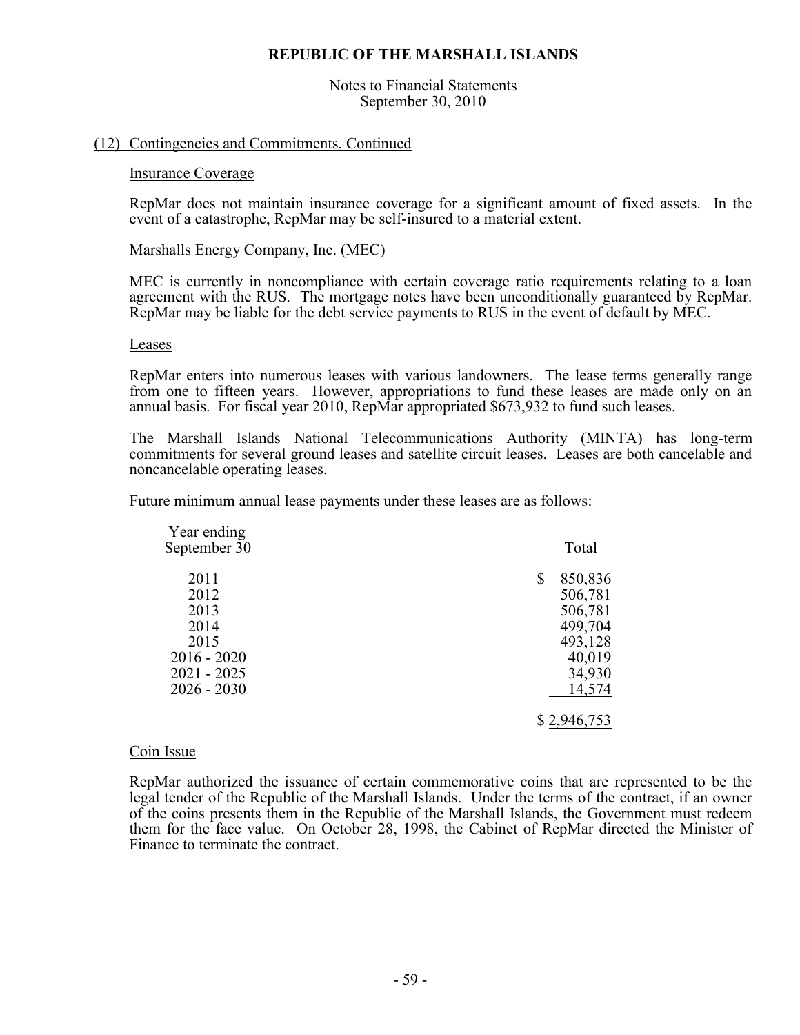REPUBLIC OF THE MARSHALL ISLANDS

Notes to Financial Statements
September 30, 2010

## (12) Contingencies and Commitments, Continued

### Insurance Coverage

RepMar does not maintain insurance coverage for a significant amount of fixed assets. In the event of a catastrophe, RepMar may be self-insured to a material extent.

### Marshalls Energy Company, Inc. (MEC)

MEC is currently in noncompliance with certain coverage ratio requirements relating to a loan agreement with the RUS. The mortgage notes have been unconditionally guaranteed by RepMar. RepMar may be liable for the debt service payments to RUS in the event of default by MEC.

### Leases

RepMar enters into numerous leases with various landowners. The lease terms generally range from one to fifteen years. However, appropriations to fund these leases are made only on an annual basis. For fiscal year 2010, RepMar appropriated $673,932 to fund such leases.

The Marshall Islands National Telecommunications Authority (MINTA) has long-term commitments for several ground leases and satellite circuit leases. Leases are both cancelable and noncancelable operating leases.

Future minimum annual lease payments under these leases are as follows:

| Year ending September 30 | Total |
|---|---|
| 2011 | $ 850,836 |
| 2012 | 506,781 |
| 2013 | 506,781 |
| 2014 | 499,704 |
| 2015 | 493,128 |
| 2016 - 2020 | 40,019 |
| 2021 - 2025 | 34,930 |
| 2026 - 2030 | 14,574 |
| | $ 2,946,753 |

### Coin Issue

RepMar authorized the issuance of certain commemorative coins that are represented to be the legal tender of the Republic of the Marshall Islands. Under the terms of the contract, if an owner of the coins presents them in the Republic of the Marshall Islands, the Government must redeem them for the face value. On October 28, 1998, the Cabinet of RepMar directed the Minister of Finance to terminate the contract.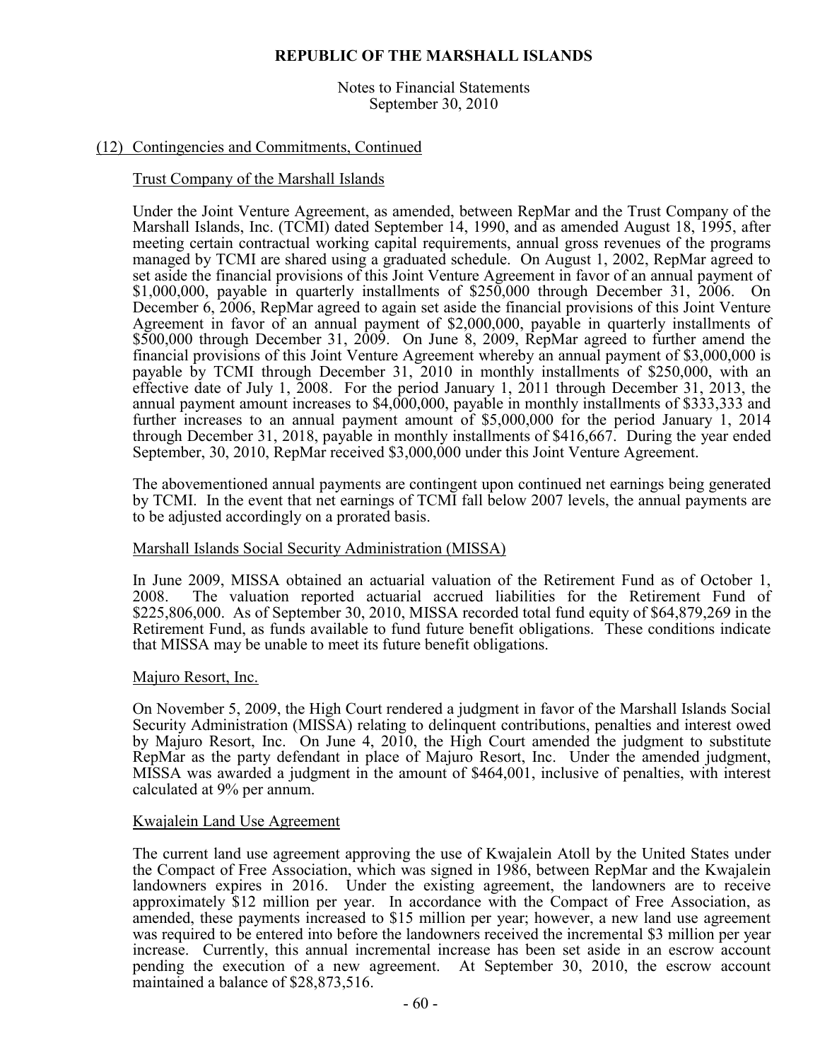# REPUBLIC OF THE MARSHALL ISLANDS

Notes to Financial Statements
September 30, 2010

## (12) Contingencies and Commitments, Continued

### Trust Company of the Marshall Islands

Under the Joint Venture Agreement, as amended, between RepMar and the Trust Company of the Marshall Islands, Inc. (TCMI) dated September 14, 1990, and as amended August 18, 1995, after meeting certain contractual working capital requirements, annual gross revenues of the programs managed by TCMI are shared using a graduated schedule. On August 1, 2002, RepMar agreed to set aside the financial provisions of this Joint Venture Agreement in favor of an annual payment of $1,000,000, payable in quarterly installments of $250,000 through December 31, 2006. On December 6, 2006, RepMar agreed to again set aside the financial provisions of this Joint Venture Agreement in favor of an annual payment of $2,000,000, payable in quarterly installments of $500,000 through December 31, 2009. On June 8, 2009, RepMar agreed to further amend the financial provisions of this Joint Venture Agreement whereby an annual payment of $3,000,000 is payable by TCMI through December 31, 2010 in monthly installments of $250,000, with an effective date of July 1, 2008. For the period January 1, 2011 through December 31, 2013, the annual payment amount increases to $4,000,000, payable in monthly installments of $333,333 and further increases to an annual payment amount of $5,000,000 for the period January 1, 2014 through December 31, 2018, payable in monthly installments of $416,667. During the year ended September, 30, 2010, RepMar received $3,000,000 under this Joint Venture Agreement.

The abovementioned annual payments are contingent upon continued net earnings being generated by TCMI. In the event that net earnings of TCMI fall below 2007 levels, the annual payments are to be adjusted accordingly on a prorated basis.

### Marshall Islands Social Security Administration (MISSA)

In June 2009, MISSA obtained an actuarial valuation of the Retirement Fund as of October 1, 2008. The valuation reported actuarial accrued liabilities for the Retirement Fund of $225,806,000. As of September 30, 2010, MISSA recorded total fund equity of $64,879,269 in the Retirement Fund, as funds available to fund future benefit obligations. These conditions indicate that MISSA may be unable to meet its future benefit obligations.

### Majuro Resort, Inc.

On November 5, 2009, the High Court rendered a judgment in favor of the Marshall Islands Social Security Administration (MISSA) relating to delinquent contributions, penalties and interest owed by Majuro Resort, Inc. On June 4, 2010, the High Court amended the judgment to substitute RepMar as the party defendant in place of Majuro Resort, Inc. Under the amended judgment, MISSA was awarded a judgment in the amount of $464,001, inclusive of penalties, with interest calculated at 9% per annum.

### Kwajalein Land Use Agreement

The current land use agreement approving the use of Kwajalein Atoll by the United States under the Compact of Free Association, which was signed in 1986, between RepMar and the Kwajalein landowners expires in 2016. Under the existing agreement, the landowners are to receive approximately $12 million per year. In accordance with the Compact of Free Association, as amended, these payments increased to $15 million per year; however, a new land use agreement was required to be entered into before the landowners received the incremental $3 million per year increase. Currently, this annual incremental increase has been set aside in an escrow account pending the execution of a new agreement. At September 30, 2010, the escrow account maintained a balance of $28,873,516.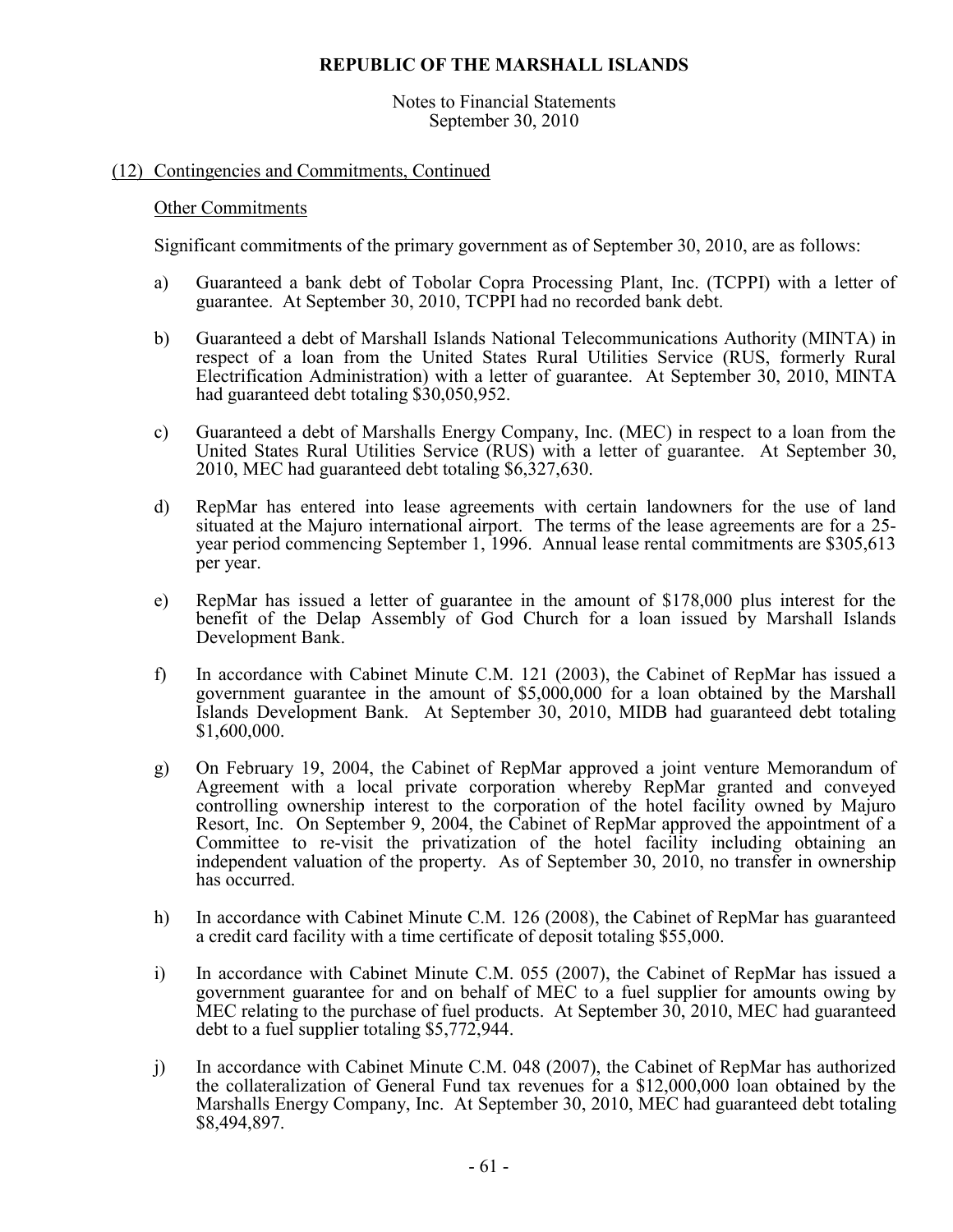# REPUBLIC OF THE MARSHALL ISLANDS

Notes to Financial Statements
September 30, 2010

## (12) Contingencies and Commitments, Continued

### Other Commitments

Significant commitments of the primary government as of September 30, 2010, are as follows:

a) Guaranteed a bank debt of Tobolar Copra Processing Plant, Inc. (TCPPI) with a letter of guarantee. At September 30, 2010, TCPPI had no recorded bank debt.

b) Guaranteed a debt of Marshall Islands National Telecommunications Authority (MINTA) in respect of a loan from the United States Rural Utilities Service (RUS, formerly Rural Electrification Administration) with a letter of guarantee. At September 30, 2010, MINTA had guaranteed debt totaling $30,050,952.

c) Guaranteed a debt of Marshalls Energy Company, Inc. (MEC) in respect to a loan from the United States Rural Utilities Service (RUS) with a letter of guarantee. At September 30, 2010, MEC had guaranteed debt totaling $6,327,630.

d) RepMar has entered into lease agreements with certain landowners for the use of land situated at the Majuro international airport. The terms of the lease agreements are for a 25-year period commencing September 1, 1996. Annual lease rental commitments are $305,613 per year.

e) RepMar has issued a letter of guarantee in the amount of $178,000 plus interest for the benefit of the Delap Assembly of God Church for a loan issued by Marshall Islands Development Bank.

f) In accordance with Cabinet Minute C.M. 121 (2003), the Cabinet of RepMar has issued a government guarantee in the amount of $5,000,000 for a loan obtained by the Marshall Islands Development Bank. At September 30, 2010, MIDB had guaranteed debt totaling $1,600,000.

g) On February 19, 2004, the Cabinet of RepMar approved a joint venture Memorandum of Agreement with a local private corporation whereby RepMar granted and conveyed controlling ownership interest to the corporation of the hotel facility owned by Majuro Resort, Inc. On September 9, 2004, the Cabinet of RepMar approved the appointment of a Committee to re-visit the privatization of the hotel facility including obtaining an independent valuation of the property. As of September 30, 2010, no transfer in ownership has occurred.

h) In accordance with Cabinet Minute C.M. 126 (2008), the Cabinet of RepMar has guaranteed a credit card facility with a time certificate of deposit totaling $55,000.

i) In accordance with Cabinet Minute C.M. 055 (2007), the Cabinet of RepMar has issued a government guarantee for and on behalf of MEC to a fuel supplier for amounts owing by MEC relating to the purchase of fuel products. At September 30, 2010, MEC had guaranteed debt to a fuel supplier totaling $5,772,944.

j) In accordance with Cabinet Minute C.M. 048 (2007), the Cabinet of RepMar has authorized the collateralization of General Fund tax revenues for a $12,000,000 loan obtained by the Marshalls Energy Company, Inc. At September 30, 2010, MEC had guaranteed debt totaling $8,494,897.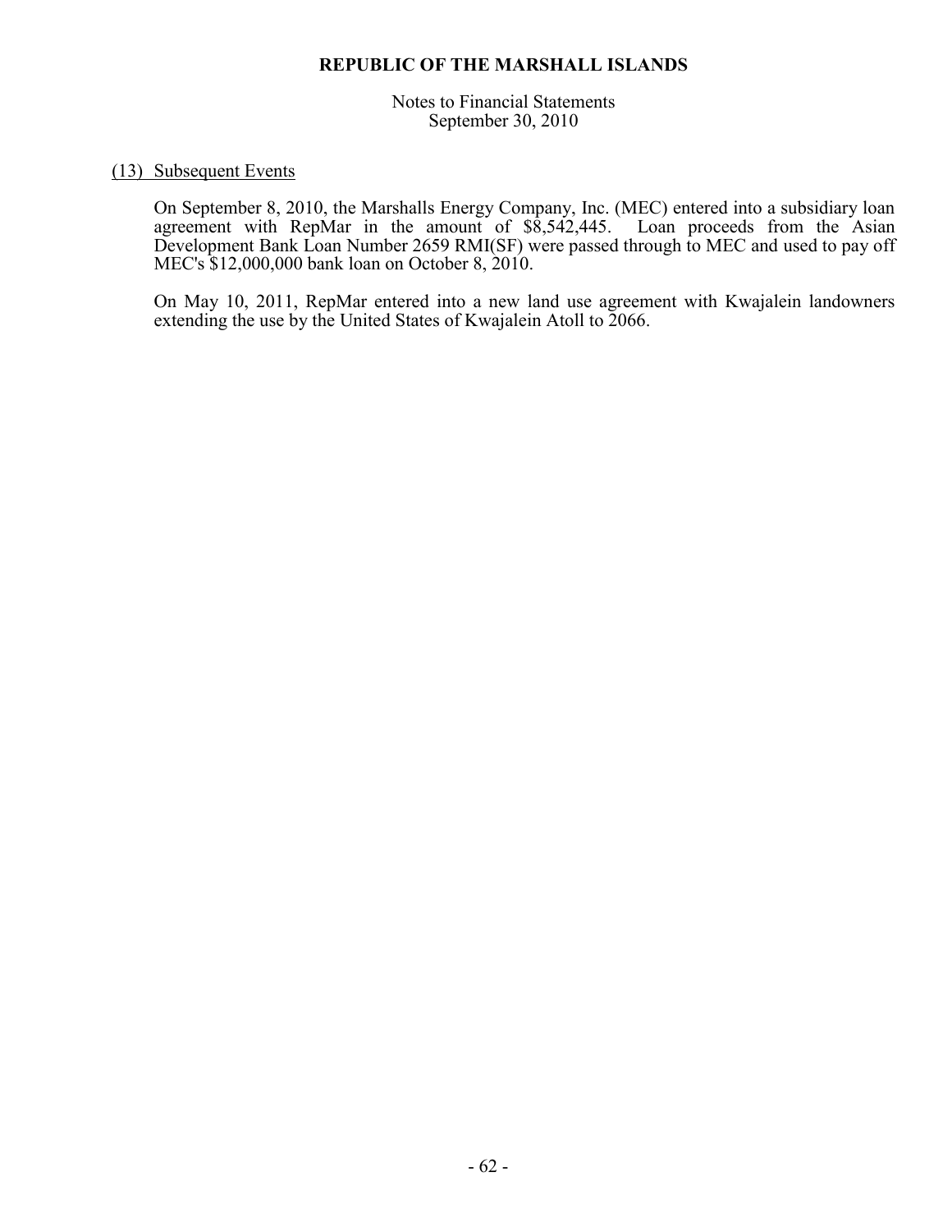REPUBLIC OF THE MARSHALL ISLANDS

Notes to Financial Statements
September 30, 2010

(13) Subsequent Events

On September 8, 2010, the Marshalls Energy Company, Inc. (MEC) entered into a subsidiary loan agreement with RepMar in the amount of $8,542,445. Loan proceeds from the Asian Development Bank Loan Number 2659 RMI(SF) were passed through to MEC and used to pay off MEC's $12,000,000 bank loan on October 8, 2010.

On May 10, 2011, RepMar entered into a new land use agreement with Kwajalein landowners extending the use by the United States of Kwajalein Atoll to 2066.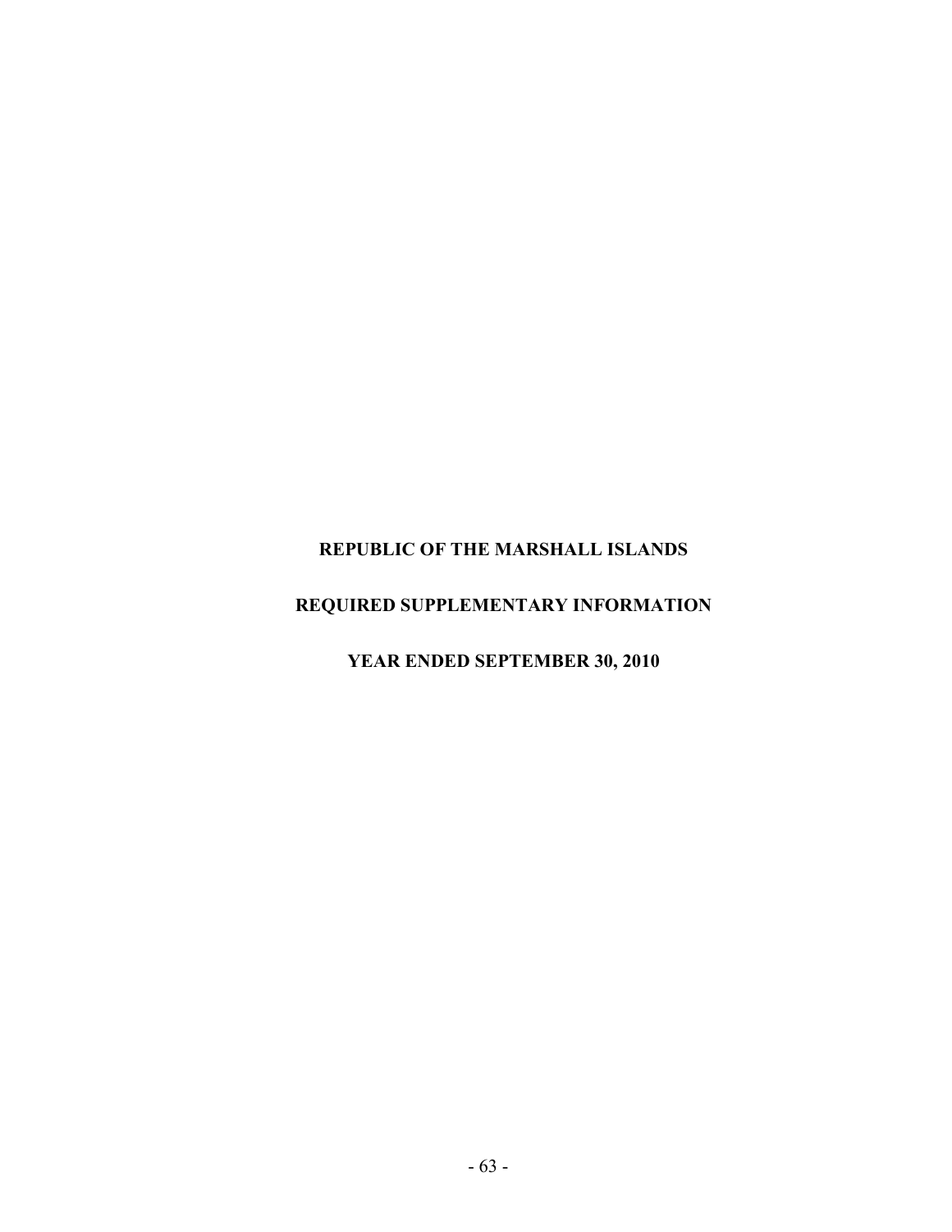# REPUBLIC OF THE MARSHALL ISLANDS

## REQUIRED SUPPLEMENTARY INFORMATION

## YEAR ENDED SEPTEMBER 30, 2010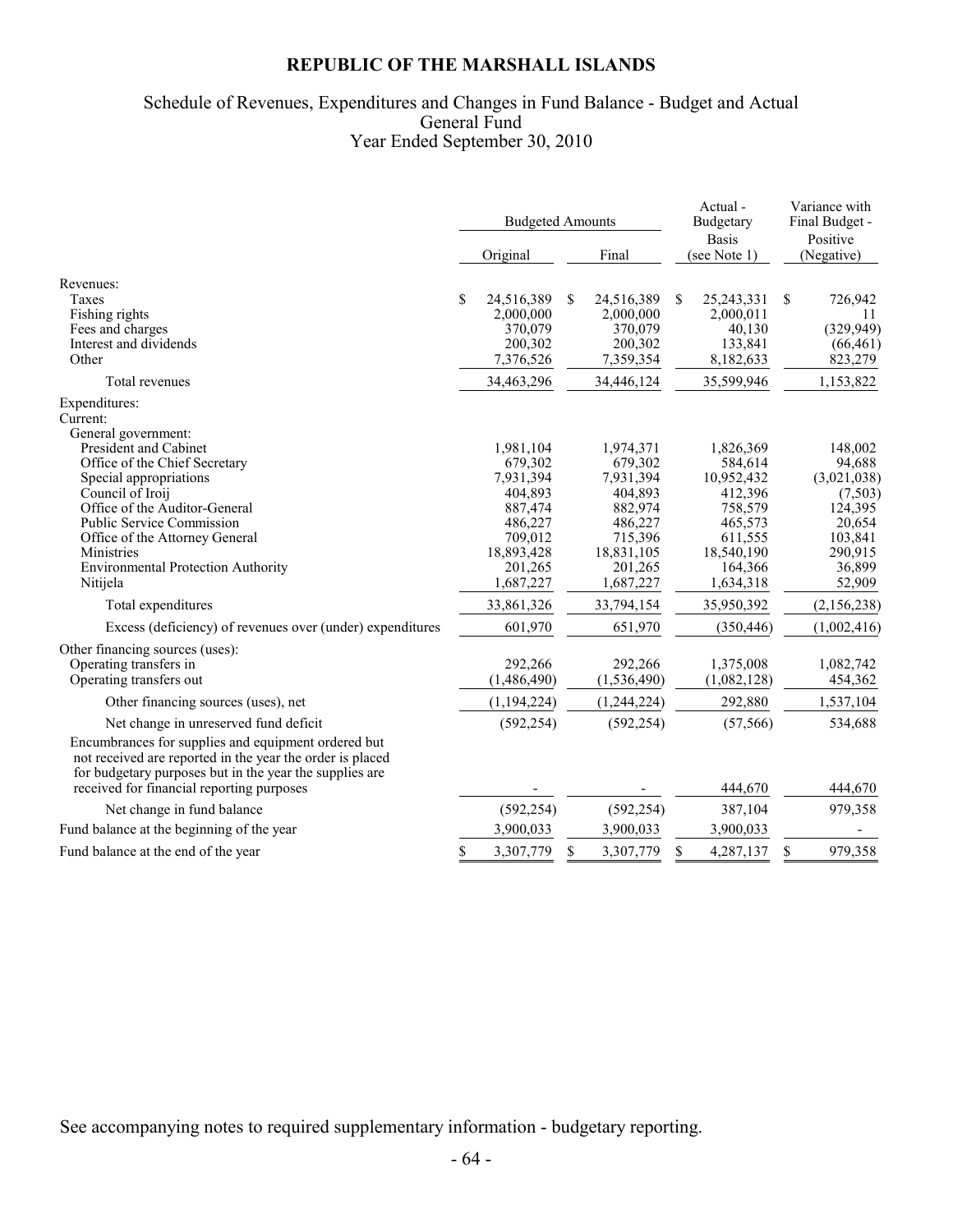# REPUBLIC OF THE MARSHALL ISLANDS

## Schedule of Revenues, Expenditures and Changes in Fund Balance - Budget and Actual
## General Fund
## Year Ended September 30, 2010

| | Budgeted Amounts | | Actual - Budgetary Basis (see Note 1) | Variance with Final Budget - Positive (Negative) |
|---|---|---|---|---|
| | Original | Final | | |
| Revenues: | | | | |
| Taxes | $ 24,516,389 | $ 24,516,389 | $ 25,243,331 | $ 726,942 |
| Fishing rights | 2,000,000 | 2,000,000 | 2,000,011 | 11 |
| Fees and charges | 370,079 | 370,079 | 40,130 | (329,949) |
| Interest and dividends | 200,302 | 200,302 | 133,841 | (66,461) |
| Other | 7,376,526 | 7,359,354 | 8,182,633 | 823,279 |
| Total revenues | 34,463,296 | 34,446,124 | 35,599,946 | 1,153,822 |
| Expenditures: | | | | |
| Current: | | | | |
| General government: | | | | |
| President and Cabinet | 1,981,104 | 1,974,371 | 1,826,369 | 148,002 |
| Office of the Chief Secretary | 679,302 | 679,302 | 584,614 | 94,688 |
| Special appropriations | 7,931,394 | 7,931,394 | 10,952,432 | (3,021,038) |
| Council of Iroij | 404,893 | 404,893 | 412,396 | (7,503) |
| Office of the Auditor-General | 887,474 | 882,974 | 758,579 | 124,395 |
| Public Service Commission | 486,227 | 486,227 | 465,573 | 20,654 |
| Office of the Attorney General | 709,012 | 715,396 | 611,555 | 103,841 |
| Ministries | 18,893,428 | 18,831,105 | 18,540,190 | 290,915 |
| Environmental Protection Authority | 201,265 | 201,265 | 164,366 | 36,899 |
| Nitijela | 1,687,227 | 1,687,227 | 1,634,318 | 52,909 |
| Total expenditures | 33,861,326 | 33,794,154 | 35,950,392 | (2,156,238) |
| Excess (deficiency) of revenues over (under) expenditures | 601,970 | 651,970 | (350,446) | (1,002,416) |
| Other financing sources (uses): | | | | |
| Operating transfers in | 292,266 | 292,266 | 1,375,008 | 1,082,742 |
| Operating transfers out | (1,486,490) | (1,536,490) | (1,082,128) | 454,362 |
| Other financing sources (uses), net | (1,194,224) | (1,244,224) | 292,880 | 1,537,104 |
| Net change in unreserved fund deficit | (592,254) | (592,254) | (57,566) | 534,688 |
| Encumbrances for supplies and equipment ordered but not received are reported in the year the order is placed for budgetary purposes but in the year the supplies are received for financial reporting purposes | - | - | 444,670 | 444,670 |
| Net change in fund balance | (592,254) | (592,254) | 387,104 | 979,358 |
| Fund balance at the beginning of the year | 3,900,033 | 3,900,033 | 3,900,033 | - |
| Fund balance at the end of the year | $ 3,307,779 | $ 3,307,779 | $ 4,287,137 | $ 979,358 |

See accompanying notes to required supplementary information - budgetary reporting.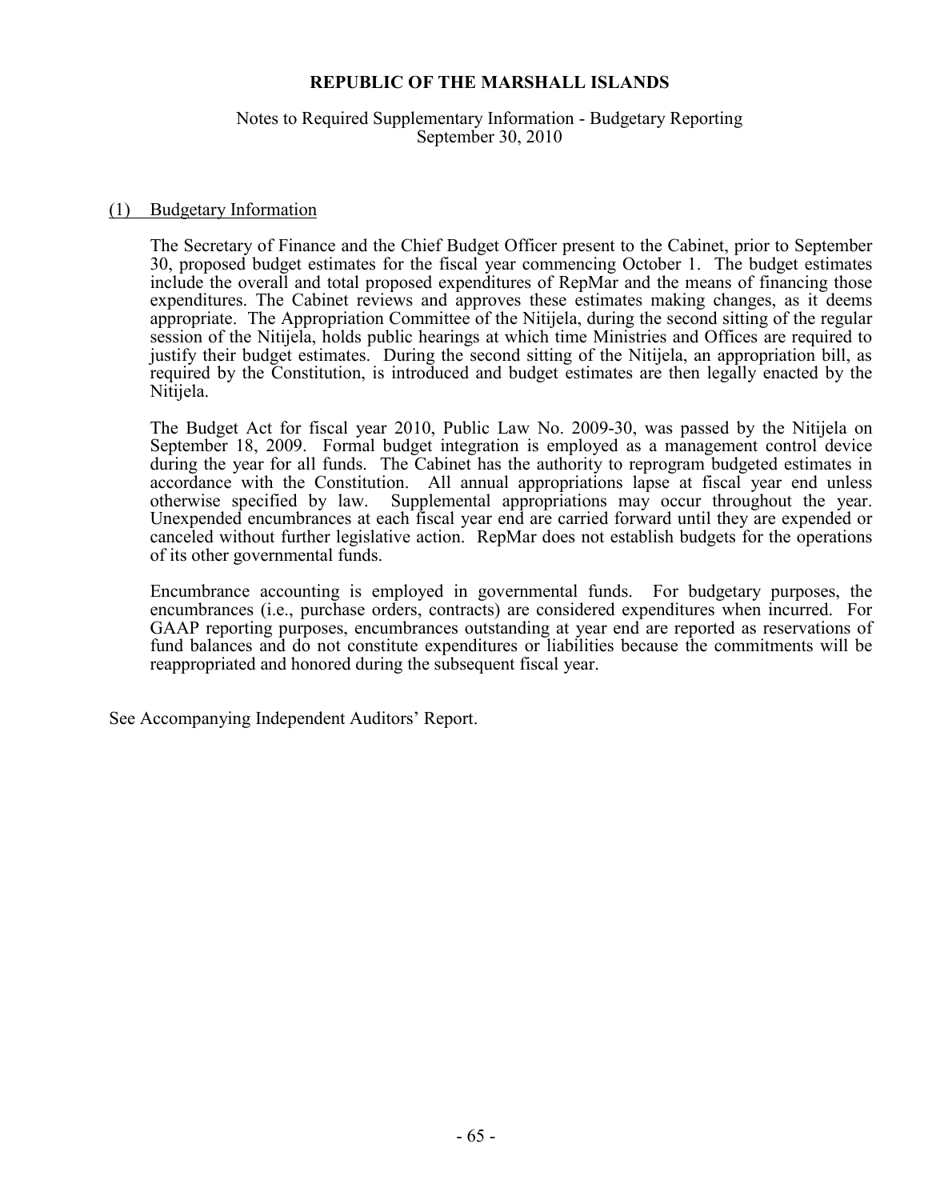**REPUBLIC OF THE MARSHALL ISLANDS**

Notes to Required Supplementary Information - Budgetary Reporting
September 30, 2010

(1) Budgetary Information

The Secretary of Finance and the Chief Budget Officer present to the Cabinet, prior to September 30, proposed budget estimates for the fiscal year commencing October 1. The budget estimates include the overall and total proposed expenditures of RepMar and the means of financing those expenditures. The Cabinet reviews and approves these estimates making changes, as it deems appropriate. The Appropriation Committee of the Nitijela, during the second sitting of the regular session of the Nitijela, holds public hearings at which time Ministries and Offices are required to justify their budget estimates. During the second sitting of the Nitijela, an appropriation bill, as required by the Constitution, is introduced and budget estimates are then legally enacted by the Nitijela.

The Budget Act for fiscal year 2010, Public Law No. 2009-30, was passed by the Nitijela on September 18, 2009. Formal budget integration is employed as a management control device during the year for all funds. The Cabinet has the authority to reprogram budgeted estimates in accordance with the Constitution. All annual appropriations lapse at fiscal year end unless otherwise specified by law. Supplemental appropriations may occur throughout the year. Unexpended encumbrances at each fiscal year end are carried forward until they are expended or canceled without further legislative action. RepMar does not establish budgets for the operations of its other governmental funds.

Encumbrance accounting is employed in governmental funds. For budgetary purposes, the encumbrances (i.e., purchase orders, contracts) are considered expenditures when incurred. For GAAP reporting purposes, encumbrances outstanding at year end are reported as reservations of fund balances and do not constitute expenditures or liabilities because the commitments will be reappropriated and honored during the subsequent fiscal year.

See Accompanying Independent Auditors' Report.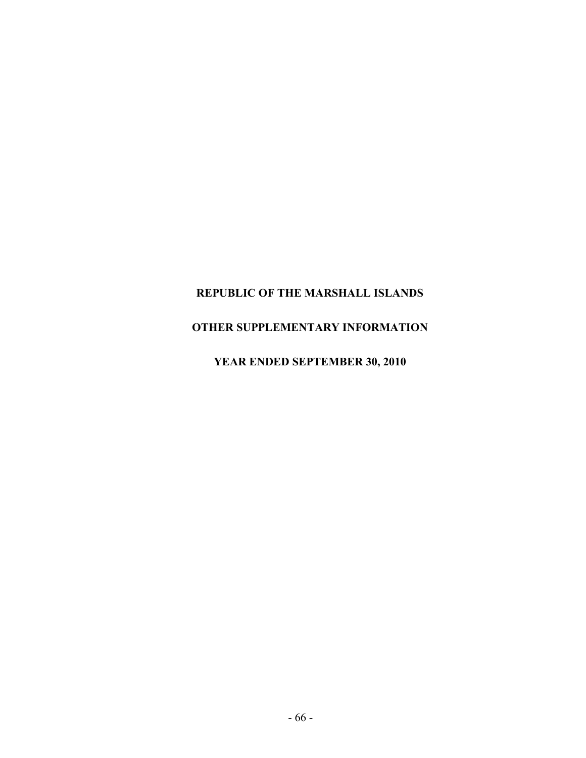**REPUBLIC OF THE MARSHALL ISLANDS**

**OTHER SUPPLEMENTARY INFORMATION**

**YEAR ENDED SEPTEMBER 30, 2010**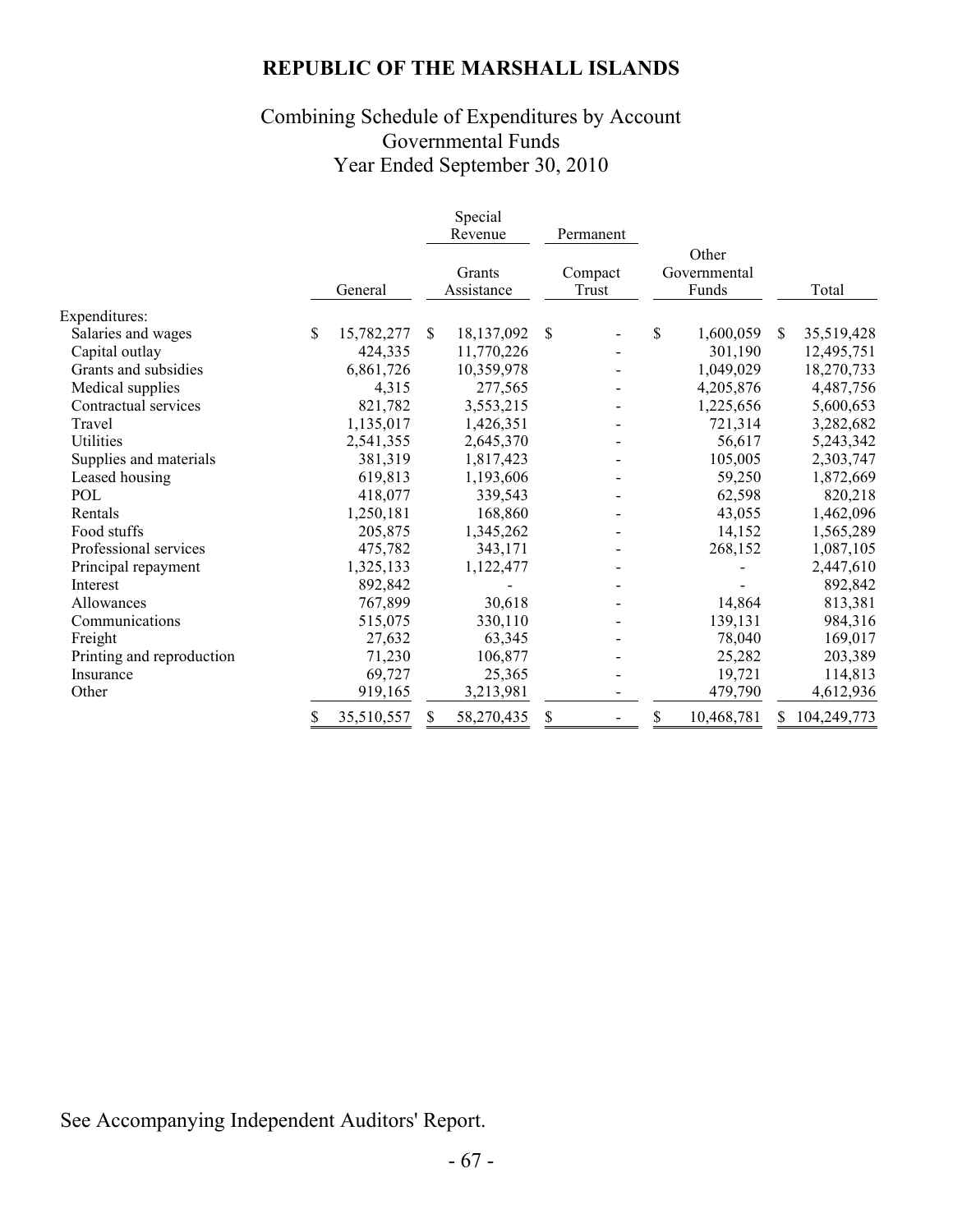# REPUBLIC OF THE MARSHALL ISLANDS

## Combining Schedule of Expenditures by Account
## Governmental Funds
## Year Ended September 30, 2010

| | | Special Revenue | Permanent | | |
|---|---|---|---|---|---|
| | General | Grants Assistance | Compact Trust | Other Governmental Funds | Total |
| Expenditures: | | | | | |
| Salaries and wages | $ 15,782,277 | $ 18,137,092 | $ - | $ 1,600,059 | $ 35,519,428 |
| Capital outlay | 424,335 | 11,770,226 | - | 301,190 | 12,495,751 |
| Grants and subsidies | 6,861,726 | 10,359,978 | - | 1,049,029 | 18,270,733 |
| Medical supplies | 4,315 | 277,565 | - | 4,205,876 | 4,487,756 |
| Contractual services | 821,782 | 3,553,215 | - | 1,225,656 | 5,600,653 |
| Travel | 1,135,017 | 1,426,351 | - | 721,314 | 3,282,682 |
| Utilities | 2,541,355 | 2,645,370 | - | 56,617 | 5,243,342 |
| Supplies and materials | 381,319 | 1,817,423 | - | 105,005 | 2,303,747 |
| Leased housing | 619,813 | 1,193,606 | - | 59,250 | 1,872,669 |
| POL | 418,077 | 339,543 | - | 62,598 | 820,218 |
| Rentals | 1,250,181 | 168,860 | - | 43,055 | 1,462,096 |
| Food stuffs | 205,875 | 1,345,262 | - | 14,152 | 1,565,289 |
| Professional services | 475,782 | 343,171 | - | 268,152 | 1,087,105 |
| Principal repayment | 1,325,133 | 1,122,477 | - | - | 2,447,610 |
| Interest | 892,842 | - | - | - | 892,842 |
| Allowances | 767,899 | 30,618 | - | 14,864 | 813,381 |
| Communications | 515,075 | 330,110 | - | 139,131 | 984,316 |
| Freight | 27,632 | 63,345 | - | 78,040 | 169,017 |
| Printing and reproduction | 71,230 | 106,877 | - | 25,282 | 203,389 |
| Insurance | 69,727 | 25,365 | - | 19,721 | 114,813 |
| Other | 919,165 | 3,213,981 | - | 479,790 | 4,612,936 |
| | $ 35,510,557 | $ 58,270,435 | $ - | $ 10,468,781 | $ 104,249,773 |

See Accompanying Independent Auditors' Report.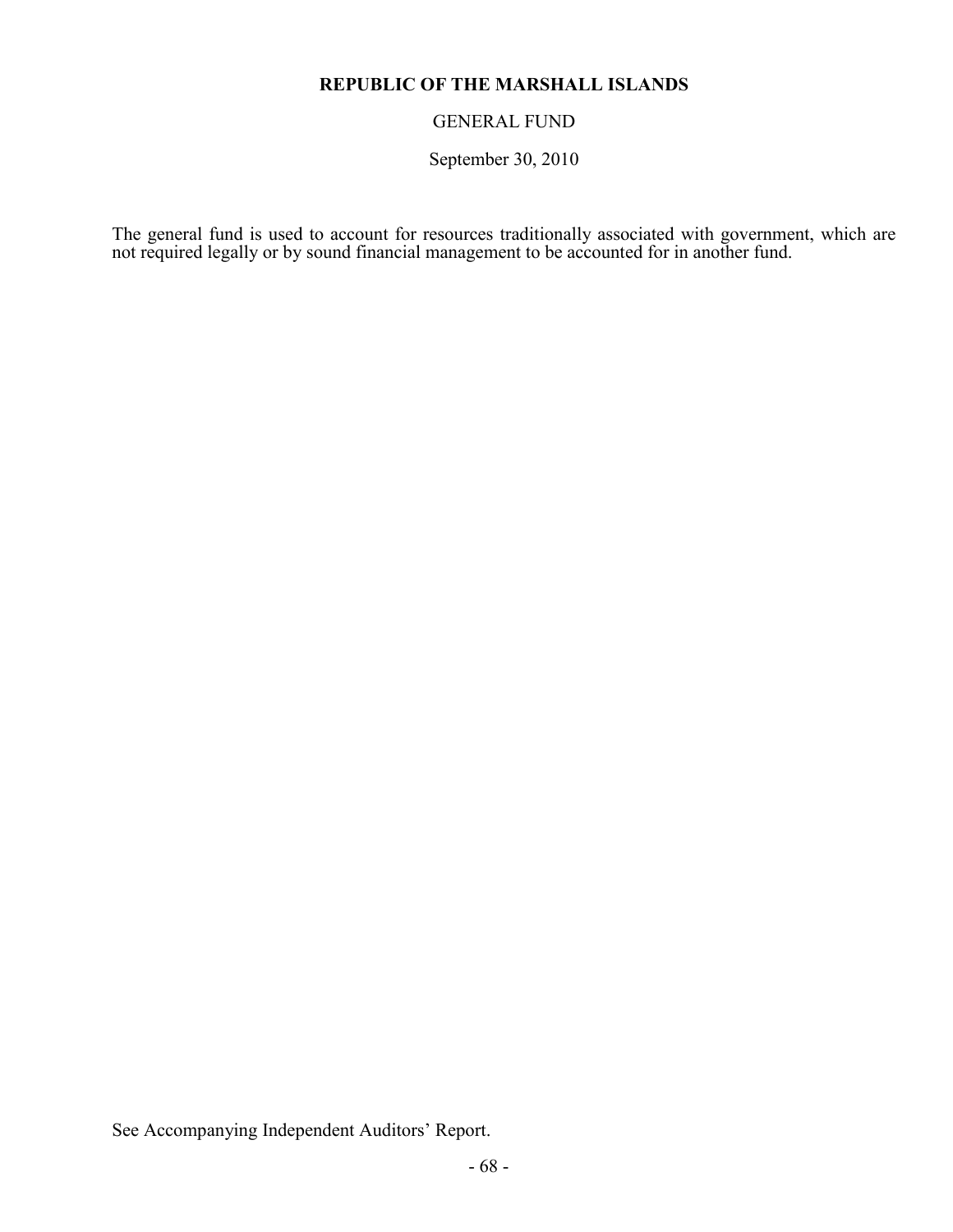**REPUBLIC OF THE MARSHALL ISLANDS**

GENERAL FUND

September 30, 2010

The general fund is used to account for resources traditionally associated with government, which are not required legally or by sound financial management to be accounted for in another fund.

See Accompanying Independent Auditors' Report.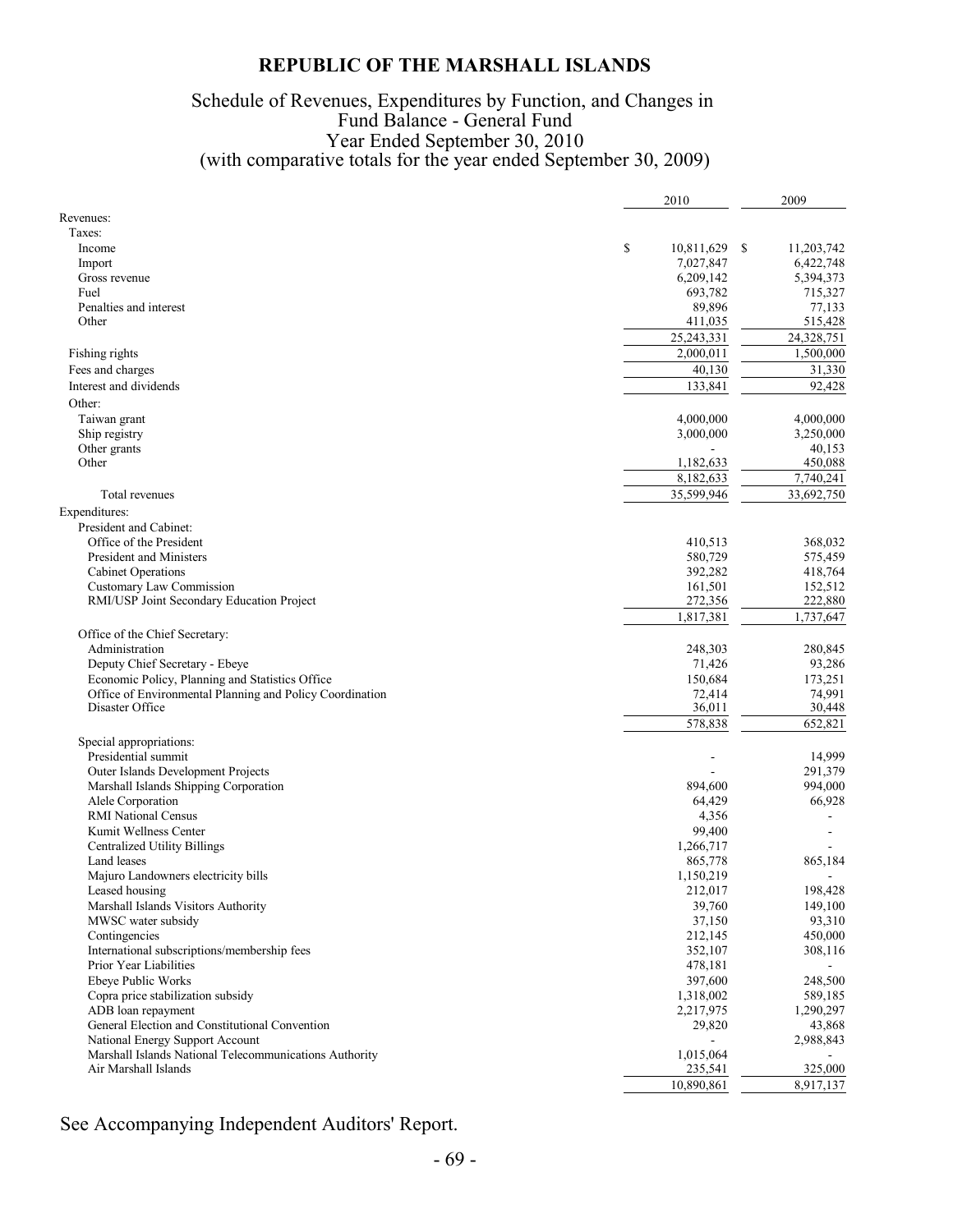# REPUBLIC OF THE MARSHALL ISLANDS

## Schedule of Revenues, Expenditures by Function, and Changes in Fund Balance - General Fund
## Year Ended September 30, 2010
## (with comparative totals for the year ended September 30, 2009)

| | 2010 | 2009 |
|---|---|---|
| Revenues: | | |
| Taxes: | | |
| Income | $ 10,811,629 | $ 11,203,742 |
| Import | 7,027,847 | 6,422,748 |
| Gross revenue | 6,209,142 | 5,394,373 |
| Fuel | 693,782 | 715,327 |
| Penalties and interest | 89,896 | 77,133 |
| Other | 411,035 | 515,428 |
| | 25,243,331 | 24,328,751 |
| Fishing rights | 2,000,011 | 1,500,000 |
| Fees and charges | 40,130 | 31,330 |
| Interest and dividends | 133,841 | 92,428 |
| Other: | | |
| Taiwan grant | 4,000,000 | 4,000,000 |
| Ship registry | 3,000,000 | 3,250,000 |
| Other grants | - | 40,153 |
| Other | 1,182,633 | 450,088 |
| | 8,182,633 | 7,740,241 |
| Total revenues | 35,599,946 | 33,692,750 |
| Expenditures: | | |
| President and Cabinet: | | |
| Office of the President | 410,513 | 368,032 |
| President and Ministers | 580,729 | 575,459 |
| Cabinet Operations | 392,282 | 418,764 |
| Customary Law Commission | 161,501 | 152,512 |
| RMI/USP Joint Secondary Education Project | 272,356 | 222,880 |
| | 1,817,381 | 1,737,647 |
| Office of the Chief Secretary: | | |
| Administration | 248,303 | 280,845 |
| Deputy Chief Secretary - Ebeye | 71,426 | 93,286 |
| Economic Policy, Planning and Statistics Office | 150,684 | 173,251 |
| Office of Environmental Planning and Policy Coordination | 72,414 | 74,991 |
| Disaster Office | 36,011 | 30,448 |
| | 578,838 | 652,821 |
| Special appropriations: | | |
| Presidential summit | - | 14,999 |
| Outer Islands Development Projects | - | 291,379 |
| Marshall Islands Shipping Corporation | 894,600 | 994,000 |
| Alele Corporation | 64,429 | 66,928 |
| RMI National Census | 4,356 | - |
| Kumit Wellness Center | 99,400 | - |
| Centralized Utility Billings | 1,266,717 | - |
| Land leases | 865,778 | 865,184 |
| Majuro Landowners electricity bills | 1,150,219 | - |
| Leased housing | 212,017 | 198,428 |
| Marshall Islands Visitors Authority | 39,760 | 149,100 |
| MWSC water subsidy | 37,150 | 93,310 |
| Contingencies | 212,145 | 450,000 |
| International subscriptions/membership fees | 352,107 | 308,116 |
| Prior Year Liabilities | 478,181 | - |
| Ebeye Public Works | 397,600 | 248,500 |
| Copra price stabilization subsidy | 1,318,002 | 589,185 |
| ADB loan repayment | 2,217,975 | 1,290,297 |
| General Election and Constitutional Convention | 29,820 | 43,868 |
| National Energy Support Account | - | 2,988,843 |
| Marshall Islands National Telecommunications Authority | 1,015,064 | - |
| Air Marshall Islands | 235,541 | 325,000 |
| | 10,890,861 | 8,917,137 |

See Accompanying Independent Auditors' Report.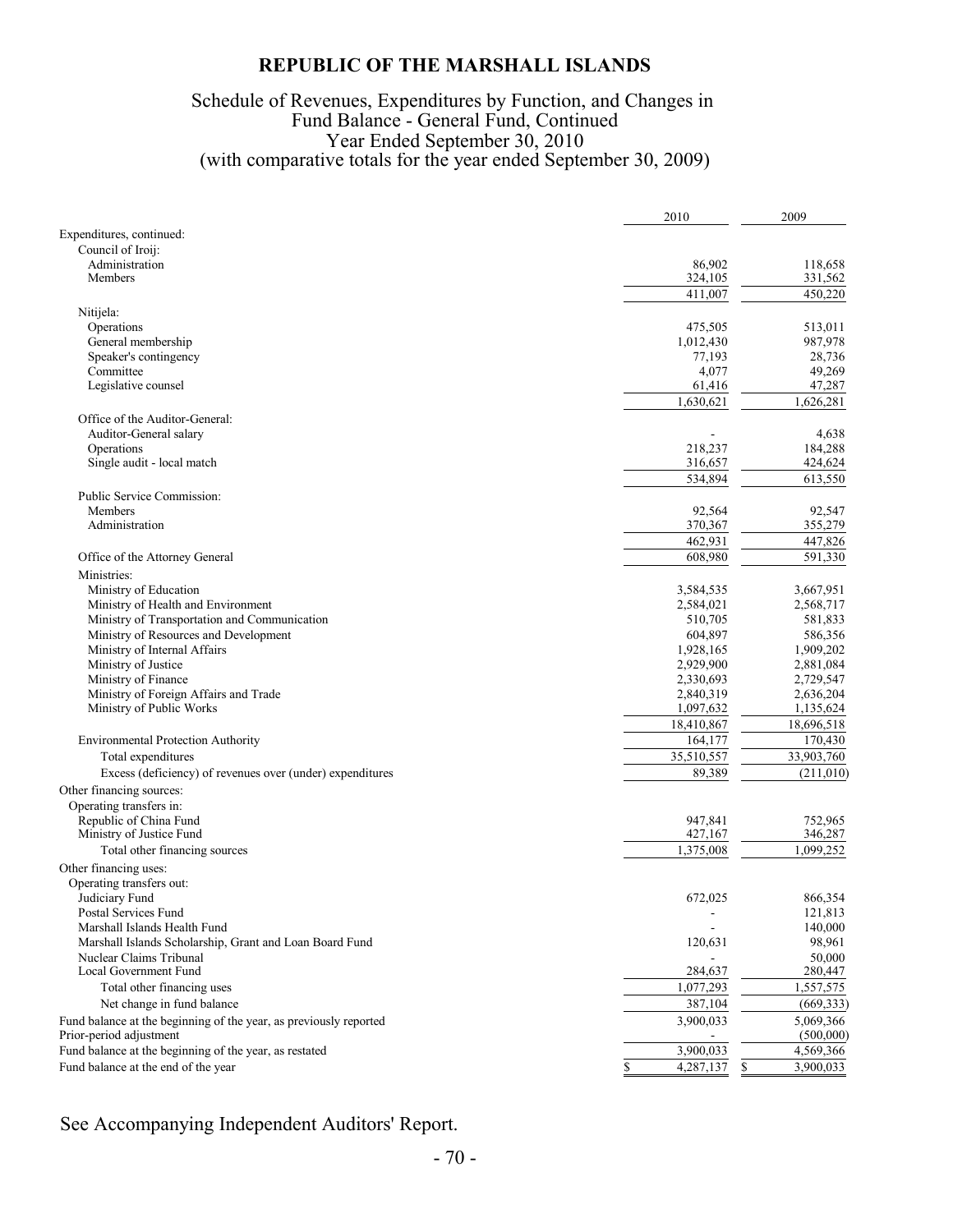# REPUBLIC OF THE MARSHALL ISLANDS

## Schedule of Revenues, Expenditures by Function, and Changes in Fund Balance - General Fund, Continued
## Year Ended September 30, 2010
## (with comparative totals for the year ended September 30, 2009)

| | 2010 | 2009 |
|---|---|---|
| Expenditures, continued: | | |
| Council of Iroij: | | |
| Administration | 86,902 | 118,658 |
| Members | 324,105 | 331,562 |
| | 411,007 | 450,220 |
| Nitijela: | | |
| Operations | 475,505 | 513,011 |
| General membership | 1,012,430 | 987,978 |
| Speaker's contingency | 77,193 | 28,736 |
| Committee | 4,077 | 49,269 |
| Legislative counsel | 61,416 | 47,287 |
| | 1,630,621 | 1,626,281 |
| Office of the Auditor-General: | | |
| Auditor-General salary | - | 4,638 |
| Operations | 218,237 | 184,288 |
| Single audit - local match | 316,657 | 424,624 |
| | 534,894 | 613,550 |
| Public Service Commission: | | |
| Members | 92,564 | 92,547 |
| Administration | 370,367 | 355,279 |
| | 462,931 | 447,826 |
| Office of the Attorney General | 608,980 | 591,330 |
| Ministries: | | |
| Ministry of Education | 3,584,535 | 3,667,951 |
| Ministry of Health and Environment | 2,584,021 | 2,568,717 |
| Ministry of Transportation and Communication | 510,705 | 581,833 |
| Ministry of Resources and Development | 604,897 | 586,356 |
| Ministry of Internal Affairs | 1,928,165 | 1,909,202 |
| Ministry of Justice | 2,929,900 | 2,881,084 |
| Ministry of Finance | 2,330,693 | 2,729,547 |
| Ministry of Foreign Affairs and Trade | 2,840,319 | 2,636,204 |
| Ministry of Public Works | 1,097,632 | 1,135,624 |
| | 18,410,867 | 18,696,518 |
| Environmental Protection Authority | 164,177 | 170,430 |
| Total expenditures | 35,510,557 | 33,903,760 |
| Excess (deficiency) of revenues over (under) expenditures | 89,389 | (211,010) |
| Other financing sources: | | |
| Operating transfers in: | | |
| Republic of China Fund | 947,841 | 752,965 |
| Ministry of Justice Fund | 427,167 | 346,287 |
| Total other financing sources | 1,375,008 | 1,099,252 |
| Other financing uses: | | |
| Operating transfers out: | | |
| Judiciary Fund | 672,025 | 866,354 |
| Postal Services Fund | - | 121,813 |
| Marshall Islands Health Fund | - | 140,000 |
| Marshall Islands Scholarship, Grant and Loan Board Fund | 120,631 | 98,961 |
| Nuclear Claims Tribunal | - | 50,000 |
| Local Government Fund | 284,637 | 280,447 |
| Total other financing uses | 1,077,293 | 1,557,575 |
| Net change in fund balance | 387,104 | (669,333) |
| Fund balance at the beginning of the year, as previously reported | 3,900,033 | 5,069,366 |
| Prior-period adjustment | - | (500,000) |
| Fund balance at the beginning of the year, as restated | 3,900,033 | 4,569,366 |
| Fund balance at the end of the year | $ 4,287,137 | $ 3,900,033 |

See Accompanying Independent Auditors' Report.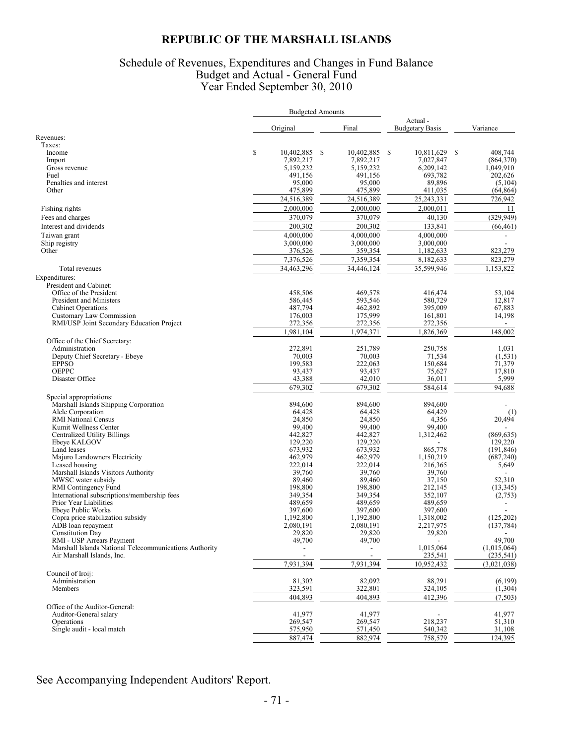# REPUBLIC OF THE MARSHALL ISLANDS

## Schedule of Revenues, Expenditures and Changes in Fund Balance
## Budget and Actual - General Fund
## Year Ended September 30, 2010

| | Budgeted Amounts | | | |
|---|---|---|---|---|
| | Original | Final | Actual - Budgetary Basis | Variance |
| Revenues: | | | | |
| Taxes: | | | | |
| Income | $ 10,402,885 | $ 10,402,885 | $ 10,811,629 | $ 408,744 |
| Import | 7,892,217 | 7,892,217 | 7,027,847 | (864,370) |
| Gross revenue | 5,159,232 | 5,159,232 | 6,209,142 | 1,049,910 |
| Fuel | 491,156 | 491,156 | 693,782 | 202,626 |
| Penalties and interest | 95,000 | 95,000 | 89,896 | (5,104) |
| Other | 475,899 | 475,899 | 411,035 | (64,864) |
| | 24,516,389 | 24,516,389 | 25,243,331 | 726,942 |
| Fishing rights | 2,000,000 | 2,000,000 | 2,000,011 | 11 |
| Fees and charges | 370,079 | 370,079 | 40,130 | (329,949) |
| Interest and dividends | 200,302 | 200,302 | 133,841 | (66,461) |
| Taiwan grant | 4,000,000 | 4,000,000 | 4,000,000 | - |
| Ship registry | 3,000,000 | 3,000,000 | 3,000,000 | - |
| Other | 376,526 | 359,354 | 1,182,633 | 823,279 |
| | 7,376,526 | 7,359,354 | 8,182,633 | 823,279 |
| Total revenues | 34,463,296 | 34,446,124 | 35,599,946 | 1,153,822 |
| Expenditures: | | | | |
| President and Cabinet: | | | | |
| Office of the President | 458,506 | 469,578 | 416,474 | 53,104 |
| President and Ministers | 586,445 | 593,546 | 580,729 | 12,817 |
| Cabinet Operations | 487,794 | 462,892 | 395,009 | 67,883 |
| Customary Law Commission | 176,003 | 175,999 | 161,801 | 14,198 |
| RMI/USP Joint Secondary Education Project | 272,356 | 272,356 | 272,356 | - |
| | 1,981,104 | 1,974,371 | 1,826,369 | 148,002 |
| Office of the Chief Secretary: | | | | |
| Administration | 272,891 | 251,789 | 250,758 | 1,031 |
| Deputy Chief Secretary - Ebeye | 70,003 | 70,003 | 71,534 | (1,531) |
| EPPSO | 199,583 | 222,063 | 150,684 | 71,379 |
| OEPPC | 93,437 | 93,437 | 75,627 | 17,810 |
| Disaster Office | 43,388 | 42,010 | 36,011 | 5,999 |
| | 679,302 | 679,302 | 584,614 | 94,688 |
| Special appropriations: | | | | |
| Marshall Islands Shipping Corporation | 894,600 | 894,600 | 894,600 | - |
| Alele Corporation | 64,428 | 64,428 | 64,429 | (1) |
| RMI National Census | 24,850 | 24,850 | 4,356 | 20,494 |
| Kumit Wellness Center | 99,400 | 99,400 | 99,400 | - |
| Centralized Utility Billings | 442,827 | 442,827 | 1,312,462 | (869,635) |
| Ebeye KALGOV | 129,220 | 129,220 | - | 129,220 |
| Land leases | 673,932 | 673,932 | 865,778 | (191,846) |
| Majuro Landowners Electricity | 462,979 | 462,979 | 1,150,219 | (687,240) |
| Leased housing | 222,014 | 222,014 | 216,365 | 5,649 |
| Marshall Islands Visitors Authority | 39,760 | 39,760 | 39,760 | - |
| MWSC water subsidy | 89,460 | 89,460 | 37,150 | 52,310 |
| RMI Contingency Fund | 198,800 | 198,800 | 212,145 | (13,345) |
| International subscriptions/membership fees | 349,354 | 349,354 | 352,107 | (2,753) |
| Prior Year Liabilities | 489,659 | 489,659 | 489,659 | - |
| Ebeye Public Works | 397,600 | 397,600 | 397,600 | - |
| Copra price stabilization subsidy | 1,192,800 | 1,192,800 | 1,318,002 | (125,202) |
| ADB loan repayment | 2,080,191 | 2,080,191 | 2,217,975 | (137,784) |
| Constitution Day | 29,820 | 29,820 | 29,820 | - |
| RMI - USP Arrears Payment | 49,700 | 49,700 | - | 49,700 |
| Marshall Islands National Telecommunications Authority | - | - | 1,015,064 | (1,015,064) |
| Air Marshall Islands, Inc. | - | - | 235,541 | (235,541) |
| | 7,931,394 | 7,931,394 | 10,952,432 | (3,021,038) |
| Council of Iroij: | | | | |
| Administration | 81,302 | 82,092 | 88,291 | (6,199) |
| Members | 323,591 | 322,801 | 324,105 | (1,304) |
| | 404,893 | 404,893 | 412,396 | (7,503) |
| Office of the Auditor-General: | | | | |
| Auditor-General salary | 41,977 | 41,977 | - | 41,977 |
| Operations | 269,547 | 269,547 | 218,237 | 51,310 |
| Single audit - local match | 575,950 | 571,450 | 540,342 | 31,108 |
| | 887,474 | 882,974 | 758,579 | 124,395 |

See Accompanying Independent Auditors' Report.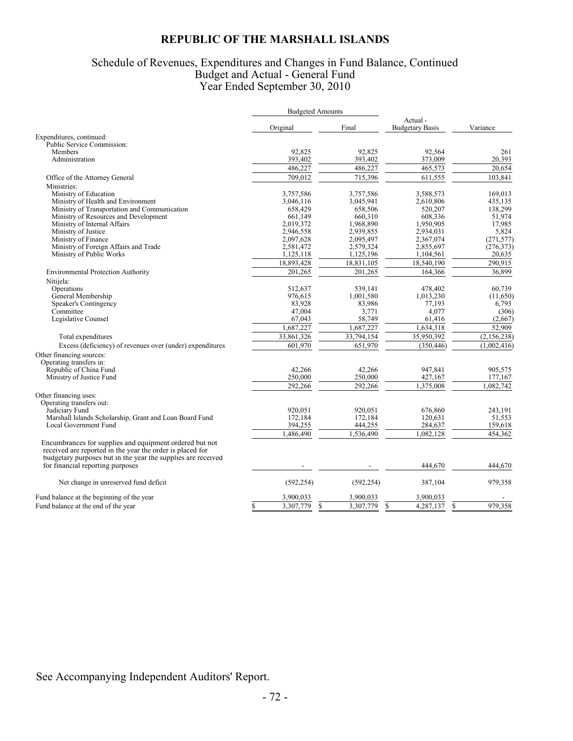# REPUBLIC OF THE MARSHALL ISLANDS

## Schedule of Revenues, Expenditures and Changes in Fund Balance, Continued
## Budget and Actual - General Fund
## Year Ended September 30, 2010

| | Budgeted Amounts | | | |
|---|---|---|---|---|
| | Original | Final | Actual - Budgetary Basis | Variance |
| Expenditures, continued: | | | | |
| Public Service Commission: | | | | |
| Members | 92,825 | 92,825 | 92,564 | 261 |
| Administration | 393,402 | 393,402 | 373,009 | 20,393 |
| | 486,227 | 486,227 | 465,573 | 20,654 |
| Office of the Attorney General | 709,012 | 715,396 | 611,555 | 103,841 |
| Ministries: | | | | |
| Ministry of Education | 3,757,586 | 3,757,586 | 3,588,573 | 169,013 |
| Ministry of Health and Environment | 3,046,116 | 3,045,941 | 2,610,806 | 435,135 |
| Ministry of Transportation and Communication | 658,429 | 658,506 | 520,207 | 138,299 |
| Ministry of Resources and Development | 661,149 | 660,310 | 608,336 | 51,974 |
| Ministry of Internal Affairs | 2,019,372 | 1,968,890 | 1,950,905 | 17,985 |
| Ministry of Justice | 2,946,558 | 2,939,855 | 2,934,031 | 5,824 |
| Ministry of Finance | 2,097,628 | 2,095,497 | 2,367,074 | (271,577) |
| Ministry of Foreign Affairs and Trade | 2,581,472 | 2,579,324 | 2,855,697 | (276,373) |
| Ministry of Public Works | 1,125,118 | 1,125,196 | 1,104,561 | 20,635 |
| | 18,893,428 | 18,831,105 | 18,540,190 | 290,915 |
| Environmental Protection Authority | 201,265 | 201,265 | 164,366 | 36,899 |
| Nitijela: | | | | |
| Operations | 512,637 | 539,141 | 478,402 | 60,739 |
| General Membership | 976,615 | 1,001,580 | 1,013,230 | (11,650) |
| Speaker's Contingency | 83,928 | 83,986 | 77,193 | 6,793 |
| Committee | 47,004 | 3,771 | 4,077 | (306) |
| Legislative Counsel | 67,043 | 58,749 | 61,416 | (2,667) |
| | 1,687,227 | 1,687,227 | 1,634,318 | 52,909 |
| Total expenditures | 33,861,326 | 33,794,154 | 35,950,392 | (2,156,238) |
| Excess (deficiency) of revenues over (under) expenditures | 601,970 | 651,970 | (350,446) | (1,002,416) |
| Other financing sources: | | | | |
| Operating transfers in: | | | | |
| Republic of China Fund | 42,266 | 42,266 | 947,841 | 905,575 |
| Ministry of Justice Fund | 250,000 | 250,000 | 427,167 | 177,167 |
| | 292,266 | 292,266 | 1,375,008 | 1,082,742 |
| Other financing uses: | | | | |
| Operating transfers out: | | | | |
| Judiciary Fund | 920,051 | 920,051 | 676,860 | 243,191 |
| Marshall Islands Scholarship, Grant and Loan Board Fund | 172,184 | 172,184 | 120,631 | 51,553 |
| Local Government Fund | 394,255 | 444,255 | 284,637 | 159,618 |
| | 1,486,490 | 1,536,490 | 1,082,128 | 454,362 |
| Encumbrances for supplies and equipment ordered but not received are reported in the year the order is placed for budgetary purposes but in the year the supplies are received for financial reporting purposes | - | - | 444,670 | 444,670 |
| Net change in unreserved fund deficit | (592,254) | (592,254) | 387,104 | 979,358 |
| Fund balance at the beginning of the year | 3,900,033 | 3,900,033 | 3,900,033 | - |
| Fund balance at the end of the year | $ 3,307,779 | $ 3,307,779 | $ 4,287,137 | $ 979,358 |

See Accompanying Independent Auditors' Report.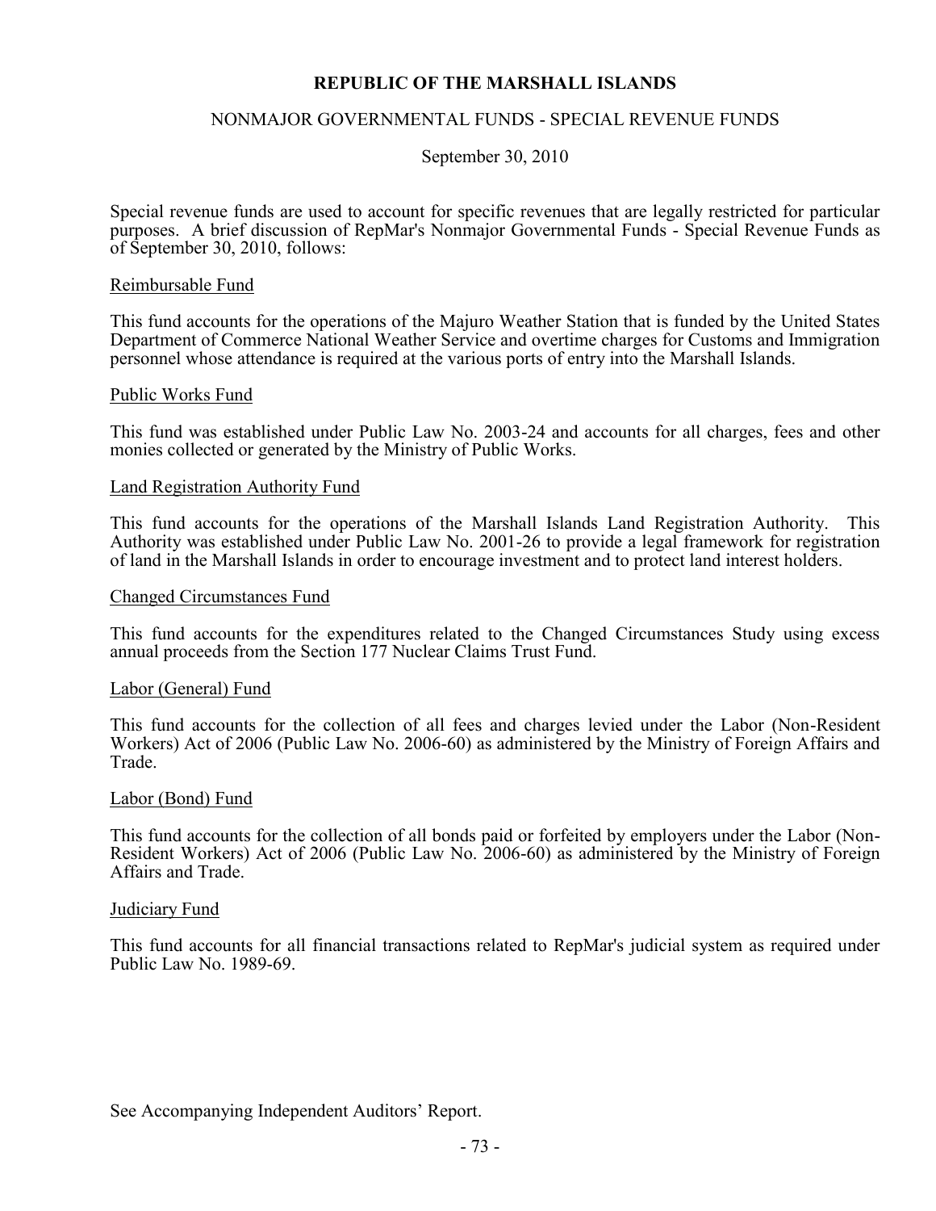# REPUBLIC OF THE MARSHALL ISLANDS

## NONMAJOR GOVERNMENTAL FUNDS - SPECIAL REVENUE FUNDS

September 30, 2010

Special revenue funds are used to account for specific revenues that are legally restricted for particular purposes. A brief discussion of RepMar's Nonmajor Governmental Funds - Special Revenue Funds as of September 30, 2010, follows:

### Reimbursable Fund

This fund accounts for the operations of the Majuro Weather Station that is funded by the United States Department of Commerce National Weather Service and overtime charges for Customs and Immigration personnel whose attendance is required at the various ports of entry into the Marshall Islands.

### Public Works Fund

This fund was established under Public Law No. 2003-24 and accounts for all charges, fees and other monies collected or generated by the Ministry of Public Works.

### Land Registration Authority Fund

This fund accounts for the operations of the Marshall Islands Land Registration Authority. This Authority was established under Public Law No. 2001-26 to provide a legal framework for registration of land in the Marshall Islands in order to encourage investment and to protect land interest holders.

### Changed Circumstances Fund

This fund accounts for the expenditures related to the Changed Circumstances Study using excess annual proceeds from the Section 177 Nuclear Claims Trust Fund.

### Labor (General) Fund

This fund accounts for the collection of all fees and charges levied under the Labor (Non-Resident Workers) Act of 2006 (Public Law No. 2006-60) as administered by the Ministry of Foreign Affairs and Trade.

### Labor (Bond) Fund

This fund accounts for the collection of all bonds paid or forfeited by employers under the Labor (Non-Resident Workers) Act of 2006 (Public Law No. 2006-60) as administered by the Ministry of Foreign Affairs and Trade.

### Judiciary Fund

This fund accounts for all financial transactions related to RepMar's judicial system as required under Public Law No. 1989-69.

See Accompanying Independent Auditors' Report.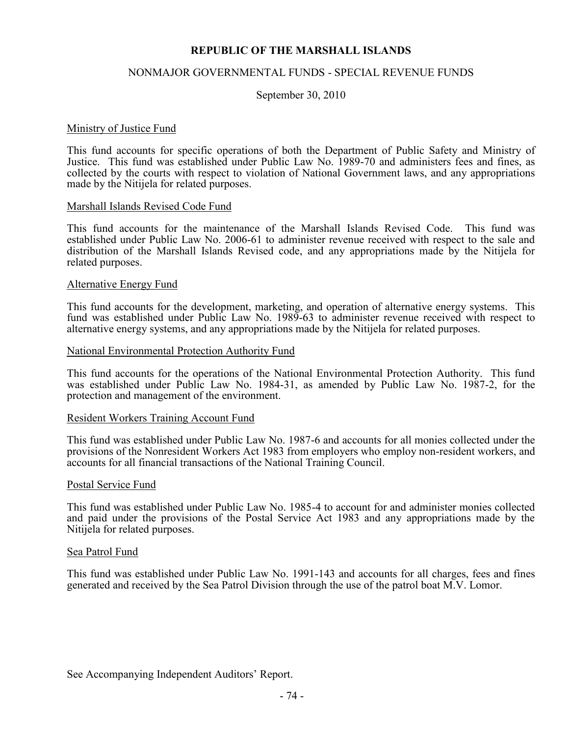**REPUBLIC OF THE MARSHALL ISLANDS**

NONMAJOR GOVERNMENTAL FUNDS - SPECIAL REVENUE FUNDS

September 30, 2010

Ministry of Justice Fund

This fund accounts for specific operations of both the Department of Public Safety and Ministry of Justice. This fund was established under Public Law No. 1989-70 and administers fees and fines, as collected by the courts with respect to violation of National Government laws, and any appropriations made by the Nitijela for related purposes.

Marshall Islands Revised Code Fund

This fund accounts for the maintenance of the Marshall Islands Revised Code. This fund was established under Public Law No. 2006-61 to administer revenue received with respect to the sale and distribution of the Marshall Islands Revised code, and any appropriations made by the Nitijela for related purposes.

Alternative Energy Fund

This fund accounts for the development, marketing, and operation of alternative energy systems. This fund was established under Public Law No. 1989-63 to administer revenue received with respect to alternative energy systems, and any appropriations made by the Nitijela for related purposes.

National Environmental Protection Authority Fund

This fund accounts for the operations of the National Environmental Protection Authority. This fund was established under Public Law No. 1984-31, as amended by Public Law No. 1987-2, for the protection and management of the environment.

Resident Workers Training Account Fund

This fund was established under Public Law No. 1987-6 and accounts for all monies collected under the provisions of the Nonresident Workers Act 1983 from employers who employ non-resident workers, and accounts for all financial transactions of the National Training Council.

Postal Service Fund

This fund was established under Public Law No. 1985-4 to account for and administer monies collected and paid under the provisions of the Postal Service Act 1983 and any appropriations made by the Nitijela for related purposes.

Sea Patrol Fund

This fund was established under Public Law No. 1991-143 and accounts for all charges, fees and fines generated and received by the Sea Patrol Division through the use of the patrol boat M.V. Lomor.

See Accompanying Independent Auditors' Report.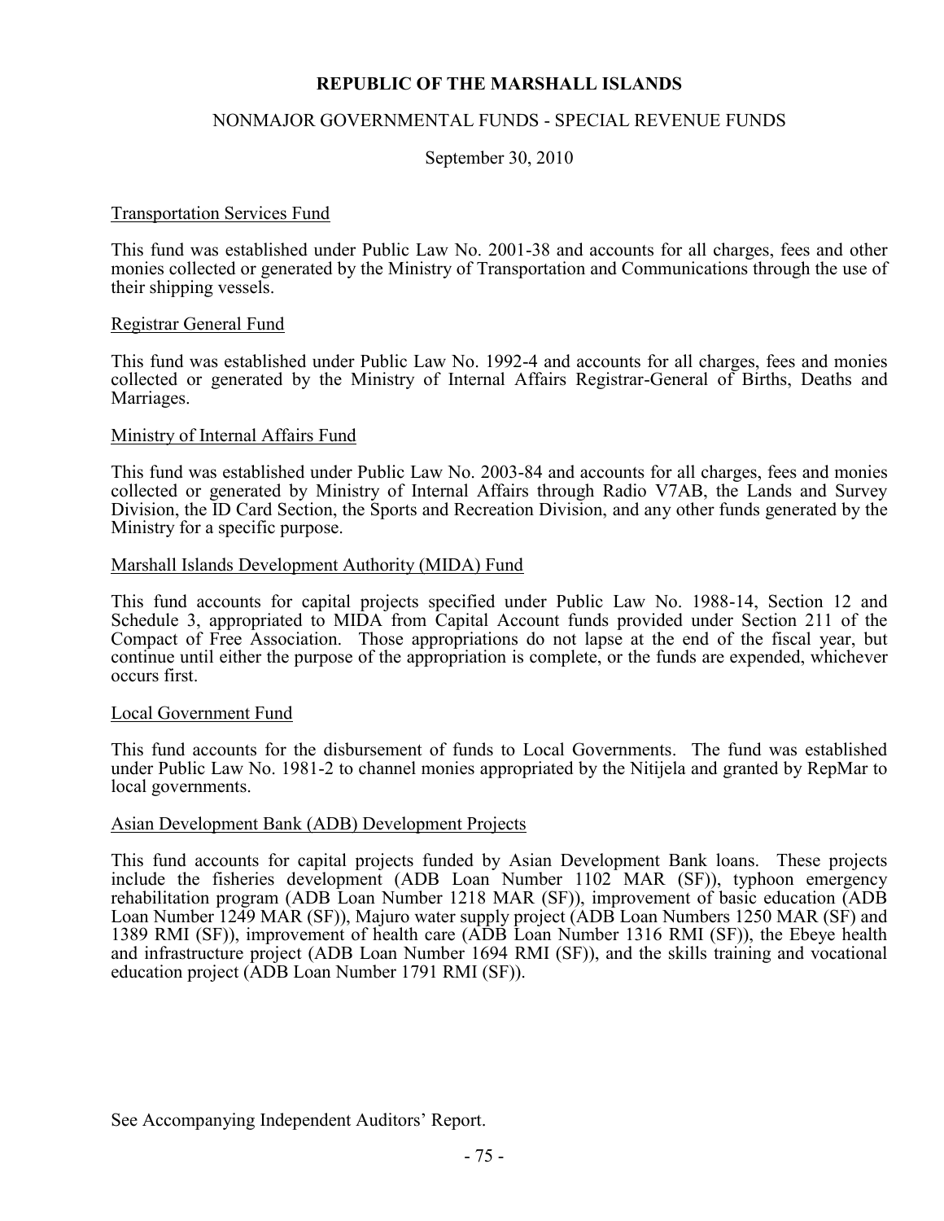**REPUBLIC OF THE MARSHALL ISLANDS**

NONMAJOR GOVERNMENTAL FUNDS - SPECIAL REVENUE FUNDS

September 30, 2010

Transportation Services Fund

This fund was established under Public Law No. 2001-38 and accounts for all charges, fees and other monies collected or generated by the Ministry of Transportation and Communications through the use of their shipping vessels.

Registrar General Fund

This fund was established under Public Law No. 1992-4 and accounts for all charges, fees and monies collected or generated by the Ministry of Internal Affairs Registrar-General of Births, Deaths and Marriages.

Ministry of Internal Affairs Fund

This fund was established under Public Law No. 2003-84 and accounts for all charges, fees and monies collected or generated by Ministry of Internal Affairs through Radio V7AB, the Lands and Survey Division, the ID Card Section, the Sports and Recreation Division, and any other funds generated by the Ministry for a specific purpose.

Marshall Islands Development Authority (MIDA) Fund

This fund accounts for capital projects specified under Public Law No. 1988-14, Section 12 and Schedule 3, appropriated to MIDA from Capital Account funds provided under Section 211 of the Compact of Free Association. Those appropriations do not lapse at the end of the fiscal year, but continue until either the purpose of the appropriation is complete, or the funds are expended, whichever occurs first.

Local Government Fund

This fund accounts for the disbursement of funds to Local Governments. The fund was established under Public Law No. 1981-2 to channel monies appropriated by the Nitijela and granted by RepMar to local governments.

Asian Development Bank (ADB) Development Projects

This fund accounts for capital projects funded by Asian Development Bank loans. These projects include the fisheries development (ADB Loan Number 1102 MAR (SF)), typhoon emergency rehabilitation program (ADB Loan Number 1218 MAR (SF)), improvement of basic education (ADB Loan Number 1249 MAR (SF)), Majuro water supply project (ADB Loan Numbers 1250 MAR (SF) and 1389 RMI (SF)), improvement of health care (ADB Loan Number 1316 RMI (SF)), the Ebeye health and infrastructure project (ADB Loan Number 1694 RMI (SF)), and the skills training and vocational education project (ADB Loan Number 1791 RMI (SF)).

See Accompanying Independent Auditors' Report.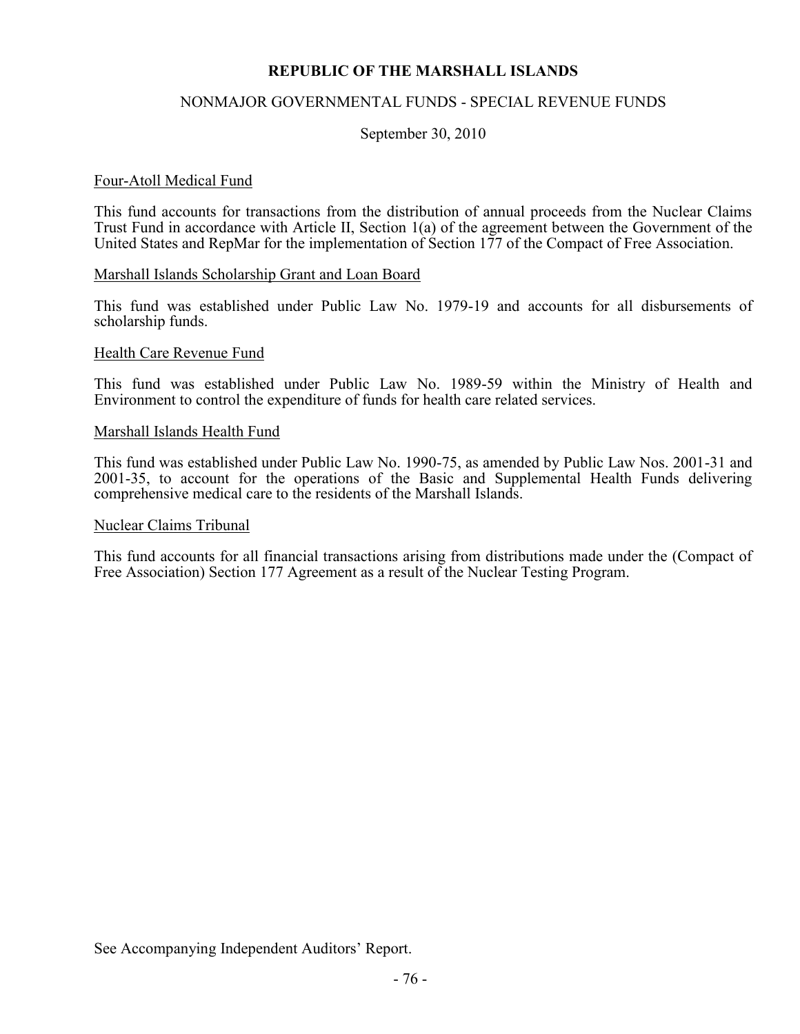**REPUBLIC OF THE MARSHALL ISLANDS**

NONMAJOR GOVERNMENTAL FUNDS - SPECIAL REVENUE FUNDS

September 30, 2010

Four-Atoll Medical Fund

This fund accounts for transactions from the distribution of annual proceeds from the Nuclear Claims Trust Fund in accordance with Article II, Section 1(a) of the agreement between the Government of the United States and RepMar for the implementation of Section 177 of the Compact of Free Association.

Marshall Islands Scholarship Grant and Loan Board

This fund was established under Public Law No. 1979-19 and accounts for all disbursements of scholarship funds.

Health Care Revenue Fund

This fund was established under Public Law No. 1989-59 within the Ministry of Health and Environment to control the expenditure of funds for health care related services.

Marshall Islands Health Fund

This fund was established under Public Law No. 1990-75, as amended by Public Law Nos. 2001-31 and 2001-35, to account for the operations of the Basic and Supplemental Health Funds delivering comprehensive medical care to the residents of the Marshall Islands.

Nuclear Claims Tribunal

This fund accounts for all financial transactions arising from distributions made under the (Compact of Free Association) Section 177 Agreement as a result of the Nuclear Testing Program.

See Accompanying Independent Auditors' Report.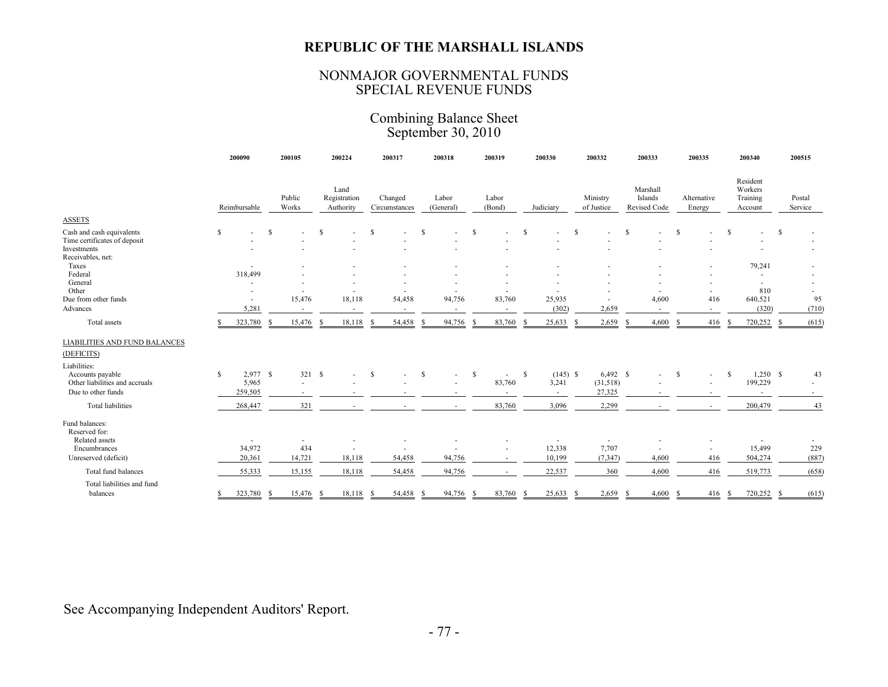# REPUBLIC OF THE MARSHALL ISLANDS

## NONMAJOR GOVERNMENTAL FUNDS
## SPECIAL REVENUE FUNDS

### Combining Balance Sheet
### September 30, 2010

| | 200090 | 200105 | 200224 | 200317 | 200318 | 200319 | 200330 | 200332 | 200333 | 200335 | 200340 | 200515 |
|---|---|---|---|---|---|---|---|---|---|---|---|---|
| | Reimbursable | Public Works | Land Registration Authority | Changed Circumstances | Labor (General) | Labor (Bond) | Judiciary | Ministry of Justice | Marshall Islands Revised Code | Alternative Energy | Resident Workers Training Account | Postal Service |
| ASSETS | | | | | | | | | | | | |
| Cash and cash equivalents | $ - | $ - | $ - | $ - | $ - | $ - | $ - | $ - | $ - | $ - | $ - | $ - |
| Time certificates of deposit | - | - | - | - | - | - | - | - | - | - | - | - |
| Investments | - | - | - | - | - | - | - | - | - | - | - | - |
| Receivables, net: | | | | | | | | | | | | |
| Taxes | - | - | - | - | - | - | - | - | - | - | 79,241 | - |
| Federal | 318,499 | - | - | - | - | - | - | - | - | - | - | - |
| General | - | - | - | - | - | - | - | - | - | - | - | - |
| Other | - | - | - | - | - | - | - | - | - | - | 810 | - |
| Due from other funds | - | 15,476 | 18,118 | 54,458 | 94,756 | 83,760 | 25,935 | - | 4,600 | 416 | 640,521 | 95 |
| Advances | 5,281 | - | - | - | - | - | (302) | 2,659 | - | - | (320) | (710) |
| Total assets | $ 323,780 | $ 15,476 | $ 18,118 | $ 54,458 | $ 94,756 | $ 83,760 | $ 25,633 | $ 2,659 | $ 4,600 | $ 416 | $ 720,252 | $ (615) |
| LIABILITIES AND FUND BALANCES (DEFICITS) | | | | | | | | | | | | |
| Liabilities: | | | | | | | | | | | | |
| Accounts payable | $ 2,977 | $ 321 | $ - | $ - | $ - | $ - | $ (145) | $ 6,492 | $ - | $ - | $ 1,250 | $ 43 |
| Other liabilities and accruals | 5,965 | - | - | - | - | 83,760 | 3,241 | (31,518) | - | - | 199,229 | - |
| Due to other funds | 259,505 | - | - | - | - | - | - | 27,325 | - | - | - | - |
| Total liabilities | 268,447 | 321 | - | - | - | 83,760 | 3,096 | 2,299 | - | - | 200,479 | 43 |
| Fund balances: | | | | | | | | | | | | |
| Reserved for: | | | | | | | | | | | | |
| Related assets | - | - | - | - | - | - | - | - | - | - | - | - |
| Encumbrances | 34,972 | 434 | - | - | - | - | 12,338 | 7,707 | - | - | 15,499 | 229 |
| Unreserved (deficit) | 20,361 | 14,721 | 18,118 | 54,458 | 94,756 | - | 10,199 | (7,347) | 4,600 | 416 | 504,274 | (887) |
| Total fund balances | 55,333 | 15,155 | 18,118 | 54,458 | 94,756 | - | 22,537 | 360 | 4,600 | 416 | 519,773 | (658) |
| Total liabilities and fund balances | $ 323,780 | $ 15,476 | $ 18,118 | $ 54,458 | $ 94,756 | $ 83,760 | $ 25,633 | $ 2,659 | $ 4,600 | $ 416 | $ 720,252 | $ (615) |

See Accompanying Independent Auditors' Report.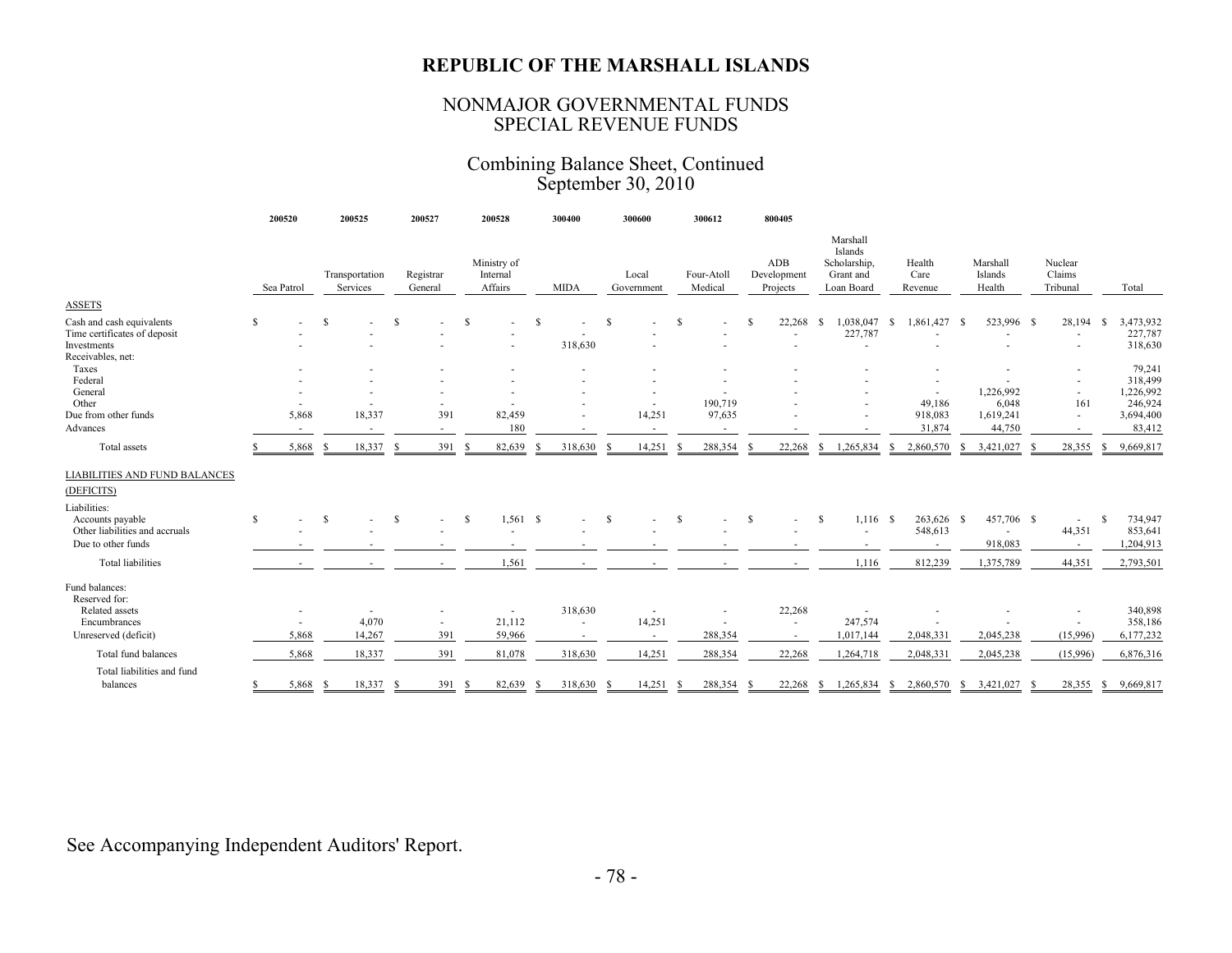# REPUBLIC OF THE MARSHALL ISLANDS

## NONMAJOR GOVERNMENTAL FUNDS
## SPECIAL REVENUE FUNDS

### Combining Balance Sheet, Continued
### September 30, 2010

| | 200520 | 200525 | 200527 | 200528 | 300400 | 300600 | 300612 | 800405 | | | | | |
|---|---|---|---|---|---|---|---|---|---|---|---|---|---|
| | Sea Patrol | Transportation Services | Registrar General | Ministry of Internal Affairs | MIDA | Local Government | Four-Atoll Medical | ADB Development Projects | Marshall Islands Scholarship, Grant and Loan Board | Health Care Revenue | Marshall Islands Health | Nuclear Claims Tribunal | Total |
| **ASSETS** | | | | | | | | | | | | | |
| Cash and cash equivalents | $ - | $ - | $ - | $ - | $ - | $ - | $ - | $ 22,268 | $ 1,038,047 | $ 1,861,427 | $ 523,996 | $ 28,194 | $ 3,473,932 |
| Time certificates of deposit | - | - | - | - | - | - | - | - | 227,787 | - | - | - | 227,787 |
| Investments | - | - | - | - | 318,630 | - | - | - | - | - | - | - | 318,630 |
| Receivables, net: | | | | | | | | | | | | | |
| Taxes | - | - | - | - | - | - | - | - | - | - | - | - | 79,241 |
| Federal | - | - | - | - | - | - | - | - | - | - | - | - | 318,499 |
| General | - | - | - | - | - | - | - | - | - | - | 1,226,992 | - | 1,226,992 |
| Other | - | - | - | - | - | - | 190,719 | - | - | 49,186 | 6,048 | 161 | 246,924 |
| Due from other funds | 5,868 | 18,337 | 391 | 82,459 | - | 14,251 | 97,635 | - | - | 918,083 | 1,619,241 | - | 3,694,400 |
| Advances | - | - | - | 180 | - | - | - | - | - | 31,874 | 44,750 | - | 83,412 |
| Total assets | $ 5,868 | $ 18,337 | $ 391 | $ 82,639 | $ 318,630 | $ 14,251 | $ 288,354 | $ 22,268 | $ 1,265,834 | $ 2,860,570 | $ 3,421,027 | $ 28,355 | $ 9,669,817 |
| **LIABILITIES AND FUND BALANCES (DEFICITS)** | | | | | | | | | | | | | |
| Liabilities: | | | | | | | | | | | | | |
| Accounts payable | $ - | $ - | $ - | $ 1,561 | $ - | $ - | $ - | $ - | $ 1,116 | $ 263,626 | $ 457,706 | $ - | $ 734,947 |
| Other liabilities and accruals | - | - | - | - | - | - | - | - | - | 548,613 | - | 44,351 | 853,641 |
| Due to other funds | - | - | - | - | - | - | - | - | - | - | 918,083 | - | 1,204,913 |
| Total liabilities | - | - | - | 1,561 | - | - | - | - | 1,116 | 812,239 | 1,375,789 | 44,351 | 2,793,501 |
| Fund balances: | | | | | | | | | | | | | |
| Reserved for: | | | | | | | | | | | | | |
| Related assets | - | - | - | - | 318,630 | - | - | 22,268 | - | - | - | - | 340,898 |
| Encumbrances | - | 4,070 | - | 21,112 | - | 14,251 | - | - | 247,574 | - | - | - | 358,186 |
| Unreserved (deficit) | 5,868 | 14,267 | 391 | 59,966 | - | - | 288,354 | - | 1,017,144 | 2,048,331 | 2,045,238 | (15,996) | 6,177,232 |
| Total fund balances | 5,868 | 18,337 | 391 | 81,078 | 318,630 | 14,251 | 288,354 | 22,268 | 1,264,718 | 2,048,331 | 2,045,238 | (15,996) | 6,876,316 |
| Total liabilities and fund balances | $ 5,868 | $ 18,337 | $ 391 | $ 82,639 | $ 318,630 | $ 14,251 | $ 288,354 | $ 22,268 | $ 1,265,834 | $ 2,860,570 | $ 3,421,027 | $ 28,355 | $ 9,669,817 |

See Accompanying Independent Auditors' Report.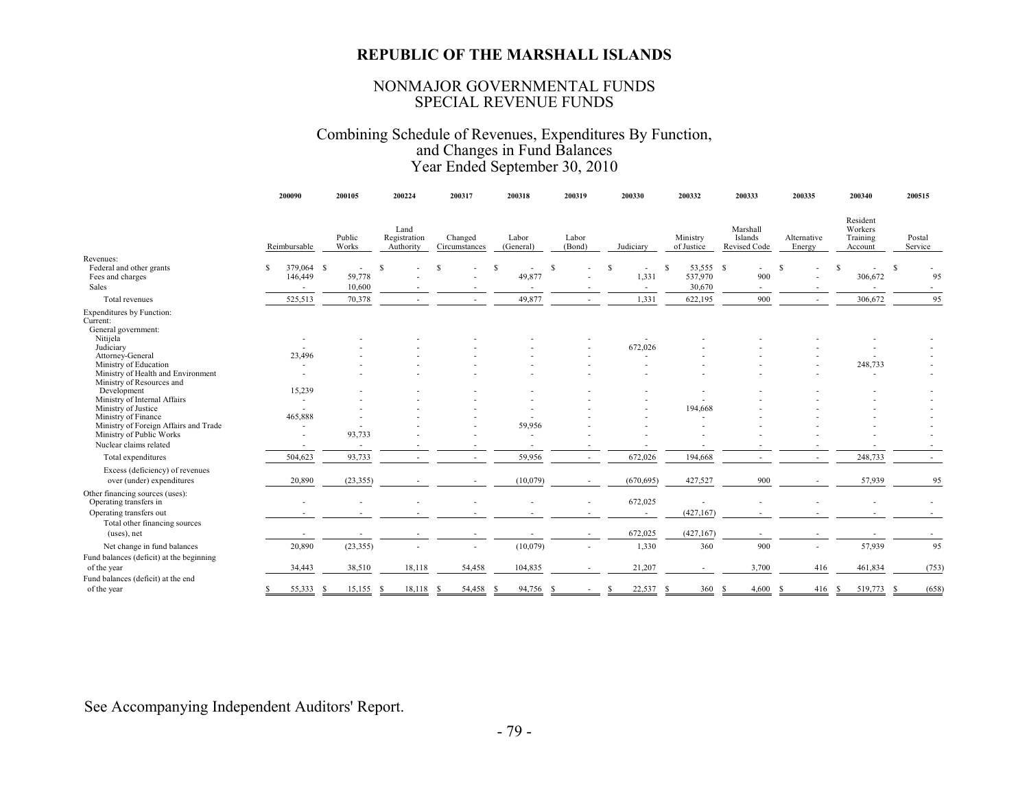# REPUBLIC OF THE MARSHALL ISLANDS

## NONMAJOR GOVERNMENTAL FUNDS
## SPECIAL REVENUE FUNDS

### Combining Schedule of Revenues, Expenditures By Function, and Changes in Fund Balances
### Year Ended September 30, 2010

| | 200090 | 200105 | 200224 | 200317 | 200318 | 200319 | 200330 | 200332 | 200333 | 200335 | 200340 | 200515 |
|---|---|---|---|---|---|---|---|---|---|---|---|---|
| | Reimbursable | Public Works | Land Registration Authority | Changed Circumstances | Labor (General) | Labor (Bond) | Judiciary | Ministry of Justice | Marshall Islands Revised Code | Alternative Energy | Resident Workers Training Account | Postal Service |
| Revenues: | | | | | | | | | | | | |
| Federal and other grants | $ 379,064 | $ - | $ - | $ - | $ - | $ - | $ - | $ 53,555 | $ - | $ - | $ - | $ - |
| Fees and charges | 146,449 | 59,778 | - | - | 49,877 | - | 1,331 | 537,970 | 900 | - | 306,672 | 95 |
| Sales | - | 10,600 | - | - | - | - | - | 30,670 | - | - | - | - |
| Total revenues | 525,513 | 70,378 | - | - | 49,877 | - | 1,331 | 622,195 | 900 | - | 306,672 | 95 |
| Expenditures by Function: | | | | | | | | | | | | |
| Current: | | | | | | | | | | | | |
| General government: | | | | | | | | | | | | |
| Nitijela | - | - | - | - | - | - | - | - | - | - | - | - |
| Judiciary | - | - | - | - | - | - | 672,026 | - | - | - | - | - |
| Attorney-General | 23,496 | - | - | - | - | - | - | - | - | - | - | - |
| Ministry of Education | - | - | - | - | - | - | - | - | - | - | 248,733 | - |
| Ministry of Health and Environment | - | - | - | - | - | - | - | - | - | - | - | - |
| Ministry of Resources and Development | 15,239 | - | - | - | - | - | - | - | - | - | - | - |
| Ministry of Internal Affairs | - | - | - | - | - | - | - | - | - | - | - | - |
| Ministry of Justice | - | - | - | - | - | - | - | 194,668 | - | - | - | - |
| Ministry of Finance | 465,888 | - | - | - | - | - | - | - | - | - | - | - |
| Ministry of Foreign Affairs and Trade | - | - | - | - | 59,956 | - | - | - | - | - | - | - |
| Ministry of Public Works | - | 93,733 | - | - | - | - | - | - | - | - | - | - |
| Nuclear claims related | - | - | - | - | - | - | - | - | - | - | - | - |
| Total expenditures | 504,623 | 93,733 | - | - | 59,956 | - | 672,026 | 194,668 | - | - | 248,733 | - |
| Excess (deficiency) of revenues over (under) expenditures | 20,890 | (23,355) | - | - | (10,079) | - | (670,695) | 427,527 | 900 | - | 57,939 | 95 |
| Other financing sources (uses): | | | | | | | | | | | | |
| Operating transfers in | - | - | - | - | - | - | 672,025 | - | - | - | - | - |
| Operating transfers out | - | - | - | - | - | - | - | (427,167) | - | - | - | - |
| Total other financing sources (uses), net | - | - | - | - | - | - | 672,025 | (427,167) | - | - | - | - |
| Net change in fund balances | 20,890 | (23,355) | - | - | (10,079) | - | 1,330 | 360 | 900 | - | 57,939 | 95 |
| Fund balances (deficit) at the beginning of the year | 34,443 | 38,510 | 18,118 | 54,458 | 104,835 | - | 21,207 | - | 3,700 | 416 | 461,834 | (753) |
| Fund balances (deficit) at the end of the year | $ 55,333 | $ 15,155 | $ 18,118 | $ 54,458 | $ 94,756 | $ - | $ 22,537 | $ 360 | $ 4,600 | $ 416 | $ 519,773 | $ (658) |

See Accompanying Independent Auditors' Report.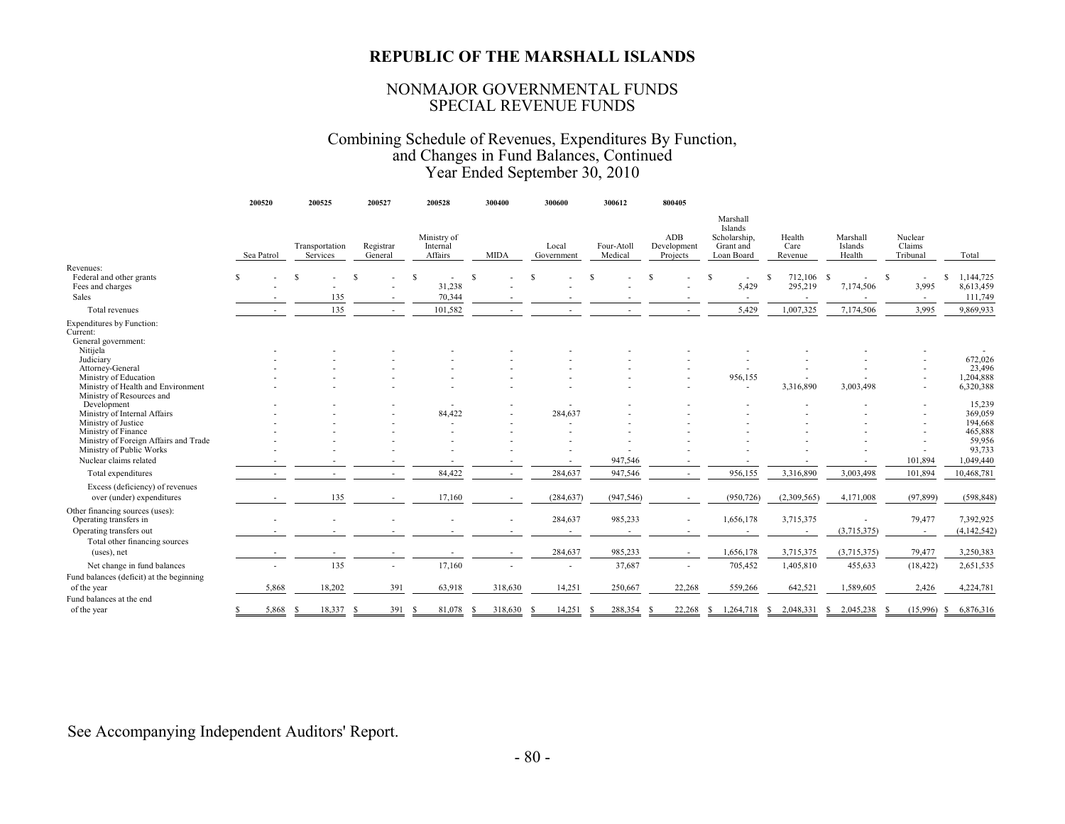# REPUBLIC OF THE MARSHALL ISLANDS

## NONMAJOR GOVERNMENTAL FUNDS
## SPECIAL REVENUE FUNDS

### Combining Schedule of Revenues, Expenditures By Function, and Changes in Fund Balances, Continued
### Year Ended September 30, 2010

| | 200520 | 200525 | 200527 | 200528 | 300400 | 300600 | 300612 | 800405 | | | | | |
|---|---|---|---|---|---|---|---|---|---|---|---|---|---|
| | Sea Patrol | Transportation Services | Registrar General | Ministry of Internal Affairs | MIDA | Local Government | Four-Atoll Medical | ADB Development Projects | Marshall Islands Scholarship, Grant and Loan Board | Health Care Revenue | Marshall Islands Health | Nuclear Claims Tribunal | Total |
| Revenues: | | | | | | | | | | | | | |
| Federal and other grants | $ - | $ - | $ - | $ - | $ - | $ - | $ - | $ - | $ - | $ 712,106 | $ - | $ - | $ 1,144,725 |
| Fees and charges | - | - | - | 31,238 | - | - | - | - | 5,429 | 295,219 | 7,174,506 | 3,995 | 8,613,459 |
| Sales | - | 135 | - | 70,344 | - | - | - | - | - | - | - | - | 111,749 |
| Total revenues | - | 135 | - | 101,582 | - | - | - | - | 5,429 | 1,007,325 | 7,174,506 | 3,995 | 9,869,933 |
| Expenditures by Function: | | | | | | | | | | | | | |
| Current: | | | | | | | | | | | | | |
| General government: | | | | | | | | | | | | | |
| Nitijela | - | - | - | - | - | - | - | - | - | - | - | - | - |
| Judiciary | - | - | - | - | - | - | - | - | - | - | - | - | 672,026 |
| Attorney-General | - | - | - | - | - | - | - | - | - | - | - | - | 23,496 |
| Ministry of Education | - | - | - | - | - | - | - | - | 956,155 | - | - | - | 1,204,888 |
| Ministry of Health and Environment | - | - | - | - | - | - | - | - | - | 3,316,890 | 3,003,498 | - | 6,320,388 |
| Ministry of Resources and Development | - | - | - | - | - | - | - | - | - | - | - | - | 15,239 |
| Ministry of Internal Affairs | - | - | - | 84,422 | - | 284,637 | - | - | - | - | - | - | 369,059 |
| Ministry of Justice | - | - | - | - | - | - | - | - | - | - | - | - | 194,668 |
| Ministry of Finance | - | - | - | - | - | - | - | - | - | - | - | - | 465,888 |
| Ministry of Foreign Affairs and Trade | - | - | - | - | - | - | - | - | - | - | - | - | 59,956 |
| Ministry of Public Works | - | - | - | - | - | - | - | - | - | - | - | - | 93,733 |
| Nuclear claims related | - | - | - | - | - | - | 947,546 | - | - | - | - | 101,894 | 1,049,440 |
| Total expenditures | - | - | - | 84,422 | - | 284,637 | 947,546 | - | 956,155 | 3,316,890 | 3,003,498 | 101,894 | 10,468,781 |
| Excess (deficiency) of revenues over (under) expenditures | - | 135 | - | 17,160 | - | (284,637) | (947,546) | - | (950,726) | (2,309,565) | 4,171,008 | (97,899) | (598,848) |
| Other financing sources (uses): | | | | | | | | | | | | | |
| Operating transfers in | - | - | - | - | - | 284,637 | 985,233 | - | 1,656,178 | 3,715,375 | - | 79,477 | 7,392,925 |
| Operating transfers out | - | - | - | - | - | - | - | - | - | - | (3,715,375) | - | (4,142,542) |
| Total other financing sources (uses), net | - | - | - | - | - | 284,637 | 985,233 | - | 1,656,178 | 3,715,375 | (3,715,375) | 79,477 | 3,250,383 |
| Net change in fund balances | - | 135 | - | 17,160 | - | - | 37,687 | - | 705,452 | 1,405,810 | 455,633 | (18,422) | 2,651,535 |
| Fund balances (deficit) at the beginning of the year | 5,868 | 18,202 | 391 | 63,918 | 318,630 | 14,251 | 250,667 | 22,268 | 559,266 | 642,521 | 1,589,605 | 2,426 | 4,224,781 |
| Fund balances at the end of the year | $ 5,868 | $ 18,337 | $ 391 | $ 81,078 | $ 318,630 | $ 14,251 | $ 288,354 | $ 22,268 | $ 1,264,718 | $ 2,048,331 | $ 2,045,238 | $ (15,996) | $ 6,876,316 |

See Accompanying Independent Auditors' Report.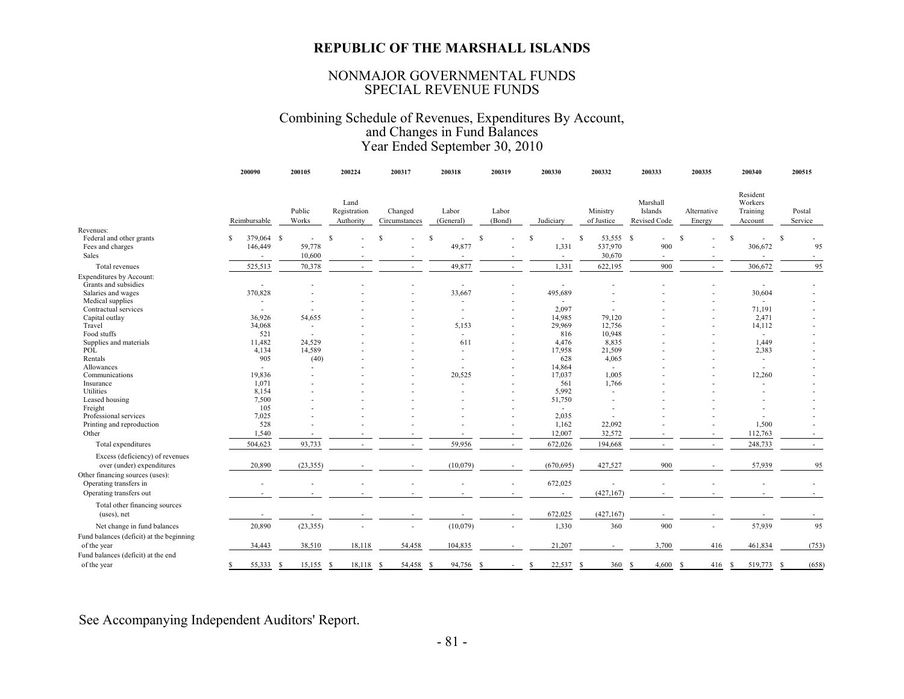# REPUBLIC OF THE MARSHALL ISLANDS

## NONMAJOR GOVERNMENTAL FUNDS
## SPECIAL REVENUE FUNDS

### Combining Schedule of Revenues, Expenditures By Account, and Changes in Fund Balances
### Year Ended September 30, 2010

| | 200090 | 200105 | 200224 | 200317 | 200318 | 200319 | 200330 | 200332 | 200333 | 200335 | 200340 | 200515 |
|---|---|---|---|---|---|---|---|---|---|---|---|---|
| | Reimbursable | Public Works | Land Registration Authority | Changed Circumstances | Labor (General) | Labor (Bond) | Judiciary | Ministry of Justice | Marshall Islands Revised Code | Alternative Energy | Resident Workers Training Account | Postal Service |
| Revenues: | | | | | | | | | | | | |
| Federal and other grants | $ 379,064 | $ - | $ - | $ - | $ - | $ - | $ - | $ 53,555 | $ - | $ - | $ - | $ - |
| Fees and charges | 146,449 | 59,778 | - | - | 49,877 | - | 1,331 | 537,970 | 900 | - | 306,672 | 95 |
| Sales | - | 10,600 | - | - | - | - | - | 30,670 | - | - | - | - |
| Total revenues | 525,513 | 70,378 | - | - | 49,877 | - | 1,331 | 622,195 | 900 | - | 306,672 | 95 |
| Expenditures by Account: | | | | | | | | | | | | |
| Grants and subsidies | - | - | - | - | - | - | - | - | - | - | - | - |
| Salaries and wages | 370,828 | - | - | - | 33,667 | - | 495,689 | - | - | - | 30,604 | - |
| Medical supplies | - | - | - | - | - | - | - | - | - | - | - | - |
| Contractual services | - | - | - | - | - | - | 2,097 | - | - | - | 71,191 | - |
| Capital outlay | 36,926 | 54,655 | - | - | - | - | 14,985 | 79,120 | - | - | 2,471 | - |
| Travel | 34,068 | - | - | - | 5,153 | - | 29,969 | 12,756 | - | - | 14,112 | - |
| Food stuffs | 521 | - | - | - | - | - | 816 | 10,948 | - | - | - | - |
| Supplies and materials | 11,482 | 24,529 | - | - | 611 | - | 4,476 | 8,835 | - | - | 1,449 | - |
| POL | 4,134 | 14,589 | - | - | - | - | 17,958 | 21,509 | - | - | 2,383 | - |
| Rentals | 905 | (40) | - | - | - | - | 628 | 4,065 | - | - | - | - |
| Allowances | - | - | - | - | - | - | 14,864 | - | - | - | - | - |
| Communications | 19,836 | - | - | - | 20,525 | - | 17,037 | 1,005 | - | - | 12,260 | - |
| Insurance | 1,071 | - | - | - | - | - | 561 | 1,766 | - | - | - | - |
| Utilities | 8,154 | - | - | - | - | - | 5,992 | - | - | - | - | - |
| Leased housing | 7,500 | - | - | - | - | - | 51,750 | - | - | - | - | - |
| Freight | 105 | - | - | - | - | - | - | - | - | - | - | - |
| Professional services | 7,025 | - | - | - | - | - | 2,035 | - | - | - | - | - |
| Printing and reproduction | 528 | - | - | - | - | - | 1,162 | 22,092 | - | - | 1,500 | - |
| Other | 1,540 | - | - | - | - | - | 12,007 | 32,572 | - | - | 112,763 | - |
| Total expenditures | 504,623 | 93,733 | - | - | 59,956 | - | 672,026 | 194,668 | - | - | 248,733 | - |
| Excess (deficiency) of revenues over (under) expenditures | 20,890 | (23,355) | - | - | (10,079) | - | (670,695) | 427,527 | 900 | - | 57,939 | 95 |
| Other financing sources (uses): | | | | | | | | | | | | |
| Operating transfers in | - | - | - | - | - | - | 672,025 | - | - | - | - | - |
| Operating transfers out | - | - | - | - | - | - | - | (427,167) | - | - | - | - |
| Total other financing sources (uses), net | - | - | - | - | - | - | 672,025 | (427,167) | - | - | - | - |
| Net change in fund balances | 20,890 | (23,355) | - | - | (10,079) | - | 1,330 | 360 | 900 | - | 57,939 | 95 |
| Fund balances (deficit) at the beginning of the year | 34,443 | 38,510 | 18,118 | 54,458 | 104,835 | - | 21,207 | - | 3,700 | 416 | 461,834 | (753) |
| Fund balances (deficit) at the end of the year | $ 55,333 | $ 15,155 | $ 18,118 | $ 54,458 | $ 94,756 | $ - | $ 22,537 | $ 360 | $ 4,600 | $ 416 | $ 519,773 | $ (658) |

See Accompanying Independent Auditors' Report.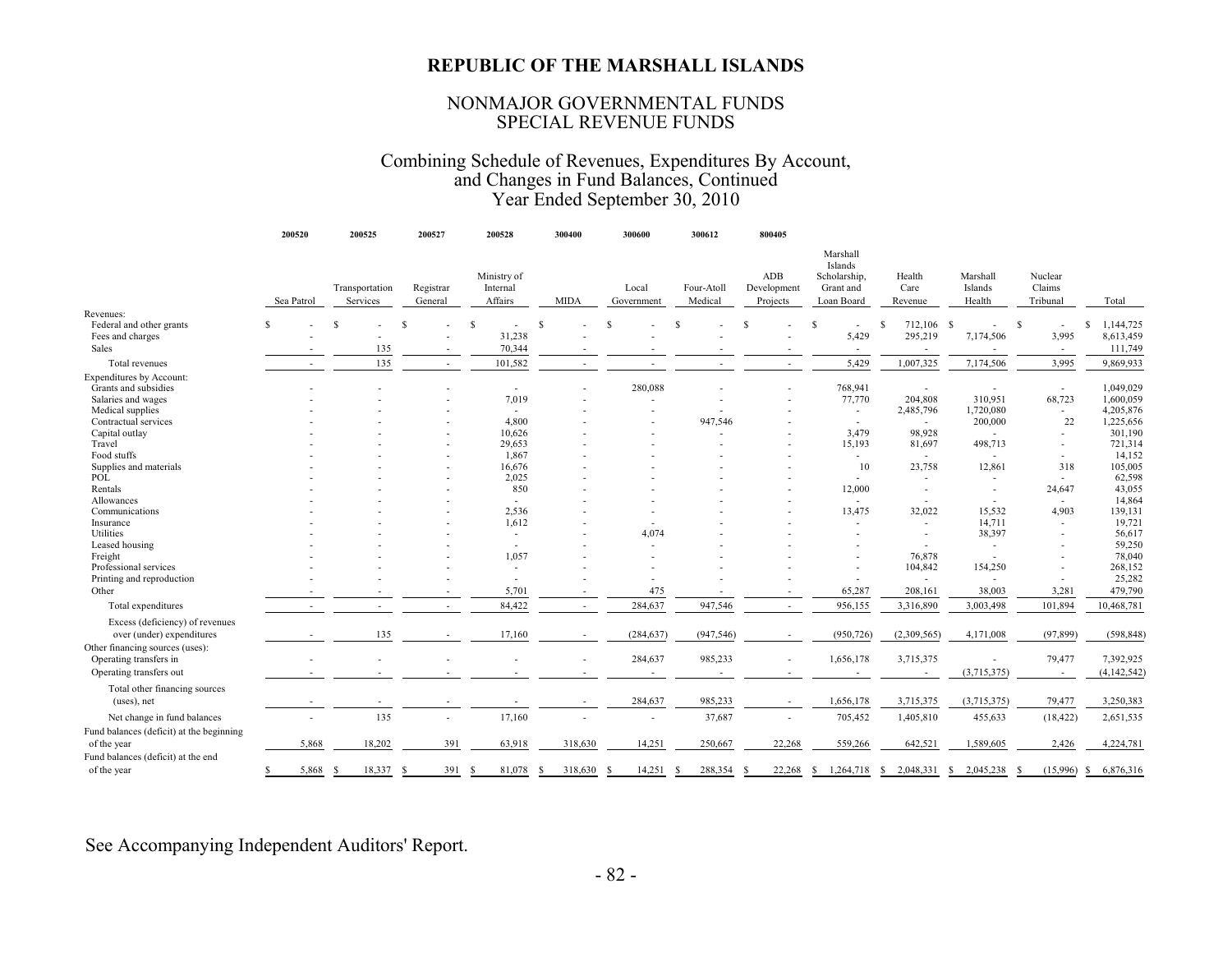# REPUBLIC OF THE MARSHALL ISLANDS

## NONMAJOR GOVERNMENTAL FUNDS
## SPECIAL REVENUE FUNDS

### Combining Schedule of Revenues, Expenditures By Account, and Changes in Fund Balances, Continued
### Year Ended September 30, 2010

| | 200520 | 200525 | 200527 | 200528 | 300400 | 300600 | 300612 | 800405 | | | | | |
|---|---|---|---|---|---|---|---|---|---|---|---|---|---|
| | Sea Patrol | Transportation Services | Registrar General | Ministry of Internal Affairs | MIDA | Local Government | Four-Atoll Medical | ADB Development Projects | Marshall Islands Scholarship, Grant and Loan Board | Health Care Revenue | Marshall Islands Health | Nuclear Claims Tribunal | Total |
| Revenues: | | | | | | | | | | | | | |
| Federal and other grants | $ - | $ - | $ - | $ - | $ - | $ - | $ - | $ - | $ - | $ 712,106 | $ - | $ - | $ 1,144,725 |
| Fees and charges | - | - | - | 31,238 | - | - | - | - | 5,429 | 295,219 | 7,174,506 | 3,995 | 8,613,459 |
| Sales | - | 135 | - | 70,344 | - | - | - | - | - | - | - | - | 111,749 |
| Total revenues | - | 135 | - | 101,582 | - | - | - | - | 5,429 | 1,007,325 | 7,174,506 | 3,995 | 9,869,933 |
| Expenditures by Account: | | | | | | | | | | | | | |
| Grants and subsidies | - | - | - | - | - | 280,088 | - | - | 768,941 | - | - | - | 1,049,029 |
| Salaries and wages | - | - | - | 7,019 | - | - | - | - | 77,770 | 204,808 | 310,951 | 68,723 | 1,600,059 |
| Medical supplies | - | - | - | - | - | - | - | - | - | 2,485,796 | 1,720,080 | - | 4,205,876 |
| Contractual services | - | - | - | 4,800 | - | - | 947,546 | - | - | - | 200,000 | 22 | 1,225,656 |
| Capital outlay | - | - | - | 10,626 | - | - | - | - | 3,479 | 98,928 | - | - | 301,190 |
| Travel | - | - | - | 29,653 | - | - | - | - | 15,193 | 81,697 | 498,713 | - | 721,314 |
| Food stuffs | - | - | - | 1,867 | - | - | - | - | - | - | - | - | 14,152 |
| Supplies and materials | - | - | - | 16,676 | - | - | - | - | 10 | 23,758 | 12,861 | 318 | 105,005 |
| POL | - | - | - | 2,025 | - | - | - | - | - | - | - | - | 62,598 |
| Rentals | - | - | - | 850 | - | - | - | - | 12,000 | - | - | 24,647 | 43,055 |
| Allowances | - | - | - | - | - | - | - | - | - | - | - | - | 14,864 |
| Communications | - | - | - | 2,536 | - | - | - | - | 13,475 | 32,022 | 15,532 | 4,903 | 139,131 |
| Insurance | - | - | - | 1,612 | - | - | - | - | - | - | 14,711 | - | 19,721 |
| Utilities | - | - | - | - | - | 4,074 | - | - | - | - | 38,397 | - | 56,617 |
| Leased housing | - | - | - | - | - | - | - | - | - | - | - | - | 59,250 |
| Freight | - | - | - | 1,057 | - | - | - | - | - | 76,878 | - | - | 78,040 |
| Professional services | - | - | - | - | - | - | - | - | - | 104,842 | 154,250 | - | 268,152 |
| Printing and reproduction | - | - | - | - | - | - | - | - | - | - | - | - | 25,282 |
| Other | - | - | - | 5,701 | - | 475 | - | - | 65,287 | 208,161 | 38,003 | 3,281 | 479,790 |
| Total expenditures | - | - | - | 84,422 | - | 284,637 | 947,546 | - | 956,155 | 3,316,890 | 3,003,498 | 101,894 | 10,468,781 |
| Excess (deficiency) of revenues over (under) expenditures | - | 135 | - | 17,160 | - | (284,637) | (947,546) | - | (950,726) | (2,309,565) | 4,171,008 | (97,899) | (598,848) |
| Other financing sources (uses): | | | | | | | | | | | | | |
| Operating transfers in | - | - | - | - | - | 284,637 | 985,233 | - | 1,656,178 | 3,715,375 | - | 79,477 | 7,392,925 |
| Operating transfers out | - | - | - | - | - | - | - | - | - | - | (3,715,375) | - | (4,142,542) |
| Total other financing sources (uses), net | - | - | - | - | - | 284,637 | 985,233 | - | 1,656,178 | 3,715,375 | (3,715,375) | 79,477 | 3,250,383 |
| Net change in fund balances | - | 135 | - | 17,160 | - | - | 37,687 | - | 705,452 | 1,405,810 | 455,633 | (18,422) | 2,651,535 |
| Fund balances (deficit) at the beginning of the year | 5,868 | 18,202 | 391 | 63,918 | 318,630 | 14,251 | 250,667 | 22,268 | 559,266 | 642,521 | 1,589,605 | 2,426 | 4,224,781 |
| Fund balances (deficit) at the end of the year | $ 5,868 | $ 18,337 | $ 391 | $ 81,078 | $ 318,630 | $ 14,251 | $ 288,354 | $ 22,268 | $ 1,264,718 | $ 2,048,331 | $ 2,045,238 | $ (15,996) | $ 6,876,316 |

See Accompanying Independent Auditors' Report.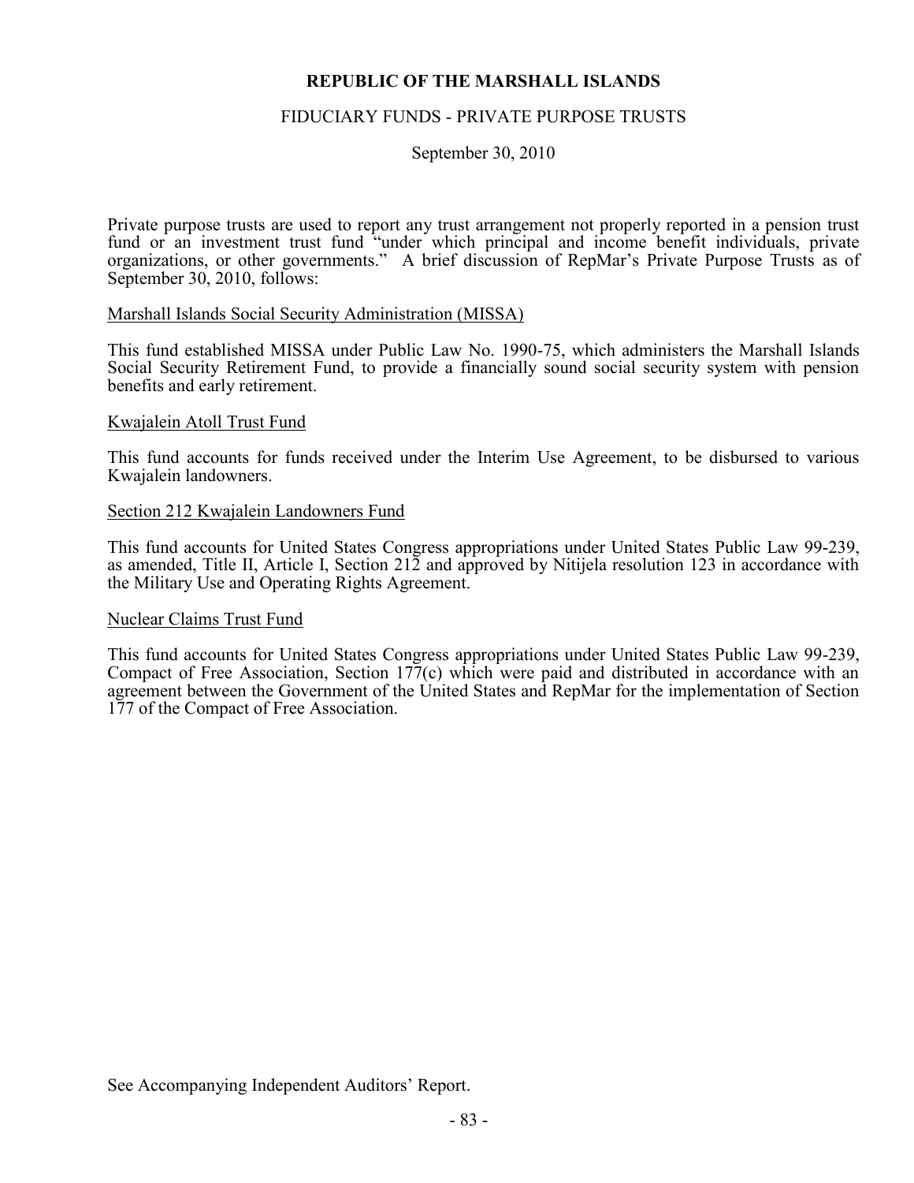**REPUBLIC OF THE MARSHALL ISLANDS**

FIDUCIARY FUNDS - PRIVATE PURPOSE TRUSTS

September 30, 2010

Private purpose trusts are used to report any trust arrangement not properly reported in a pension trust fund or an investment trust fund "under which principal and income benefit individuals, private organizations, or other governments." A brief discussion of RepMar's Private Purpose Trusts as of September 30, 2010, follows:

Marshall Islands Social Security Administration (MISSA)

This fund established MISSA under Public Law No. 1990-75, which administers the Marshall Islands Social Security Retirement Fund, to provide a financially sound social security system with pension benefits and early retirement.

Kwajalein Atoll Trust Fund

This fund accounts for funds received under the Interim Use Agreement, to be disbursed to various Kwajalein landowners.

Section 212 Kwajalein Landowners Fund

This fund accounts for United States Congress appropriations under United States Public Law 99-239, as amended, Title II, Article I, Section 212 and approved by Nitijela resolution 123 in accordance with the Military Use and Operating Rights Agreement.

Nuclear Claims Trust Fund

This fund accounts for United States Congress appropriations under United States Public Law 99-239, Compact of Free Association, Section 177(c) which were paid and distributed in accordance with an agreement between the Government of the United States and RepMar for the implementation of Section 177 of the Compact of Free Association.

See Accompanying Independent Auditors' Report.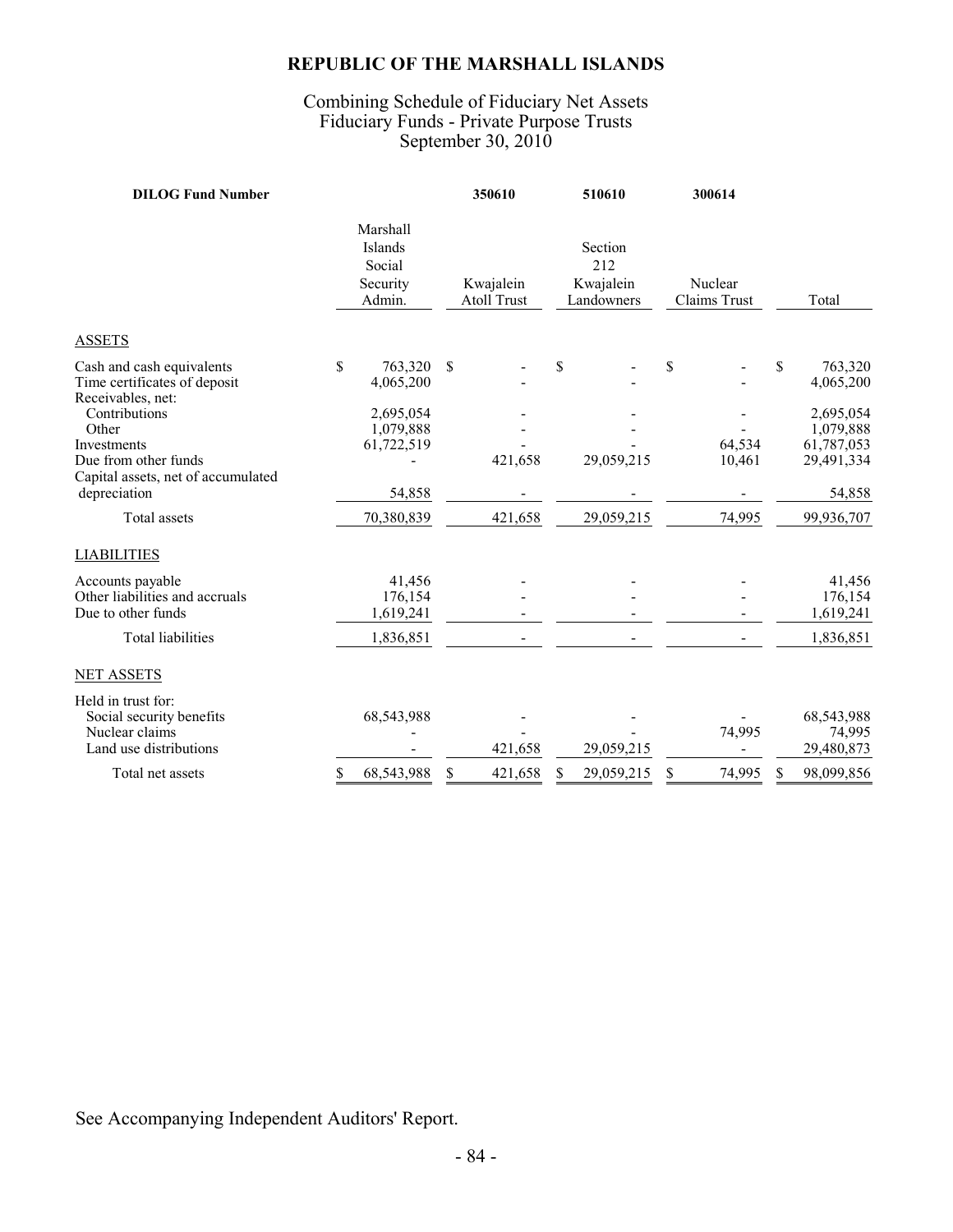**REPUBLIC OF THE MARSHALL ISLANDS**

Combining Schedule of Fiduciary Net Assets
Fiduciary Funds - Private Purpose Trusts
September 30, 2010

| **DILOG Fund Number** | | **350610** | **510610** | **300614** | |
|---|---|---|---|---|---|
| | Marshall Islands Social Security Admin. | Kwajalein Atoll Trust | Section 212 Kwajalein Landowners | Nuclear Claims Trust | Total |
| ASSETS | | | | | |
| Cash and cash equivalents | $ 763,320 | $ - | $ - | $ - | $ 763,320 |
| Time certificates of deposit | 4,065,200 | - | - | - | 4,065,200 |
| Receivables, net: | | | | | |
| Contributions | 2,695,054 | - | - | - | 2,695,054 |
| Other | 1,079,888 | - | - | - | 1,079,888 |
| Investments | 61,722,519 | - | - | 64,534 | 61,787,053 |
| Due from other funds | - | 421,658 | 29,059,215 | 10,461 | 29,491,334 |
| Capital assets, net of accumulated depreciation | 54,858 | - | - | - | 54,858 |
| Total assets | 70,380,839 | 421,658 | 29,059,215 | 74,995 | 99,936,707 |
| LIABILITIES | | | | | |
| Accounts payable | 41,456 | - | - | - | 41,456 |
| Other liabilities and accruals | 176,154 | - | - | - | 176,154 |
| Due to other funds | 1,619,241 | - | - | - | 1,619,241 |
| Total liabilities | 1,836,851 | - | - | - | 1,836,851 |
| NET ASSETS | | | | | |
| Held in trust for: | | | | | |
| Social security benefits | 68,543,988 | - | - | - | 68,543,988 |
| Nuclear claims | - | - | - | 74,995 | 74,995 |
| Land use distributions | - | 421,658 | 29,059,215 | - | 29,480,873 |
| Total net assets | $ 68,543,988 | $ 421,658 | $ 29,059,215 | $ 74,995 | $ 98,099,856 |

See Accompanying Independent Auditors' Report.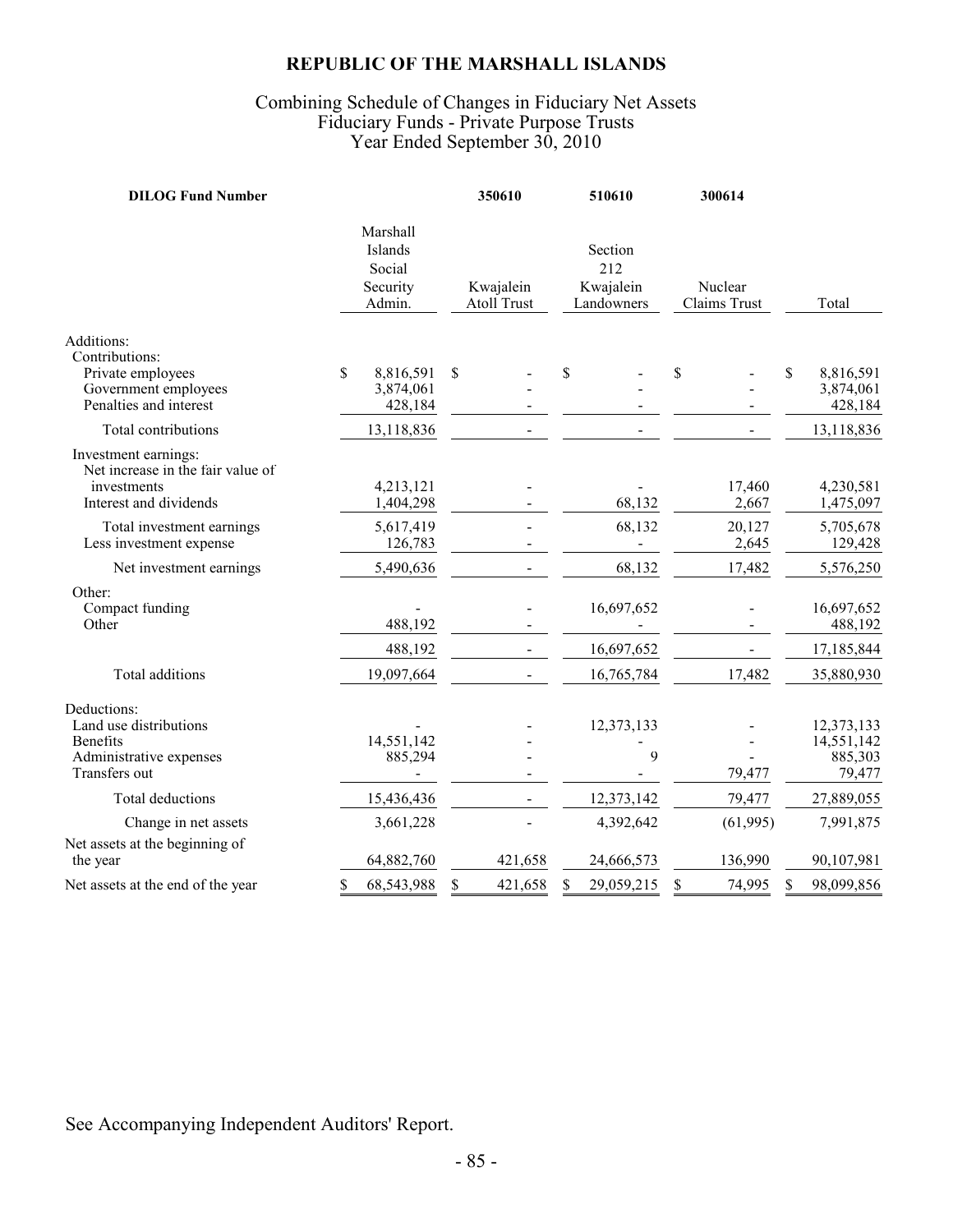# REPUBLIC OF THE MARSHALL ISLANDS

## Combining Schedule of Changes in Fiduciary Net Assets
## Fiduciary Funds - Private Purpose Trusts
## Year Ended September 30, 2010

| DILOG Fund Number | | 350610 | 510610 | 300614 | |
|---|---|---|---|---|---|
| | Marshall Islands Social Security Admin. | Kwajalein Atoll Trust | Section 212 Kwajalein Landowners | Nuclear Claims Trust | Total |
| Additions: | | | | | |
| Contributions: | | | | | |
| Private employees | $ 8,816,591 | $ - | $ - | $ - | $ 8,816,591 |
| Government employees | 3,874,061 | - | - | - | 3,874,061 |
| Penalties and interest | 428,184 | - | - | - | 428,184 |
| Total contributions | 13,118,836 | - | - | - | 13,118,836 |
| Investment earnings: | | | | | |
| Net increase in the fair value of investments | 4,213,121 | - | - | 17,460 | 4,230,581 |
| Interest and dividends | 1,404,298 | - | 68,132 | 2,667 | 1,475,097 |
| Total investment earnings | 5,617,419 | - | 68,132 | 20,127 | 5,705,678 |
| Less investment expense | 126,783 | - | - | 2,645 | 129,428 |
| Net investment earnings | 5,490,636 | - | 68,132 | 17,482 | 5,576,250 |
| Other: | | | | | |
| Compact funding | - | - | 16,697,652 | - | 16,697,652 |
| Other | 488,192 | - | - | - | 488,192 |
| | 488,192 | - | 16,697,652 | - | 17,185,844 |
| Total additions | 19,097,664 | - | 16,765,784 | 17,482 | 35,880,930 |
| Deductions: | | | | | |
| Land use distributions | - | - | 12,373,133 | - | 12,373,133 |
| Benefits | 14,551,142 | - | - | - | 14,551,142 |
| Administrative expenses | 885,294 | - | 9 | - | 885,303 |
| Transfers out | - | - | - | 79,477 | 79,477 |
| Total deductions | 15,436,436 | - | 12,373,142 | 79,477 | 27,889,055 |
| Change in net assets | 3,661,228 | - | 4,392,642 | (61,995) | 7,991,875 |
| Net assets at the beginning of the year | 64,882,760 | 421,658 | 24,666,573 | 136,990 | 90,107,981 |
| Net assets at the end of the year | $ 68,543,988 | $ 421,658 | $ 29,059,215 | $ 74,995 | $ 98,099,856 |

See Accompanying Independent Auditors' Report.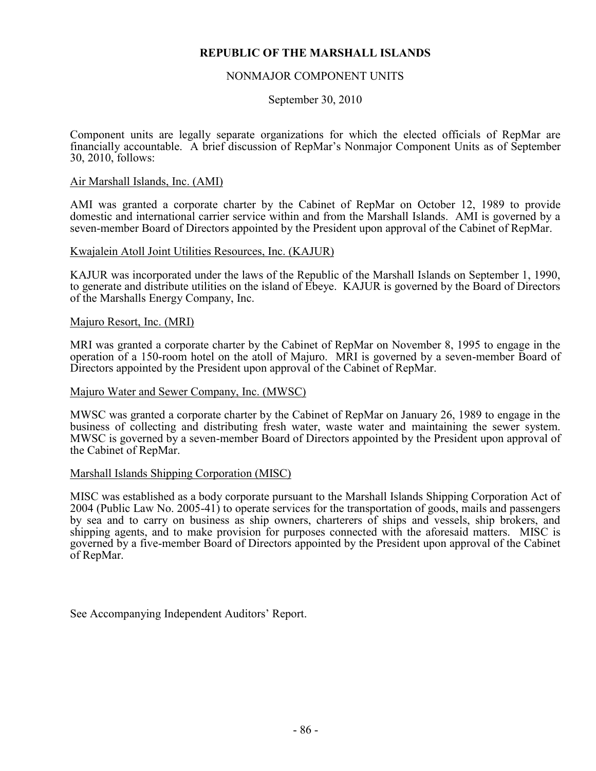**REPUBLIC OF THE MARSHALL ISLANDS**

NONMAJOR COMPONENT UNITS

September 30, 2010

Component units are legally separate organizations for which the elected officials of RepMar are financially accountable. A brief discussion of RepMar's Nonmajor Component Units as of September 30, 2010, follows:

Air Marshall Islands, Inc. (AMI)

AMI was granted a corporate charter by the Cabinet of RepMar on October 12, 1989 to provide domestic and international carrier service within and from the Marshall Islands. AMI is governed by a seven-member Board of Directors appointed by the President upon approval of the Cabinet of RepMar.

Kwajalein Atoll Joint Utilities Resources, Inc. (KAJUR)

KAJUR was incorporated under the laws of the Republic of the Marshall Islands on September 1, 1990, to generate and distribute utilities on the island of Ebeye. KAJUR is governed by the Board of Directors of the Marshalls Energy Company, Inc.

Majuro Resort, Inc. (MRI)

MRI was granted a corporate charter by the Cabinet of RepMar on November 8, 1995 to engage in the operation of a 150-room hotel on the atoll of Majuro. MRI is governed by a seven-member Board of Directors appointed by the President upon approval of the Cabinet of RepMar.

Majuro Water and Sewer Company, Inc. (MWSC)

MWSC was granted a corporate charter by the Cabinet of RepMar on January 26, 1989 to engage in the business of collecting and distributing fresh water, waste water and maintaining the sewer system. MWSC is governed by a seven-member Board of Directors appointed by the President upon approval of the Cabinet of RepMar.

Marshall Islands Shipping Corporation (MISC)

MISC was established as a body corporate pursuant to the Marshall Islands Shipping Corporation Act of 2004 (Public Law No. 2005-41) to operate services for the transportation of goods, mails and passengers by sea and to carry on business as ship owners, charterers of ships and vessels, ship brokers, and shipping agents, and to make provision for purposes connected with the aforesaid matters. MISC is governed by a five-member Board of Directors appointed by the President upon approval of the Cabinet of RepMar.

See Accompanying Independent Auditors' Report.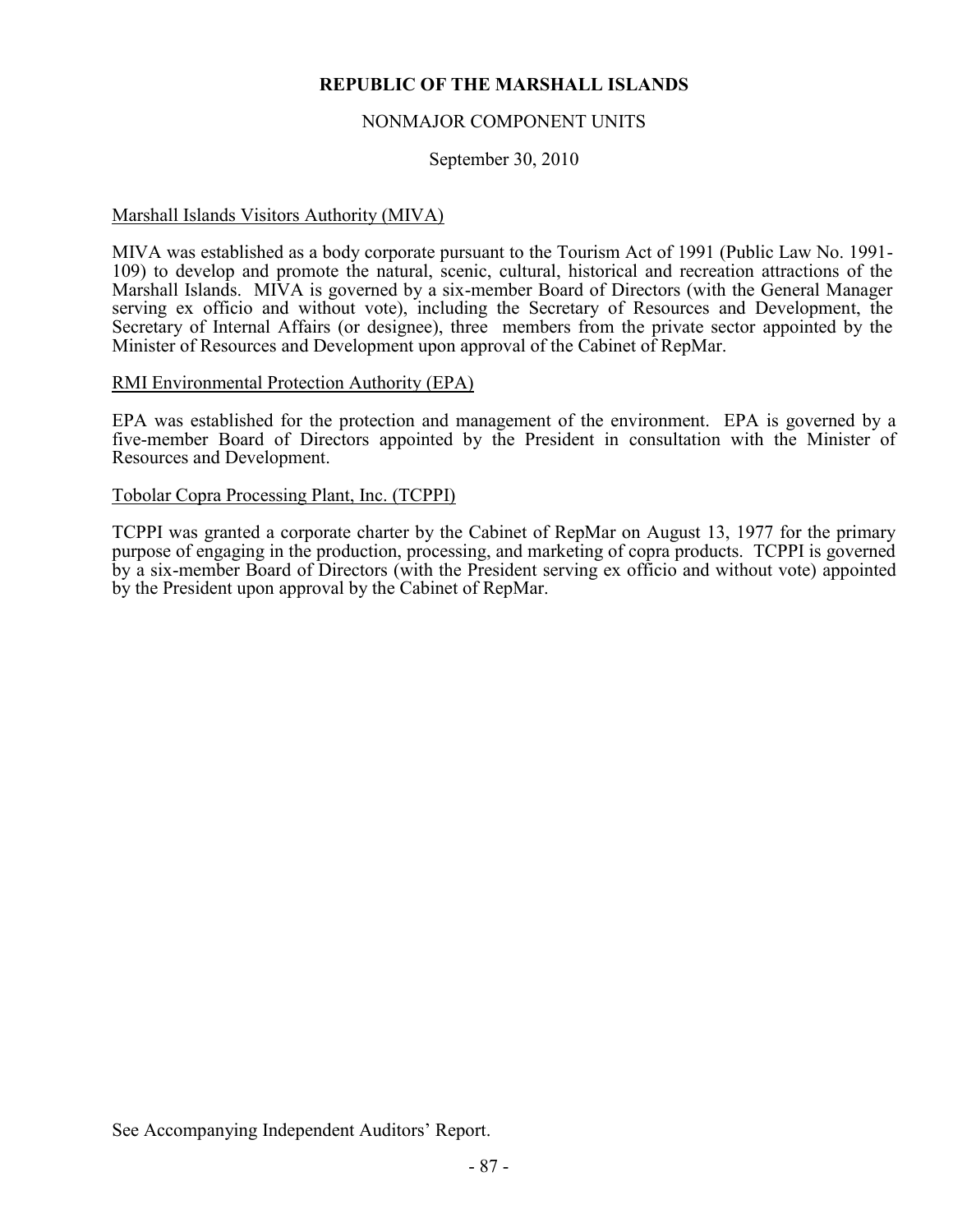**REPUBLIC OF THE MARSHALL ISLANDS**

NONMAJOR COMPONENT UNITS

September 30, 2010

Marshall Islands Visitors Authority (MIVA)

MIVA was established as a body corporate pursuant to the Tourism Act of 1991 (Public Law No. 1991-109) to develop and promote the natural, scenic, cultural, historical and recreation attractions of the Marshall Islands. MIVA is governed by a six-member Board of Directors (with the General Manager serving ex officio and without vote), including the Secretary of Resources and Development, the Secretary of Internal Affairs (or designee), three members from the private sector appointed by the Minister of Resources and Development upon approval of the Cabinet of RepMar.

RMI Environmental Protection Authority (EPA)

EPA was established for the protection and management of the environment. EPA is governed by a five-member Board of Directors appointed by the President in consultation with the Minister of Resources and Development.

Tobolar Copra Processing Plant, Inc. (TCPPI)

TCPPI was granted a corporate charter by the Cabinet of RepMar on August 13, 1977 for the primary purpose of engaging in the production, processing, and marketing of copra products. TCPPI is governed by a six-member Board of Directors (with the President serving ex officio and without vote) appointed by the President upon approval by the Cabinet of RepMar.

See Accompanying Independent Auditors' Report.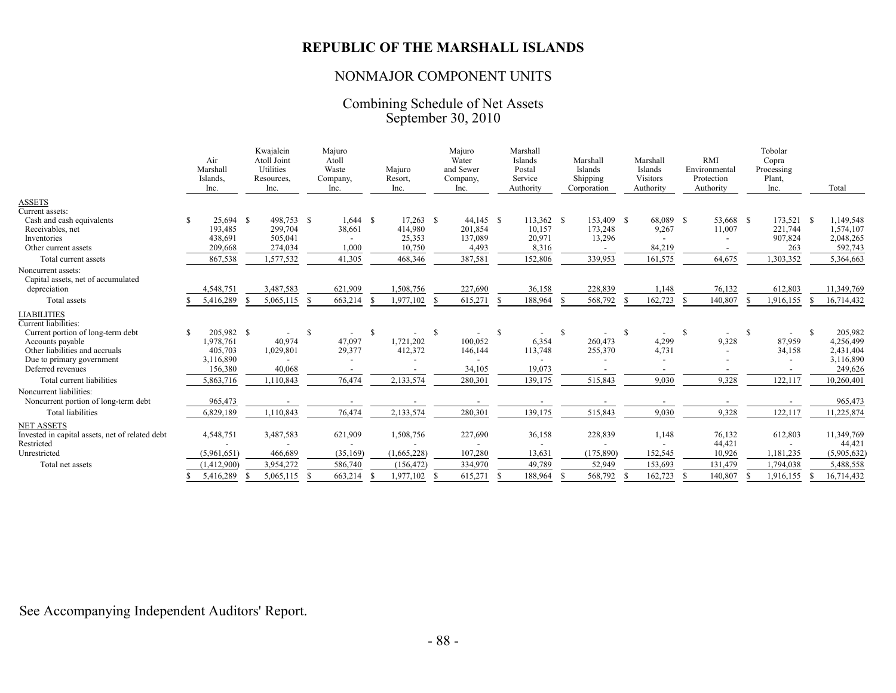# REPUBLIC OF THE MARSHALL ISLANDS

## NONMAJOR COMPONENT UNITS

### Combining Schedule of Net Assets
### September 30, 2010

| | Air Marshall Islands, Inc. | Kwajalein Atoll Joint Utilities Resources, Inc. | Majuro Atoll Waste Company, Inc. | Majuro Resort, Inc. | Majuro Water and Sewer Company, Inc. | Marshall Islands Postal Service Authority | Marshall Islands Shipping Corporation | Marshall Islands Visitors Authority | RMI Environmental Protection Authority | Tobolar Copra Processing Plant, Inc. | Total |
|---|---|---|---|---|---|---|---|---|---|---|---|
| ASSETS | | | | | | | | | | | |
| Current assets: | | | | | | | | | | | |
| Cash and cash equivalents | $ 25,694 | $ 498,753 | $ 1,644 | $ 17,263 | $ 44,145 | $ 113,362 | $ 153,409 | $ 68,089 | $ 53,668 | $ 173,521 | $ 1,149,548 |
| Receivables, net | 193,485 | 299,704 | 38,661 | 414,980 | 201,854 | 10,157 | 173,248 | 9,267 | 11,007 | 221,744 | 1,574,107 |
| Inventories | 438,691 | 505,041 | - | 25,353 | 137,089 | 20,971 | 13,296 | - | - | 907,824 | 2,048,265 |
| Other current assets | 209,668 | 274,034 | 1,000 | 10,750 | 4,493 | 8,316 | - | 84,219 | - | 263 | 592,743 |
| Total current assets | 867,538 | 1,577,532 | 41,305 | 468,346 | 387,581 | 152,806 | 339,953 | 161,575 | 64,675 | 1,303,352 | 5,364,663 |
| Noncurrent assets: | | | | | | | | | | | |
| Capital assets, net of accumulated depreciation | 4,548,751 | 3,487,583 | 621,909 | 1,508,756 | 227,690 | 36,158 | 228,839 | 1,148 | 76,132 | 612,803 | 11,349,769 |
| Total assets | $ 5,416,289 | $ 5,065,115 | $ 663,214 | $ 1,977,102 | $ 615,271 | $ 188,964 | $ 568,792 | $ 162,723 | $ 140,807 | $ 1,916,155 | $ 16,714,432 |
| LIABILITIES | | | | | | | | | | | |
| Current liabilities: | | | | | | | | | | | |
| Current portion of long-term debt | $ 205,982 | $ - | $ - | $ - | $ - | $ - | $ - | $ - | $ - | $ - | $ 205,982 |
| Accounts payable | 1,978,761 | 40,974 | 47,097 | 1,721,202 | 100,052 | 6,354 | 260,473 | 4,299 | 9,328 | 87,959 | 4,256,499 |
| Other liabilities and accruals | 405,703 | 1,029,801 | 29,377 | 412,372 | 146,144 | 113,748 | 255,370 | 4,731 | - | 34,158 | 2,431,404 |
| Due to primary government | 3,116,890 | - | - | - | - | - | - | - | - | - | 3,116,890 |
| Deferred revenues | 156,380 | 40,068 | - | - | 34,105 | 19,073 | - | - | - | - | 249,626 |
| Total current liabilities | 5,863,716 | 1,110,843 | 76,474 | 2,133,574 | 280,301 | 139,175 | 515,843 | 9,030 | 9,328 | 122,117 | 10,260,401 |
| Noncurrent liabilities: | | | | | | | | | | | |
| Noncurrent portion of long-term debt | 965,473 | - | - | - | - | - | - | - | - | - | 965,473 |
| Total liabilities | 6,829,189 | 1,110,843 | 76,474 | 2,133,574 | 280,301 | 139,175 | 515,843 | 9,030 | 9,328 | 122,117 | 11,225,874 |
| NET ASSETS | | | | | | | | | | | |
| Invested in capital assets, net of related debt | 4,548,751 | 3,487,583 | 621,909 | 1,508,756 | 227,690 | 36,158 | 228,839 | 1,148 | 76,132 | 612,803 | 11,349,769 |
| Restricted | - | - | - | - | - | - | - | - | 44,421 | - | 44,421 |
| Unrestricted | (5,961,651) | 466,689 | (35,169) | (1,665,228) | 107,280 | 13,631 | (175,890) | 152,545 | 10,926 | 1,181,235 | (5,905,632) |
| Total net assets | (1,412,900) | 3,954,272 | 586,740 | (156,472) | 334,970 | 49,789 | 52,949 | 153,693 | 131,479 | 1,794,038 | 5,488,558 |
| | $ 5,416,289 | $ 5,065,115 | $ 663,214 | $ 1,977,102 | $ 615,271 | $ 188,964 | $ 568,792 | $ 162,723 | $ 140,807 | $ 1,916,155 | $ 16,714,432 |

See Accompanying Independent Auditors' Report.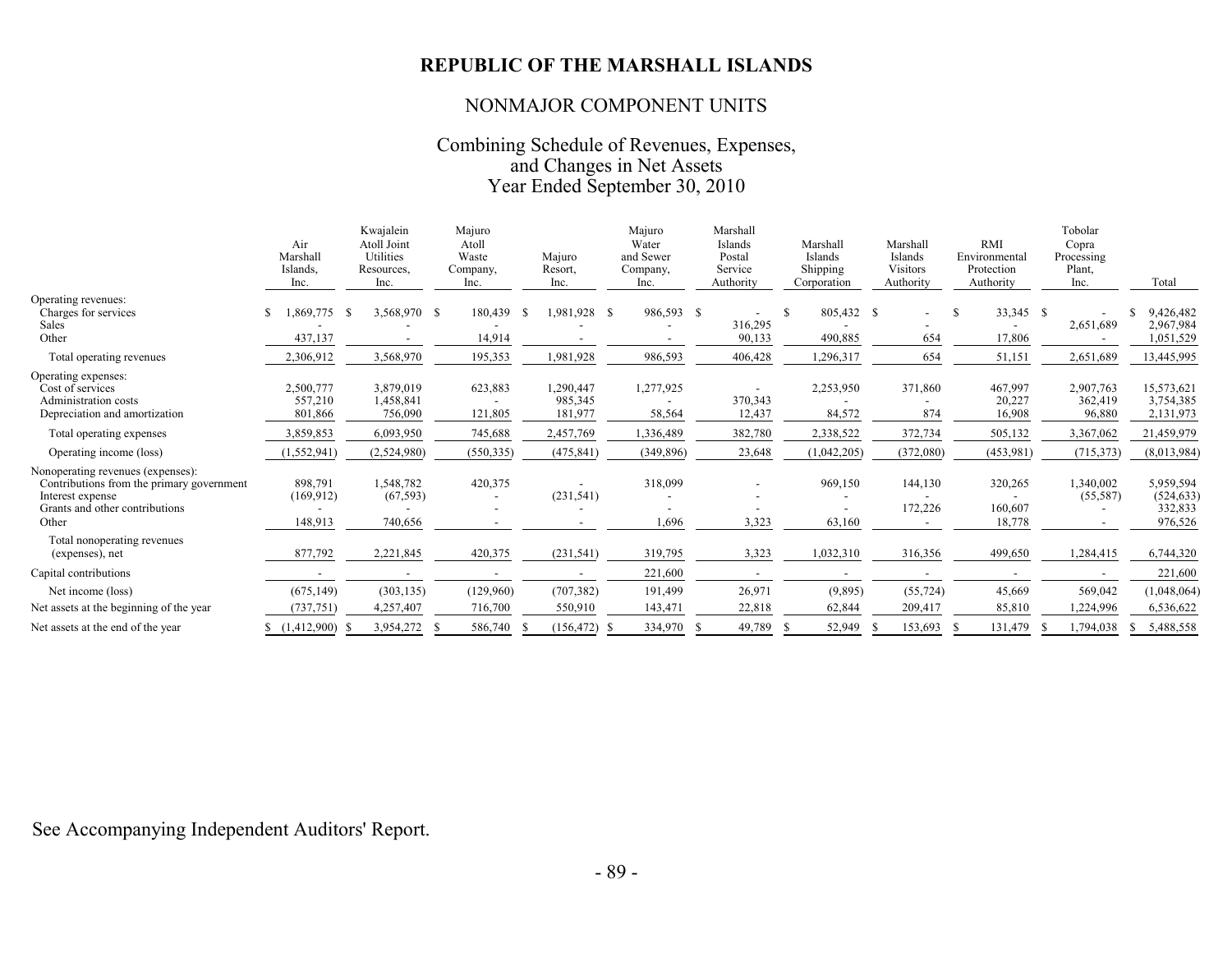# REPUBLIC OF THE MARSHALL ISLANDS

## NONMAJOR COMPONENT UNITS

### Combining Schedule of Revenues, Expenses, and Changes in Net Assets Year Ended September 30, 2010

| | Air Marshall Islands, Inc. | Kwajalein Atoll Joint Utilities Resources, Inc. | Majuro Atoll Waste Company, Inc. | Majuro Resort, Inc. | Majuro Water and Sewer Company, Inc. | Marshall Islands Postal Service Authority | Marshall Islands Shipping Corporation | Marshall Islands Visitors Authority | RMI Environmental Protection Authority | Tobolar Copra Processing Plant, Inc. | Total |
|---|---|---|---|---|---|---|---|---|---|---|---|
| Operating revenues: | | | | | | | | | | | |
| Charges for services | $ 1,869,775 | $ 3,568,970 | $ 180,439 | $ 1,981,928 | $ 986,593 | $ - | $ 805,432 | $ - | $ 33,345 | $ - | $ 9,426,482 |
| Sales | - | - | - | - | - | 316,295 | - | - | - | 2,651,689 | 2,967,984 |
| Other | 437,137 | - | 14,914 | - | - | 90,133 | 490,885 | 654 | 17,806 | - | 1,051,529 |
| Total operating revenues | 2,306,912 | 3,568,970 | 195,353 | 1,981,928 | 986,593 | 406,428 | 1,296,317 | 654 | 51,151 | 2,651,689 | 13,445,995 |
| Operating expenses: | | | | | | | | | | | |
| Cost of services | 2,500,777 | 3,879,019 | 623,883 | 1,290,447 | 1,277,925 | - | 2,253,950 | 371,860 | 467,997 | 2,907,763 | 15,573,621 |
| Administration costs | 557,210 | 1,458,841 | - | 985,345 | - | 370,343 | - | - | 20,227 | 362,419 | 3,754,385 |
| Depreciation and amortization | 801,866 | 756,090 | 121,805 | 181,977 | 58,564 | 12,437 | 84,572 | 874 | 16,908 | 96,880 | 2,131,973 |
| Total operating expenses | 3,859,853 | 6,093,950 | 745,688 | 2,457,769 | 1,336,489 | 382,780 | 2,338,522 | 372,734 | 505,132 | 3,367,062 | 21,459,979 |
| Operating income (loss) | (1,552,941) | (2,524,980) | (550,335) | (475,841) | (349,896) | 23,648 | (1,042,205) | (372,080) | (453,981) | (715,373) | (8,013,984) |
| Nonoperating revenues (expenses): | | | | | | | | | | | |
| Contributions from the primary government | 898,791 | 1,548,782 | 420,375 | - | 318,099 | - | 969,150 | 144,130 | 320,265 | 1,340,002 | 5,959,594 |
| Interest expense | (169,912) | (67,593) | - | (231,541) | - | - | - | - | - | (55,587) | (524,633) |
| Grants and other contributions | - | - | - | - | - | - | - | 172,226 | 160,607 | - | 332,833 |
| Other | 148,913 | 740,656 | - | - | 1,696 | 3,323 | 63,160 | - | 18,778 | - | 976,526 |
| Total nonoperating revenues (expenses), net | 877,792 | 2,221,845 | 420,375 | (231,541) | 319,795 | 3,323 | 1,032,310 | 316,356 | 499,650 | 1,284,415 | 6,744,320 |
| Capital contributions | - | - | - | - | 221,600 | - | - | - | - | - | 221,600 |
| Net income (loss) | (675,149) | (303,135) | (129,960) | (707,382) | 191,499 | 26,971 | (9,895) | (55,724) | 45,669 | 569,042 | (1,048,064) |
| Net assets at the beginning of the year | (737,751) | 4,257,407 | 716,700 | 550,910 | 143,471 | 22,818 | 62,844 | 209,417 | 85,810 | 1,224,996 | 6,536,622 |
| Net assets at the end of the year | $ (1,412,900) | $ 3,954,272 | $ 586,740 | $ (156,472) | $ 334,970 | $ 49,789 | $ 52,949 | $ 153,693 | $ 131,479 | $ 1,794,038 | $ 5,488,558 |

See Accompanying Independent Auditors' Report.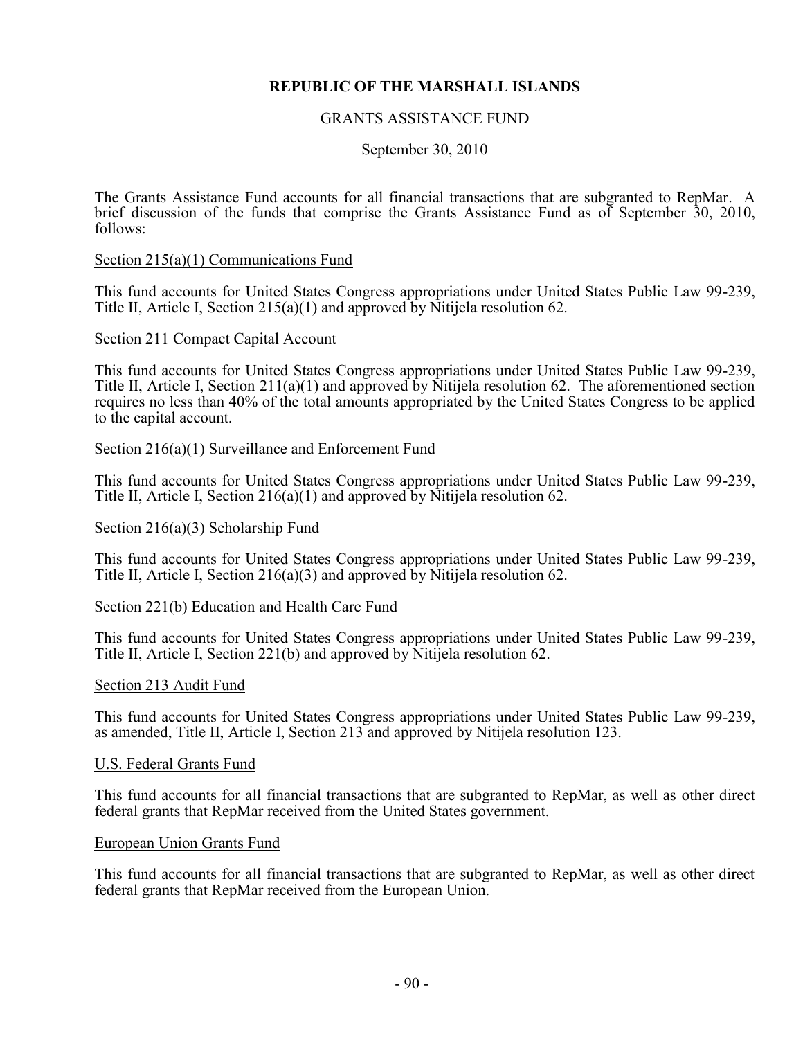**REPUBLIC OF THE MARSHALL ISLANDS**

GRANTS ASSISTANCE FUND

September 30, 2010

The Grants Assistance Fund accounts for all financial transactions that are subgranted to RepMar. A brief discussion of the funds that comprise the Grants Assistance Fund as of September 30, 2010, follows:

Section 215(a)(1) Communications Fund

This fund accounts for United States Congress appropriations under United States Public Law 99-239, Title II, Article I, Section 215(a)(1) and approved by Nitijela resolution 62.

Section 211 Compact Capital Account

This fund accounts for United States Congress appropriations under United States Public Law 99-239, Title II, Article I, Section 211(a)(1) and approved by Nitijela resolution 62. The aforementioned section requires no less than 40% of the total amounts appropriated by the United States Congress to be applied to the capital account.

Section 216(a)(1) Surveillance and Enforcement Fund

This fund accounts for United States Congress appropriations under United States Public Law 99-239, Title II, Article I, Section 216(a)(1) and approved by Nitijela resolution 62.

Section 216(a)(3) Scholarship Fund

This fund accounts for United States Congress appropriations under United States Public Law 99-239, Title II, Article I, Section 216(a)(3) and approved by Nitijela resolution 62.

Section 221(b) Education and Health Care Fund

This fund accounts for United States Congress appropriations under United States Public Law 99-239, Title II, Article I, Section 221(b) and approved by Nitijela resolution 62.

Section 213 Audit Fund

This fund accounts for United States Congress appropriations under United States Public Law 99-239, as amended, Title II, Article I, Section 213 and approved by Nitijela resolution 123.

U.S. Federal Grants Fund

This fund accounts for all financial transactions that are subgranted to RepMar, as well as other direct federal grants that RepMar received from the United States government.

European Union Grants Fund

This fund accounts for all financial transactions that are subgranted to RepMar, as well as other direct federal grants that RepMar received from the European Union.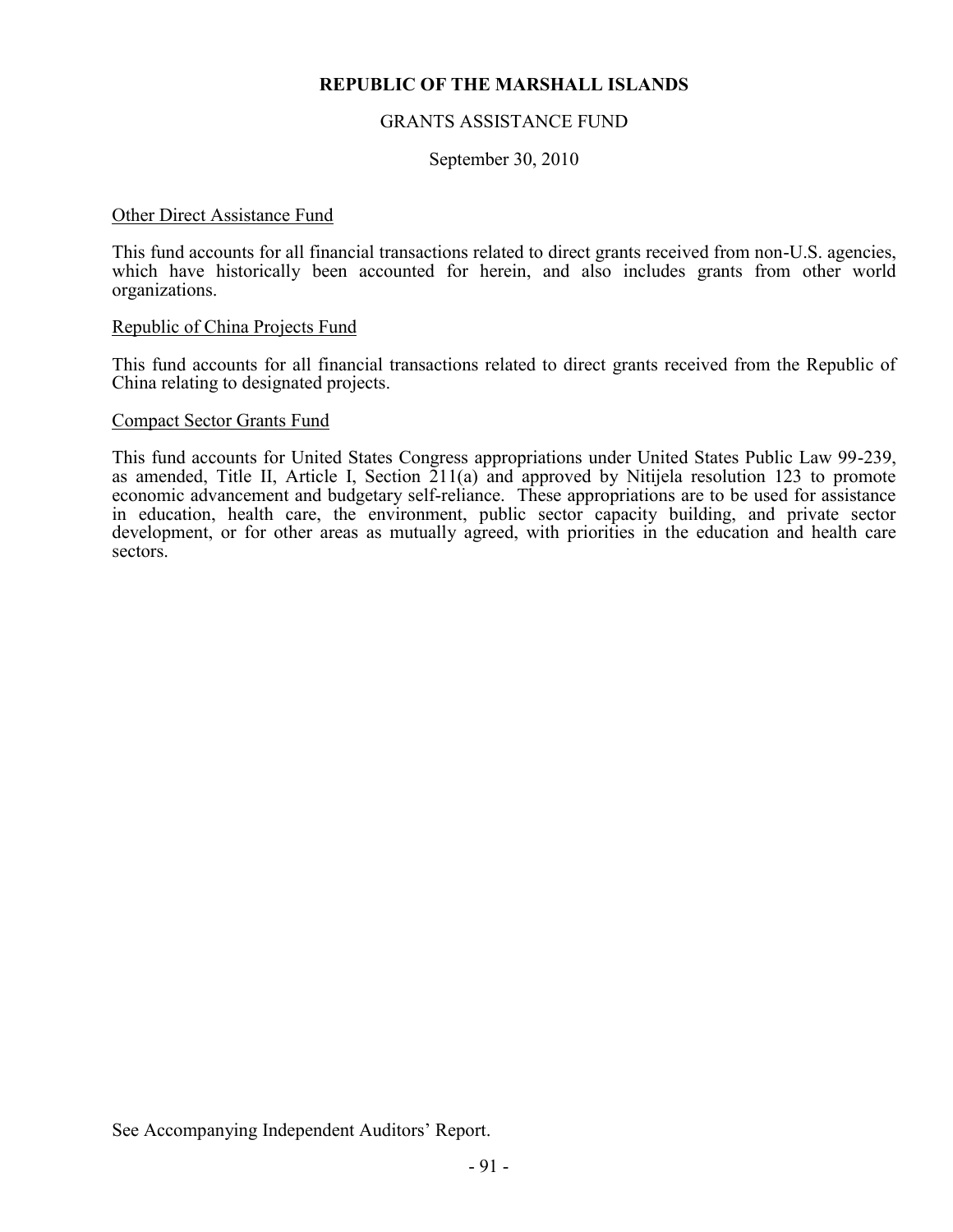**REPUBLIC OF THE MARSHALL ISLANDS**

GRANTS ASSISTANCE FUND

September 30, 2010

Other Direct Assistance Fund

This fund accounts for all financial transactions related to direct grants received from non-U.S. agencies, which have historically been accounted for herein, and also includes grants from other world organizations.

Republic of China Projects Fund

This fund accounts for all financial transactions related to direct grants received from the Republic of China relating to designated projects.

Compact Sector Grants Fund

This fund accounts for United States Congress appropriations under United States Public Law 99-239, as amended, Title II, Article I, Section 211(a) and approved by Nitijela resolution 123 to promote economic advancement and budgetary self-reliance. These appropriations are to be used for assistance in education, health care, the environment, public sector capacity building, and private sector development, or for other areas as mutually agreed, with priorities in the education and health care sectors.

See Accompanying Independent Auditors' Report.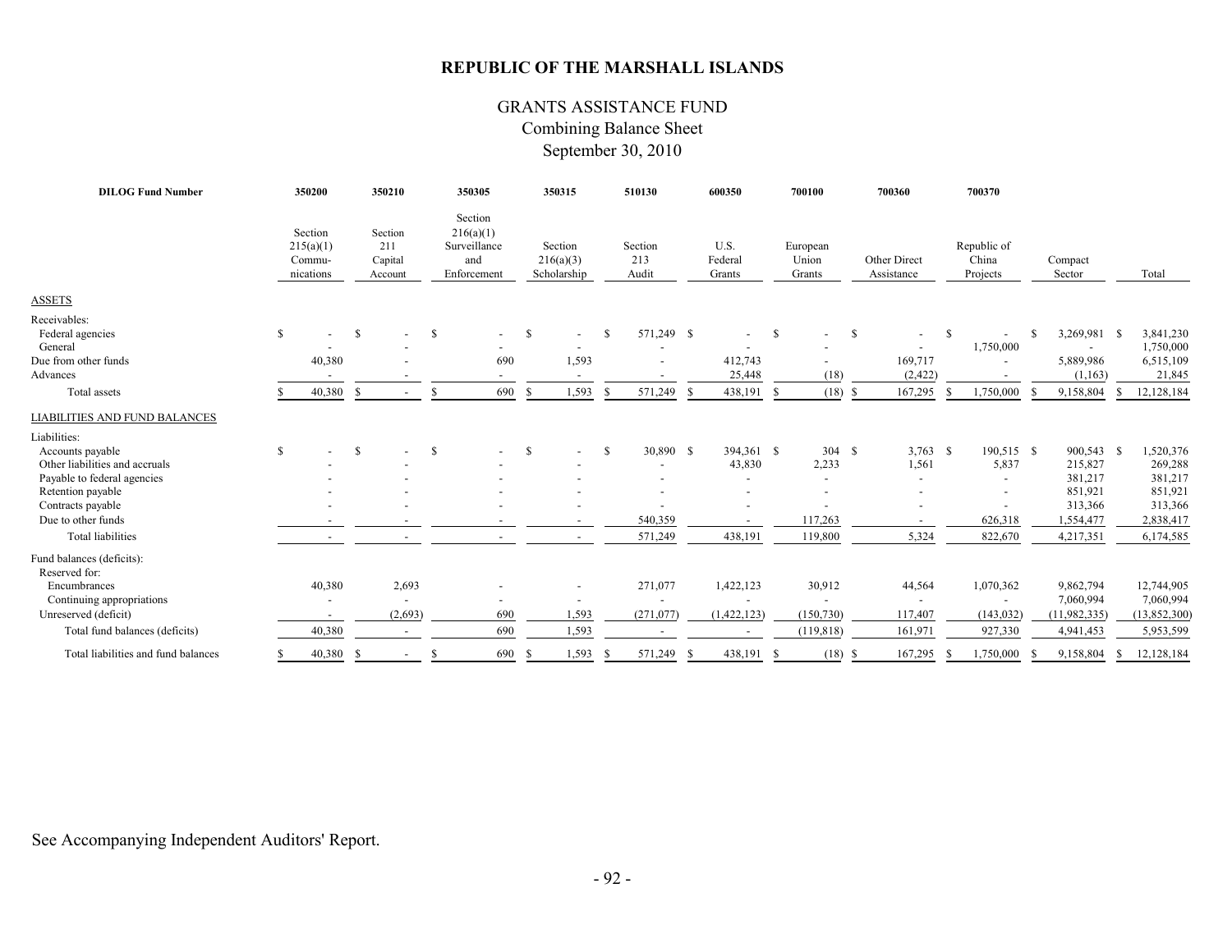**REPUBLIC OF THE MARSHALL ISLANDS**

GRANTS ASSISTANCE FUND
Combining Balance Sheet
September 30, 2010

| DILOG Fund Number | 350200 | 350210 | 350305 | 350315 | 510130 | 600350 | 700100 | 700360 | 700370 | | |
|---|---|---|---|---|---|---|---|---|---|---|---|
| | Section 215(a)(1) Commu-nications | Section 211 Capital Account | Section 216(a)(1) Surveillance and Enforcement | Section 216(a)(3) Scholarship | Section 213 Audit | U.S. Federal Grants | European Union Grants | Other Direct Assistance | Republic of China Projects | Compact Sector | Total |
| ASSETS | | | | | | | | | | | |
| Receivables: | | | | | | | | | | | |
| Federal agencies | $ - | $ - | $ - | $ - | $ 571,249 | $ - | $ - | $ - | $ - | $ 3,269,981 | $ 3,841,230 |
| General | - | - | - | - | - | - | - | - | 1,750,000 | - | 1,750,000 |
| Due from other funds | 40,380 | - | 690 | 1,593 | - | 412,743 | - | 169,717 | - | 5,889,986 | 6,515,109 |
| Advances | - | - | - | - | - | 25,448 | (18) | (2,422) | - | (1,163) | 21,845 |
| Total assets | $ 40,380 | $ - | $ 690 | $ 1,593 | $ 571,249 | $ 438,191 | $ (18) | $ 167,295 | $ 1,750,000 | $ 9,158,804 | $ 12,128,184 |
| LIABILITIES AND FUND BALANCES | | | | | | | | | | | |
| Liabilities: | | | | | | | | | | | |
| Accounts payable | $ - | $ - | $ - | $ - | $ 30,890 | $ 394,361 | $ 304 | $ 3,763 | $ 190,515 | $ 900,543 | $ 1,520,376 |
| Other liabilities and accruals | - | - | - | - | - | 43,830 | 2,233 | 1,561 | 5,837 | 215,827 | 269,288 |
| Payable to federal agencies | - | - | - | - | - | - | - | - | - | 381,217 | 381,217 |
| Retention payable | - | - | - | - | - | - | - | - | - | 851,921 | 851,921 |
| Contracts payable | - | - | - | - | - | - | - | - | - | 313,366 | 313,366 |
| Due to other funds | - | - | - | - | 540,359 | - | 117,263 | - | 626,318 | 1,554,477 | 2,838,417 |
| Total liabilities | - | - | - | - | 571,249 | 438,191 | 119,800 | 5,324 | 822,670 | 4,217,351 | 6,174,585 |
| Fund balances (deficits): | | | | | | | | | | | |
| Reserved for: | | | | | | | | | | | |
| Encumbrances | 40,380 | 2,693 | - | - | 271,077 | 1,422,123 | 30,912 | 44,564 | 1,070,362 | 9,862,794 | 12,744,905 |
| Continuing appropriations | - | - | - | - | - | - | - | - | - | 7,060,994 | 7,060,994 |
| Unreserved (deficit) | - | (2,693) | 690 | 1,593 | (271,077) | (1,422,123) | (150,730) | 117,407 | (143,032) | (11,982,335) | (13,852,300) |
| Total fund balances (deficits) | 40,380 | - | 690 | 1,593 | - | - | (119,818) | 161,971 | 927,330 | 4,941,453 | 5,953,599 |
| Total liabilities and fund balances | $ 40,380 | $ - | $ 690 | $ 1,593 | $ 571,249 | $ 438,191 | $ (18) | $ 167,295 | $ 1,750,000 | $ 9,158,804 | $ 12,128,184 |

See Accompanying Independent Auditors' Report.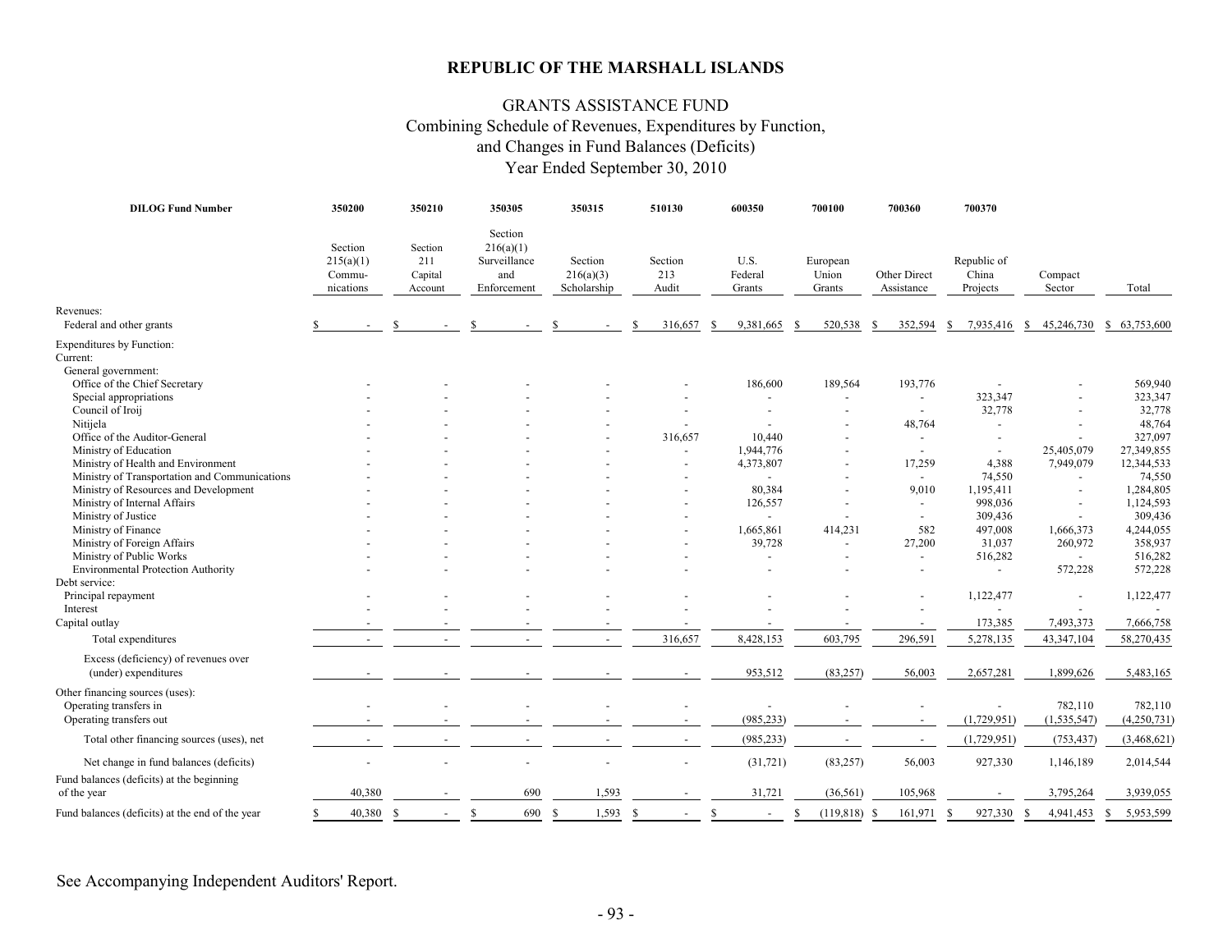# REPUBLIC OF THE MARSHALL ISLANDS

## GRANTS ASSISTANCE FUND
## Combining Schedule of Revenues, Expenditures by Function, and Changes in Fund Balances (Deficits)
## Year Ended September 30, 2010

| DILOG Fund Number | 350200 | 350210 | 350305 | 350315 | 510130 | 600350 | 700100 | 700360 | 700370 | | |
|---|---|---|---|---|---|---|---|---|---|---|---|
| | Section 215(a)(1) Commu- nications | Section 211 Capital Account | Section 216(a)(1) Surveillance and Enforcement | Section 216(a)(3) Scholarship | Section 213 Audit | U.S. Federal Grants | European Union Grants | Other Direct Assistance | Republic of China Projects | Compact Sector | Total |
| Revenues: | | | | | | | | | | | |
| Federal and other grants | $ - | $ - | $ - | $ - | $ 316,657 | $ 9,381,665 | $ 520,538 | $ 352,594 | $ 7,935,416 | $ 45,246,730 | $ 63,753,600 |
| Expenditures by Function: | | | | | | | | | | | |
| Current: | | | | | | | | | | | |
| General government: | | | | | | | | | | | |
| Office of the Chief Secretary | - | - | - | - | - | 186,600 | 189,564 | 193,776 | - | - | 569,940 |
| Special appropriations | - | - | - | - | - | - | - | - | 323,347 | - | 323,347 |
| Council of Iroij | - | - | - | - | - | - | - | - | 32,778 | - | 32,778 |
| Nitijela | - | - | - | - | - | - | - | 48,764 | - | - | 48,764 |
| Office of the Auditor-General | - | - | - | - | 316,657 | 10,440 | - | - | - | - | 327,097 |
| Ministry of Education | - | - | - | - | - | 1,944,776 | - | - | - | 25,405,079 | 27,349,855 |
| Ministry of Health and Environment | - | - | - | - | - | 4,373,807 | - | 17,259 | 4,388 | 7,949,079 | 12,344,533 |
| Ministry of Transportation and Communications | - | - | - | - | - | - | - | - | 74,550 | - | 74,550 |
| Ministry of Resources and Development | - | - | - | - | - | 80,384 | - | 9,010 | 1,195,411 | - | 1,284,805 |
| Ministry of Internal Affairs | - | - | - | - | - | 126,557 | - | - | 998,036 | - | 1,124,593 |
| Ministry of Justice | - | - | - | - | - | - | - | - | 309,436 | - | 309,436 |
| Ministry of Finance | - | - | - | - | - | 1,665,861 | 414,231 | 582 | 497,008 | 1,666,373 | 4,244,055 |
| Ministry of Foreign Affairs | - | - | - | - | - | 39,728 | - | 27,200 | 31,037 | 260,972 | 358,937 |
| Ministry of Public Works | - | - | - | - | - | - | - | - | 516,282 | - | 516,282 |
| Environmental Protection Authority | - | - | - | - | - | - | - | - | - | 572,228 | 572,228 |
| Debt service: | | | | | | | | | | | |
| Principal repayment | - | - | - | - | - | - | - | - | 1,122,477 | - | 1,122,477 |
| Interest | - | - | - | - | - | - | - | - | - | - | - |
| Capital outlay | - | - | - | - | - | - | - | - | 173,385 | 7,493,373 | 7,666,758 |
| Total expenditures | - | - | - | - | 316,657 | 8,428,153 | 603,795 | 296,591 | 5,278,135 | 43,347,104 | 58,270,435 |
| Excess (deficiency) of revenues over (under) expenditures | - | - | - | - | - | 953,512 | (83,257) | 56,003 | 2,657,281 | 1,899,626 | 5,483,165 |
| Other financing sources (uses): | | | | | | | | | | | |
| Operating transfers in | - | - | - | - | - | - | - | - | - | 782,110 | 782,110 |
| Operating transfers out | - | - | - | - | - | (985,233) | - | - | (1,729,951) | (1,535,547) | (4,250,731) |
| Total other financing sources (uses), net | - | - | - | - | - | (985,233) | - | - | (1,729,951) | (753,437) | (3,468,621) |
| Net change in fund balances (deficits) | - | - | - | - | - | (31,721) | (83,257) | 56,003 | 927,330 | 1,146,189 | 2,014,544 |
| Fund balances (deficits) at the beginning of the year | 40,380 | - | 690 | 1,593 | - | 31,721 | (36,561) | 105,968 | - | 3,795,264 | 3,939,055 |
| Fund balances (deficits) at the end of the year | $ 40,380 | $ - | $ 690 | $ 1,593 | $ - | $ - | $ (119,818) | $ 161,971 | $ 927,330 | $ 4,941,453 | $ 5,953,599 |

See Accompanying Independent Auditors' Report.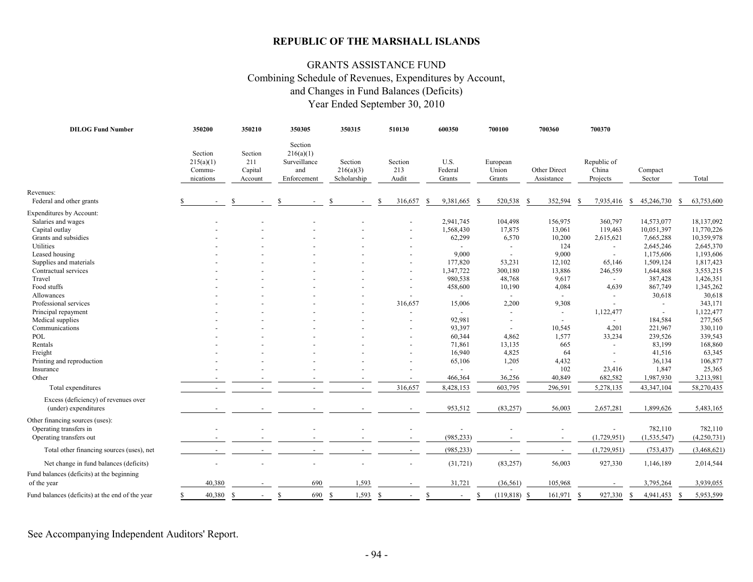**REPUBLIC OF THE MARSHALL ISLANDS**

GRANTS ASSISTANCE FUND
Combining Schedule of Revenues, Expenditures by Account, and Changes in Fund Balances (Deficits)
Year Ended September 30, 2010

| DILOG Fund Number | 350200 | 350210 | 350305 | 350315 | 510130 | 600350 | 700100 | 700360 | 700370 | | |
|---|---|---|---|---|---|---|---|---|---|---|---|
| | Section 215(a)(1) Commu-nications | Section 211 Capital Account | Section 216(a)(1) Surveillance and Enforcement | Section 216(a)(3) Scholarship | Section 213 Audit | U.S. Federal Grants | European Union Grants | Other Direct Assistance | Republic of China Projects | Compact Sector | Total |
| Revenues: | | | | | | | | | | | |
| Federal and other grants | $ - | $ - | $ - | $ - | $ 316,657 | $ 9,381,665 | $ 520,538 | $ 352,594 | $ 7,935,416 | $ 45,246,730 | $ 63,753,600 |
| Expenditures by Account: | | | | | | | | | | | |
| Salaries and wages | - | - | - | - | - | 2,941,745 | 104,498 | 156,975 | 360,797 | 14,573,077 | 18,137,092 |
| Capital outlay | - | - | - | - | - | 1,568,430 | 17,875 | 13,061 | 119,463 | 10,051,397 | 11,770,226 |
| Grants and subsidies | - | - | - | - | - | 62,299 | 6,570 | 10,200 | 2,615,621 | 7,665,288 | 10,359,978 |
| Utilities | - | - | - | - | - | - | - | 124 | - | 2,645,246 | 2,645,370 |
| Leased housing | - | - | - | - | - | 9,000 | - | 9,000 | - | 1,175,606 | 1,193,606 |
| Supplies and materials | - | - | - | - | - | 177,820 | 53,231 | 12,102 | 65,146 | 1,509,124 | 1,817,423 |
| Contractual services | - | - | - | - | - | 1,347,722 | 300,180 | 13,886 | 246,559 | 1,644,868 | 3,553,215 |
| Travel | - | - | - | - | - | 980,538 | 48,768 | 9,617 | - | 387,428 | 1,426,351 |
| Food stuffs | - | - | - | - | - | 458,600 | 10,190 | 4,084 | 4,639 | 867,749 | 1,345,262 |
| Allowances | - | - | - | - | - | - | - | - | - | 30,618 | 30,618 |
| Professional services | - | - | - | - | 316,657 | 15,006 | 2,200 | 9,308 | - | - | 343,171 |
| Principal repayment | - | - | - | - | - | - | - | - | 1,122,477 | - | 1,122,477 |
| Medical supplies | - | - | - | - | - | 92,981 | - | - | - | 184,584 | 277,565 |
| Communications | - | - | - | - | - | 93,397 | - | 10,545 | 4,201 | 221,967 | 330,110 |
| POL | - | - | - | - | - | 60,344 | 4,862 | 1,577 | 33,234 | 239,526 | 339,543 |
| Rentals | - | - | - | - | - | 71,861 | 13,135 | 665 | - | 83,199 | 168,860 |
| Freight | - | - | - | - | - | 16,940 | 4,825 | 64 | - | 41,516 | 63,345 |
| Printing and reproduction | - | - | - | - | - | 65,106 | 1,205 | 4,432 | - | 36,134 | 106,877 |
| Insurance | - | - | - | - | - | - | - | 102 | 23,416 | 1,847 | 25,365 |
| Other | - | - | - | - | - | 466,364 | 36,256 | 40,849 | 682,582 | 1,987,930 | 3,213,981 |
| Total expenditures | - | - | - | - | 316,657 | 8,428,153 | 603,795 | 296,591 | 5,278,135 | 43,347,104 | 58,270,435 |
| Excess (deficiency) of revenues over (under) expenditures | - | - | - | - | - | 953,512 | (83,257) | 56,003 | 2,657,281 | 1,899,626 | 5,483,165 |
| Other financing sources (uses): | | | | | | | | | | | |
| Operating transfers in | - | - | - | - | - | - | - | - | - | 782,110 | 782,110 |
| Operating transfers out | - | - | - | - | - | (985,233) | - | - | (1,729,951) | (1,535,547) | (4,250,731) |
| Total other financing sources (uses), net | - | - | - | - | - | (985,233) | - | - | (1,729,951) | (753,437) | (3,468,621) |
| Net change in fund balances (deficits) | - | - | - | - | - | (31,721) | (83,257) | 56,003 | 927,330 | 1,146,189 | 2,014,544 |
| Fund balances (deficits) at the beginning of the year | 40,380 | - | 690 | 1,593 | - | 31,721 | (36,561) | 105,968 | - | 3,795,264 | 3,939,055 |
| Fund balances (deficits) at the end of the year | $ 40,380 | $ - | $ 690 | $ 1,593 | $ - | $ - | $ (119,818) | $ 161,971 | $ 927,330 | $ 4,941,453 | $ 5,953,599 |

See Accompanying Independent Auditors' Report.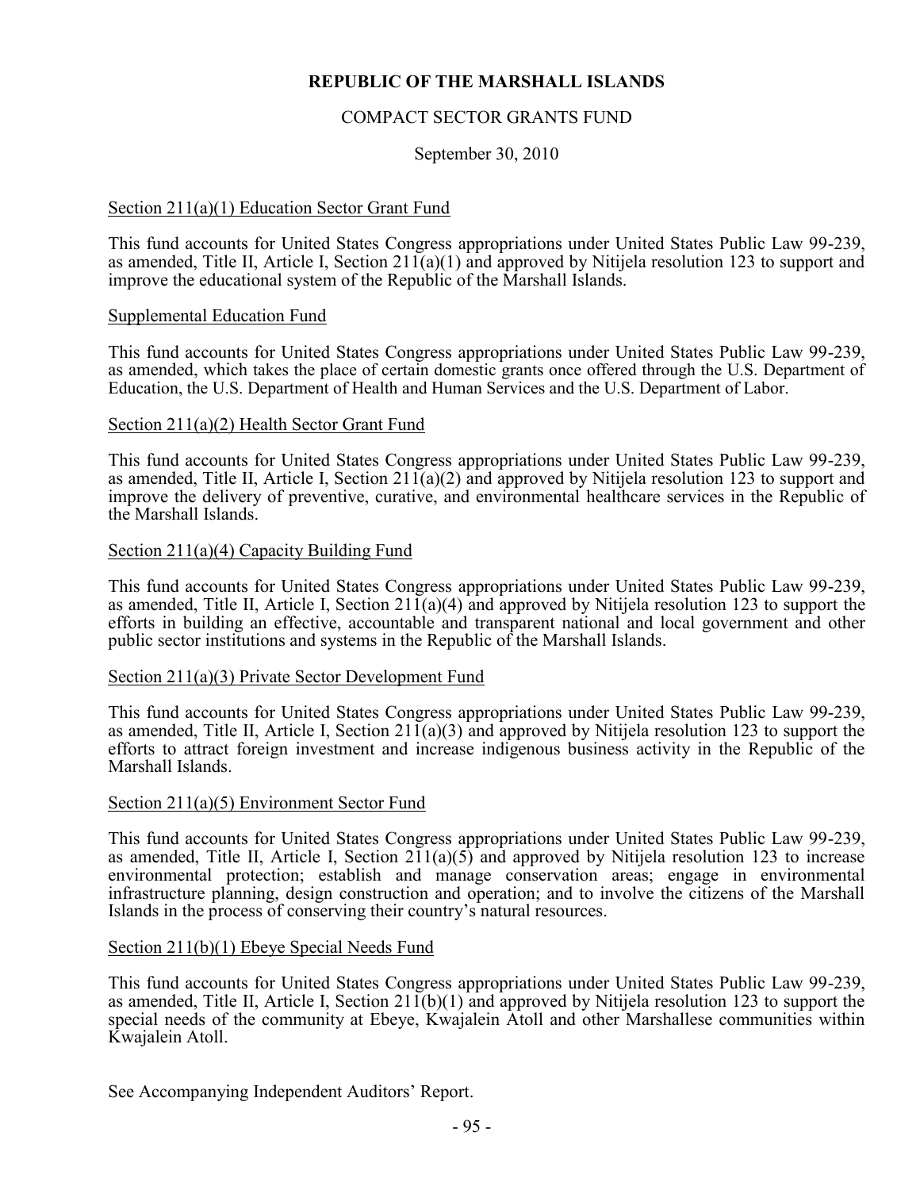**REPUBLIC OF THE MARSHALL ISLANDS**

COMPACT SECTOR GRANTS FUND

September 30, 2010

Section 211(a)(1) Education Sector Grant Fund

This fund accounts for United States Congress appropriations under United States Public Law 99-239, as amended, Title II, Article I, Section 211(a)(1) and approved by Nitijela resolution 123 to support and improve the educational system of the Republic of the Marshall Islands.

Supplemental Education Fund

This fund accounts for United States Congress appropriations under United States Public Law 99-239, as amended, which takes the place of certain domestic grants once offered through the U.S. Department of Education, the U.S. Department of Health and Human Services and the U.S. Department of Labor.

Section 211(a)(2) Health Sector Grant Fund

This fund accounts for United States Congress appropriations under United States Public Law 99-239, as amended, Title II, Article I, Section 211(a)(2) and approved by Nitijela resolution 123 to support and improve the delivery of preventive, curative, and environmental healthcare services in the Republic of the Marshall Islands.

Section 211(a)(4) Capacity Building Fund

This fund accounts for United States Congress appropriations under United States Public Law 99-239, as amended, Title II, Article I, Section 211(a)(4) and approved by Nitijela resolution 123 to support the efforts in building an effective, accountable and transparent national and local government and other public sector institutions and systems in the Republic of the Marshall Islands.

Section 211(a)(3) Private Sector Development Fund

This fund accounts for United States Congress appropriations under United States Public Law 99-239, as amended, Title II, Article I, Section 211(a)(3) and approved by Nitijela resolution 123 to support the efforts to attract foreign investment and increase indigenous business activity in the Republic of the Marshall Islands.

Section 211(a)(5) Environment Sector Fund

This fund accounts for United States Congress appropriations under United States Public Law 99-239, as amended, Title II, Article I, Section 211(a)(5) and approved by Nitijela resolution 123 to increase environmental protection; establish and manage conservation areas; engage in environmental infrastructure planning, design construction and operation; and to involve the citizens of the Marshall Islands in the process of conserving their country's natural resources.

Section 211(b)(1) Ebeye Special Needs Fund

This fund accounts for United States Congress appropriations under United States Public Law 99-239, as amended, Title II, Article I, Section 211(b)(1) and approved by Nitijela resolution 123 to support the special needs of the community at Ebeye, Kwajalein Atoll and other Marshallese communities within Kwajalein Atoll.

See Accompanying Independent Auditors' Report.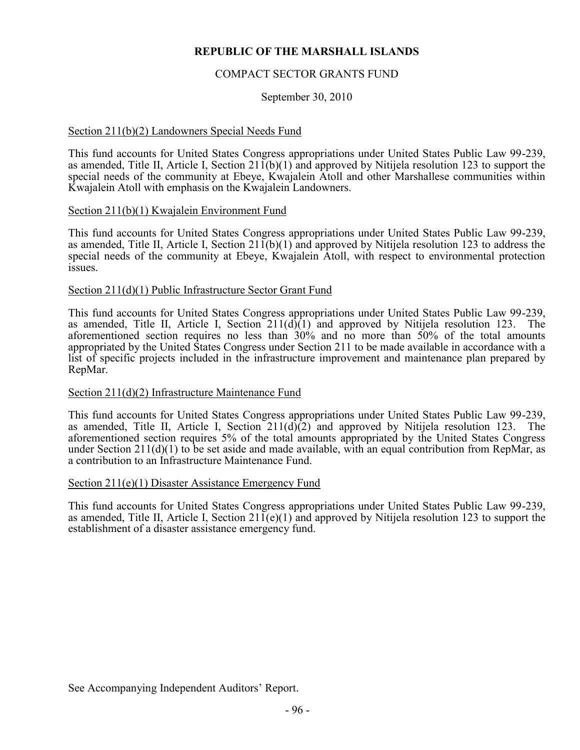**REPUBLIC OF THE MARSHALL ISLANDS**

COMPACT SECTOR GRANTS FUND

September 30, 2010

Section 211(b)(2) Landowners Special Needs Fund

This fund accounts for United States Congress appropriations under United States Public Law 99-239, as amended, Title II, Article I, Section 211(b)(1) and approved by Nitijela resolution 123 to support the special needs of the community at Ebeye, Kwajalein Atoll and other Marshallese communities within Kwajalein Atoll with emphasis on the Kwajalein Landowners.

Section 211(b)(1) Kwajalein Environment Fund

This fund accounts for United States Congress appropriations under United States Public Law 99-239, as amended, Title II, Article I, Section 211(b)(1) and approved by Nitijela resolution 123 to address the special needs of the community at Ebeye, Kwajalein Atoll, with respect to environmental protection issues.

Section 211(d)(1) Public Infrastructure Sector Grant Fund

This fund accounts for United States Congress appropriations under United States Public Law 99-239, as amended, Title II, Article I, Section 211(d)(1) and approved by Nitijela resolution 123. The aforementioned section requires no less than 30% and no more than 50% of the total amounts appropriated by the United States Congress under Section 211 to be made available in accordance with a list of specific projects included in the infrastructure improvement and maintenance plan prepared by RepMar.

Section 211(d)(2) Infrastructure Maintenance Fund

This fund accounts for United States Congress appropriations under United States Public Law 99-239, as amended, Title II, Article I, Section 211(d)(2) and approved by Nitijela resolution 123. The aforementioned section requires 5% of the total amounts appropriated by the United States Congress under Section 211(d)(1) to be set aside and made available, with an equal contribution from RepMar, as a contribution to an Infrastructure Maintenance Fund.

Section 211(e)(1) Disaster Assistance Emergency Fund

This fund accounts for United States Congress appropriations under United States Public Law 99-239, as amended, Title II, Article I, Section 211(e)(1) and approved by Nitijela resolution 123 to support the establishment of a disaster assistance emergency fund.

See Accompanying Independent Auditors' Report.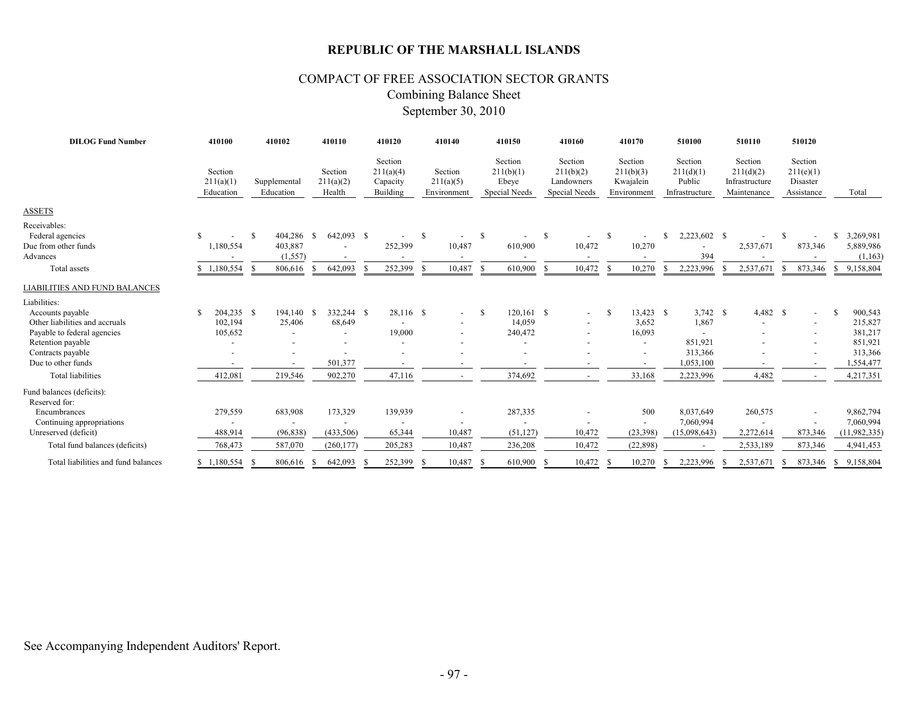# REPUBLIC OF THE MARSHALL ISLANDS

## COMPACT OF FREE ASSOCIATION SECTOR GRANTS
### Combining Balance Sheet
### September 30, 2010

| DILOG Fund Number | 410100 | 410102 | 410110 | 410120 | 410140 | 410150 | 410160 | 410170 | 510100 | 510110 | 510120 | |
|---|---|---|---|---|---|---|---|---|---|---|---|---|
| | Section 211(a)(1) Education | Supplemental Education | Section 211(a)(2) Health | Section 211(a)(4) Capacity Building | Section 211(a)(5) Environment | Section 211(b)(1) Ebeye Special Needs | Section 211(b)(2) Landowners Special Needs | Section 211(b)(3) Kwajalein Environment | Section 211(d)(1) Public Infrastructure | Section 211(d)(2) Infrastructure Maintenance | Section 211(e)(1) Disaster Assistance | Total |
| ASSETS | | | | | | | | | | | | |
| Receivables: | | | | | | | | | | | | |
| Federal agencies | $ - | $ 404,286 | $ 642,093 | $ - | $ - | $ - | $ - | $ - | $ 2,223,602 | $ - | $ - | $ 3,269,981 |
| Due from other funds | 1,180,554 | 403,887 | - | 252,399 | 10,487 | 610,900 | 10,472 | 10,270 | - | 2,537,671 | 873,346 | 5,889,986 |
| Advances | - | (1,557) | - | - | - | - | - | - | 394 | - | - | (1,163) |
| Total assets | $ 1,180,554 | $ 806,616 | $ 642,093 | $ 252,399 | $ 10,487 | $ 610,900 | $ 10,472 | $ 10,270 | $ 2,223,996 | $ 2,537,671 | $ 873,346 | $ 9,158,804 |
| LIABILITIES AND FUND BALANCES | | | | | | | | | | | | |
| Liabilities: | | | | | | | | | | | | |
| Accounts payable | $ 204,235 | $ 194,140 | $ 332,244 | $ 28,116 | $ - | $ 120,161 | $ - | $ 13,423 | $ 3,742 | $ 4,482 | $ - | $ 900,543 |
| Other liabilities and accruals | 102,194 | 25,406 | 68,649 | - | - | 14,059 | - | 3,652 | 1,867 | - | - | 215,827 |
| Payable to federal agencies | 105,652 | - | - | 19,000 | - | 240,472 | - | 16,093 | - | - | - | 381,217 |
| Retention payable | - | - | - | - | - | - | - | - | 851,921 | - | - | 851,921 |
| Contracts payable | - | - | - | - | - | - | - | - | 313,366 | - | - | 313,366 |
| Due to other funds | - | - | 501,377 | - | - | - | - | - | 1,053,100 | - | - | 1,554,477 |
| Total liabilities | 412,081 | 219,546 | 902,270 | 47,116 | - | 374,692 | - | 33,168 | 2,223,996 | 4,482 | - | 4,217,351 |
| Fund balances (deficits): | | | | | | | | | | | | |
| Reserved for: | | | | | | | | | | | | |
| Encumbrances | 279,559 | 683,908 | 173,329 | 139,939 | - | 287,335 | - | 500 | 8,037,649 | 260,575 | - | 9,862,794 |
| Continuing appropriations | - | - | - | - | - | - | - | - | 7,060,994 | - | - | 7,060,994 |
| Unreserved (deficit) | 488,914 | (96,838) | (433,506) | 65,344 | 10,487 | (51,127) | 10,472 | (23,398) | (15,098,643) | 2,272,614 | 873,346 | (11,982,335) |
| Total fund balances (deficits) | 768,473 | 587,070 | (260,177) | 205,283 | 10,487 | 236,208 | 10,472 | (22,898) | - | 2,533,189 | 873,346 | 4,941,453 |
| Total liabilities and fund balances | $ 1,180,554 | $ 806,616 | $ 642,093 | $ 252,399 | $ 10,487 | $ 610,900 | $ 10,472 | $ 10,270 | $ 2,223,996 | $ 2,537,671 | $ 873,346 | $ 9,158,804 |

See Accompanying Independent Auditors' Report.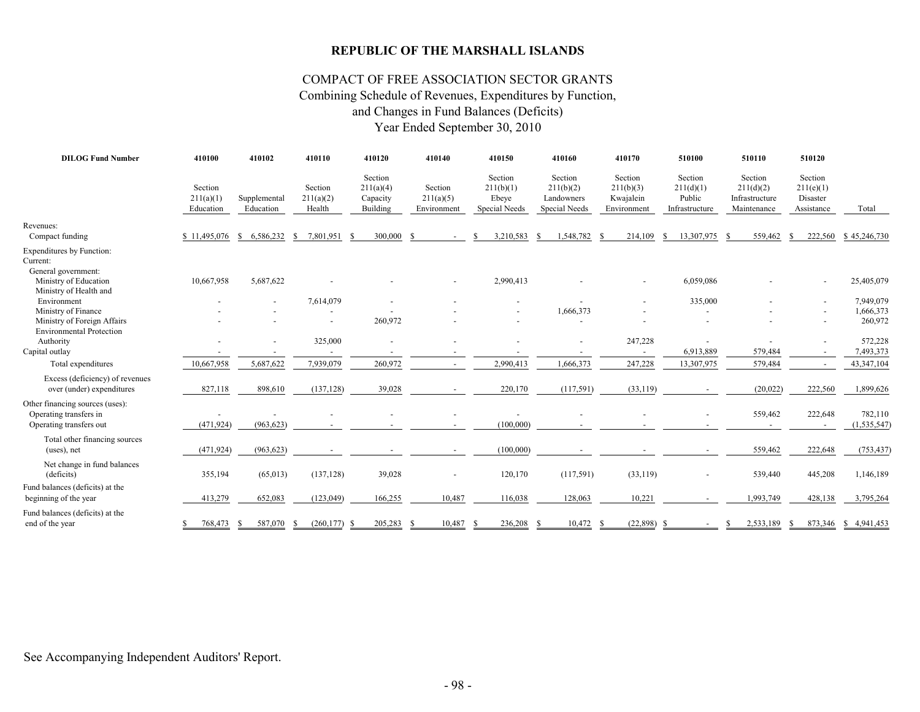**REPUBLIC OF THE MARSHALL ISLANDS**

COMPACT OF FREE ASSOCIATION SECTOR GRANTS
Combining Schedule of Revenues, Expenditures by Function,
and Changes in Fund Balances (Deficits)
Year Ended September 30, 2010

| **DILOG Fund Number** | **410100** | **410102** | **410110** | **410120** | **410140** | **410150** | **410160** | **410170** | **510100** | **510110** | **510120** | |
|---|---|---|---|---|---|---|---|---|---|---|---|---|
| | Section 211(a)(1) Education | Supplemental Education | Section 211(a)(2) Health | Section 211(a)(4) Capacity Building | Section 211(a)(5) Environment | Section 211(b)(1) Ebeye Special Needs | Section 211(b)(2) Landowners Special Needs | Section 211(b)(3) Kwajalein Environment | Section 211(d)(1) Public Infrastructure | Section 211(d)(2) Infrastructure Maintenance | Section 211(e)(1) Disaster Assistance | Total |
| Revenues: | | | | | | | | | | | | |
| Compact funding | $ 11,495,076 | $ 6,586,232 | $ 7,801,951 | $ 300,000 | $ - | $ 3,210,583 | $ 1,548,782 | $ 214,109 | $ 13,307,975 | $ 559,462 | $ 222,560 | $ 45,246,730 |
| Expenditures by Function: | | | | | | | | | | | | |
| Current: | | | | | | | | | | | | |
| General government: | | | | | | | | | | | | |
| Ministry of Education | 10,667,958 | 5,687,622 | - | - | - | 2,990,413 | - | - | 6,059,086 | - | - | 25,405,079 |
| Ministry of Health and Environment | - | - | 7,614,079 | - | - | - | - | - | 335,000 | - | - | 7,949,079 |
| Ministry of Finance | - | - | - | - | - | - | 1,666,373 | - | - | - | - | 1,666,373 |
| Ministry of Foreign Affairs | - | - | - | 260,972 | - | - | - | - | - | - | - | 260,972 |
| Environmental Protection Authority | - | - | 325,000 | - | - | - | - | 247,228 | - | - | - | 572,228 |
| Capital outlay | - | - | - | - | - | - | - | - | 6,913,889 | 579,484 | - | 7,493,373 |
| Total expenditures | 10,667,958 | 5,687,622 | 7,939,079 | 260,972 | - | 2,990,413 | 1,666,373 | 247,228 | 13,307,975 | 579,484 | - | 43,347,104 |
| Excess (deficiency) of revenues over (under) expenditures | 827,118 | 898,610 | (137,128) | 39,028 | - | 220,170 | (117,591) | (33,119) | - | (20,022) | 222,560 | 1,899,626 |
| Other financing sources (uses): | | | | | | | | | | | | |
| Operating transfers in | - | - | - | - | - | - | - | - | - | 559,462 | 222,648 | 782,110 |
| Operating transfers out | (471,924) | (963,623) | - | - | - | (100,000) | - | - | - | - | - | (1,535,547) |
| Total other financing sources (uses), net | (471,924) | (963,623) | - | - | - | (100,000) | - | - | - | 559,462 | 222,648 | (753,437) |
| Net change in fund balances (deficits) | 355,194 | (65,013) | (137,128) | 39,028 | - | 120,170 | (117,591) | (33,119) | - | 539,440 | 445,208 | 1,146,189 |
| Fund balances (deficits) at the beginning of the year | 413,279 | 652,083 | (123,049) | 166,255 | 10,487 | 116,038 | 128,063 | 10,221 | - | 1,993,749 | 428,138 | 3,795,264 |
| Fund balances (deficits) at the end of the year | $ 768,473 | $ 587,070 | $ (260,177) | $ 205,283 | $ 10,487 | $ 236,208 | $ 10,472 | $ (22,898) | $ - | $ 2,533,189 | $ 873,346 | $ 4,941,453 |

See Accompanying Independent Auditors' Report.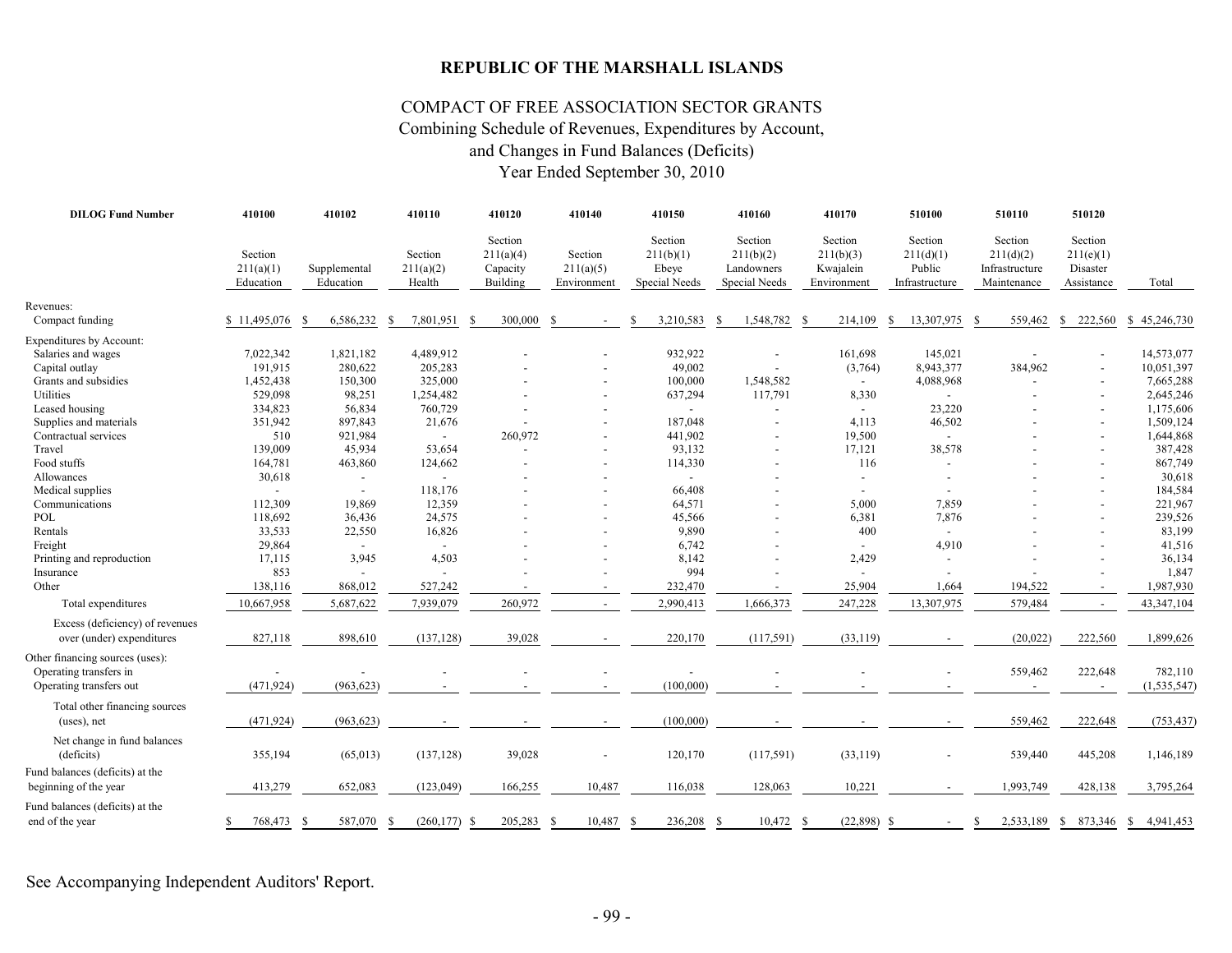# REPUBLIC OF THE MARSHALL ISLANDS

## COMPACT OF FREE ASSOCIATION SECTOR GRANTS
### Combining Schedule of Revenues, Expenditures by Account, and Changes in Fund Balances (Deficits)
### Year Ended September 30, 2010

| DILOG Fund Number | 410100 | 410102 | 410110 | 410120 | 410140 | 410150 | 410160 | 410170 | 510100 | 510110 | 510120 | |
|---|---|---|---|---|---|---|---|---|---|---|---|---|
| | Section 211(a)(1) Education | Supplemental Education | Section 211(a)(2) Health | Section 211(a)(4) Capacity Building | Section 211(a)(5) Environment | Section 211(b)(1) Ebeye Special Needs | Section 211(b)(2) Landowners Special Needs | Section 211(b)(3) Kwajalein Environment | Section 211(d)(1) Public Infrastructure | Section 211(d)(2) Infrastructure Maintenance | Section 211(e)(1) Disaster Assistance | Total |
| **Revenues:** | | | | | | | | | | | | |
| Compact funding | $ 11,495,076 | $ 6,586,232 | $ 7,801,951 | $ 300,000 | $ - | $ 3,210,583 | $ 1,548,782 | $ 214,109 | $ 13,307,975 | $ 559,462 | $ 222,560 | $ 45,246,730 |
| **Expenditures by Account:** | | | | | | | | | | | | |
| Salaries and wages | 7,022,342 | 1,821,182 | 4,489,912 | - | - | 932,922 | - | 161,698 | 145,021 | - | - | 14,573,077 |
| Capital outlay | 191,915 | 280,622 | 205,283 | - | - | 49,002 | - | (3,764) | 8,943,377 | 384,962 | - | 10,051,397 |
| Grants and subsidies | 1,452,438 | 150,300 | 325,000 | - | - | 100,000 | 1,548,582 | - | 4,088,968 | - | - | 7,665,288 |
| Utilities | 529,098 | 98,251 | 1,254,482 | - | - | 637,294 | 117,791 | 8,330 | - | - | - | 2,645,246 |
| Leased housing | 334,823 | 56,834 | 760,729 | - | - | - | - | - | 23,220 | - | - | 1,175,606 |
| Supplies and materials | 351,942 | 897,843 | 21,676 | - | - | 187,048 | - | 4,113 | 46,502 | - | - | 1,509,124 |
| Contractual services | 510 | 921,984 | - | 260,972 | - | 441,902 | - | 19,500 | - | - | - | 1,644,868 |
| Travel | 139,009 | 45,934 | 53,654 | - | - | 93,132 | - | 17,121 | 38,578 | - | - | 387,428 |
| Food stuffs | 164,781 | 463,860 | 124,662 | - | - | 114,330 | - | 116 | - | - | - | 867,749 |
| Allowances | 30,618 | - | - | - | - | - | - | - | - | - | - | 30,618 |
| Medical supplies | - | - | 118,176 | - | - | 66,408 | - | - | - | - | - | 184,584 |
| Communications | 112,309 | 19,869 | 12,359 | - | - | 64,571 | - | 5,000 | 7,859 | - | - | 221,967 |
| POL | 118,692 | 36,436 | 24,575 | - | - | 45,566 | - | 6,381 | 7,876 | - | - | 239,526 |
| Rentals | 33,533 | 22,550 | 16,826 | - | - | 9,890 | - | 400 | - | - | - | 83,199 |
| Freight | 29,864 | - | - | - | - | 6,742 | - | - | 4,910 | - | - | 41,516 |
| Printing and reproduction | 17,115 | 3,945 | 4,503 | - | - | 8,142 | - | 2,429 | - | - | - | 36,134 |
| Insurance | 853 | - | - | - | - | 994 | - | - | - | - | - | 1,847 |
| Other | 138,116 | 868,012 | 527,242 | - | - | 232,470 | - | 25,904 | 1,664 | 194,522 | - | 1,987,930 |
| Total expenditures | 10,667,958 | 5,687,622 | 7,939,079 | 260,972 | - | 2,990,413 | 1,666,373 | 247,228 | 13,307,975 | 579,484 | - | 43,347,104 |
| Excess (deficiency) of revenues over (under) expenditures | 827,118 | 898,610 | (137,128) | 39,028 | - | 220,170 | (117,591) | (33,119) | - | (20,022) | 222,560 | 1,899,626 |
| **Other financing sources (uses):** | | | | | | | | | | | | |
| Operating transfers in | - | - | - | - | - | - | - | - | - | 559,462 | 222,648 | 782,110 |
| Operating transfers out | (471,924) | (963,623) | - | - | - | (100,000) | - | - | - | - | - | (1,535,547) |
| Total other financing sources (uses), net | (471,924) | (963,623) | - | - | - | (100,000) | - | - | - | 559,462 | 222,648 | (753,437) |
| Net change in fund balances (deficits) | 355,194 | (65,013) | (137,128) | 39,028 | - | 120,170 | (117,591) | (33,119) | - | 539,440 | 445,208 | 1,146,189 |
| Fund balances (deficits) at the beginning of the year | 413,279 | 652,083 | (123,049) | 166,255 | 10,487 | 116,038 | 128,063 | 10,221 | - | 1,993,749 | 428,138 | 3,795,264 |
| Fund balances (deficits) at the end of the year | $ 768,473 | $ 587,070 | $ (260,177) | $ 205,283 | $ 10,487 | $ 236,208 | $ 10,472 | $ (22,898) | $ - | $ 2,533,189 | $ 873,346 | $ 4,941,453 |

See Accompanying Independent Auditors' Report.